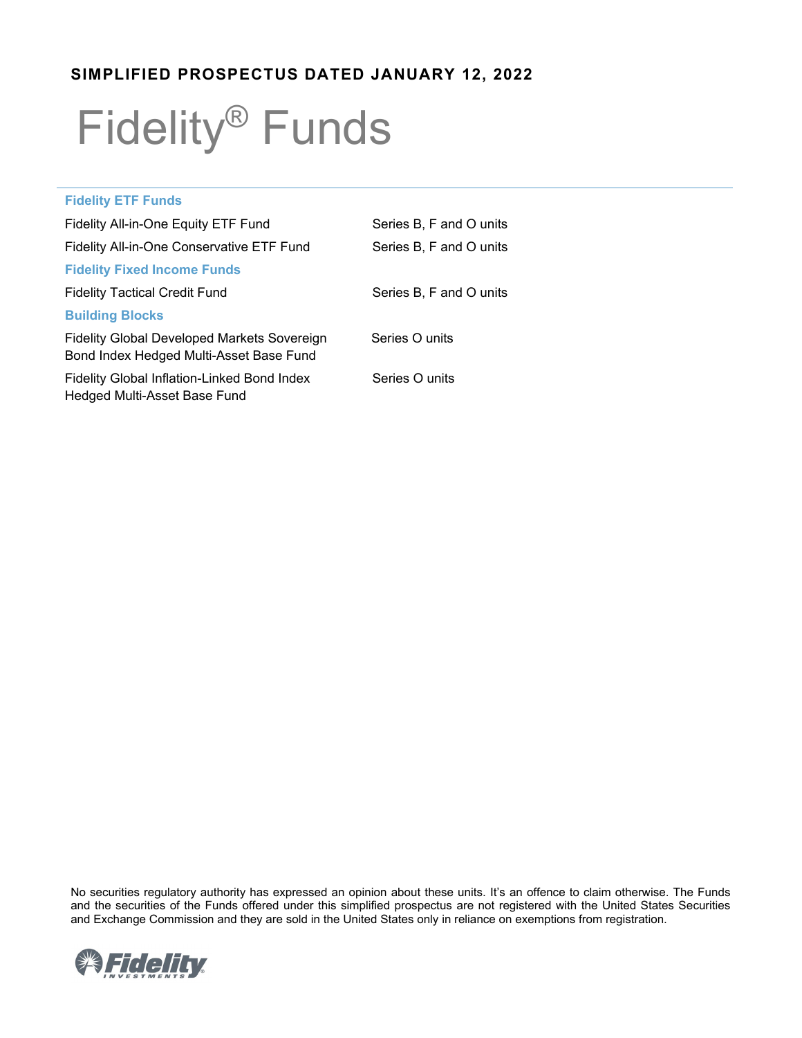**SIMPLIFIED PROSPECTUS DATED JANUARY 12, 2022**

# Fidelity® Funds

| | |
|---|---|
| **Fidelity ETF Funds** | |
| Fidelity All-in-One Equity ETF Fund | Series B, F and O units |
| Fidelity All-in-One Conservative ETF Fund | Series B, F and O units |
| **Fidelity Fixed Income Funds** | |
| Fidelity Tactical Credit Fund | Series B, F and O units |
| **Building Blocks** | |
| Fidelity Global Developed Markets Sovereign Bond Index Hedged Multi-Asset Base Fund | Series O units |
| Fidelity Global Inflation-Linked Bond Index Hedged Multi-Asset Base Fund | Series O units |

No securities regulatory authority has expressed an opinion about these units. It's an offence to claim otherwise. The Funds and the securities of the Funds offered under this simplified prospectus are not registered with the United States Securities and Exchange Commission and they are sold in the United States only in reliance on exemptions from registration.

Fidelity INVESTMENTS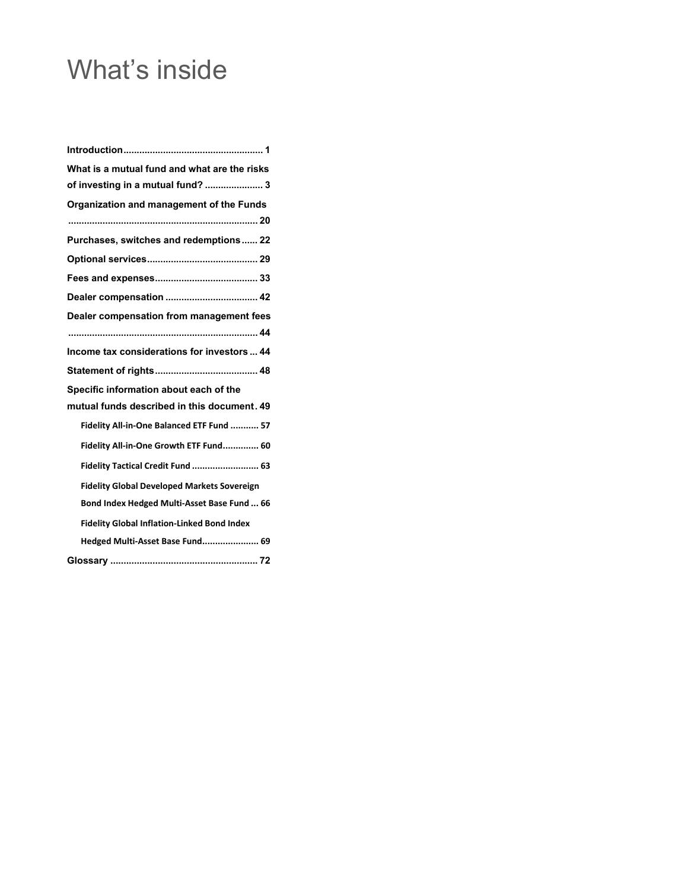# What's inside

**Introduction** .................................................... 1

**What is a mutual fund and what are the risks of investing in a mutual fund?** ...................... 3

**Organization and management of the Funds** ...................................................................... 20

**Purchases, switches and redemptions** ...... 22

**Optional services** ......................................... 29

**Fees and expenses** ...................................... 33

**Dealer compensation** .................................. 42

**Dealer compensation from management fees** ...................................................................... 44

**Income tax considerations for investors** ... 44

**Statement of rights** ...................................... 48

**Specific information about each of the mutual funds described in this document** . 49

- **Fidelity All-in-One Balanced ETF Fund** ........... 57
- **Fidelity All-in-One Growth ETF Fund** .............. 60
- **Fidelity Tactical Credit Fund** .......................... 63
- **Fidelity Global Developed Markets Sovereign Bond Index Hedged Multi-Asset Base Fund** ... 66
- **Fidelity Global Inflation-Linked Bond Index Hedged Multi-Asset Base Fund** ...................... 69

**Glossary** ....................................................... 72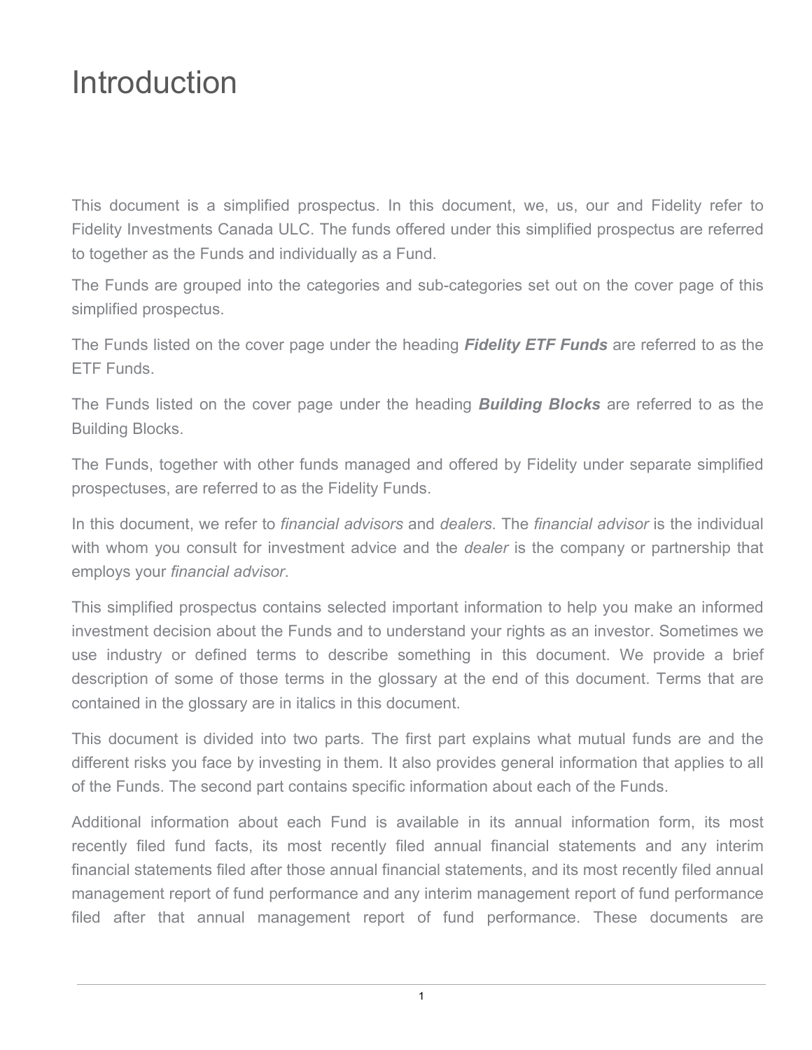# Introduction

This document is a simplified prospectus. In this document, we, us, our and Fidelity refer to Fidelity Investments Canada ULC. The funds offered under this simplified prospectus are referred to together as the Funds and individually as a Fund.

The Funds are grouped into the categories and sub-categories set out on the cover page of this simplified prospectus.

The Funds listed on the cover page under the heading ***Fidelity ETF Funds*** are referred to as the ETF Funds.

The Funds listed on the cover page under the heading ***Building Blocks*** are referred to as the Building Blocks.

The Funds, together with other funds managed and offered by Fidelity under separate simplified prospectuses, are referred to as the Fidelity Funds.

In this document, we refer to *financial advisors* and *dealers*. The *financial advisor* is the individual with whom you consult for investment advice and the *dealer* is the company or partnership that employs your *financial advisor*.

This simplified prospectus contains selected important information to help you make an informed investment decision about the Funds and to understand your rights as an investor. Sometimes we use industry or defined terms to describe something in this document. We provide a brief description of some of those terms in the glossary at the end of this document. Terms that are contained in the glossary are in italics in this document.

This document is divided into two parts. The first part explains what mutual funds are and the different risks you face by investing in them. It also provides general information that applies to all of the Funds. The second part contains specific information about each of the Funds.

Additional information about each Fund is available in its annual information form, its most recently filed fund facts, its most recently filed annual financial statements and any interim financial statements filed after those annual financial statements, and its most recently filed annual management report of fund performance and any interim management report of fund performance filed after that annual management report of fund performance. These documents are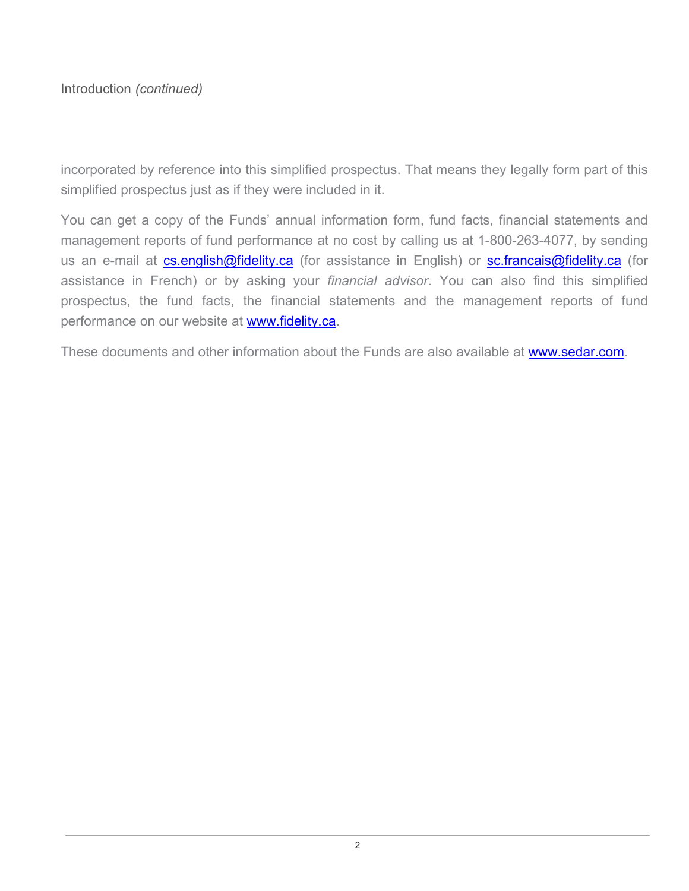Introduction *(continued)*

incorporated by reference into this simplified prospectus. That means they legally form part of this simplified prospectus just as if they were included in it.

You can get a copy of the Funds' annual information form, fund facts, financial statements and management reports of fund performance at no cost by calling us at 1-800-263-4077, by sending us an e-mail at cs.english@fidelity.ca (for assistance in English) or sc.francais@fidelity.ca (for assistance in French) or by asking your *financial advisor*. You can also find this simplified prospectus, the fund facts, the financial statements and the management reports of fund performance on our website at www.fidelity.ca.

These documents and other information about the Funds are also available at www.sedar.com.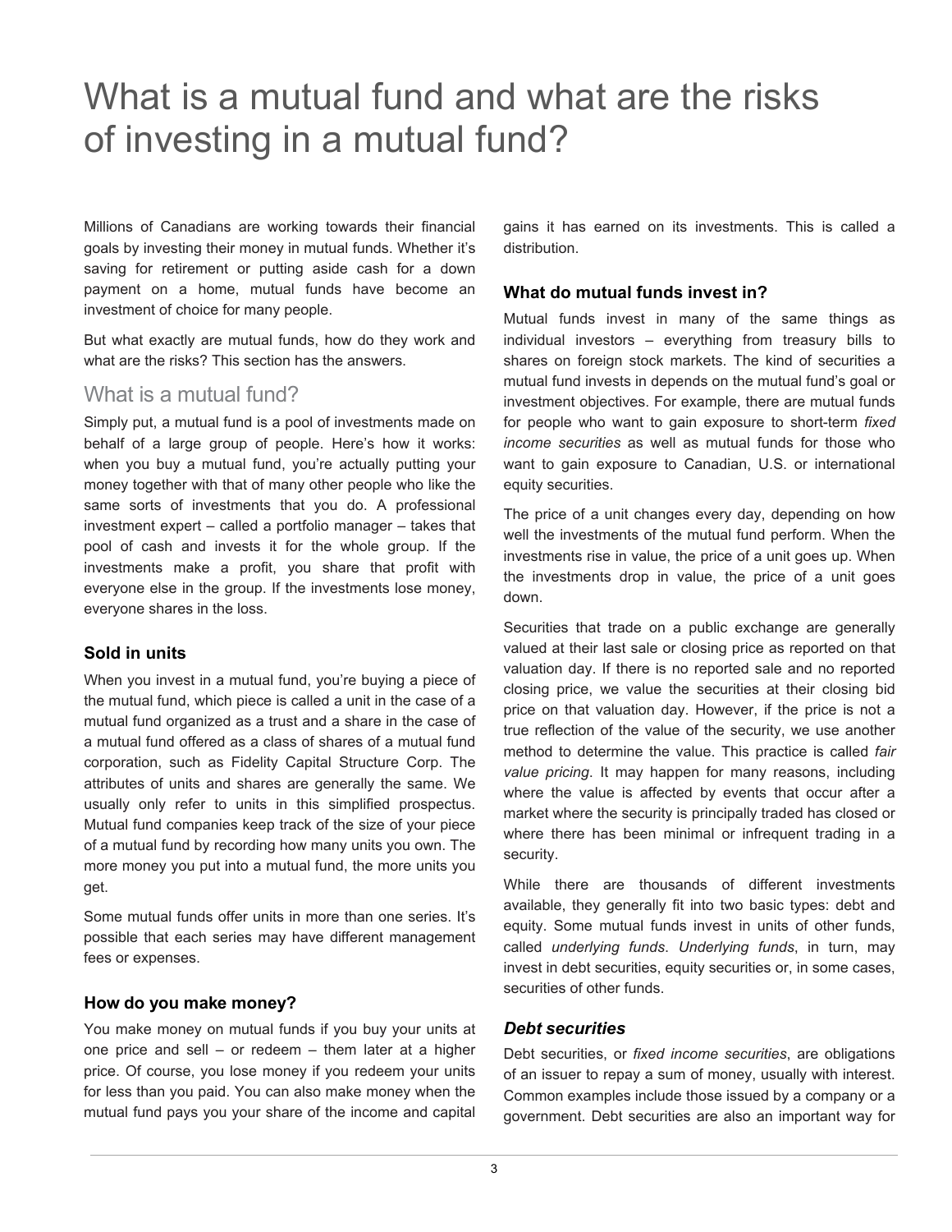# What is a mutual fund and what are the risks of investing in a mutual fund?

Millions of Canadians are working towards their financial goals by investing their money in mutual funds. Whether it's saving for retirement or putting aside cash for a down payment on a home, mutual funds have become an investment of choice for many people.

But what exactly are mutual funds, how do they work and what are the risks? This section has the answers.

## What is a mutual fund?

Simply put, a mutual fund is a pool of investments made on behalf of a large group of people. Here's how it works: when you buy a mutual fund, you're actually putting your money together with that of many other people who like the same sorts of investments that you do. A professional investment expert – called a portfolio manager – takes that pool of cash and invests it for the whole group. If the investments make a profit, you share that profit with everyone else in the group. If the investments lose money, everyone shares in the loss.

### Sold in units

When you invest in a mutual fund, you're buying a piece of the mutual fund, which piece is called a unit in the case of a mutual fund organized as a trust and a share in the case of a mutual fund offered as a class of shares of a mutual fund corporation, such as Fidelity Capital Structure Corp. The attributes of units and shares are generally the same. We usually only refer to units in this simplified prospectus. Mutual fund companies keep track of the size of your piece of a mutual fund by recording how many units you own. The more money you put into a mutual fund, the more units you get.

Some mutual funds offer units in more than one series. It's possible that each series may have different management fees or expenses.

### How do you make money?

You make money on mutual funds if you buy your units at one price and sell – or redeem – them later at a higher price. Of course, you lose money if you redeem your units for less than you paid. You can also make money when the mutual fund pays you your share of the income and capital gains it has earned on its investments. This is called a distribution.

### What do mutual funds invest in?

Mutual funds invest in many of the same things as individual investors – everything from treasury bills to shares on foreign stock markets. The kind of securities a mutual fund invests in depends on the mutual fund's goal or investment objectives. For example, there are mutual funds for people who want to gain exposure to short-term *fixed income securities* as well as mutual funds for those who want to gain exposure to Canadian, U.S. or international equity securities.

The price of a unit changes every day, depending on how well the investments of the mutual fund perform. When the investments rise in value, the price of a unit goes up. When the investments drop in value, the price of a unit goes down.

Securities that trade on a public exchange are generally valued at their last sale or closing price as reported on that valuation day. If there is no reported sale and no reported closing price, we value the securities at their closing bid price on that valuation day. However, if the price is not a true reflection of the value of the security, we use another method to determine the value. This practice is called *fair value pricing*. It may happen for many reasons, including where the value is affected by events that occur after a market where the security is principally traded has closed or where there has been minimal or infrequent trading in a security.

While there are thousands of different investments available, they generally fit into two basic types: debt and equity. Some mutual funds invest in units of other funds, called *underlying funds*. *Underlying funds*, in turn, may invest in debt securities, equity securities or, in some cases, securities of other funds.

#### *Debt securities*

Debt securities, or *fixed income securities*, are obligations of an issuer to repay a sum of money, usually with interest. Common examples include those issued by a company or a government. Debt securities are also an important way for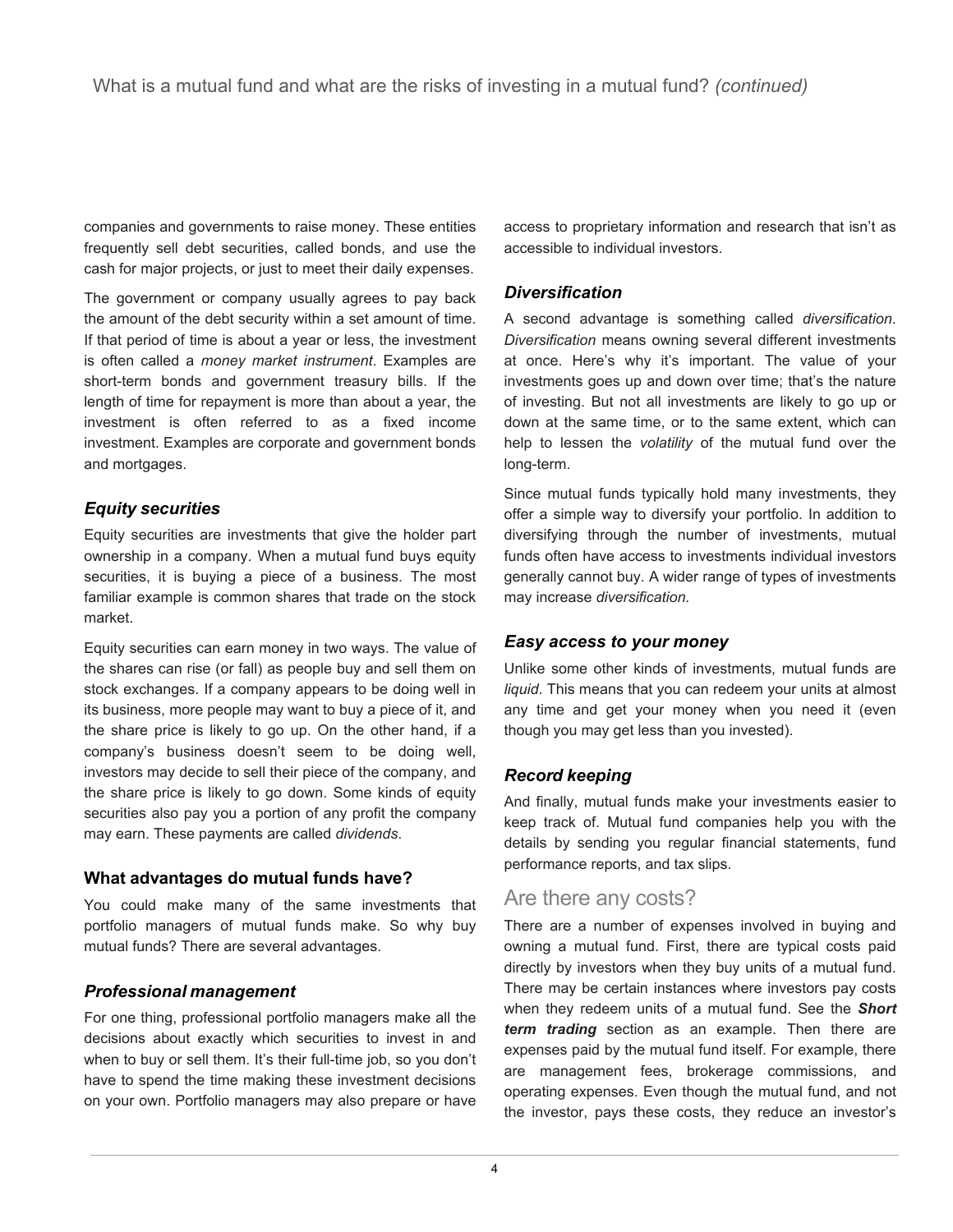companies and governments to raise money. These entities frequently sell debt securities, called bonds, and use the cash for major projects, or just to meet their daily expenses.

The government or company usually agrees to pay back the amount of the debt security within a set amount of time. If that period of time is about a year or less, the investment is often called a *money market instrument*. Examples are short-term bonds and government treasury bills. If the length of time for repayment is more than about a year, the investment is often referred to as a fixed income investment. Examples are corporate and government bonds and mortgages.

### *Equity securities*

Equity securities are investments that give the holder part ownership in a company. When a mutual fund buys equity securities, it is buying a piece of a business. The most familiar example is common shares that trade on the stock market.

Equity securities can earn money in two ways. The value of the shares can rise (or fall) as people buy and sell them on stock exchanges. If a company appears to be doing well in its business, more people may want to buy a piece of it, and the share price is likely to go up. On the other hand, if a company's business doesn't seem to be doing well, investors may decide to sell their piece of the company, and the share price is likely to go down. Some kinds of equity securities also pay you a portion of any profit the company may earn. These payments are called *dividends*.

### What advantages do mutual funds have?

You could make many of the same investments that portfolio managers of mutual funds make. So why buy mutual funds? There are several advantages.

### *Professional management*

For one thing, professional portfolio managers make all the decisions about exactly which securities to invest in and when to buy or sell them. It's their full-time job, so you don't have to spend the time making these investment decisions on your own. Portfolio managers may also prepare or have access to proprietary information and research that isn't as accessible to individual investors.

### *Diversification*

A second advantage is something called *diversification*. *Diversification* means owning several different investments at once. Here's why it's important. The value of your investments goes up and down over time; that's the nature of investing. But not all investments are likely to go up or down at the same time, or to the same extent, which can help to lessen the *volatility* of the mutual fund over the long-term.

Since mutual funds typically hold many investments, they offer a simple way to diversify your portfolio. In addition to diversifying through the number of investments, mutual funds often have access to investments individual investors generally cannot buy. A wider range of types of investments may increase *diversification.*

### *Easy access to your money*

Unlike some other kinds of investments, mutual funds are *liquid*. This means that you can redeem your units at almost any time and get your money when you need it (even though you may get less than you invested).

### *Record keeping*

And finally, mutual funds make your investments easier to keep track of. Mutual fund companies help you with the details by sending you regular financial statements, fund performance reports, and tax slips.

## Are there any costs?

There are a number of expenses involved in buying and owning a mutual fund. First, there are typical costs paid directly by investors when they buy units of a mutual fund. There may be certain instances where investors pay costs when they redeem units of a mutual fund. See the ***Short term trading*** section as an example. Then there are expenses paid by the mutual fund itself. For example, there are management fees, brokerage commissions, and operating expenses. Even though the mutual fund, and not the investor, pays these costs, they reduce an investor's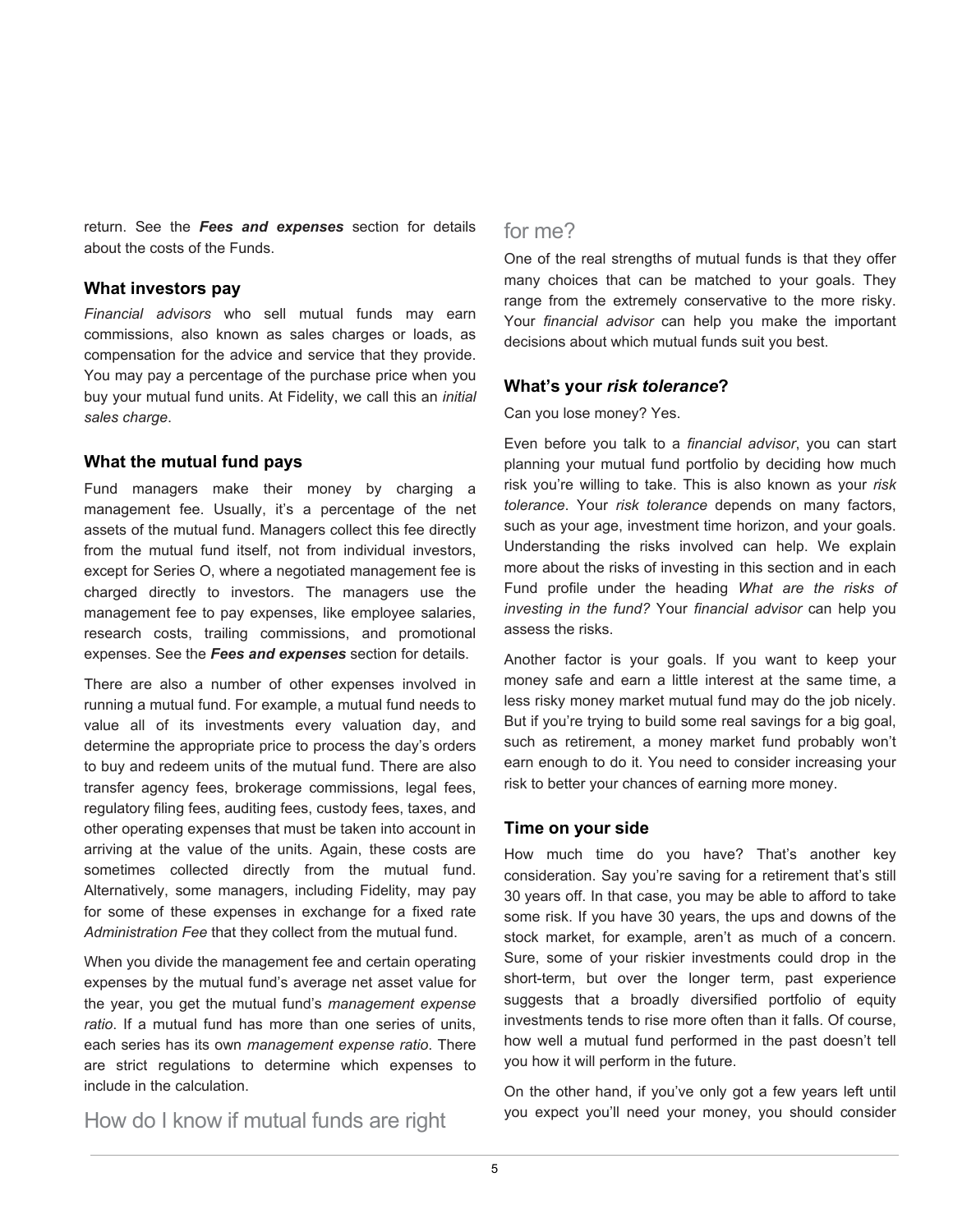return. See the ***Fees and expenses*** section for details about the costs of the Funds.

### What investors pay

*Financial advisors* who sell mutual funds may earn commissions, also known as sales charges or loads, as compensation for the advice and service that they provide. You may pay a percentage of the purchase price when you buy your mutual fund units. At Fidelity, we call this an *initial sales charge*.

### What the mutual fund pays

Fund managers make their money by charging a management fee. Usually, it's a percentage of the net assets of the mutual fund. Managers collect this fee directly from the mutual fund itself, not from individual investors, except for Series O, where a negotiated management fee is charged directly to investors. The managers use the management fee to pay expenses, like employee salaries, research costs, trailing commissions, and promotional expenses. See the ***Fees and expenses*** section for details.

There are also a number of other expenses involved in running a mutual fund. For example, a mutual fund needs to value all of its investments every valuation day, and determine the appropriate price to process the day's orders to buy and redeem units of the mutual fund. There are also transfer agency fees, brokerage commissions, legal fees, regulatory filing fees, auditing fees, custody fees, taxes, and other operating expenses that must be taken into account in arriving at the value of the units. Again, these costs are sometimes collected directly from the mutual fund. Alternatively, some managers, including Fidelity, may pay for some of these expenses in exchange for a fixed rate *Administration Fee* that they collect from the mutual fund.

When you divide the management fee and certain operating expenses by the mutual fund's average net asset value for the year, you get the mutual fund's *management expense ratio*. If a mutual fund has more than one series of units, each series has its own *management expense ratio*. There are strict regulations to determine which expenses to include in the calculation.

## How do I know if mutual funds are right for me?

One of the real strengths of mutual funds is that they offer many choices that can be matched to your goals. They range from the extremely conservative to the more risky. Your *financial advisor* can help you make the important decisions about which mutual funds suit you best.

### What's your ***risk tolerance***?

Can you lose money? Yes.

Even before you talk to a *financial advisor*, you can start planning your mutual fund portfolio by deciding how much risk you're willing to take. This is also known as your *risk tolerance*. Your *risk tolerance* depends on many factors, such as your age, investment time horizon, and your goals. Understanding the risks involved can help. We explain more about the risks of investing in this section and in each Fund profile under the heading *What are the risks of investing in the fund?* Your *financial advisor* can help you assess the risks.

Another factor is your goals. If you want to keep your money safe and earn a little interest at the same time, a less risky money market mutual fund may do the job nicely. But if you're trying to build some real savings for a big goal, such as retirement, a money market fund probably won't earn enough to do it. You need to consider increasing your risk to better your chances of earning more money.

### Time on your side

How much time do you have? That's another key consideration. Say you're saving for a retirement that's still 30 years off. In that case, you may be able to afford to take some risk. If you have 30 years, the ups and downs of the stock market, for example, aren't as much of a concern. Sure, some of your riskier investments could drop in the short-term, but over the longer term, past experience suggests that a broadly diversified portfolio of equity investments tends to rise more often than it falls. Of course, how well a mutual fund performed in the past doesn't tell you how it will perform in the future.

On the other hand, if you've only got a few years left until you expect you'll need your money, you should consider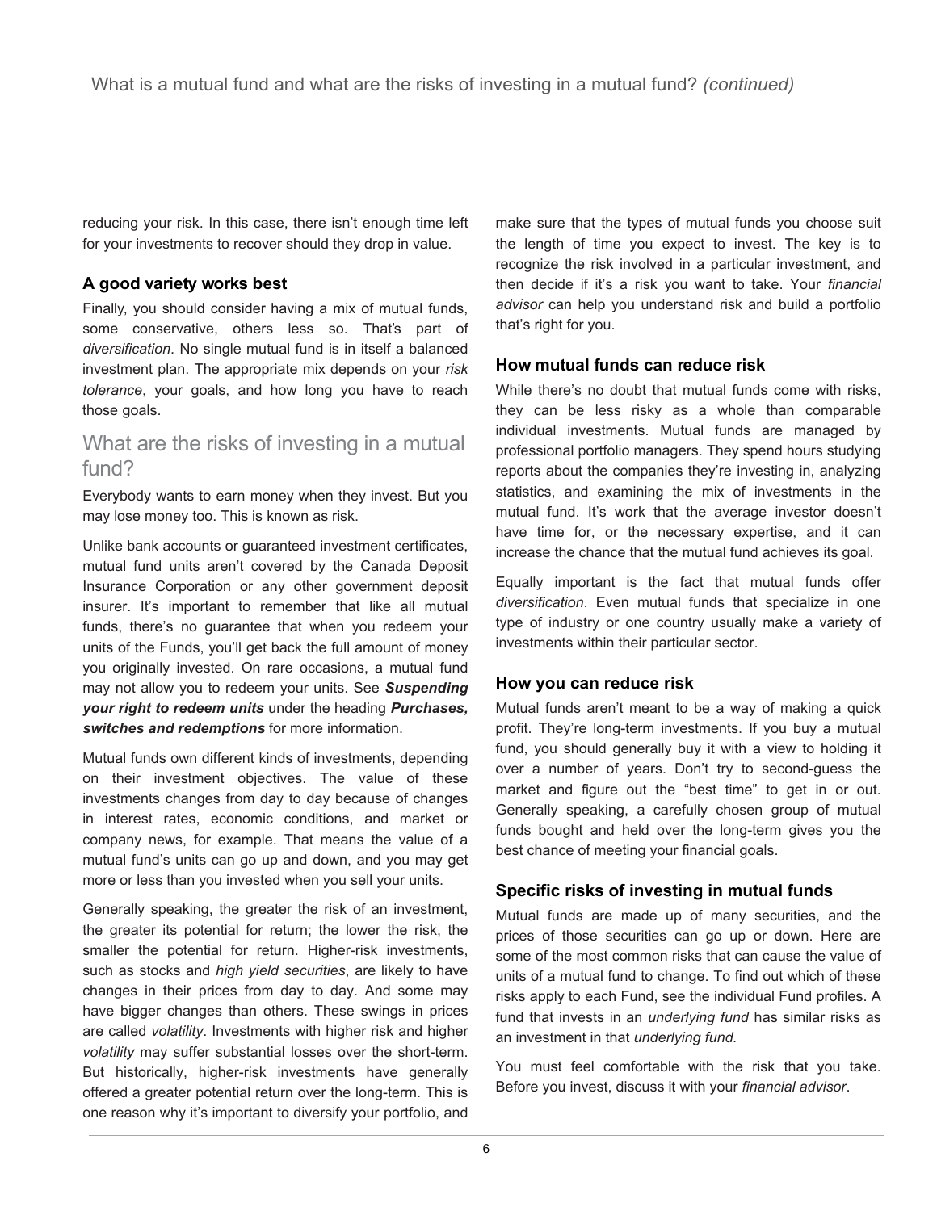reducing your risk. In this case, there isn't enough time left for your investments to recover should they drop in value.

### A good variety works best

Finally, you should consider having a mix of mutual funds, some conservative, others less so. That's part of *diversification*. No single mutual fund is in itself a balanced investment plan. The appropriate mix depends on your *risk tolerance*, your goals, and how long you have to reach those goals.

## What are the risks of investing in a mutual fund?

Everybody wants to earn money when they invest. But you may lose money too. This is known as risk.

Unlike bank accounts or guaranteed investment certificates, mutual fund units aren't covered by the Canada Deposit Insurance Corporation or any other government deposit insurer. It's important to remember that like all mutual funds, there's no guarantee that when you redeem your units of the Funds, you'll get back the full amount of money you originally invested. On rare occasions, a mutual fund may not allow you to redeem your units. See ***Suspending your right to redeem units*** under the heading ***Purchases, switches and redemptions*** for more information.

Mutual funds own different kinds of investments, depending on their investment objectives. The value of these investments changes from day to day because of changes in interest rates, economic conditions, and market or company news, for example. That means the value of a mutual fund's units can go up and down, and you may get more or less than you invested when you sell your units.

Generally speaking, the greater the risk of an investment, the greater its potential for return; the lower the risk, the smaller the potential for return. Higher-risk investments, such as stocks and *high yield securities*, are likely to have changes in their prices from day to day. And some may have bigger changes than others. These swings in prices are called *volatility*. Investments with higher risk and higher *volatility* may suffer substantial losses over the short-term. But historically, higher-risk investments have generally offered a greater potential return over the long-term. This is one reason why it's important to diversify your portfolio, and make sure that the types of mutual funds you choose suit the length of time you expect to invest. The key is to recognize the risk involved in a particular investment, and then decide if it's a risk you want to take. Your *financial advisor* can help you understand risk and build a portfolio that's right for you.

### How mutual funds can reduce risk

While there's no doubt that mutual funds come with risks, they can be less risky as a whole than comparable individual investments. Mutual funds are managed by professional portfolio managers. They spend hours studying reports about the companies they're investing in, analyzing statistics, and examining the mix of investments in the mutual fund. It's work that the average investor doesn't have time for, or the necessary expertise, and it can increase the chance that the mutual fund achieves its goal.

Equally important is the fact that mutual funds offer *diversification*. Even mutual funds that specialize in one type of industry or one country usually make a variety of investments within their particular sector.

### How you can reduce risk

Mutual funds aren't meant to be a way of making a quick profit. They're long-term investments. If you buy a mutual fund, you should generally buy it with a view to holding it over a number of years. Don't try to second-guess the market and figure out the "best time" to get in or out. Generally speaking, a carefully chosen group of mutual funds bought and held over the long-term gives you the best chance of meeting your financial goals.

### Specific risks of investing in mutual funds

Mutual funds are made up of many securities, and the prices of those securities can go up or down. Here are some of the most common risks that can cause the value of units of a mutual fund to change. To find out which of these risks apply to each Fund, see the individual Fund profiles. A fund that invests in an *underlying fund* has similar risks as an investment in that *underlying fund*.

You must feel comfortable with the risk that you take. Before you invest, discuss it with your *financial advisor*.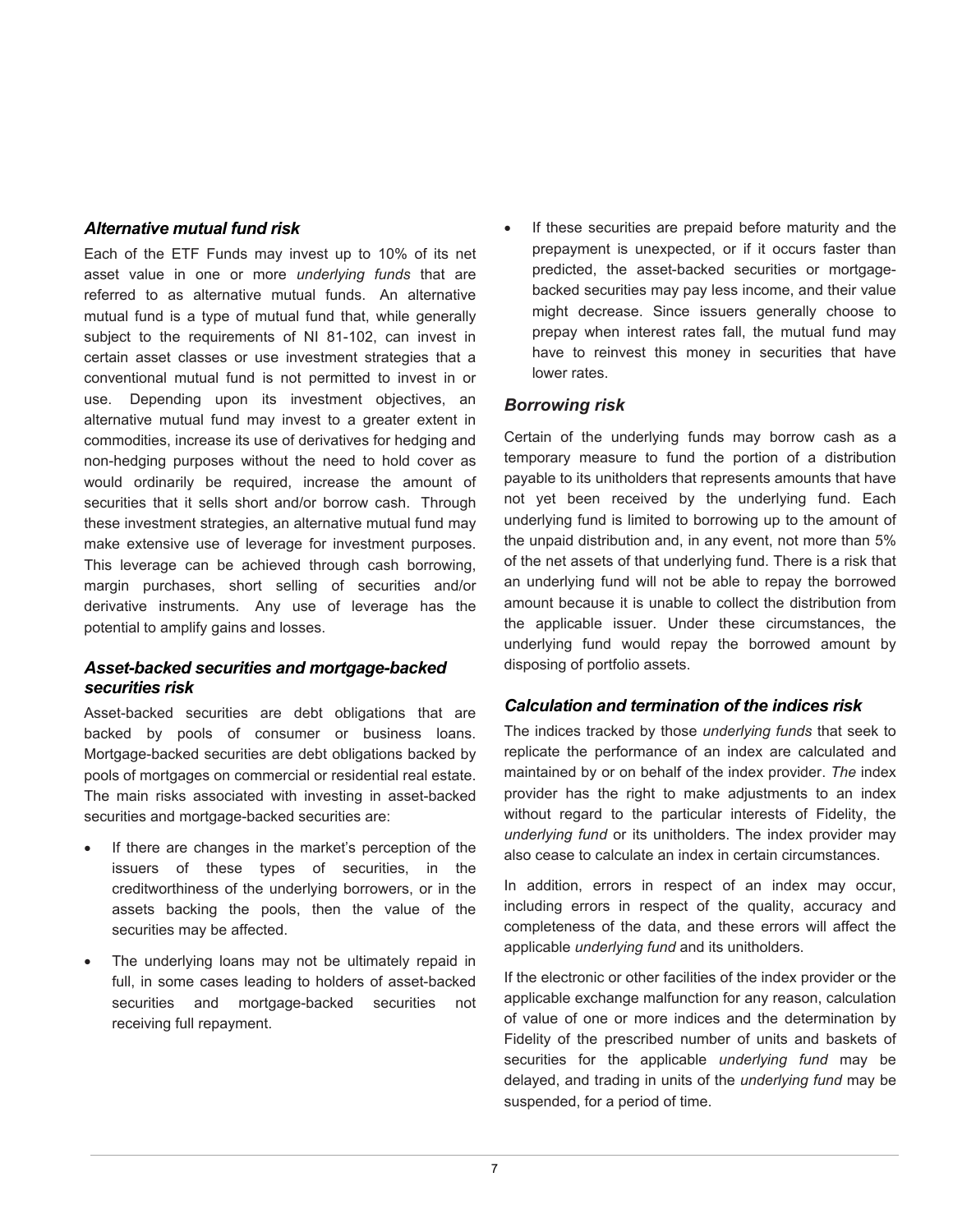### *Alternative mutual fund risk*

Each of the ETF Funds may invest up to 10% of its net asset value in one or more *underlying funds* that are referred to as alternative mutual funds. An alternative mutual fund is a type of mutual fund that, while generally subject to the requirements of NI 81-102, can invest in certain asset classes or use investment strategies that a conventional mutual fund is not permitted to invest in or use. Depending upon its investment objectives, an alternative mutual fund may invest to a greater extent in commodities, increase its use of derivatives for hedging and non-hedging purposes without the need to hold cover as would ordinarily be required, increase the amount of securities that it sells short and/or borrow cash. Through these investment strategies, an alternative mutual fund may make extensive use of leverage for investment purposes. This leverage can be achieved through cash borrowing, margin purchases, short selling of securities and/or derivative instruments. Any use of leverage has the potential to amplify gains and losses.

### *Asset-backed securities and mortgage-backed securities risk*

Asset-backed securities are debt obligations that are backed by pools of consumer or business loans. Mortgage-backed securities are debt obligations backed by pools of mortgages on commercial or residential real estate. The main risks associated with investing in asset-backed securities and mortgage-backed securities are:

- If there are changes in the market's perception of the issuers of these types of securities, in the creditworthiness of the underlying borrowers, or in the assets backing the pools, then the value of the securities may be affected.
- The underlying loans may not be ultimately repaid in full, in some cases leading to holders of asset-backed securities and mortgage-backed securities not receiving full repayment.
- If these securities are prepaid before maturity and the prepayment is unexpected, or if it occurs faster than predicted, the asset-backed securities or mortgage-backed securities may pay less income, and their value might decrease. Since issuers generally choose to prepay when interest rates fall, the mutual fund may have to reinvest this money in securities that have lower rates.

### *Borrowing risk*

Certain of the underlying funds may borrow cash as a temporary measure to fund the portion of a distribution payable to its unitholders that represents amounts that have not yet been received by the underlying fund. Each underlying fund is limited to borrowing up to the amount of the unpaid distribution and, in any event, not more than 5% of the net assets of that underlying fund. There is a risk that an underlying fund will not be able to repay the borrowed amount because it is unable to collect the distribution from the applicable issuer. Under these circumstances, the underlying fund would repay the borrowed amount by disposing of portfolio assets.

### *Calculation and termination of the indices risk*

The indices tracked by those *underlying funds* that seek to replicate the performance of an index are calculated and maintained by or on behalf of the index provider. *The* index provider has the right to make adjustments to an index without regard to the particular interests of Fidelity, the *underlying fund* or its unitholders. The index provider may also cease to calculate an index in certain circumstances.

In addition, errors in respect of an index may occur, including errors in respect of the quality, accuracy and completeness of the data, and these errors will affect the applicable *underlying fund* and its unitholders.

If the electronic or other facilities of the index provider or the applicable exchange malfunction for any reason, calculation of value of one or more indices and the determination by Fidelity of the prescribed number of units and baskets of securities for the applicable *underlying fund* may be delayed, and trading in units of the *underlying fund* may be suspended, for a period of time.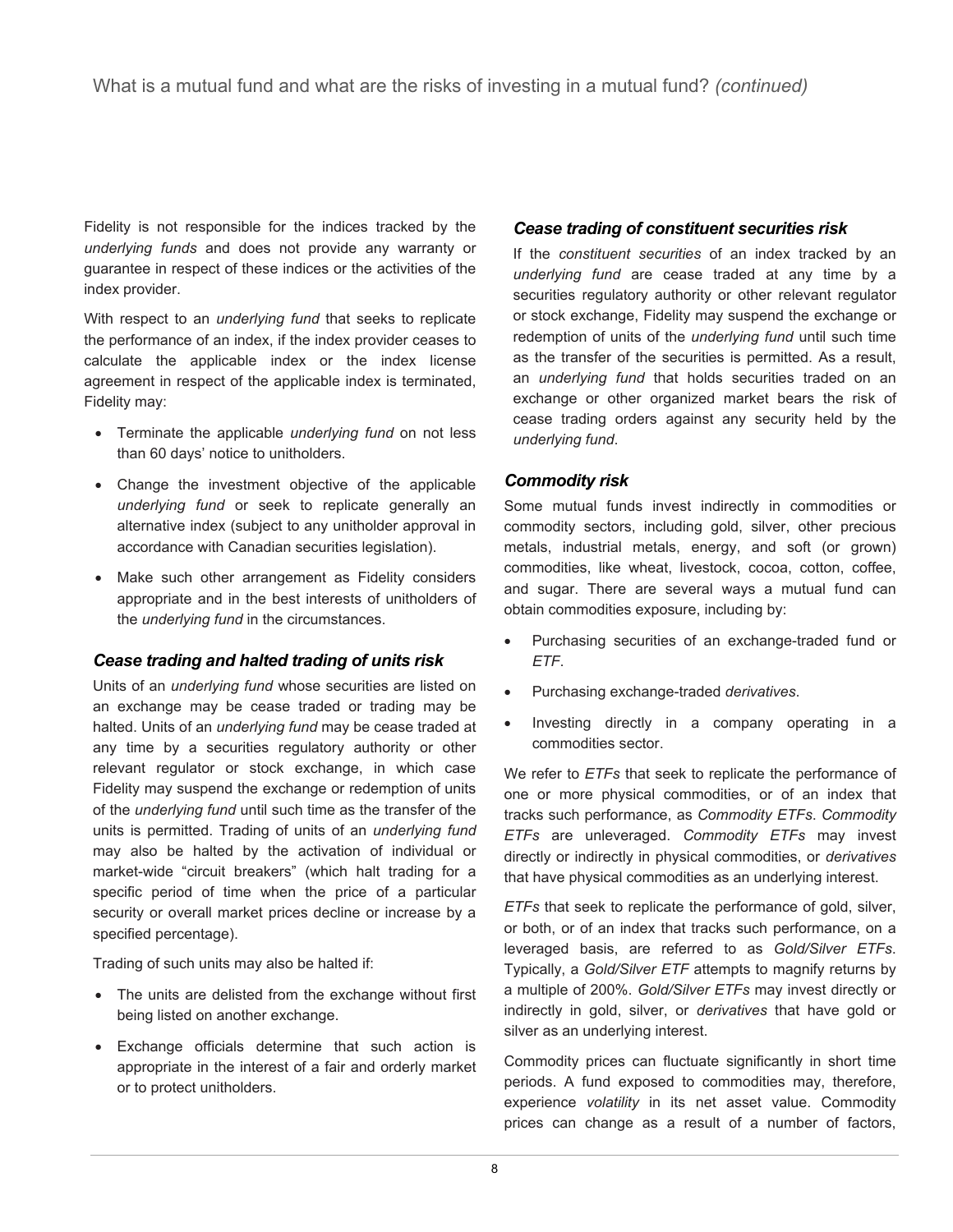Fidelity is not responsible for the indices tracked by the *underlying funds* and does not provide any warranty or guarantee in respect of these indices or the activities of the index provider.

With respect to an *underlying fund* that seeks to replicate the performance of an index, if the index provider ceases to calculate the applicable index or the index license agreement in respect of the applicable index is terminated, Fidelity may:

- Terminate the applicable *underlying fund* on not less than 60 days' notice to unitholders.
- Change the investment objective of the applicable *underlying fund* or seek to replicate generally an alternative index (subject to any unitholder approval in accordance with Canadian securities legislation).
- Make such other arrangement as Fidelity considers appropriate and in the best interests of unitholders of the *underlying fund* in the circumstances.

### *Cease trading and halted trading of units risk*

Units of an *underlying fund* whose securities are listed on an exchange may be cease traded or trading may be halted. Units of an *underlying fund* may be cease traded at any time by a securities regulatory authority or other relevant regulator or stock exchange, in which case Fidelity may suspend the exchange or redemption of units of the *underlying fund* until such time as the transfer of the units is permitted. Trading of units of an *underlying fund* may also be halted by the activation of individual or market-wide "circuit breakers" (which halt trading for a specific period of time when the price of a particular security or overall market prices decline or increase by a specified percentage).

Trading of such units may also be halted if:

- The units are delisted from the exchange without first being listed on another exchange.
- Exchange officials determine that such action is appropriate in the interest of a fair and orderly market or to protect unitholders.

### *Cease trading of constituent securities risk*

If the *constituent securities* of an index tracked by an *underlying fund* are cease traded at any time by a securities regulatory authority or other relevant regulator or stock exchange, Fidelity may suspend the exchange or redemption of units of the *underlying fund* until such time as the transfer of the securities is permitted. As a result, an *underlying fund* that holds securities traded on an exchange or other organized market bears the risk of cease trading orders against any security held by the *underlying fund*.

### *Commodity risk*

Some mutual funds invest indirectly in commodities or commodity sectors, including gold, silver, other precious metals, industrial metals, energy, and soft (or grown) commodities, like wheat, livestock, cocoa, cotton, coffee, and sugar. There are several ways a mutual fund can obtain commodities exposure, including by:

- Purchasing securities of an exchange-traded fund or *ETF*.
- Purchasing exchange-traded *derivatives*.
- Investing directly in a company operating in a commodities sector.

We refer to *ETFs* that seek to replicate the performance of one or more physical commodities, or of an index that tracks such performance, as *Commodity ETFs*. *Commodity ETFs* are unleveraged. *Commodity ETFs* may invest directly or indirectly in physical commodities, or *derivatives* that have physical commodities as an underlying interest.

*ETFs* that seek to replicate the performance of gold, silver, or both, or of an index that tracks such performance, on a leveraged basis, are referred to as *Gold/Silver ETFs*. Typically, a *Gold/Silver ETF* attempts to magnify returns by a multiple of 200%. *Gold/Silver ETFs* may invest directly or indirectly in gold, silver, or *derivatives* that have gold or silver as an underlying interest.

Commodity prices can fluctuate significantly in short time periods. A fund exposed to commodities may, therefore, experience *volatility* in its net asset value. Commodity prices can change as a result of a number of factors,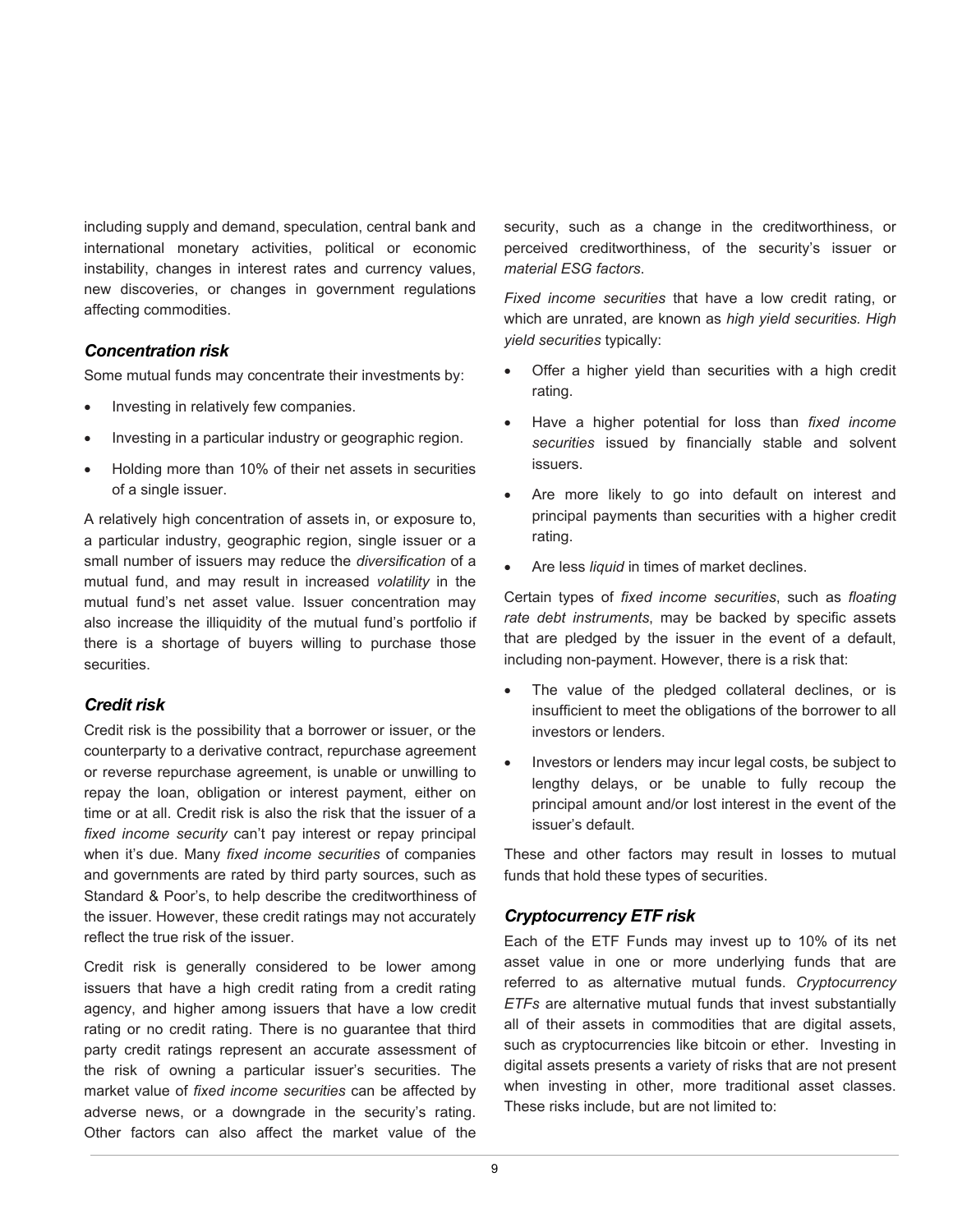including supply and demand, speculation, central bank and international monetary activities, political or economic instability, changes in interest rates and currency values, new discoveries, or changes in government regulations affecting commodities.

### *Concentration risk*

Some mutual funds may concentrate their investments by:

- Investing in relatively few companies.
- Investing in a particular industry or geographic region.
- Holding more than 10% of their net assets in securities of a single issuer.

A relatively high concentration of assets in, or exposure to, a particular industry, geographic region, single issuer or a small number of issuers may reduce the *diversification* of a mutual fund, and may result in increased *volatility* in the mutual fund's net asset value. Issuer concentration may also increase the illiquidity of the mutual fund's portfolio if there is a shortage of buyers willing to purchase those securities.

### *Credit risk*

Credit risk is the possibility that a borrower or issuer, or the counterparty to a derivative contract, repurchase agreement or reverse repurchase agreement, is unable or unwilling to repay the loan, obligation or interest payment, either on time or at all. Credit risk is also the risk that the issuer of a *fixed income security* can't pay interest or repay principal when it's due. Many *fixed income securities* of companies and governments are rated by third party sources, such as Standard & Poor's, to help describe the creditworthiness of the issuer. However, these credit ratings may not accurately reflect the true risk of the issuer.

Credit risk is generally considered to be lower among issuers that have a high credit rating from a credit rating agency, and higher among issuers that have a low credit rating or no credit rating. There is no guarantee that third party credit ratings represent an accurate assessment of the risk of owning a particular issuer's securities. The market value of *fixed income securities* can be affected by adverse news, or a downgrade in the security's rating. Other factors can also affect the market value of the security, such as a change in the creditworthiness, or perceived creditworthiness, of the security's issuer or *material ESG factors*.

*Fixed income securities* that have a low credit rating, or which are unrated, are known as *high yield securities. High yield securities* typically:

- Offer a higher yield than securities with a high credit rating.
- Have a higher potential for loss than *fixed income securities* issued by financially stable and solvent issuers.
- Are more likely to go into default on interest and principal payments than securities with a higher credit rating.
- Are less *liquid* in times of market declines.

Certain types of *fixed income securities*, such as *floating rate debt instruments*, may be backed by specific assets that are pledged by the issuer in the event of a default, including non-payment. However, there is a risk that:

- The value of the pledged collateral declines, or is insufficient to meet the obligations of the borrower to all investors or lenders.
- Investors or lenders may incur legal costs, be subject to lengthy delays, or be unable to fully recoup the principal amount and/or lost interest in the event of the issuer's default.

These and other factors may result in losses to mutual funds that hold these types of securities.

### *Cryptocurrency ETF risk*

Each of the ETF Funds may invest up to 10% of its net asset value in one or more underlying funds that are referred to as alternative mutual funds. *Cryptocurrency ETFs* are alternative mutual funds that invest substantially all of their assets in commodities that are digital assets, such as cryptocurrencies like bitcoin or ether. Investing in digital assets presents a variety of risks that are not present when investing in other, more traditional asset classes. These risks include, but are not limited to: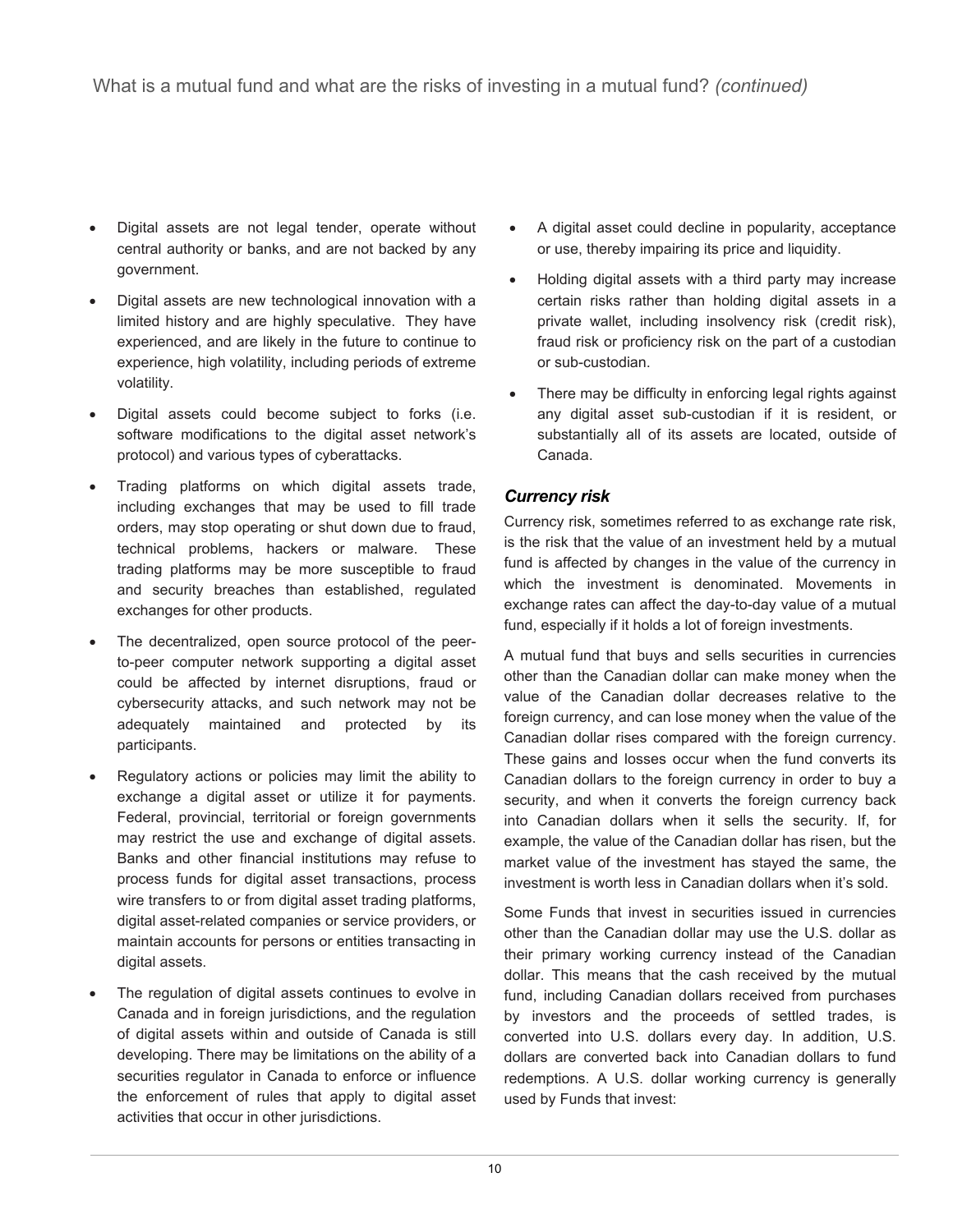- Digital assets are not legal tender, operate without central authority or banks, and are not backed by any government.
- Digital assets are new technological innovation with a limited history and are highly speculative. They have experienced, and are likely in the future to continue to experience, high volatility, including periods of extreme volatility.
- Digital assets could become subject to forks (i.e. software modifications to the digital asset network's protocol) and various types of cyberattacks.
- Trading platforms on which digital assets trade, including exchanges that may be used to fill trade orders, may stop operating or shut down due to fraud, technical problems, hackers or malware. These trading platforms may be more susceptible to fraud and security breaches than established, regulated exchanges for other products.
- The decentralized, open source protocol of the peer-to-peer computer network supporting a digital asset could be affected by internet disruptions, fraud or cybersecurity attacks, and such network may not be adequately maintained and protected by its participants.
- Regulatory actions or policies may limit the ability to exchange a digital asset or utilize it for payments. Federal, provincial, territorial or foreign governments may restrict the use and exchange of digital assets. Banks and other financial institutions may refuse to process funds for digital asset transactions, process wire transfers to or from digital asset trading platforms, digital asset-related companies or service providers, or maintain accounts for persons or entities transacting in digital assets.
- The regulation of digital assets continues to evolve in Canada and in foreign jurisdictions, and the regulation of digital assets within and outside of Canada is still developing. There may be limitations on the ability of a securities regulator in Canada to enforce or influence the enforcement of rules that apply to digital asset activities that occur in other jurisdictions.
- A digital asset could decline in popularity, acceptance or use, thereby impairing its price and liquidity.
- Holding digital assets with a third party may increase certain risks rather than holding digital assets in a private wallet, including insolvency risk (credit risk), fraud risk or proficiency risk on the part of a custodian or sub-custodian.
- There may be difficulty in enforcing legal rights against any digital asset sub-custodian if it is resident, or substantially all of its assets are located, outside of Canada.

### *Currency risk*

Currency risk, sometimes referred to as exchange rate risk, is the risk that the value of an investment held by a mutual fund is affected by changes in the value of the currency in which the investment is denominated. Movements in exchange rates can affect the day-to-day value of a mutual fund, especially if it holds a lot of foreign investments.

A mutual fund that buys and sells securities in currencies other than the Canadian dollar can make money when the value of the Canadian dollar decreases relative to the foreign currency, and can lose money when the value of the Canadian dollar rises compared with the foreign currency. These gains and losses occur when the fund converts its Canadian dollars to the foreign currency in order to buy a security, and when it converts the foreign currency back into Canadian dollars when it sells the security. If, for example, the value of the Canadian dollar has risen, but the market value of the investment has stayed the same, the investment is worth less in Canadian dollars when it's sold.

Some Funds that invest in securities issued in currencies other than the Canadian dollar may use the U.S. dollar as their primary working currency instead of the Canadian dollar. This means that the cash received by the mutual fund, including Canadian dollars received from purchases by investors and the proceeds of settled trades, is converted into U.S. dollars every day. In addition, U.S. dollars are converted back into Canadian dollars to fund redemptions. A U.S. dollar working currency is generally used by Funds that invest: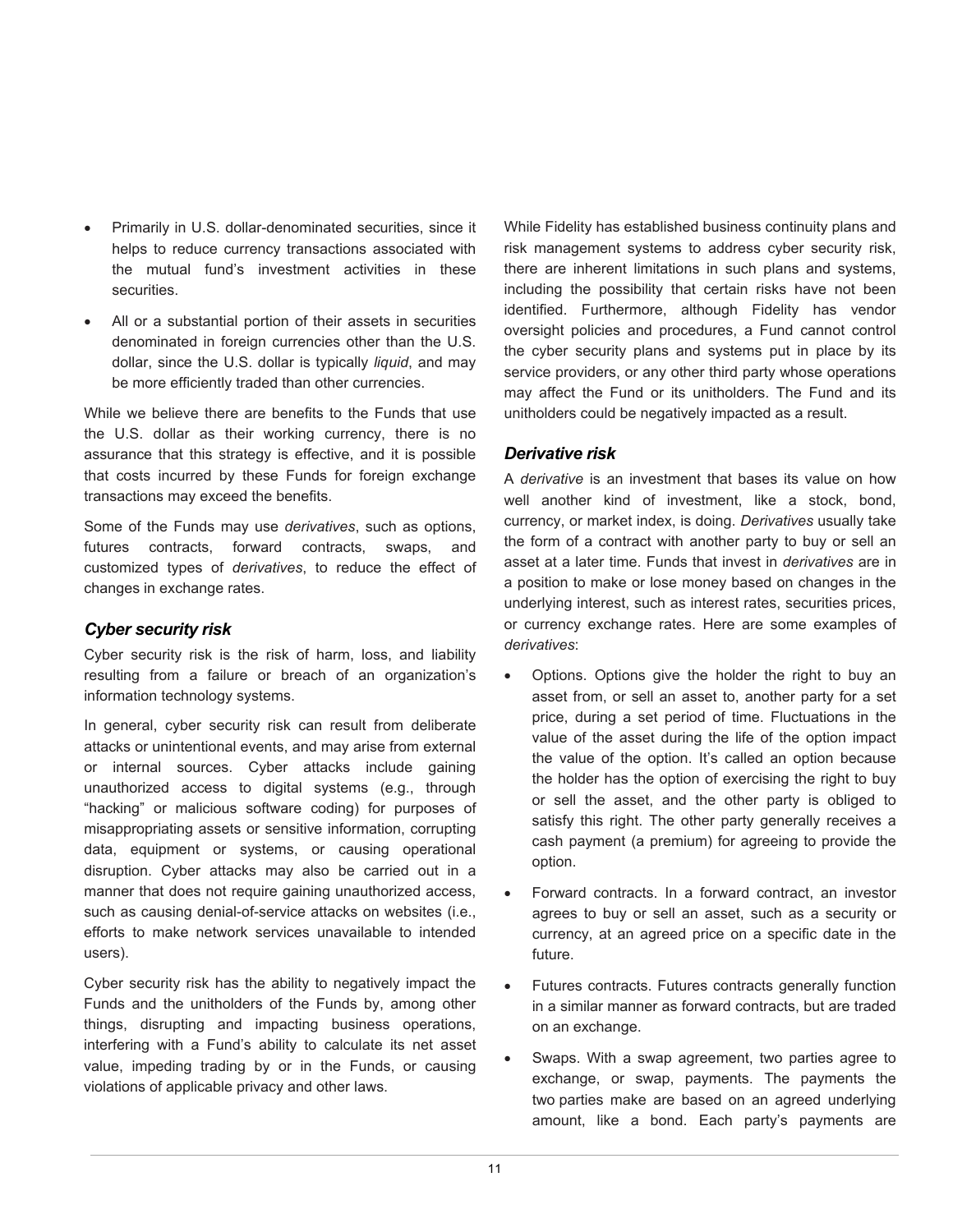- Primarily in U.S. dollar-denominated securities, since it helps to reduce currency transactions associated with the mutual fund's investment activities in these securities.
- All or a substantial portion of their assets in securities denominated in foreign currencies other than the U.S. dollar, since the U.S. dollar is typically *liquid*, and may be more efficiently traded than other currencies.

While we believe there are benefits to the Funds that use the U.S. dollar as their working currency, there is no assurance that this strategy is effective, and it is possible that costs incurred by these Funds for foreign exchange transactions may exceed the benefits.

Some of the Funds may use *derivatives*, such as options, futures contracts, forward contracts, swaps, and customized types of *derivatives*, to reduce the effect of changes in exchange rates.

### *Cyber security risk*

Cyber security risk is the risk of harm, loss, and liability resulting from a failure or breach of an organization's information technology systems.

In general, cyber security risk can result from deliberate attacks or unintentional events, and may arise from external or internal sources. Cyber attacks include gaining unauthorized access to digital systems (e.g., through "hacking" or malicious software coding) for purposes of misappropriating assets or sensitive information, corrupting data, equipment or systems, or causing operational disruption. Cyber attacks may also be carried out in a manner that does not require gaining unauthorized access, such as causing denial-of-service attacks on websites (i.e., efforts to make network services unavailable to intended users).

Cyber security risk has the ability to negatively impact the Funds and the unitholders of the Funds by, among other things, disrupting and impacting business operations, interfering with a Fund's ability to calculate its net asset value, impeding trading by or in the Funds, or causing violations of applicable privacy and other laws.

While Fidelity has established business continuity plans and risk management systems to address cyber security risk, there are inherent limitations in such plans and systems, including the possibility that certain risks have not been identified. Furthermore, although Fidelity has vendor oversight policies and procedures, a Fund cannot control the cyber security plans and systems put in place by its service providers, or any other third party whose operations may affect the Fund or its unitholders. The Fund and its unitholders could be negatively impacted as a result.

### *Derivative risk*

A *derivative* is an investment that bases its value on how well another kind of investment, like a stock, bond, currency, or market index, is doing. *Derivatives* usually take the form of a contract with another party to buy or sell an asset at a later time. Funds that invest in *derivatives* are in a position to make or lose money based on changes in the underlying interest, such as interest rates, securities prices, or currency exchange rates. Here are some examples of *derivatives*:

- Options. Options give the holder the right to buy an asset from, or sell an asset to, another party for a set price, during a set period of time. Fluctuations in the value of the asset during the life of the option impact the value of the option. It's called an option because the holder has the option of exercising the right to buy or sell the asset, and the other party is obliged to satisfy this right. The other party generally receives a cash payment (a premium) for agreeing to provide the option.
- Forward contracts. In a forward contract, an investor agrees to buy or sell an asset, such as a security or currency, at an agreed price on a specific date in the future.
- Futures contracts. Futures contracts generally function in a similar manner as forward contracts, but are traded on an exchange.
- Swaps. With a swap agreement, two parties agree to exchange, or swap, payments. The payments the two parties make are based on an agreed underlying amount, like a bond. Each party's payments are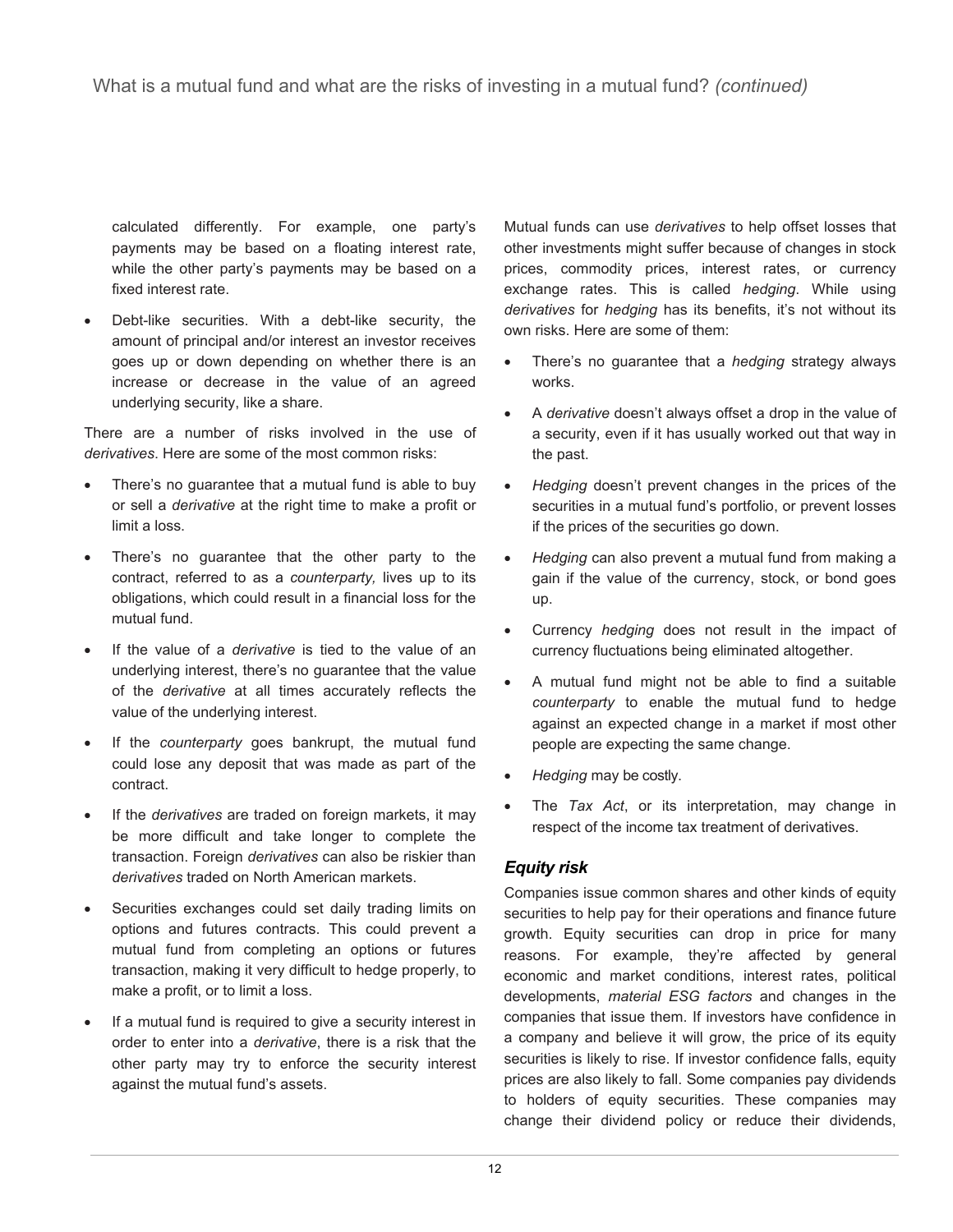calculated differently. For example, one party's payments may be based on a floating interest rate, while the other party's payments may be based on a fixed interest rate.

- Debt-like securities. With a debt-like security, the amount of principal and/or interest an investor receives goes up or down depending on whether there is an increase or decrease in the value of an agreed underlying security, like a share.

There are a number of risks involved in the use of *derivatives*. Here are some of the most common risks:

- There's no guarantee that a mutual fund is able to buy or sell a *derivative* at the right time to make a profit or limit a loss.
- There's no guarantee that the other party to the contract, referred to as a *counterparty,* lives up to its obligations, which could result in a financial loss for the mutual fund.
- If the value of a *derivative* is tied to the value of an underlying interest, there's no guarantee that the value of the *derivative* at all times accurately reflects the value of the underlying interest.
- If the *counterparty* goes bankrupt, the mutual fund could lose any deposit that was made as part of the contract.
- If the *derivatives* are traded on foreign markets, it may be more difficult and take longer to complete the transaction. Foreign *derivatives* can also be riskier than *derivatives* traded on North American markets.
- Securities exchanges could set daily trading limits on options and futures contracts. This could prevent a mutual fund from completing an options or futures transaction, making it very difficult to hedge properly, to make a profit, or to limit a loss.
- If a mutual fund is required to give a security interest in order to enter into a *derivative*, there is a risk that the other party may try to enforce the security interest against the mutual fund's assets.

Mutual funds can use *derivatives* to help offset losses that other investments might suffer because of changes in stock prices, commodity prices, interest rates, or currency exchange rates. This is called *hedging*. While using *derivatives* for *hedging* has its benefits, it's not without its own risks. Here are some of them:

- There's no guarantee that a *hedging* strategy always works.
- A *derivative* doesn't always offset a drop in the value of a security, even if it has usually worked out that way in the past.
- *Hedging* doesn't prevent changes in the prices of the securities in a mutual fund's portfolio, or prevent losses if the prices of the securities go down.
- *Hedging* can also prevent a mutual fund from making a gain if the value of the currency, stock, or bond goes up.
- Currency *hedging* does not result in the impact of currency fluctuations being eliminated altogether.
- A mutual fund might not be able to find a suitable *counterparty* to enable the mutual fund to hedge against an expected change in a market if most other people are expecting the same change.
- *Hedging* may be costly.
- The *Tax Act*, or its interpretation, may change in respect of the income tax treatment of derivatives.

### *Equity risk*

Companies issue common shares and other kinds of equity securities to help pay for their operations and finance future growth. Equity securities can drop in price for many reasons. For example, they're affected by general economic and market conditions, interest rates, political developments, *material ESG factors* and changes in the companies that issue them. If investors have confidence in a company and believe it will grow, the price of its equity securities is likely to rise. If investor confidence falls, equity prices are also likely to fall. Some companies pay dividends to holders of equity securities. These companies may change their dividend policy or reduce their dividends,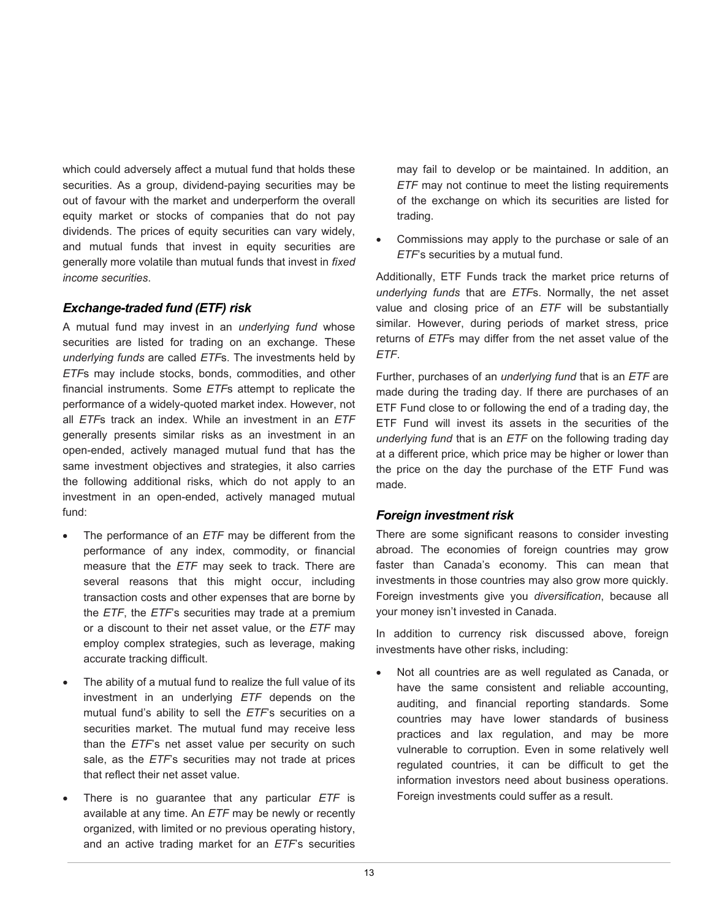which could adversely affect a mutual fund that holds these securities. As a group, dividend-paying securities may be out of favour with the market and underperform the overall equity market or stocks of companies that do not pay dividends. The prices of equity securities can vary widely, and mutual funds that invest in equity securities are generally more volatile than mutual funds that invest in *fixed income securities*.

### *Exchange-traded fund (ETF) risk*

A mutual fund may invest in an *underlying fund* whose securities are listed for trading on an exchange. These *underlying funds* are called *ETF*s. The investments held by *ETF*s may include stocks, bonds, commodities, and other financial instruments. Some *ETF*s attempt to replicate the performance of a widely-quoted market index. However, not all *ETF*s track an index. While an investment in an *ETF* generally presents similar risks as an investment in an open-ended, actively managed mutual fund that has the same investment objectives and strategies, it also carries the following additional risks, which do not apply to an investment in an open-ended, actively managed mutual fund:

- The performance of an *ETF* may be different from the performance of any index, commodity, or financial measure that the *ETF* may seek to track. There are several reasons that this might occur, including transaction costs and other expenses that are borne by the *ETF*, the *ETF*'s securities may trade at a premium or a discount to their net asset value, or the *ETF* may employ complex strategies, such as leverage, making accurate tracking difficult.
- The ability of a mutual fund to realize the full value of its investment in an underlying *ETF* depends on the mutual fund's ability to sell the *ETF*'s securities on a securities market. The mutual fund may receive less than the *ETF*'s net asset value per security on such sale, as the *ETF*'s securities may not trade at prices that reflect their net asset value.
- There is no guarantee that any particular *ETF* is available at any time. An *ETF* may be newly or recently organized, with limited or no previous operating history, and an active trading market for an *ETF*'s securities may fail to develop or be maintained. In addition, an *ETF* may not continue to meet the listing requirements of the exchange on which its securities are listed for trading.
- Commissions may apply to the purchase or sale of an *ETF*'s securities by a mutual fund.

Additionally, ETF Funds track the market price returns of *underlying funds* that are *ETF*s. Normally, the net asset value and closing price of an *ETF* will be substantially similar. However, during periods of market stress, price returns of *ETF*s may differ from the net asset value of the *ETF*.

Further, purchases of an *underlying fund* that is an *ETF* are made during the trading day. If there are purchases of an ETF Fund close to or following the end of a trading day, the ETF Fund will invest its assets in the securities of the *underlying fund* that is an *ETF* on the following trading day at a different price, which price may be higher or lower than the price on the day the purchase of the ETF Fund was made.

### *Foreign investment risk*

There are some significant reasons to consider investing abroad. The economies of foreign countries may grow faster than Canada's economy. This can mean that investments in those countries may also grow more quickly. Foreign investments give you *diversification*, because all your money isn't invested in Canada.

In addition to currency risk discussed above, foreign investments have other risks, including:

- Not all countries are as well regulated as Canada, or have the same consistent and reliable accounting, auditing, and financial reporting standards. Some countries may have lower standards of business practices and lax regulation, and may be more vulnerable to corruption. Even in some relatively well regulated countries, it can be difficult to get the information investors need about business operations. Foreign investments could suffer as a result.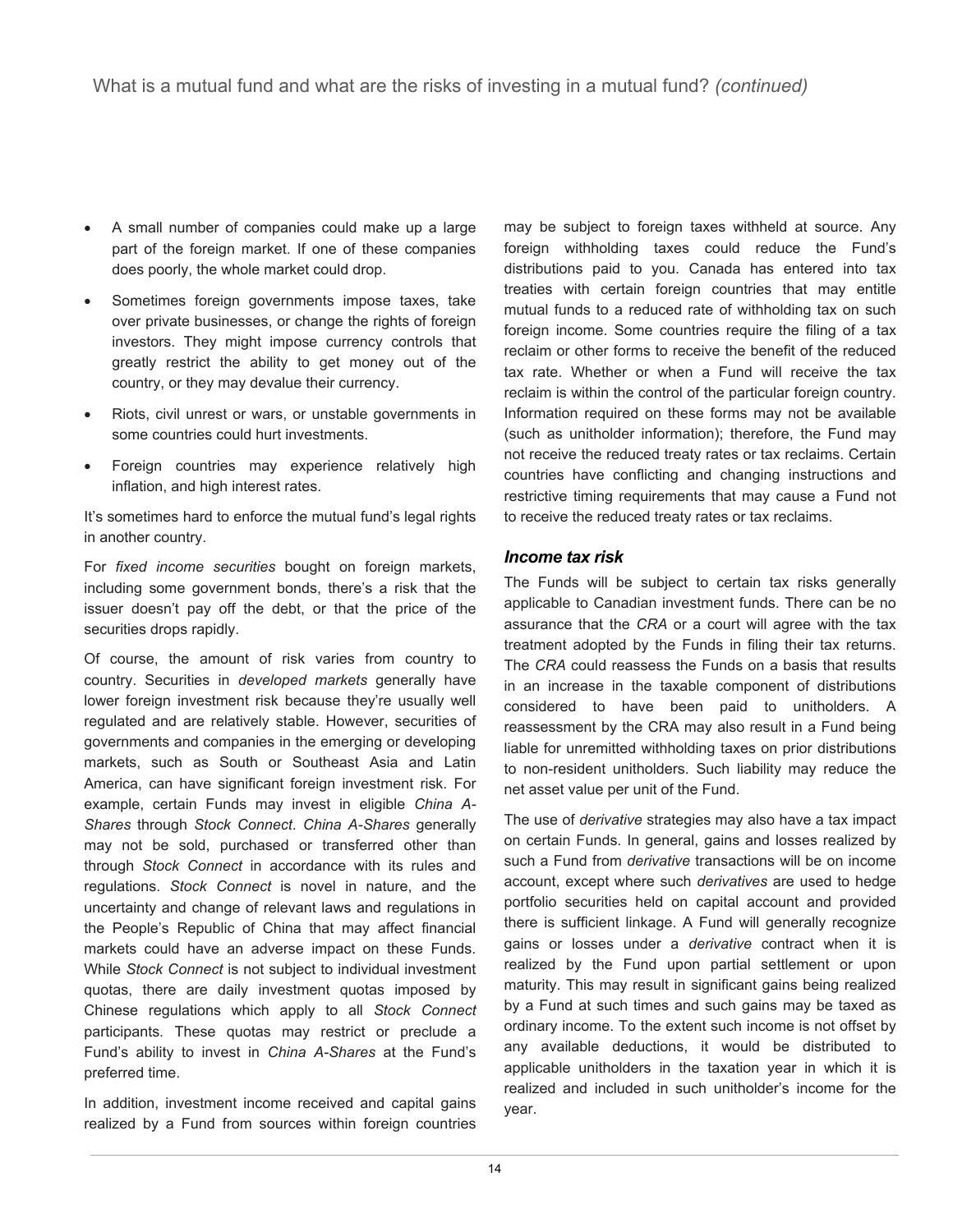- A small number of companies could make up a large part of the foreign market. If one of these companies does poorly, the whole market could drop.
- Sometimes foreign governments impose taxes, take over private businesses, or change the rights of foreign investors. They might impose currency controls that greatly restrict the ability to get money out of the country, or they may devalue their currency.
- Riots, civil unrest or wars, or unstable governments in some countries could hurt investments.
- Foreign countries may experience relatively high inflation, and high interest rates.

It's sometimes hard to enforce the mutual fund's legal rights in another country.

For *fixed income securities* bought on foreign markets, including some government bonds, there's a risk that the issuer doesn't pay off the debt, or that the price of the securities drops rapidly.

Of course, the amount of risk varies from country to country. Securities in *developed markets* generally have lower foreign investment risk because they're usually well regulated and are relatively stable. However, securities of governments and companies in the emerging or developing markets, such as South or Southeast Asia and Latin America, can have significant foreign investment risk. For example, certain Funds may invest in eligible *China A-Shares* through *Stock Connect*. *China A-Shares* generally may not be sold, purchased or transferred other than through *Stock Connect* in accordance with its rules and regulations. *Stock Connect* is novel in nature, and the uncertainty and change of relevant laws and regulations in the People's Republic of China that may affect financial markets could have an adverse impact on these Funds. While *Stock Connect* is not subject to individual investment quotas, there are daily investment quotas imposed by Chinese regulations which apply to all *Stock Connect* participants. These quotas may restrict or preclude a Fund's ability to invest in *China A-Shares* at the Fund's preferred time.

In addition, investment income received and capital gains realized by a Fund from sources within foreign countries may be subject to foreign taxes withheld at source. Any foreign withholding taxes could reduce the Fund's distributions paid to you. Canada has entered into tax treaties with certain foreign countries that may entitle mutual funds to a reduced rate of withholding tax on such foreign income. Some countries require the filing of a tax reclaim or other forms to receive the benefit of the reduced tax rate. Whether or when a Fund will receive the tax reclaim is within the control of the particular foreign country. Information required on these forms may not be available (such as unitholder information); therefore, the Fund may not receive the reduced treaty rates or tax reclaims. Certain countries have conflicting and changing instructions and restrictive timing requirements that may cause a Fund not to receive the reduced treaty rates or tax reclaims.

### *Income tax risk*

The Funds will be subject to certain tax risks generally applicable to Canadian investment funds. There can be no assurance that the *CRA* or a court will agree with the tax treatment adopted by the Funds in filing their tax returns. The *CRA* could reassess the Funds on a basis that results in an increase in the taxable component of distributions considered to have been paid to unitholders. A reassessment by the CRA may also result in a Fund being liable for unremitted withholding taxes on prior distributions to non-resident unitholders. Such liability may reduce the net asset value per unit of the Fund.

The use of *derivative* strategies may also have a tax impact on certain Funds. In general, gains and losses realized by such a Fund from *derivative* transactions will be on income account, except where such *derivatives* are used to hedge portfolio securities held on capital account and provided there is sufficient linkage. A Fund will generally recognize gains or losses under a *derivative* contract when it is realized by the Fund upon partial settlement or upon maturity. This may result in significant gains being realized by a Fund at such times and such gains may be taxed as ordinary income. To the extent such income is not offset by any available deductions, it would be distributed to applicable unitholders in the taxation year in which it is realized and included in such unitholder's income for the year.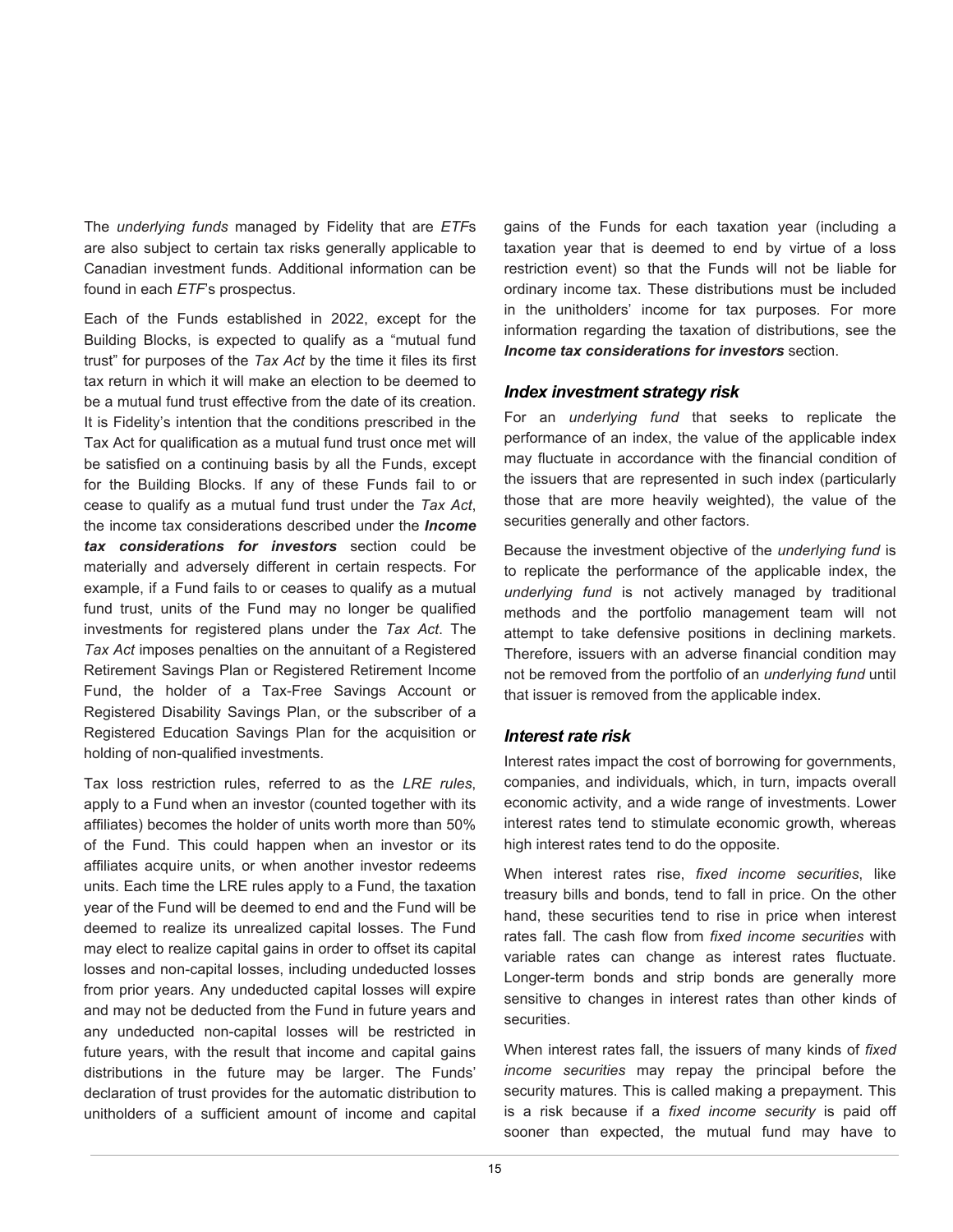The *underlying funds* managed by Fidelity that are *ETF*s are also subject to certain tax risks generally applicable to Canadian investment funds. Additional information can be found in each *ETF*'s prospectus.

Each of the Funds established in 2022, except for the Building Blocks, is expected to qualify as a "mutual fund trust" for purposes of the *Tax Act* by the time it files its first tax return in which it will make an election to be deemed to be a mutual fund trust effective from the date of its creation. It is Fidelity's intention that the conditions prescribed in the Tax Act for qualification as a mutual fund trust once met will be satisfied on a continuing basis by all the Funds, except for the Building Blocks. If any of these Funds fail to or cease to qualify as a mutual fund trust under the *Tax Act*, the income tax considerations described under the ***Income tax considerations for investors*** section could be materially and adversely different in certain respects. For example, if a Fund fails to or ceases to qualify as a mutual fund trust, units of the Fund may no longer be qualified investments for registered plans under the *Tax Act*. The *Tax Act* imposes penalties on the annuitant of a Registered Retirement Savings Plan or Registered Retirement Income Fund, the holder of a Tax-Free Savings Account or Registered Disability Savings Plan, or the subscriber of a Registered Education Savings Plan for the acquisition or holding of non-qualified investments.

Tax loss restriction rules, referred to as the *LRE rules*, apply to a Fund when an investor (counted together with its affiliates) becomes the holder of units worth more than 50% of the Fund. This could happen when an investor or its affiliates acquire units, or when another investor redeems units. Each time the LRE rules apply to a Fund, the taxation year of the Fund will be deemed to end and the Fund will be deemed to realize its unrealized capital losses. The Fund may elect to realize capital gains in order to offset its capital losses and non-capital losses, including undeducted losses from prior years. Any undeducted capital losses will expire and may not be deducted from the Fund in future years and any undeducted non-capital losses will be restricted in future years, with the result that income and capital gains distributions in the future may be larger. The Funds' declaration of trust provides for the automatic distribution to unitholders of a sufficient amount of income and capital gains of the Funds for each taxation year (including a taxation year that is deemed to end by virtue of a loss restriction event) so that the Funds will not be liable for ordinary income tax. These distributions must be included in the unitholders' income for tax purposes. For more information regarding the taxation of distributions, see the ***Income tax considerations for investors*** section.

### Index investment strategy risk

For an *underlying fund* that seeks to replicate the performance of an index, the value of the applicable index may fluctuate in accordance with the financial condition of the issuers that are represented in such index (particularly those that are more heavily weighted), the value of the securities generally and other factors.

Because the investment objective of the *underlying fund* is to replicate the performance of the applicable index, the *underlying fund* is not actively managed by traditional methods and the portfolio management team will not attempt to take defensive positions in declining markets. Therefore, issuers with an adverse financial condition may not be removed from the portfolio of an *underlying fund* until that issuer is removed from the applicable index.

### Interest rate risk

Interest rates impact the cost of borrowing for governments, companies, and individuals, which, in turn, impacts overall economic activity, and a wide range of investments. Lower interest rates tend to stimulate economic growth, whereas high interest rates tend to do the opposite.

When interest rates rise, *fixed income securities*, like treasury bills and bonds, tend to fall in price. On the other hand, these securities tend to rise in price when interest rates fall. The cash flow from *fixed income securities* with variable rates can change as interest rates fluctuate. Longer-term bonds and strip bonds are generally more sensitive to changes in interest rates than other kinds of securities.

When interest rates fall, the issuers of many kinds of *fixed income securities* may repay the principal before the security matures. This is called making a prepayment. This is a risk because if a *fixed income security* is paid off sooner than expected, the mutual fund may have to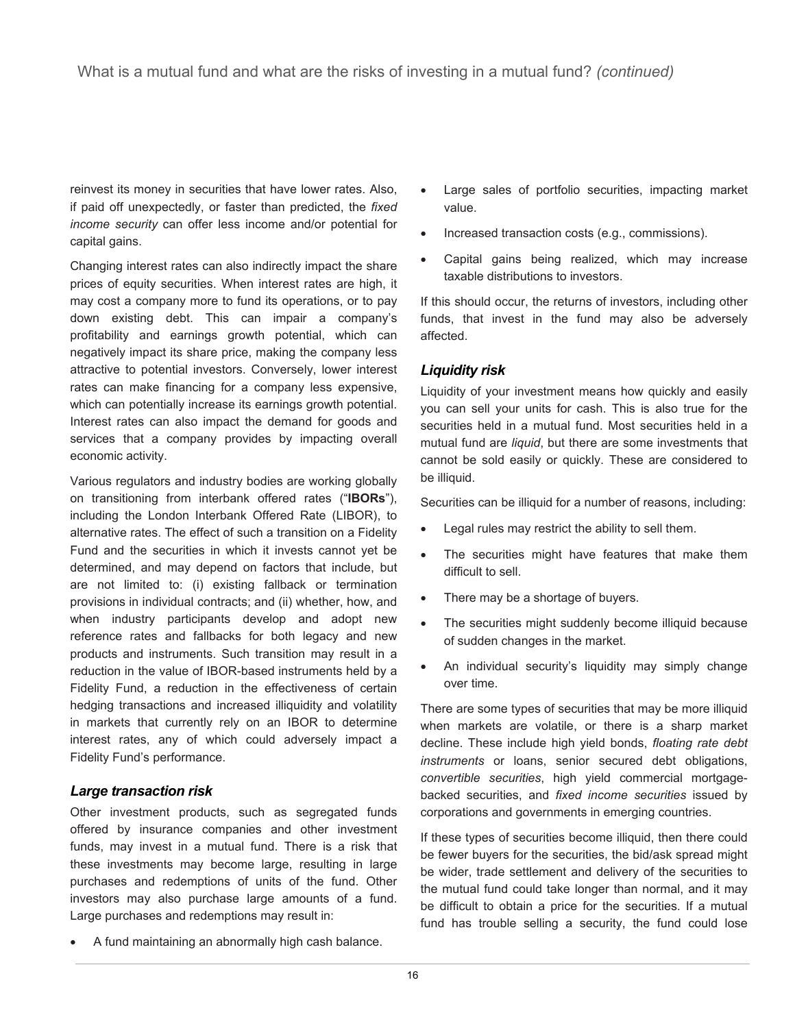reinvest its money in securities that have lower rates. Also, if paid off unexpectedly, or faster than predicted, the *fixed income security* can offer less income and/or potential for capital gains.

Changing interest rates can also indirectly impact the share prices of equity securities. When interest rates are high, it may cost a company more to fund its operations, or to pay down existing debt. This can impair a company's profitability and earnings growth potential, which can negatively impact its share price, making the company less attractive to potential investors. Conversely, lower interest rates can make financing for a company less expensive, which can potentially increase its earnings growth potential. Interest rates can also impact the demand for goods and services that a company provides by impacting overall economic activity.

Various regulators and industry bodies are working globally on transitioning from interbank offered rates ("**IBORs**"), including the London Interbank Offered Rate (LIBOR), to alternative rates. The effect of such a transition on a Fidelity Fund and the securities in which it invests cannot yet be determined, and may depend on factors that include, but are not limited to: (i) existing fallback or termination provisions in individual contracts; and (ii) whether, how, and when industry participants develop and adopt new reference rates and fallbacks for both legacy and new products and instruments. Such transition may result in a reduction in the value of IBOR-based instruments held by a Fidelity Fund, a reduction in the effectiveness of certain hedging transactions and increased illiquidity and volatility in markets that currently rely on an IBOR to determine interest rates, any of which could adversely impact a Fidelity Fund's performance.

### *Large transaction risk*

Other investment products, such as segregated funds offered by insurance companies and other investment funds, may invest in a mutual fund. There is a risk that these investments may become large, resulting in large purchases and redemptions of units of the fund. Other investors may also purchase large amounts of a fund. Large purchases and redemptions may result in:

- A fund maintaining an abnormally high cash balance.
- Large sales of portfolio securities, impacting market value.
- Increased transaction costs (e.g., commissions).
- Capital gains being realized, which may increase taxable distributions to investors.

If this should occur, the returns of investors, including other funds, that invest in the fund may also be adversely affected.

### *Liquidity risk*

Liquidity of your investment means how quickly and easily you can sell your units for cash. This is also true for the securities held in a mutual fund. Most securities held in a mutual fund are *liquid*, but there are some investments that cannot be sold easily or quickly. These are considered to be illiquid.

Securities can be illiquid for a number of reasons, including:

- Legal rules may restrict the ability to sell them.
- The securities might have features that make them difficult to sell.
- There may be a shortage of buyers.
- The securities might suddenly become illiquid because of sudden changes in the market.
- An individual security's liquidity may simply change over time.

There are some types of securities that may be more illiquid when markets are volatile, or there is a sharp market decline. These include high yield bonds, *floating rate debt instruments* or loans, senior secured debt obligations, *convertible securities*, high yield commercial mortgage-backed securities, and *fixed income securities* issued by corporations and governments in emerging countries.

If these types of securities become illiquid, then there could be fewer buyers for the securities, the bid/ask spread might be wider, trade settlement and delivery of the securities to the mutual fund could take longer than normal, and it may be difficult to obtain a price for the securities. If a mutual fund has trouble selling a security, the fund could lose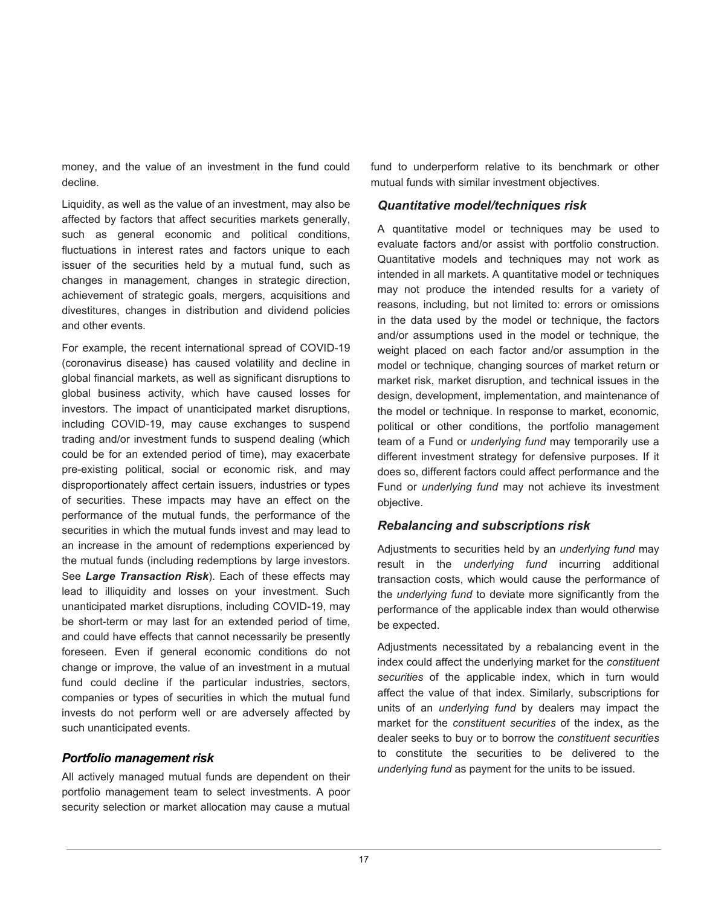money, and the value of an investment in the fund could decline.

Liquidity, as well as the value of an investment, may also be affected by factors that affect securities markets generally, such as general economic and political conditions, fluctuations in interest rates and factors unique to each issuer of the securities held by a mutual fund, such as changes in management, changes in strategic direction, achievement of strategic goals, mergers, acquisitions and divestitures, changes in distribution and dividend policies and other events.

For example, the recent international spread of COVID-19 (coronavirus disease) has caused volatility and decline in global financial markets, as well as significant disruptions to global business activity, which have caused losses for investors. The impact of unanticipated market disruptions, including COVID-19, may cause exchanges to suspend trading and/or investment funds to suspend dealing (which could be for an extended period of time), may exacerbate pre-existing political, social or economic risk, and may disproportionately affect certain issuers, industries or types of securities. These impacts may have an effect on the performance of the mutual funds, the performance of the securities in which the mutual funds invest and may lead to an increase in the amount of redemptions experienced by the mutual funds (including redemptions by large investors. See ***Large Transaction Risk***). Each of these effects may lead to illiquidity and losses on your investment. Such unanticipated market disruptions, including COVID-19, may be short-term or may last for an extended period of time, and could have effects that cannot necessarily be presently foreseen. Even if general economic conditions do not change or improve, the value of an investment in a mutual fund could decline if the particular industries, sectors, companies or types of securities in which the mutual fund invests do not perform well or are adversely affected by such unanticipated events.

### *Portfolio management risk*

All actively managed mutual funds are dependent on their portfolio management team to select investments. A poor security selection or market allocation may cause a mutual fund to underperform relative to its benchmark or other mutual funds with similar investment objectives.

### *Quantitative model/techniques risk*

A quantitative model or techniques may be used to evaluate factors and/or assist with portfolio construction. Quantitative models and techniques may not work as intended in all markets. A quantitative model or techniques may not produce the intended results for a variety of reasons, including, but not limited to: errors or omissions in the data used by the model or technique, the factors and/or assumptions used in the model or technique, the weight placed on each factor and/or assumption in the model or technique, changing sources of market return or market risk, market disruption, and technical issues in the design, development, implementation, and maintenance of the model or technique. In response to market, economic, political or other conditions, the portfolio management team of a Fund or *underlying fund* may temporarily use a different investment strategy for defensive purposes. If it does so, different factors could affect performance and the Fund or *underlying fund* may not achieve its investment objective.

### *Rebalancing and subscriptions risk*

Adjustments to securities held by an *underlying fund* may result in the *underlying fund* incurring additional transaction costs, which would cause the performance of the *underlying fund* to deviate more significantly from the performance of the applicable index than would otherwise be expected.

Adjustments necessitated by a rebalancing event in the index could affect the underlying market for the *constituent securities* of the applicable index, which in turn would affect the value of that index. Similarly, subscriptions for units of an *underlying fund* by dealers may impact the market for the *constituent securities* of the index, as the dealer seeks to buy or to borrow the *constituent securities* to constitute the securities to be delivered to the *underlying fund* as payment for the units to be issued.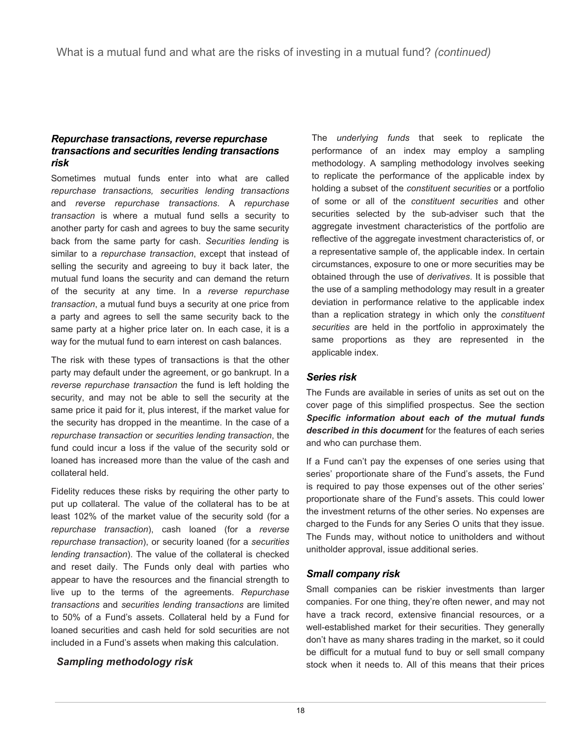### *Repurchase transactions, reverse repurchase transactions and securities lending transactions risk*

Sometimes mutual funds enter into what are called *repurchase transactions, securities lending transactions* and *reverse repurchase transactions*. A *repurchase transaction* is where a mutual fund sells a security to another party for cash and agrees to buy the same security back from the same party for cash. *Securities lending* is similar to a *repurchase transaction*, except that instead of selling the security and agreeing to buy it back later, the mutual fund loans the security and can demand the return of the security at any time. In a *reverse repurchase transaction*, a mutual fund buys a security at one price from a party and agrees to sell the same security back to the same party at a higher price later on. In each case, it is a way for the mutual fund to earn interest on cash balances.

The risk with these types of transactions is that the other party may default under the agreement, or go bankrupt. In a *reverse repurchase transaction* the fund is left holding the security, and may not be able to sell the security at the same price it paid for it, plus interest, if the market value for the security has dropped in the meantime. In the case of a *repurchase transaction* or *securities lending transaction*, the fund could incur a loss if the value of the security sold or loaned has increased more than the value of the cash and collateral held.

Fidelity reduces these risks by requiring the other party to put up collateral. The value of the collateral has to be at least 102% of the market value of the security sold (for a *repurchase transaction*), cash loaned (for a *reverse repurchase transaction*), or security loaned (for a *securities lending transaction*). The value of the collateral is checked and reset daily. The Funds only deal with parties who appear to have the resources and the financial strength to live up to the terms of the agreements. *Repurchase transactions* and *securities lending transactions* are limited to 50% of a Fund's assets. Collateral held by a Fund for loaned securities and cash held for sold securities are not included in a Fund's assets when making this calculation.

### *Sampling methodology risk*

The *underlying funds* that seek to replicate the performance of an index may employ a sampling methodology. A sampling methodology involves seeking to replicate the performance of the applicable index by holding a subset of the *constituent securities* or a portfolio of some or all of the *constituent securities* and other securities selected by the sub-adviser such that the aggregate investment characteristics of the portfolio are reflective of the aggregate investment characteristics of, or a representative sample of, the applicable index. In certain circumstances, exposure to one or more securities may be obtained through the use of *derivatives*. It is possible that the use of a sampling methodology may result in a greater deviation in performance relative to the applicable index than a replication strategy in which only the *constituent securities* are held in the portfolio in approximately the same proportions as they are represented in the applicable index.

### *Series risk*

The Funds are available in series of units as set out on the cover page of this simplified prospectus. See the section ***Specific information about each of the mutual funds described in this document*** for the features of each series and who can purchase them.

If a Fund can't pay the expenses of one series using that series' proportionate share of the Fund's assets, the Fund is required to pay those expenses out of the other series' proportionate share of the Fund's assets. This could lower the investment returns of the other series. No expenses are charged to the Funds for any Series O units that they issue. The Funds may, without notice to unitholders and without unitholder approval, issue additional series.

### *Small company risk*

Small companies can be riskier investments than larger companies. For one thing, they're often newer, and may not have a track record, extensive financial resources, or a well-established market for their securities. They generally don't have as many shares trading in the market, so it could be difficult for a mutual fund to buy or sell small company stock when it needs to. All of this means that their prices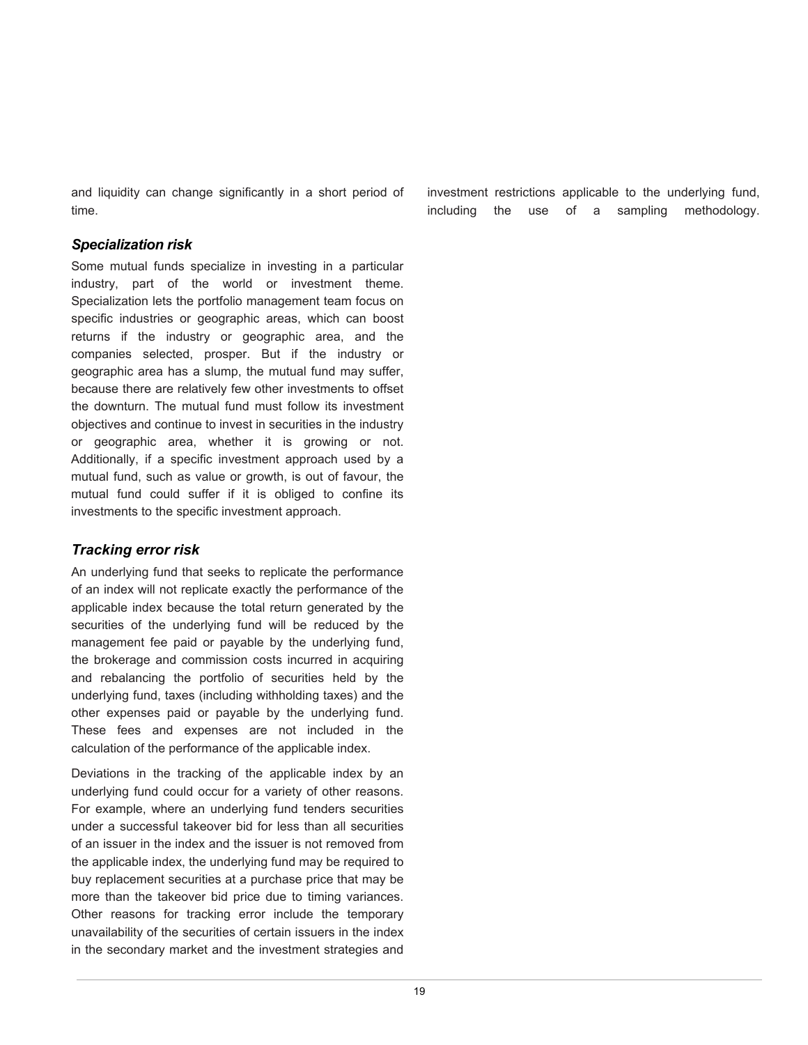and liquidity can change significantly in a short period of time.

### *Specialization risk*

Some mutual funds specialize in investing in a particular industry, part of the world or investment theme. Specialization lets the portfolio management team focus on specific industries or geographic areas, which can boost returns if the industry or geographic area, and the companies selected, prosper. But if the industry or geographic area has a slump, the mutual fund may suffer, because there are relatively few other investments to offset the downturn. The mutual fund must follow its investment objectives and continue to invest in securities in the industry or geographic area, whether it is growing or not. Additionally, if a specific investment approach used by a mutual fund, such as value or growth, is out of favour, the mutual fund could suffer if it is obliged to confine its investments to the specific investment approach.

### *Tracking error risk*

An underlying fund that seeks to replicate the performance of an index will not replicate exactly the performance of the applicable index because the total return generated by the securities of the underlying fund will be reduced by the management fee paid or payable by the underlying fund, the brokerage and commission costs incurred in acquiring and rebalancing the portfolio of securities held by the underlying fund, taxes (including withholding taxes) and the other expenses paid or payable by the underlying fund. These fees and expenses are not included in the calculation of the performance of the applicable index.

Deviations in the tracking of the applicable index by an underlying fund could occur for a variety of other reasons. For example, where an underlying fund tenders securities under a successful takeover bid for less than all securities of an issuer in the index and the issuer is not removed from the applicable index, the underlying fund may be required to buy replacement securities at a purchase price that may be more than the takeover bid price due to timing variances. Other reasons for tracking error include the temporary unavailability of the securities of certain issuers in the index in the secondary market and the investment strategies and investment restrictions applicable to the underlying fund, including the use of a sampling methodology.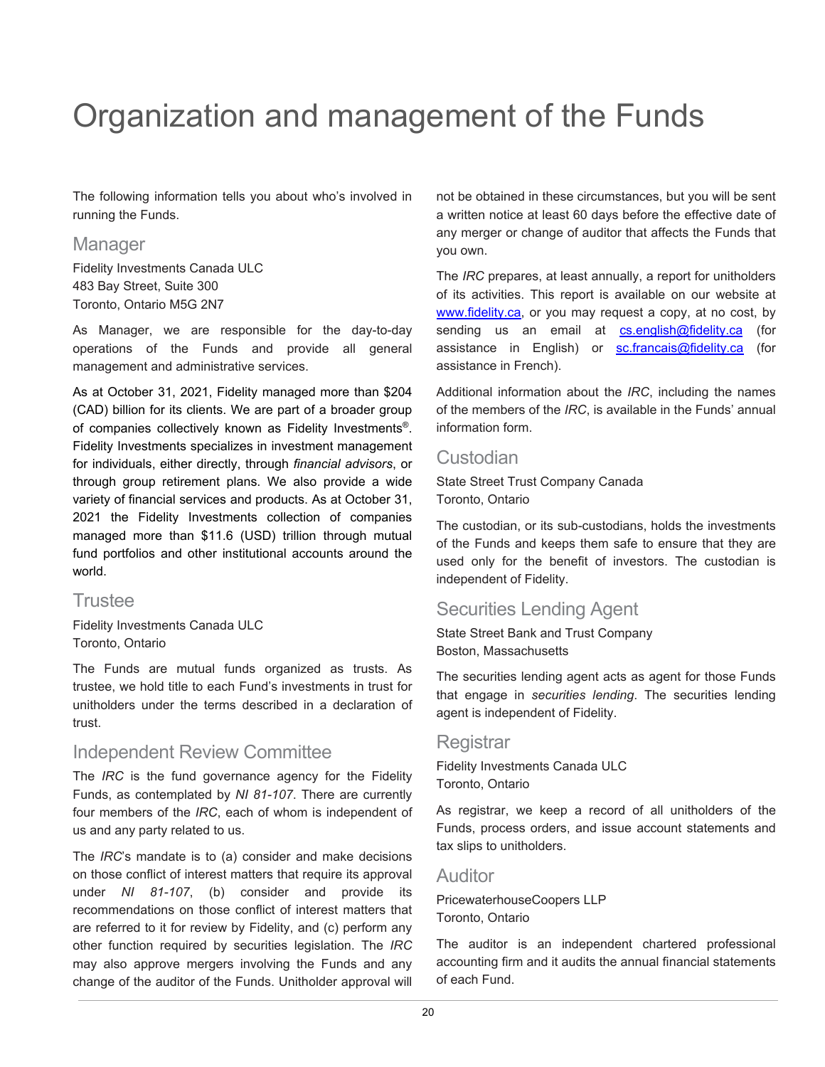# Organization and management of the Funds

The following information tells you about who's involved in running the Funds.

## Manager

Fidelity Investments Canada ULC
483 Bay Street, Suite 300
Toronto, Ontario M5G 2N7

As Manager, we are responsible for the day-to-day operations of the Funds and provide all general management and administrative services.

As at October 31, 2021, Fidelity managed more than $204 (CAD) billion for its clients. We are part of a broader group of companies collectively known as Fidelity Investments®. Fidelity Investments specializes in investment management for individuals, either directly, through *financial advisors*, or through group retirement plans. We also provide a wide variety of financial services and products. As at October 31, 2021 the Fidelity Investments collection of companies managed more than $11.6 (USD) trillion through mutual fund portfolios and other institutional accounts around the world.

## Trustee

Fidelity Investments Canada ULC
Toronto, Ontario

The Funds are mutual funds organized as trusts. As trustee, we hold title to each Fund's investments in trust for unitholders under the terms described in a declaration of trust.

## Independent Review Committee

The *IRC* is the fund governance agency for the Fidelity Funds, as contemplated by *NI 81-107*. There are currently four members of the *IRC*, each of whom is independent of us and any party related to us.

The *IRC*'s mandate is to (a) consider and make decisions on those conflict of interest matters that require its approval under *NI 81-107*, (b) consider and provide its recommendations on those conflict of interest matters that are referred to it for review by Fidelity, and (c) perform any other function required by securities legislation. The *IRC* may also approve mergers involving the Funds and any change of the auditor of the Funds. Unitholder approval will not be obtained in these circumstances, but you will be sent a written notice at least 60 days before the effective date of any merger or change of auditor that affects the Funds that you own.

The *IRC* prepares, at least annually, a report for unitholders of its activities. This report is available on our website at www.fidelity.ca, or you may request a copy, at no cost, by sending us an email at cs.english@fidelity.ca (for assistance in English) or sc.francais@fidelity.ca (for assistance in French).

Additional information about the *IRC*, including the names of the members of the *IRC*, is available in the Funds' annual information form.

## Custodian

State Street Trust Company Canada
Toronto, Ontario

The custodian, or its sub-custodians, holds the investments of the Funds and keeps them safe to ensure that they are used only for the benefit of investors. The custodian is independent of Fidelity.

## Securities Lending Agent

State Street Bank and Trust Company
Boston, Massachusetts

The securities lending agent acts as agent for those Funds that engage in *securities lending*. The securities lending agent is independent of Fidelity.

## Registrar

Fidelity Investments Canada ULC
Toronto, Ontario

As registrar, we keep a record of all unitholders of the Funds, process orders, and issue account statements and tax slips to unitholders.

## Auditor

PricewaterhouseCoopers LLP
Toronto, Ontario

The auditor is an independent chartered professional accounting firm and it audits the annual financial statements of each Fund.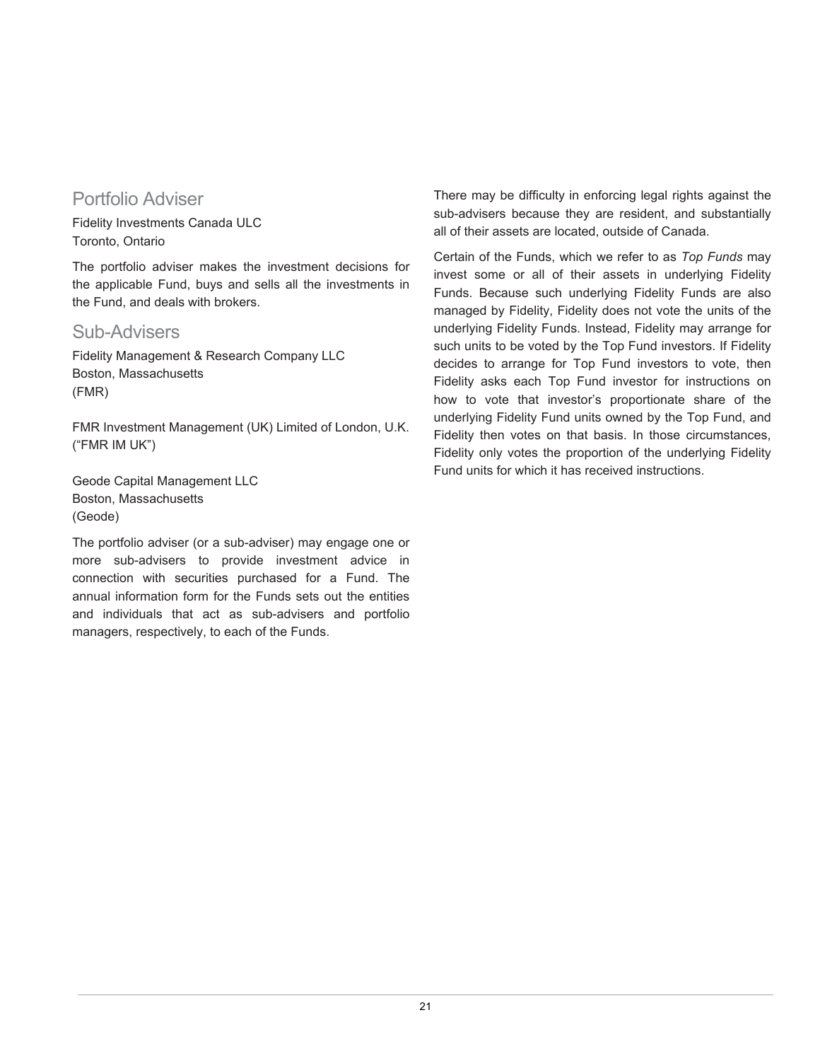## Portfolio Adviser

Fidelity Investments Canada ULC
Toronto, Ontario

The portfolio adviser makes the investment decisions for the applicable Fund, buys and sells all the investments in the Fund, and deals with brokers.

## Sub-Advisers

Fidelity Management & Research Company LLC
Boston, Massachusetts
(FMR)

FMR Investment Management (UK) Limited of London, U.K. ("FMR IM UK")

Geode Capital Management LLC
Boston, Massachusetts
(Geode)

The portfolio adviser (or a sub-adviser) may engage one or more sub-advisers to provide investment advice in connection with securities purchased for a Fund. The annual information form for the Funds sets out the entities and individuals that act as sub-advisers and portfolio managers, respectively, to each of the Funds.

There may be difficulty in enforcing legal rights against the sub-advisers because they are resident, and substantially all of their assets are located, outside of Canada.

Certain of the Funds, which we refer to as *Top Funds* may invest some or all of their assets in underlying Fidelity Funds. Because such underlying Fidelity Funds are also managed by Fidelity, Fidelity does not vote the units of the underlying Fidelity Funds. Instead, Fidelity may arrange for such units to be voted by the Top Fund investors. If Fidelity decides to arrange for Top Fund investors to vote, then Fidelity asks each Top Fund investor for instructions on how to vote that investor's proportionate share of the underlying Fidelity Fund units owned by the Top Fund, and Fidelity then votes on that basis. In those circumstances, Fidelity only votes the proportion of the underlying Fidelity Fund units for which it has received instructions.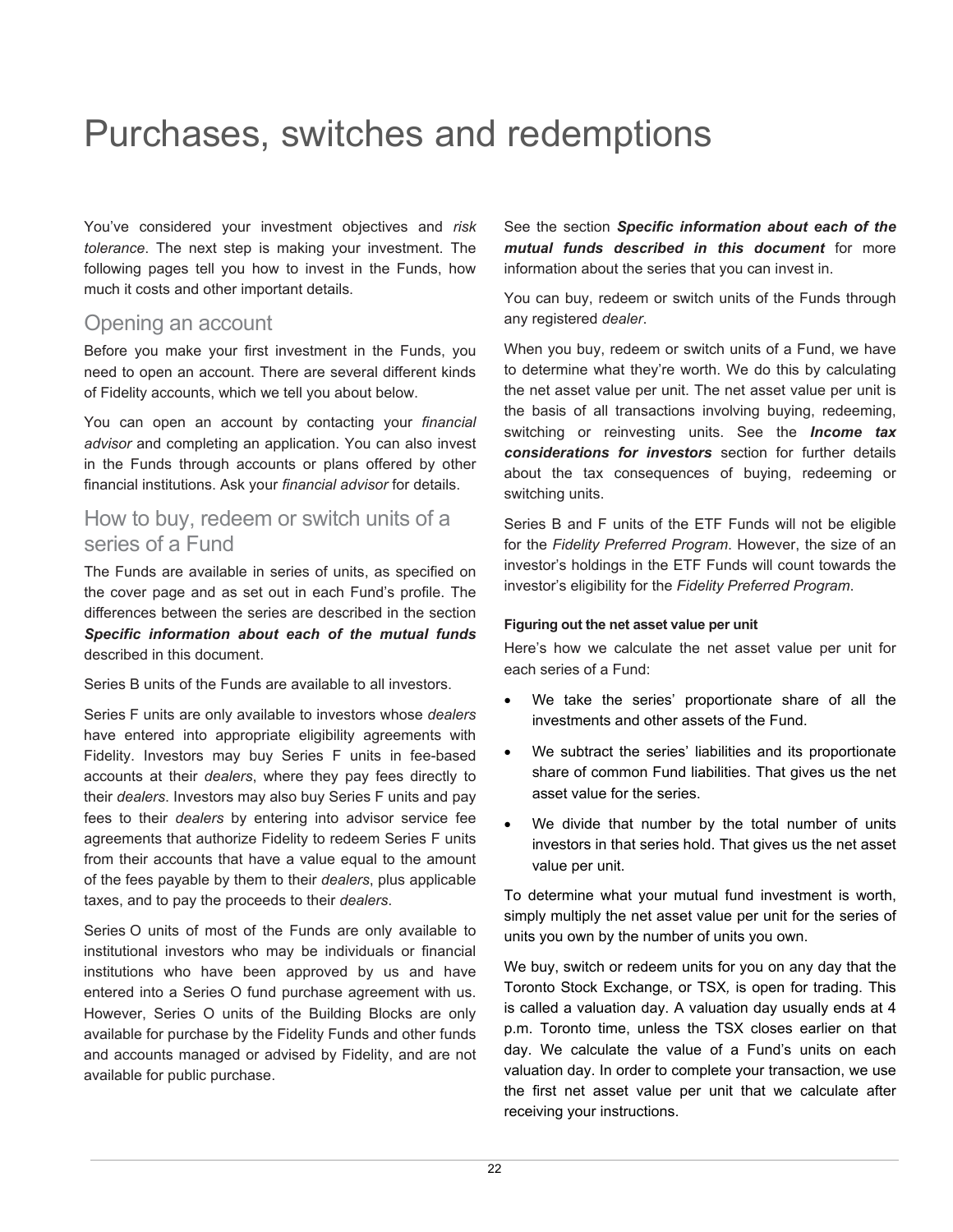# Purchases, switches and redemptions

You've considered your investment objectives and *risk tolerance*. The next step is making your investment. The following pages tell you how to invest in the Funds, how much it costs and other important details.

## Opening an account

Before you make your first investment in the Funds, you need to open an account. There are several different kinds of Fidelity accounts, which we tell you about below.

You can open an account by contacting your *financial advisor* and completing an application. You can also invest in the Funds through accounts or plans offered by other financial institutions. Ask your *financial advisor* for details.

## How to buy, redeem or switch units of a series of a Fund

The Funds are available in series of units, as specified on the cover page and as set out in each Fund's profile. The differences between the series are described in the section ***Specific information about each of the mutual funds*** described in this document.

Series B units of the Funds are available to all investors.

Series F units are only available to investors whose *dealers* have entered into appropriate eligibility agreements with Fidelity. Investors may buy Series F units in fee-based accounts at their *dealers*, where they pay fees directly to their *dealers*. Investors may also buy Series F units and pay fees to their *dealers* by entering into advisor service fee agreements that authorize Fidelity to redeem Series F units from their accounts that have a value equal to the amount of the fees payable by them to their *dealers*, plus applicable taxes, and to pay the proceeds to their *dealers*.

Series O units of most of the Funds are only available to institutional investors who may be individuals or financial institutions who have been approved by us and have entered into a Series O fund purchase agreement with us. However, Series O units of the Building Blocks are only available for purchase by the Fidelity Funds and other funds and accounts managed or advised by Fidelity, and are not available for public purchase.

See the section ***Specific information about each of the mutual funds described in this document*** for more information about the series that you can invest in.

You can buy, redeem or switch units of the Funds through any registered *dealer*.

When you buy, redeem or switch units of a Fund, we have to determine what they're worth. We do this by calculating the net asset value per unit. The net asset value per unit is the basis of all transactions involving buying, redeeming, switching or reinvesting units. See the ***Income tax considerations for investors*** section for further details about the tax consequences of buying, redeeming or switching units.

Series B and F units of the ETF Funds will not be eligible for the *Fidelity Preferred Program*. However, the size of an investor's holdings in the ETF Funds will count towards the investor's eligibility for the *Fidelity Preferred Program*.

#### Figuring out the net asset value per unit

Here's how we calculate the net asset value per unit for each series of a Fund:

- We take the series' proportionate share of all the investments and other assets of the Fund.
- We subtract the series' liabilities and its proportionate share of common Fund liabilities. That gives us the net asset value for the series.
- We divide that number by the total number of units investors in that series hold. That gives us the net asset value per unit.

To determine what your mutual fund investment is worth, simply multiply the net asset value per unit for the series of units you own by the number of units you own.

We buy, switch or redeem units for you on any day that the Toronto Stock Exchange, or TSX*,* is open for trading. This is called a valuation day. A valuation day usually ends at 4 p.m. Toronto time, unless the TSX closes earlier on that day. We calculate the value of a Fund's units on each valuation day. In order to complete your transaction, we use the first net asset value per unit that we calculate after receiving your instructions.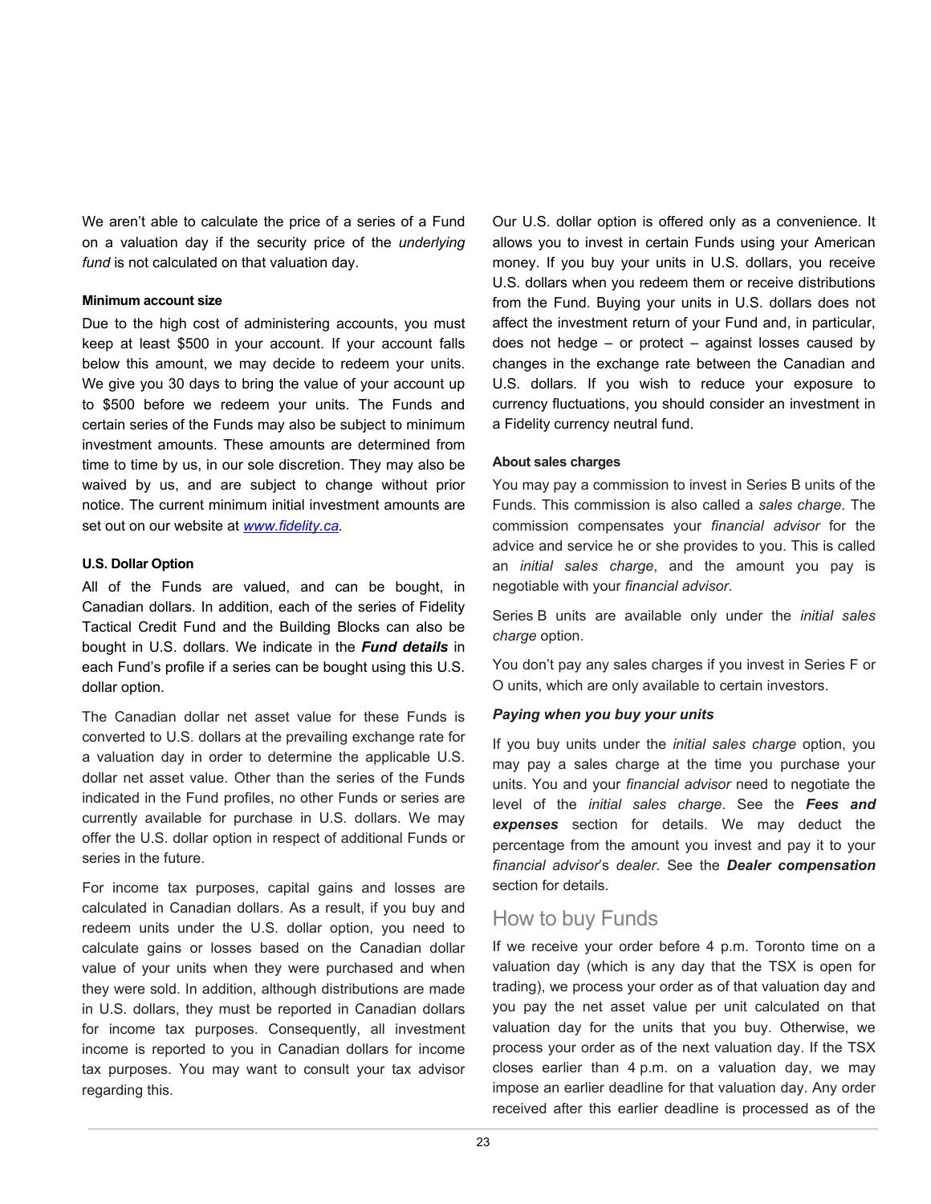We aren't able to calculate the price of a series of a Fund on a valuation day if the security price of the *underlying fund* is not calculated on that valuation day.

#### Minimum account size

Due to the high cost of administering accounts, you must keep at least $500 in your account. If your account falls below this amount, we may decide to redeem your units. We give you 30 days to bring the value of your account up to $500 before we redeem your units. The Funds and certain series of the Funds may also be subject to minimum investment amounts. These amounts are determined from time to time by us, in our sole discretion. They may also be waived by us, and are subject to change without prior notice. The current minimum initial investment amounts are set out on our website at [www.fidelity.ca](www.fidelity.ca).

#### U.S. Dollar Option

All of the Funds are valued, and can be bought, in Canadian dollars. In addition, each of the series of Fidelity Tactical Credit Fund and the Building Blocks can also be bought in U.S. dollars. We indicate in the ***Fund details*** in each Fund's profile if a series can be bought using this U.S. dollar option.

The Canadian dollar net asset value for these Funds is converted to U.S. dollars at the prevailing exchange rate for a valuation day in order to determine the applicable U.S. dollar net asset value. Other than the series of the Funds indicated in the Fund profiles, no other Funds or series are currently available for purchase in U.S. dollars. We may offer the U.S. dollar option in respect of additional Funds or series in the future.

For income tax purposes, capital gains and losses are calculated in Canadian dollars. As a result, if you buy and redeem units under the U.S. dollar option, you need to calculate gains or losses based on the Canadian dollar value of your units when they were purchased and when they were sold. In addition, although distributions are made in U.S. dollars, they must be reported in Canadian dollars for income tax purposes. Consequently, all investment income is reported to you in Canadian dollars for income tax purposes. You may want to consult your tax advisor regarding this.

Our U.S. dollar option is offered only as a convenience. It allows you to invest in certain Funds using your American money. If you buy your units in U.S. dollars, you receive U.S. dollars when you redeem them or receive distributions from the Fund. Buying your units in U.S. dollars does not affect the investment return of your Fund and, in particular, does not hedge – or protect – against losses caused by changes in the exchange rate between the Canadian and U.S. dollars. If you wish to reduce your exposure to currency fluctuations, you should consider an investment in a Fidelity currency neutral fund.

#### About sales charges

You may pay a commission to invest in Series B units of the Funds. This commission is also called a *sales charge*. The commission compensates your *financial advisor* for the advice and service he or she provides to you. This is called an *initial sales charge*, and the amount you pay is negotiable with your *financial advisor*.

Series B units are available only under the *initial sales charge* option.

You don't pay any sales charges if you invest in Series F or O units, which are only available to certain investors.

***Paying when you buy your units***

If you buy units under the *initial sales charge* option, you may pay a sales charge at the time you purchase your units. You and your *financial advisor* need to negotiate the level of the *initial sales charge*. See the ***Fees and expenses*** section for details. We may deduct the percentage from the amount you invest and pay it to your *financial advisor*'s *dealer*. See the ***Dealer compensation*** section for details.

## How to buy Funds

If we receive your order before 4 p.m. Toronto time on a valuation day (which is any day that the TSX is open for trading), we process your order as of that valuation day and you pay the net asset value per unit calculated on that valuation day for the units that you buy. Otherwise, we process your order as of the next valuation day. If the TSX closes earlier than 4 p.m. on a valuation day, we may impose an earlier deadline for that valuation day. Any order received after this earlier deadline is processed as of the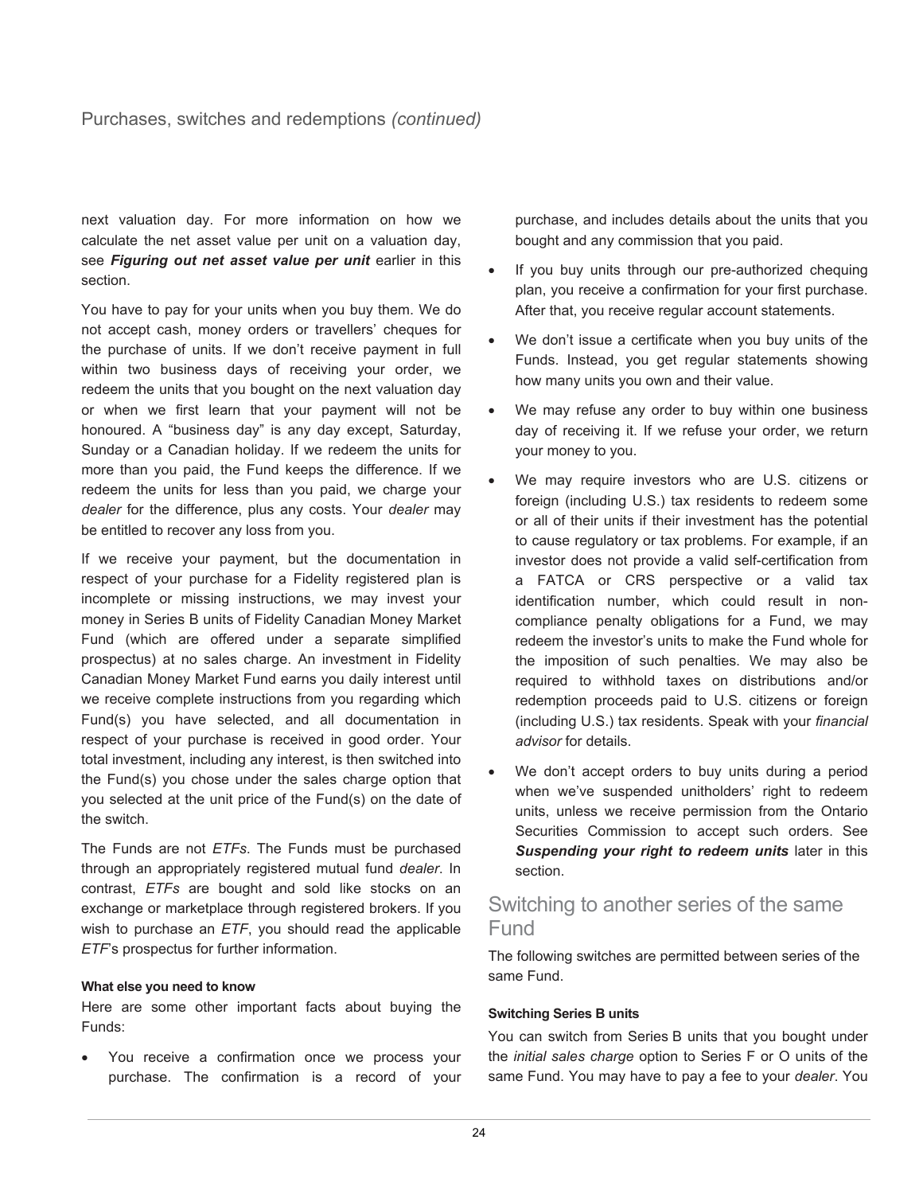next valuation day. For more information on how we calculate the net asset value per unit on a valuation day, see ***Figuring out net asset value per unit*** earlier in this section.

You have to pay for your units when you buy them. We do not accept cash, money orders or travellers' cheques for the purchase of units. If we don't receive payment in full within two business days of receiving your order, we redeem the units that you bought on the next valuation day or when we first learn that your payment will not be honoured. A "business day" is any day except, Saturday, Sunday or a Canadian holiday. If we redeem the units for more than you paid, the Fund keeps the difference. If we redeem the units for less than you paid, we charge your *dealer* for the difference, plus any costs. Your *dealer* may be entitled to recover any loss from you.

If we receive your payment, but the documentation in respect of your purchase for a Fidelity registered plan is incomplete or missing instructions, we may invest your money in Series B units of Fidelity Canadian Money Market Fund (which are offered under a separate simplified prospectus) at no sales charge. An investment in Fidelity Canadian Money Market Fund earns you daily interest until we receive complete instructions from you regarding which Fund(s) you have selected, and all documentation in respect of your purchase is received in good order. Your total investment, including any interest, is then switched into the Fund(s) you chose under the sales charge option that you selected at the unit price of the Fund(s) on the date of the switch.

The Funds are not *ETFs*. The Funds must be purchased through an appropriately registered mutual fund *dealer*. In contrast, *ETFs* are bought and sold like stocks on an exchange or marketplace through registered brokers. If you wish to purchase an *ETF*, you should read the applicable *ETF*'s prospectus for further information.

#### What else you need to know

Here are some other important facts about buying the Funds:

- You receive a confirmation once we process your purchase. The confirmation is a record of your purchase, and includes details about the units that you bought and any commission that you paid.
- If you buy units through our pre-authorized chequing plan, you receive a confirmation for your first purchase. After that, you receive regular account statements.
- We don't issue a certificate when you buy units of the Funds. Instead, you get regular statements showing how many units you own and their value.
- We may refuse any order to buy within one business day of receiving it. If we refuse your order, we return your money to you.
- We may require investors who are U.S. citizens or foreign (including U.S.) tax residents to redeem some or all of their units if their investment has the potential to cause regulatory or tax problems. For example, if an investor does not provide a valid self-certification from a FATCA or CRS perspective or a valid tax identification number, which could result in non-compliance penalty obligations for a Fund, we may redeem the investor's units to make the Fund whole for the imposition of such penalties. We may also be required to withhold taxes on distributions and/or redemption proceeds paid to U.S. citizens or foreign (including U.S.) tax residents. Speak with your *financial advisor* for details.
- We don't accept orders to buy units during a period when we've suspended unitholders' right to redeem units, unless we receive permission from the Ontario Securities Commission to accept such orders. See ***Suspending your right to redeem units*** later in this section.

## Switching to another series of the same Fund

The following switches are permitted between series of the same Fund.

#### Switching Series B units

You can switch from Series B units that you bought under the *initial sales charge* option to Series F or O units of the same Fund. You may have to pay a fee to your *dealer*. You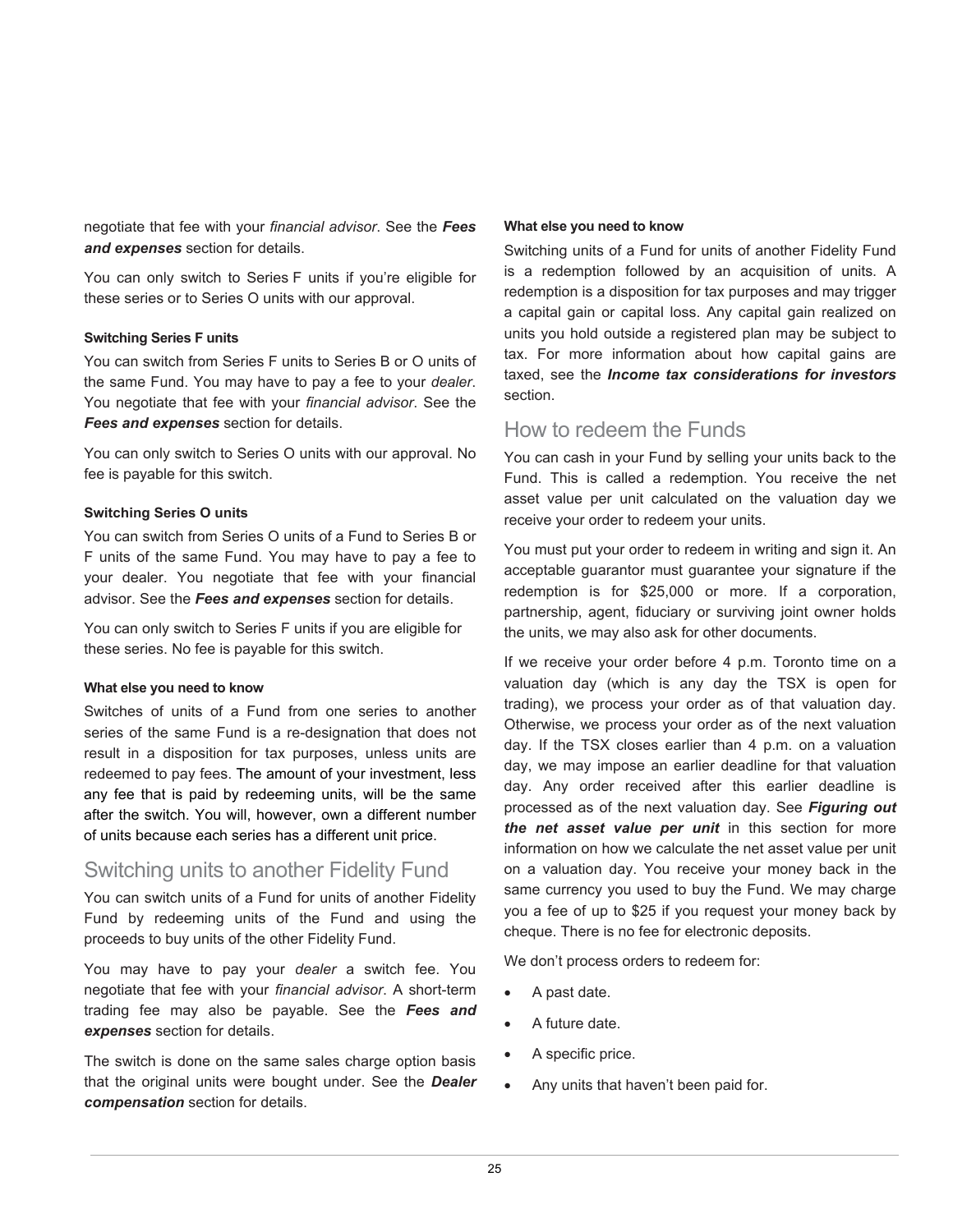negotiate that fee with your *financial advisor*. See the ***Fees and expenses*** section for details.

You can only switch to Series F units if you're eligible for these series or to Series O units with our approval.

#### Switching Series F units

You can switch from Series F units to Series B or O units of the same Fund. You may have to pay a fee to your *dealer*. You negotiate that fee with your *financial advisor*. See the ***Fees and expenses*** section for details.

You can only switch to Series O units with our approval. No fee is payable for this switch.

#### Switching Series O units

You can switch from Series O units of a Fund to Series B or F units of the same Fund. You may have to pay a fee to your dealer. You negotiate that fee with your financial advisor. See the ***Fees and expenses*** section for details.

You can only switch to Series F units if you are eligible for these series. No fee is payable for this switch.

#### What else you need to know

Switches of units of a Fund from one series to another series of the same Fund is a re-designation that does not result in a disposition for tax purposes, unless units are redeemed to pay fees. The amount of your investment, less any fee that is paid by redeeming units, will be the same after the switch. You will, however, own a different number of units because each series has a different unit price.

## Switching units to another Fidelity Fund

You can switch units of a Fund for units of another Fidelity Fund by redeeming units of the Fund and using the proceeds to buy units of the other Fidelity Fund.

You may have to pay your *dealer* a switch fee. You negotiate that fee with your *financial advisor*. A short-term trading fee may also be payable. See the ***Fees and expenses*** section for details.

The switch is done on the same sales charge option basis that the original units were bought under. See the ***Dealer compensation*** section for details.

#### What else you need to know

Switching units of a Fund for units of another Fidelity Fund is a redemption followed by an acquisition of units. A redemption is a disposition for tax purposes and may trigger a capital gain or capital loss. Any capital gain realized on units you hold outside a registered plan may be subject to tax. For more information about how capital gains are taxed, see the ***Income tax considerations for investors*** section.

## How to redeem the Funds

You can cash in your Fund by selling your units back to the Fund. This is called a redemption. You receive the net asset value per unit calculated on the valuation day we receive your order to redeem your units.

You must put your order to redeem in writing and sign it. An acceptable guarantor must guarantee your signature if the redemption is for $25,000 or more. If a corporation, partnership, agent, fiduciary or surviving joint owner holds the units, we may also ask for other documents.

If we receive your order before 4 p.m. Toronto time on a valuation day (which is any day the TSX is open for trading), we process your order as of that valuation day. Otherwise, we process your order as of the next valuation day. If the TSX closes earlier than 4 p.m. on a valuation day, we may impose an earlier deadline for that valuation day. Any order received after this earlier deadline is processed as of the next valuation day. See ***Figuring out the net asset value per unit*** in this section for more information on how we calculate the net asset value per unit on a valuation day. You receive your money back in the same currency you used to buy the Fund. We may charge you a fee of up to $25 if you request your money back by cheque. There is no fee for electronic deposits.

We don't process orders to redeem for:

- A past date.
- A future date.
- A specific price.
- Any units that haven't been paid for.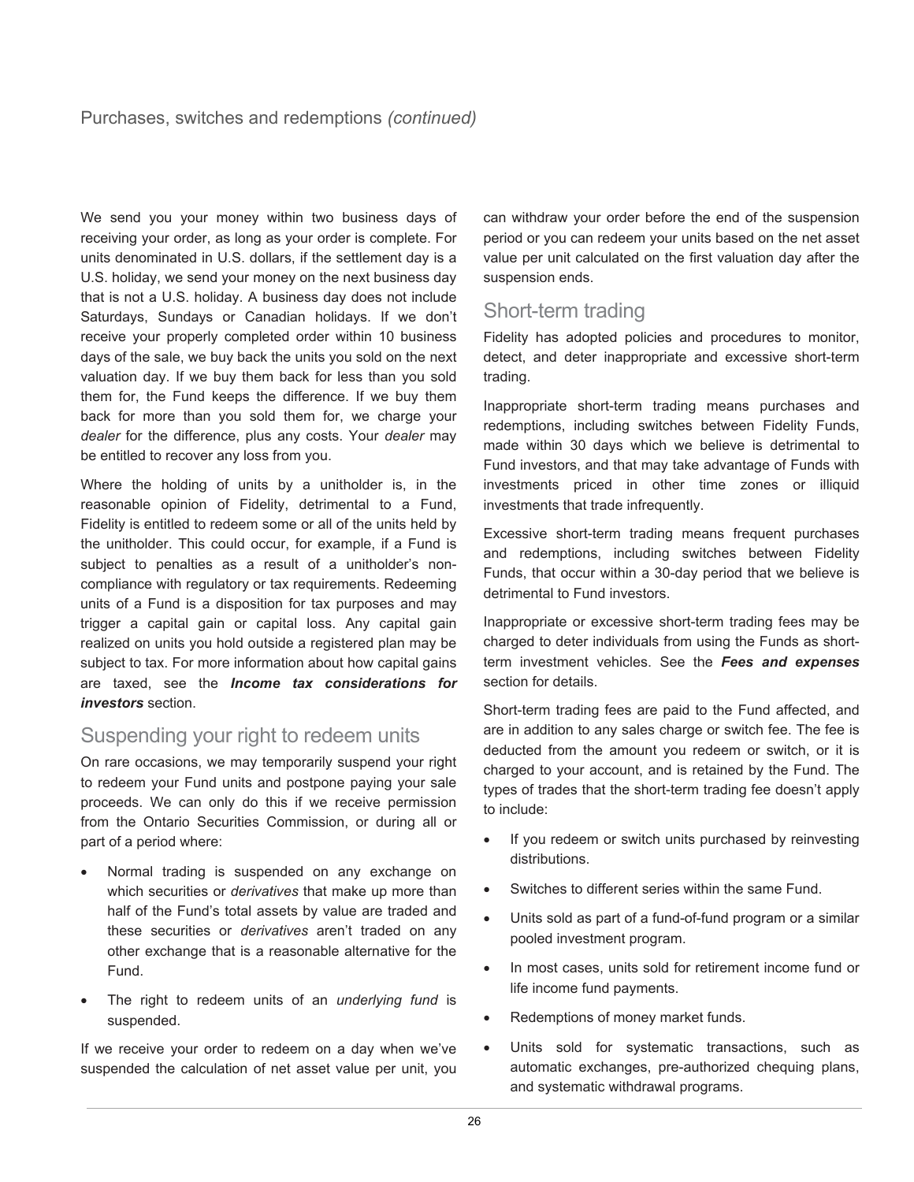We send you your money within two business days of receiving your order, as long as your order is complete. For units denominated in U.S. dollars, if the settlement day is a U.S. holiday, we send your money on the next business day that is not a U.S. holiday. A business day does not include Saturdays, Sundays or Canadian holidays. If we don't receive your properly completed order within 10 business days of the sale, we buy back the units you sold on the next valuation day. If we buy them back for less than you sold them for, the Fund keeps the difference. If we buy them back for more than you sold them for, we charge your *dealer* for the difference, plus any costs. Your *dealer* may be entitled to recover any loss from you.

Where the holding of units by a unitholder is, in the reasonable opinion of Fidelity, detrimental to a Fund, Fidelity is entitled to redeem some or all of the units held by the unitholder. This could occur, for example, if a Fund is subject to penalties as a result of a unitholder's non-compliance with regulatory or tax requirements. Redeeming units of a Fund is a disposition for tax purposes and may trigger a capital gain or capital loss. Any capital gain realized on units you hold outside a registered plan may be subject to tax. For more information about how capital gains are taxed, see the ***Income tax considerations for investors*** section.

## Suspending your right to redeem units

On rare occasions, we may temporarily suspend your right to redeem your Fund units and postpone paying your sale proceeds. We can only do this if we receive permission from the Ontario Securities Commission, or during all or part of a period where:

- Normal trading is suspended on any exchange on which securities or *derivatives* that make up more than half of the Fund's total assets by value are traded and these securities or *derivatives* aren't traded on any other exchange that is a reasonable alternative for the Fund.
- The right to redeem units of an *underlying fund* is suspended.

If we receive your order to redeem on a day when we've suspended the calculation of net asset value per unit, you can withdraw your order before the end of the suspension period or you can redeem your units based on the net asset value per unit calculated on the first valuation day after the suspension ends.

## Short-term trading

Fidelity has adopted policies and procedures to monitor, detect, and deter inappropriate and excessive short-term trading.

Inappropriate short-term trading means purchases and redemptions, including switches between Fidelity Funds, made within 30 days which we believe is detrimental to Fund investors, and that may take advantage of Funds with investments priced in other time zones or illiquid investments that trade infrequently.

Excessive short-term trading means frequent purchases and redemptions, including switches between Fidelity Funds, that occur within a 30-day period that we believe is detrimental to Fund investors.

Inappropriate or excessive short-term trading fees may be charged to deter individuals from using the Funds as short-term investment vehicles. See the ***Fees and expenses*** section for details.

Short-term trading fees are paid to the Fund affected, and are in addition to any sales charge or switch fee. The fee is deducted from the amount you redeem or switch, or it is charged to your account, and is retained by the Fund. The types of trades that the short-term trading fee doesn't apply to include:

- If you redeem or switch units purchased by reinvesting distributions.
- Switches to different series within the same Fund.
- Units sold as part of a fund-of-fund program or a similar pooled investment program.
- In most cases, units sold for retirement income fund or life income fund payments.
- Redemptions of money market funds.
- Units sold for systematic transactions, such as automatic exchanges, pre-authorized chequing plans, and systematic withdrawal programs.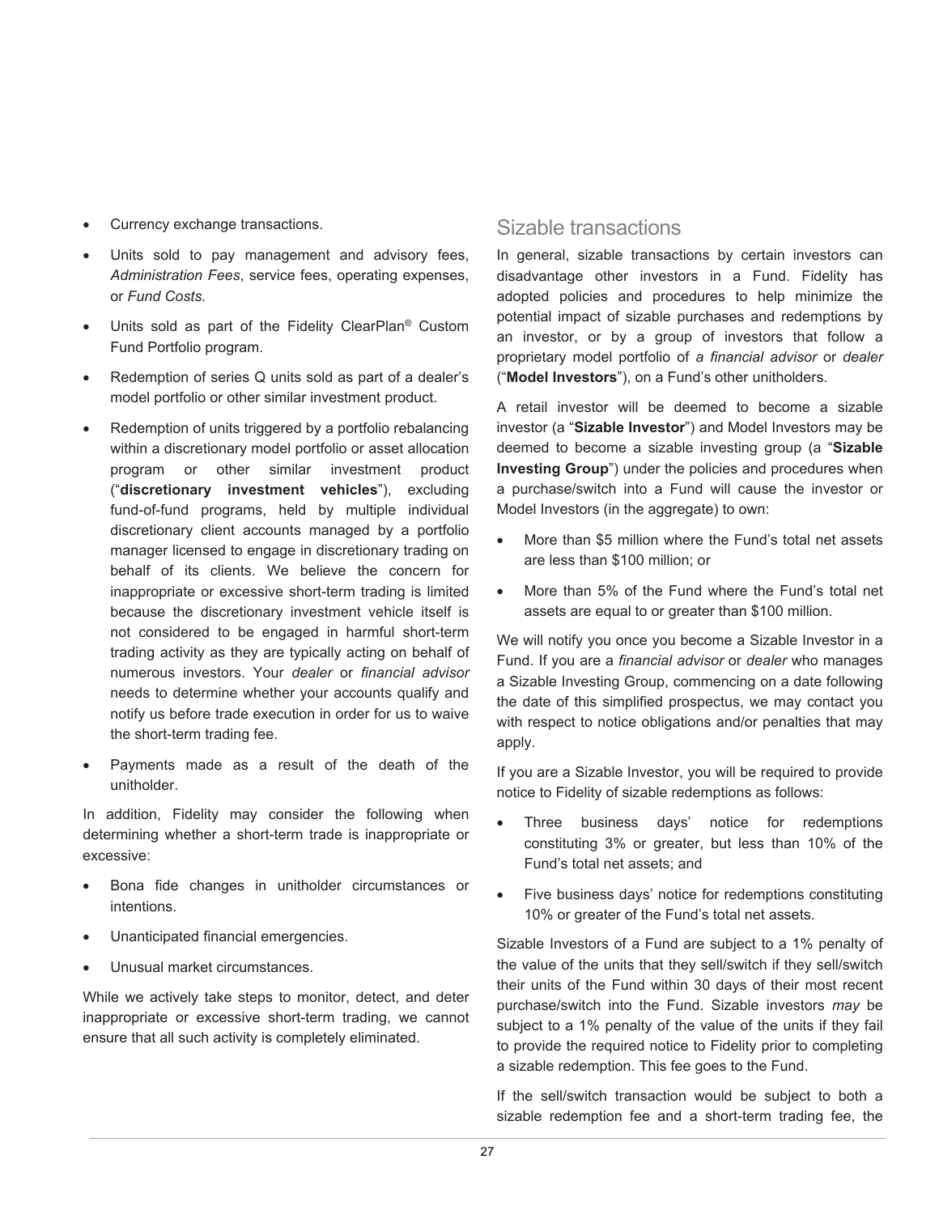- Currency exchange transactions.
- Units sold to pay management and advisory fees, *Administration Fees*, service fees, operating expenses, or *Fund Costs.*
- Units sold as part of the Fidelity ClearPlan® Custom Fund Portfolio program.
- Redemption of series Q units sold as part of a dealer's model portfolio or other similar investment product.
- Redemption of units triggered by a portfolio rebalancing within a discretionary model portfolio or asset allocation program or other similar investment product ("**discretionary investment vehicles**"), excluding fund-of-fund programs, held by multiple individual discretionary client accounts managed by a portfolio manager licensed to engage in discretionary trading on behalf of its clients. We believe the concern for inappropriate or excessive short-term trading is limited because the discretionary investment vehicle itself is not considered to be engaged in harmful short-term trading activity as they are typically acting on behalf of numerous investors. Your *dealer* or *financial advisor* needs to determine whether your accounts qualify and notify us before trade execution in order for us to waive the short-term trading fee.
- Payments made as a result of the death of the unitholder.

In addition, Fidelity may consider the following when determining whether a short-term trade is inappropriate or excessive:

- Bona fide changes in unitholder circumstances or intentions.
- Unanticipated financial emergencies.
- Unusual market circumstances.

While we actively take steps to monitor, detect, and deter inappropriate or excessive short-term trading, we cannot ensure that all such activity is completely eliminated.

## Sizable transactions

In general, sizable transactions by certain investors can disadvantage other investors in a Fund. Fidelity has adopted policies and procedures to help minimize the potential impact of sizable purchases and redemptions by an investor, or by a group of investors that follow a proprietary model portfolio of *a financial advisor* or *dealer* ("**Model Investors**"), on a Fund's other unitholders.

A retail investor will be deemed to become a sizable investor (a "**Sizable Investor**") and Model Investors may be deemed to become a sizable investing group (a "**Sizable Investing Group**") under the policies and procedures when a purchase/switch into a Fund will cause the investor or Model Investors (in the aggregate) to own:

- More than $5 million where the Fund's total net assets are less than $100 million; or
- More than 5% of the Fund where the Fund's total net assets are equal to or greater than $100 million.

We will notify you once you become a Sizable Investor in a Fund. If you are a *financial advisor* or *dealer* who manages a Sizable Investing Group, commencing on a date following the date of this simplified prospectus, we may contact you with respect to notice obligations and/or penalties that may apply.

If you are a Sizable Investor, you will be required to provide notice to Fidelity of sizable redemptions as follows:

- Three business days' notice for redemptions constituting 3% or greater, but less than 10% of the Fund's total net assets; and
- Five business days' notice for redemptions constituting 10% or greater of the Fund's total net assets.

Sizable Investors of a Fund are subject to a 1% penalty of the value of the units that they sell/switch if they sell/switch their units of the Fund within 30 days of their most recent purchase/switch into the Fund. Sizable investors *may* be subject to a 1% penalty of the value of the units if they fail to provide the required notice to Fidelity prior to completing a sizable redemption. This fee goes to the Fund.

If the sell/switch transaction would be subject to both a sizable redemption fee and a short-term trading fee, the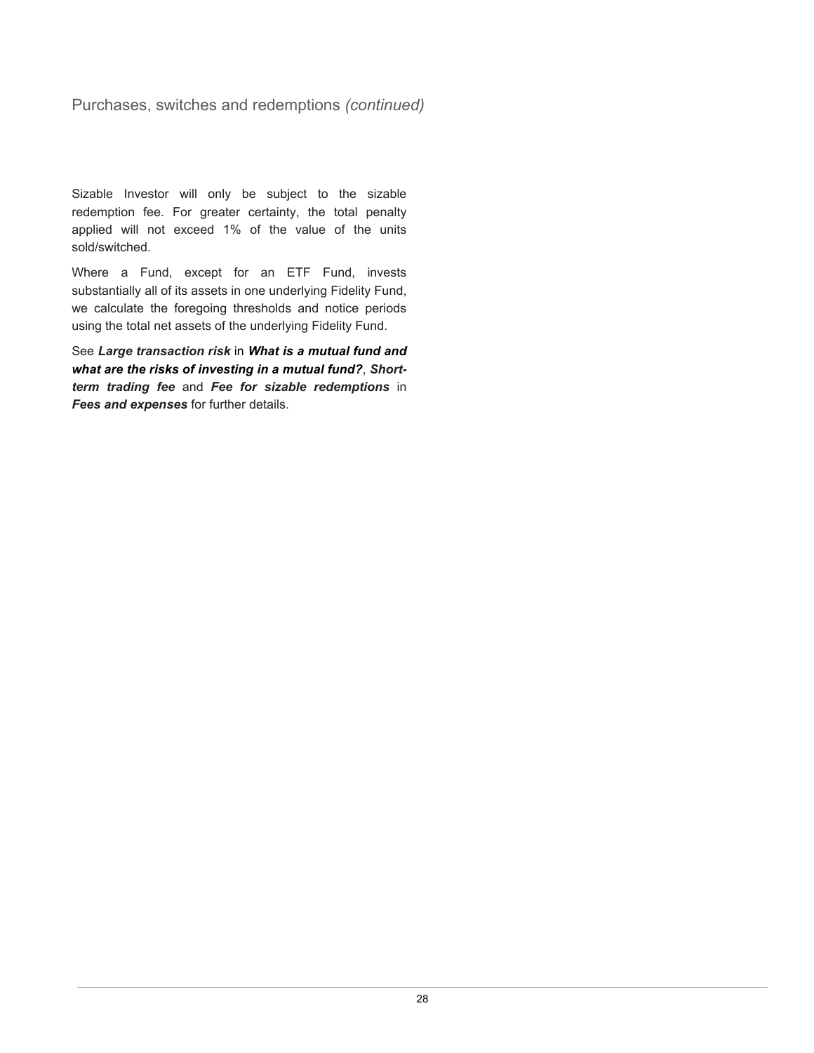## Purchases, switches and redemptions *(continued)*

Sizable Investor will only be subject to the sizable redemption fee. For greater certainty, the total penalty applied will not exceed 1% of the value of the units sold/switched.

Where a Fund, except for an ETF Fund, invests substantially all of its assets in one underlying Fidelity Fund, we calculate the foregoing thresholds and notice periods using the total net assets of the underlying Fidelity Fund.

See ***Large transaction risk*** in ***What is a mutual fund and what are the risks of investing in a mutual fund?***, ***Short-term trading fee*** and ***Fee for sizable redemptions*** in ***Fees and expenses*** for further details.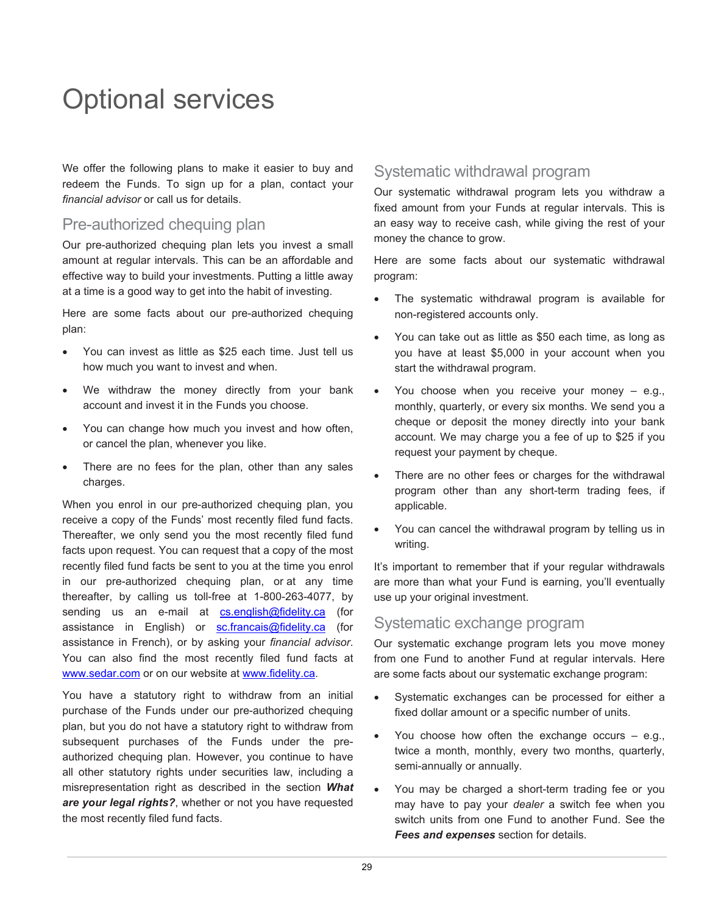# Optional services

We offer the following plans to make it easier to buy and redeem the Funds. To sign up for a plan, contact your *financial advisor* or call us for details.

## Pre-authorized chequing plan

Our pre-authorized chequing plan lets you invest a small amount at regular intervals. This can be an affordable and effective way to build your investments. Putting a little away at a time is a good way to get into the habit of investing.

Here are some facts about our pre-authorized chequing plan:

- You can invest as little as $25 each time. Just tell us how much you want to invest and when.
- We withdraw the money directly from your bank account and invest it in the Funds you choose.
- You can change how much you invest and how often, or cancel the plan, whenever you like.
- There are no fees for the plan, other than any sales charges.

When you enrol in our pre-authorized chequing plan, you receive a copy of the Funds' most recently filed fund facts. Thereafter, we only send you the most recently filed fund facts upon request. You can request that a copy of the most recently filed fund facts be sent to you at the time you enrol in our pre-authorized chequing plan, or at any time thereafter, by calling us toll-free at 1-800-263-4077, by sending us an e-mail at cs.english@fidelity.ca (for assistance in English) or sc.francais@fidelity.ca (for assistance in French), or by asking your *financial advisor*. You can also find the most recently filed fund facts at www.sedar.com or on our website at www.fidelity.ca.

You have a statutory right to withdraw from an initial purchase of the Funds under our pre-authorized chequing plan, but you do not have a statutory right to withdraw from subsequent purchases of the Funds under the pre-authorized chequing plan. However, you continue to have all other statutory rights under securities law, including a misrepresentation right as described in the section ***What are your legal rights?***, whether or not you have requested the most recently filed fund facts.

## Systematic withdrawal program

Our systematic withdrawal program lets you withdraw a fixed amount from your Funds at regular intervals. This is an easy way to receive cash, while giving the rest of your money the chance to grow.

Here are some facts about our systematic withdrawal program:

- The systematic withdrawal program is available for non-registered accounts only.
- You can take out as little as $50 each time, as long as you have at least $5,000 in your account when you start the withdrawal program.
- You choose when you receive your money – e.g., monthly, quarterly, or every six months. We send you a cheque or deposit the money directly into your bank account. We may charge you a fee of up to $25 if you request your payment by cheque.
- There are no other fees or charges for the withdrawal program other than any short-term trading fees, if applicable.
- You can cancel the withdrawal program by telling us in writing.

It's important to remember that if your regular withdrawals are more than what your Fund is earning, you'll eventually use up your original investment.

## Systematic exchange program

Our systematic exchange program lets you move money from one Fund to another Fund at regular intervals. Here are some facts about our systematic exchange program:

- Systematic exchanges can be processed for either a fixed dollar amount or a specific number of units.
- You choose how often the exchange occurs – e.g., twice a month, monthly, every two months, quarterly, semi-annually or annually.
- You may be charged a short-term trading fee or you may have to pay your *dealer* a switch fee when you switch units from one Fund to another Fund. See the ***Fees and expenses*** section for details.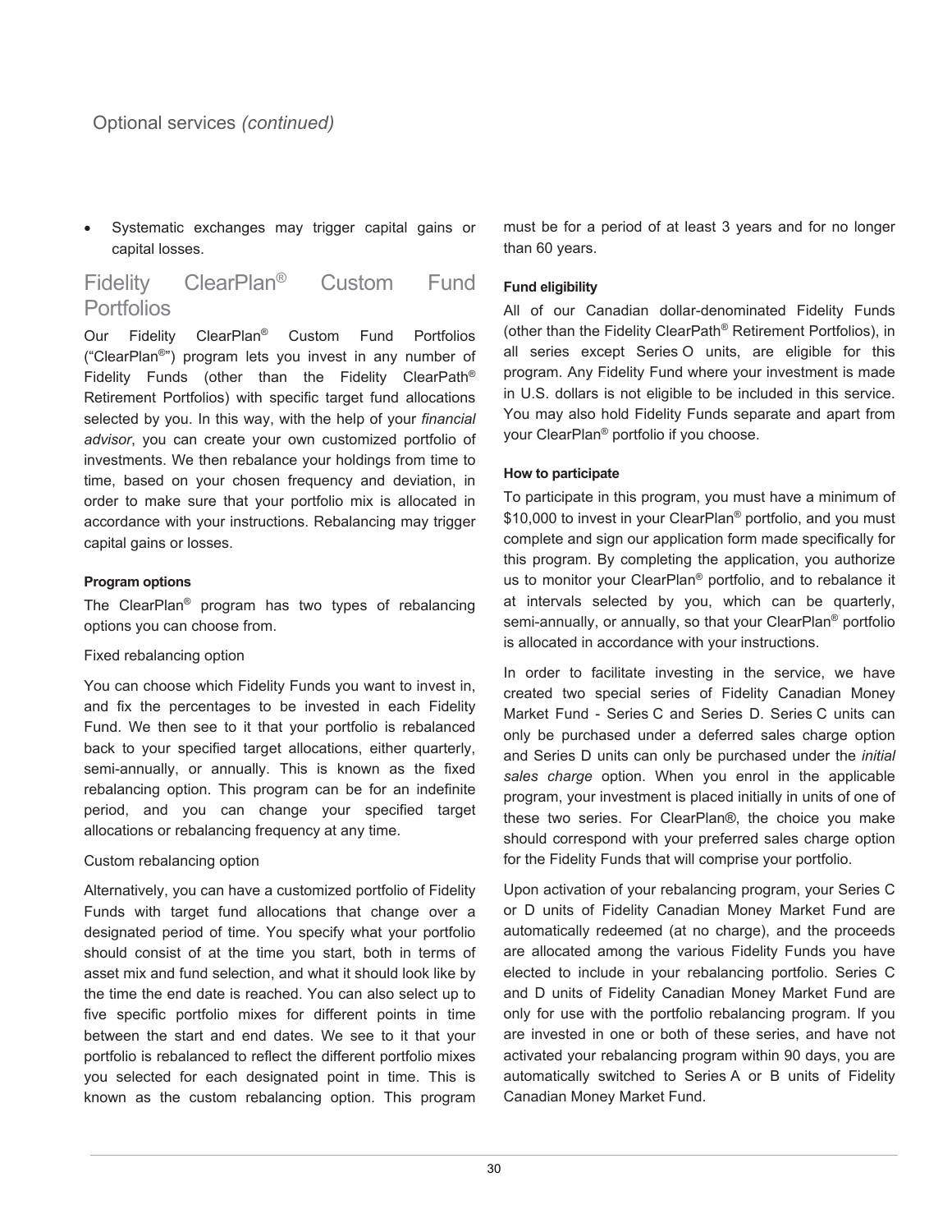Optional services *(continued)*

- Systematic exchanges may trigger capital gains or capital losses.

## Fidelity ClearPlan® Custom Fund Portfolios

Our Fidelity ClearPlan® Custom Fund Portfolios ("ClearPlan®") program lets you invest in any number of Fidelity Funds (other than the Fidelity ClearPath® Retirement Portfolios) with specific target fund allocations selected by you. In this way, with the help of your *financial advisor*, you can create your own customized portfolio of investments. We then rebalance your holdings from time to time, based on your chosen frequency and deviation, in order to make sure that your portfolio mix is allocated in accordance with your instructions. Rebalancing may trigger capital gains or losses.

**Program options**

The ClearPlan® program has two types of rebalancing options you can choose from.

Fixed rebalancing option

You can choose which Fidelity Funds you want to invest in, and fix the percentages to be invested in each Fidelity Fund. We then see to it that your portfolio is rebalanced back to your specified target allocations, either quarterly, semi-annually, or annually. This is known as the fixed rebalancing option. This program can be for an indefinite period, and you can change your specified target allocations or rebalancing frequency at any time.

Custom rebalancing option

Alternatively, you can have a customized portfolio of Fidelity Funds with target fund allocations that change over a designated period of time. You specify what your portfolio should consist of at the time you start, both in terms of asset mix and fund selection, and what it should look like by the time the end date is reached. You can also select up to five specific portfolio mixes for different points in time between the start and end dates. We see to it that your portfolio is rebalanced to reflect the different portfolio mixes you selected for each designated point in time. This is known as the custom rebalancing option. This program must be for a period of at least 3 years and for no longer than 60 years.

**Fund eligibility**

All of our Canadian dollar-denominated Fidelity Funds (other than the Fidelity ClearPath® Retirement Portfolios), in all series except Series O units, are eligible for this program. Any Fidelity Fund where your investment is made in U.S. dollars is not eligible to be included in this service. You may also hold Fidelity Funds separate and apart from your ClearPlan® portfolio if you choose.

**How to participate**

To participate in this program, you must have a minimum of $10,000 to invest in your ClearPlan® portfolio, and you must complete and sign our application form made specifically for this program. By completing the application, you authorize us to monitor your ClearPlan® portfolio, and to rebalance it at intervals selected by you, which can be quarterly, semi-annually, or annually, so that your ClearPlan® portfolio is allocated in accordance with your instructions.

In order to facilitate investing in the service, we have created two special series of Fidelity Canadian Money Market Fund - Series C and Series D. Series C units can only be purchased under a deferred sales charge option and Series D units can only be purchased under the *initial sales charge* option. When you enrol in the applicable program, your investment is placed initially in units of one of these two series. For ClearPlan®, the choice you make should correspond with your preferred sales charge option for the Fidelity Funds that will comprise your portfolio.

Upon activation of your rebalancing program, your Series C or D units of Fidelity Canadian Money Market Fund are automatically redeemed (at no charge), and the proceeds are allocated among the various Fidelity Funds you have elected to include in your rebalancing portfolio. Series C and D units of Fidelity Canadian Money Market Fund are only for use with the portfolio rebalancing program. If you are invested in one or both of these series, and have not activated your rebalancing program within 90 days, you are automatically switched to Series A or B units of Fidelity Canadian Money Market Fund.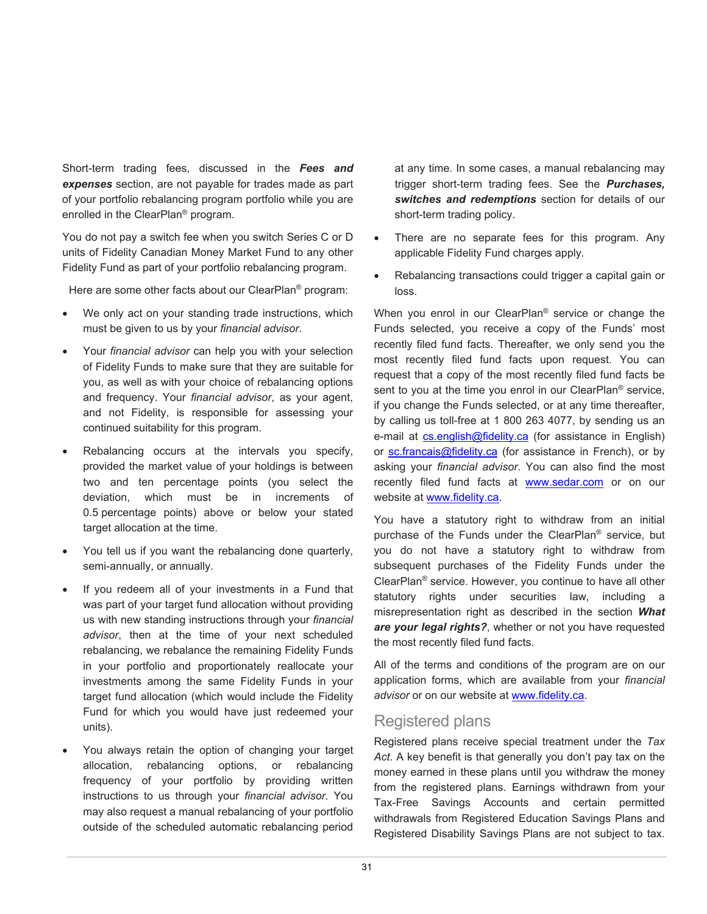Short-term trading fees, discussed in the ***Fees and expenses*** section, are not payable for trades made as part of your portfolio rebalancing program portfolio while you are enrolled in the ClearPlan® program.

You do not pay a switch fee when you switch Series C or D units of Fidelity Canadian Money Market Fund to any other Fidelity Fund as part of your portfolio rebalancing program.

Here are some other facts about our ClearPlan® program:

- We only act on your standing trade instructions, which must be given to us by your *financial advisor*.
- Your *financial advisor* can help you with your selection of Fidelity Funds to make sure that they are suitable for you, as well as with your choice of rebalancing options and frequency. Your *financial advisor*, as your agent, and not Fidelity, is responsible for assessing your continued suitability for this program.
- Rebalancing occurs at the intervals you specify, provided the market value of your holdings is between two and ten percentage points (you select the deviation, which must be in increments of 0.5 percentage points) above or below your stated target allocation at the time.
- You tell us if you want the rebalancing done quarterly, semi-annually, or annually.
- If you redeem all of your investments in a Fund that was part of your target fund allocation without providing us with new standing instructions through your *financial advisor*, then at the time of your next scheduled rebalancing, we rebalance the remaining Fidelity Funds in your portfolio and proportionately reallocate your investments among the same Fidelity Funds in your target fund allocation (which would include the Fidelity Fund for which you would have just redeemed your units).
- You always retain the option of changing your target allocation, rebalancing options, or rebalancing frequency of your portfolio by providing written instructions to us through your *financial advisor*. You may also request a manual rebalancing of your portfolio outside of the scheduled automatic rebalancing period at any time. In some cases, a manual rebalancing may trigger short-term trading fees. See the ***Purchases, switches and redemptions*** section for details of our short-term trading policy.
- There are no separate fees for this program. Any applicable Fidelity Fund charges apply.
- Rebalancing transactions could trigger a capital gain or loss.

When you enrol in our ClearPlan® service or change the Funds selected, you receive a copy of the Funds' most recently filed fund facts. Thereafter, we only send you the most recently filed fund facts upon request. You can request that a copy of the most recently filed fund facts be sent to you at the time you enrol in our ClearPlan® service, if you change the Funds selected, or at any time thereafter, by calling us toll-free at 1 800 263 4077, by sending us an e-mail at cs.english@fidelity.ca (for assistance in English) or sc.francais@fidelity.ca (for assistance in French), or by asking your *financial advisor*. You can also find the most recently filed fund facts at www.sedar.com or on our website at www.fidelity.ca.

You have a statutory right to withdraw from an initial purchase of the Funds under the ClearPlan® service, but you do not have a statutory right to withdraw from subsequent purchases of the Fidelity Funds under the ClearPlan® service. However, you continue to have all other statutory rights under securities law, including a misrepresentation right as described in the section ***What are your legal rights?***, whether or not you have requested the most recently filed fund facts.

All of the terms and conditions of the program are on our application forms, which are available from your *financial advisor* or on our website at www.fidelity.ca.

## Registered plans

Registered plans receive special treatment under the *Tax Act*. A key benefit is that generally you don't pay tax on the money earned in these plans until you withdraw the money from the registered plans. Earnings withdrawn from your Tax-Free Savings Accounts and certain permitted withdrawals from Registered Education Savings Plans and Registered Disability Savings Plans are not subject to tax.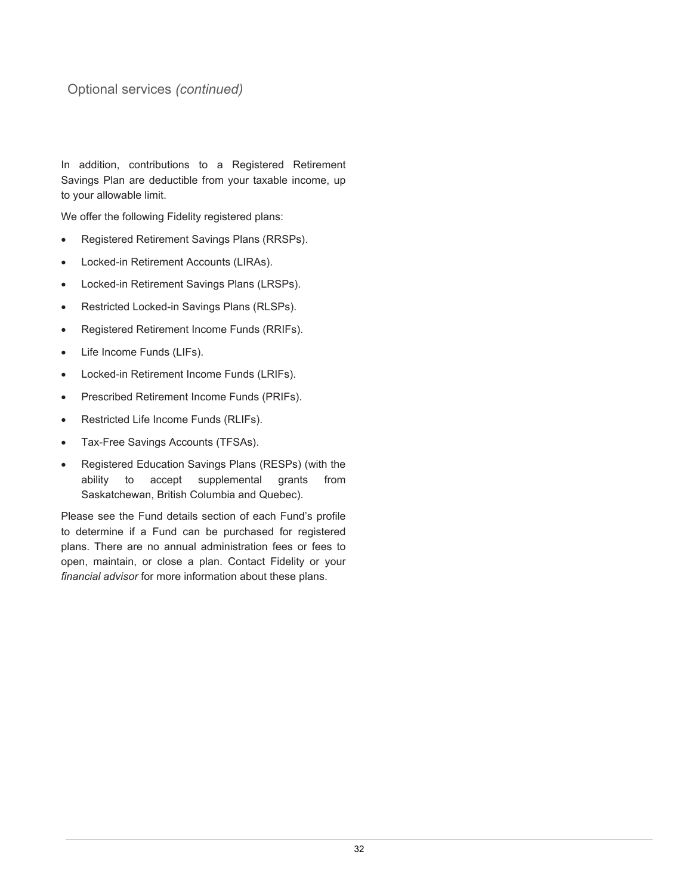## Optional services *(continued)*

In addition, contributions to a Registered Retirement Savings Plan are deductible from your taxable income, up to your allowable limit.

We offer the following Fidelity registered plans:

- Registered Retirement Savings Plans (RRSPs).
- Locked-in Retirement Accounts (LIRAs).
- Locked-in Retirement Savings Plans (LRSPs).
- Restricted Locked-in Savings Plans (RLSPs).
- Registered Retirement Income Funds (RRIFs).
- Life Income Funds (LIFs).
- Locked-in Retirement Income Funds (LRIFs).
- Prescribed Retirement Income Funds (PRIFs).
- Restricted Life Income Funds (RLIFs).
- Tax-Free Savings Accounts (TFSAs).
- Registered Education Savings Plans (RESPs) (with the ability to accept supplemental grants from Saskatchewan, British Columbia and Quebec).

Please see the Fund details section of each Fund's profile to determine if a Fund can be purchased for registered plans. There are no annual administration fees or fees to open, maintain, or close a plan. Contact Fidelity or your *financial advisor* for more information about these plans.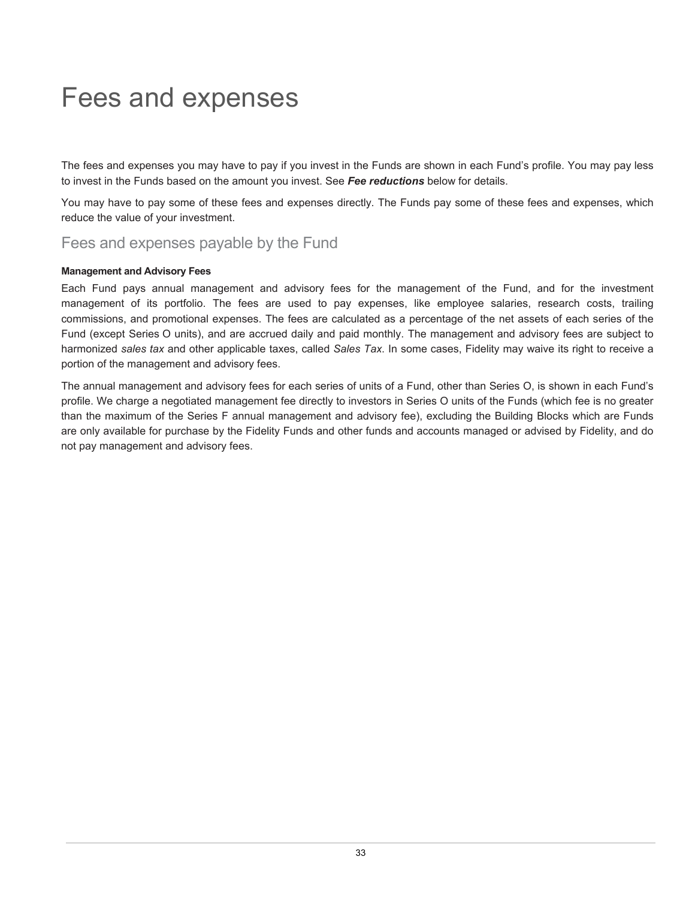# Fees and expenses

The fees and expenses you may have to pay if you invest in the Funds are shown in each Fund's profile. You may pay less to invest in the Funds based on the amount you invest. See ***Fee reductions*** below for details.

You may have to pay some of these fees and expenses directly. The Funds pay some of these fees and expenses, which reduce the value of your investment.

## Fees and expenses payable by the Fund

**Management and Advisory Fees**

Each Fund pays annual management and advisory fees for the management of the Fund, and for the investment management of its portfolio. The fees are used to pay expenses, like employee salaries, research costs, trailing commissions, and promotional expenses. The fees are calculated as a percentage of the net assets of each series of the Fund (except Series O units), and are accrued daily and paid monthly. The management and advisory fees are subject to harmonized *sales tax* and other applicable taxes, called *Sales Tax*. In some cases, Fidelity may waive its right to receive a portion of the management and advisory fees.

The annual management and advisory fees for each series of units of a Fund, other than Series O, is shown in each Fund's profile. We charge a negotiated management fee directly to investors in Series O units of the Funds (which fee is no greater than the maximum of the Series F annual management and advisory fee), excluding the Building Blocks which are Funds are only available for purchase by the Fidelity Funds and other funds and accounts managed or advised by Fidelity, and do not pay management and advisory fees.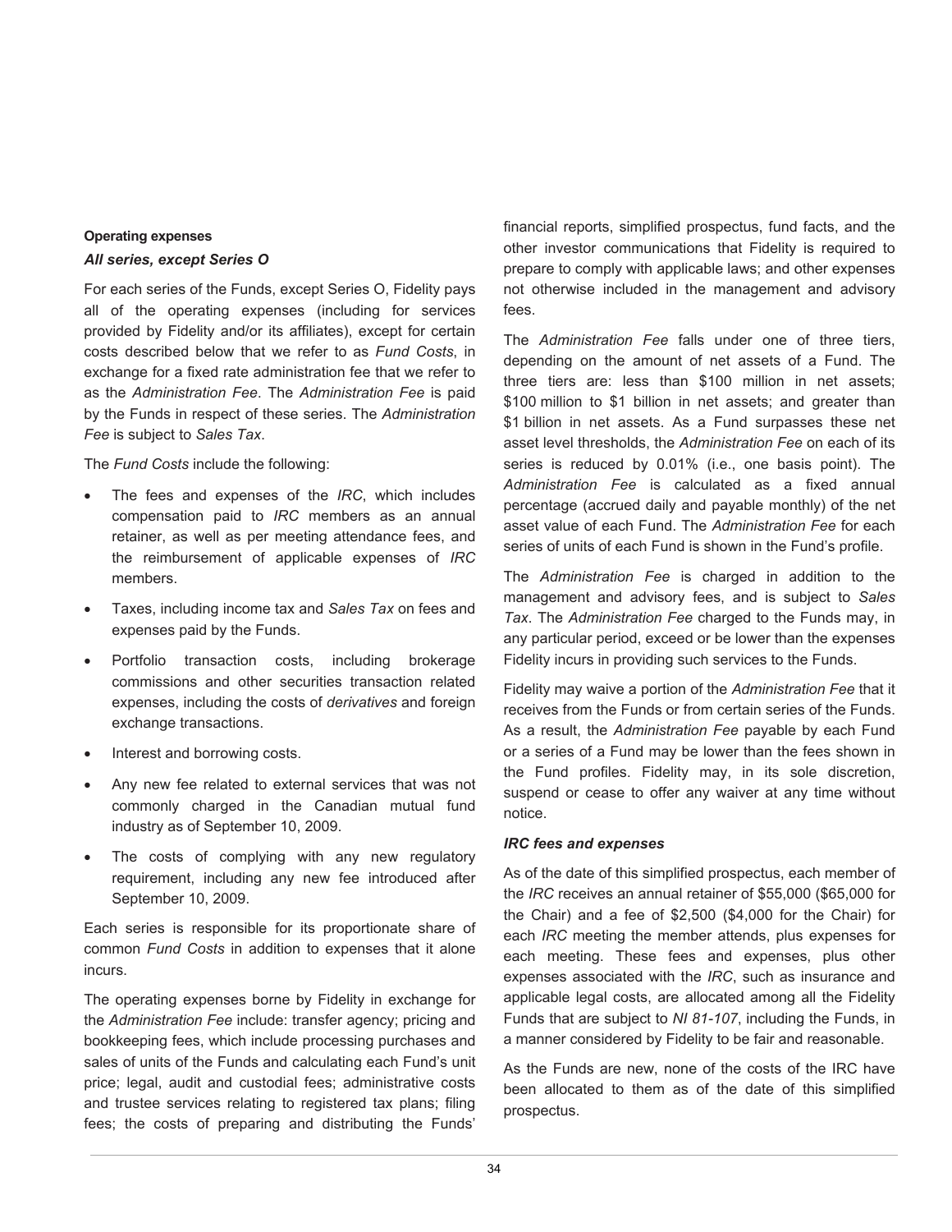#### Operating expenses

***All series, except Series O***

For each series of the Funds, except Series O, Fidelity pays all of the operating expenses (including for services provided by Fidelity and/or its affiliates), except for certain costs described below that we refer to as *Fund Costs*, in exchange for a fixed rate administration fee that we refer to as the *Administration Fee*. The *Administration Fee* is paid by the Funds in respect of these series. The *Administration Fee* is subject to *Sales Tax*.

The *Fund Costs* include the following:

- The fees and expenses of the *IRC*, which includes compensation paid to *IRC* members as an annual retainer, as well as per meeting attendance fees, and the reimbursement of applicable expenses of *IRC* members.
- Taxes, including income tax and *Sales Tax* on fees and expenses paid by the Funds.
- Portfolio transaction costs, including brokerage commissions and other securities transaction related expenses, including the costs of *derivatives* and foreign exchange transactions.
- Interest and borrowing costs.
- Any new fee related to external services that was not commonly charged in the Canadian mutual fund industry as of September 10, 2009.
- The costs of complying with any new regulatory requirement, including any new fee introduced after September 10, 2009.

Each series is responsible for its proportionate share of common *Fund Costs* in addition to expenses that it alone incurs.

The operating expenses borne by Fidelity in exchange for the *Administration Fee* include: transfer agency; pricing and bookkeeping fees, which include processing purchases and sales of units of the Funds and calculating each Fund's unit price; legal, audit and custodial fees; administrative costs and trustee services relating to registered tax plans; filing fees; the costs of preparing and distributing the Funds' financial reports, simplified prospectus, fund facts, and the other investor communications that Fidelity is required to prepare to comply with applicable laws; and other expenses not otherwise included in the management and advisory fees.

The *Administration Fee* falls under one of three tiers, depending on the amount of net assets of a Fund. The three tiers are: less than $100 million in net assets; $100 million to $1 billion in net assets; and greater than $1 billion in net assets. As a Fund surpasses these net asset level thresholds, the *Administration Fee* on each of its series is reduced by 0.01% (i.e., one basis point). The *Administration Fee* is calculated as a fixed annual percentage (accrued daily and payable monthly) of the net asset value of each Fund. The *Administration Fee* for each series of units of each Fund is shown in the Fund's profile.

The *Administration Fee* is charged in addition to the management and advisory fees, and is subject to *Sales Tax*. The *Administration Fee* charged to the Funds may, in any particular period, exceed or be lower than the expenses Fidelity incurs in providing such services to the Funds.

Fidelity may waive a portion of the *Administration Fee* that it receives from the Funds or from certain series of the Funds. As a result, the *Administration Fee* payable by each Fund or a series of a Fund may be lower than the fees shown in the Fund profiles. Fidelity may, in its sole discretion, suspend or cease to offer any waiver at any time without notice.

***IRC fees and expenses***

As of the date of this simplified prospectus, each member of the *IRC* receives an annual retainer of $55,000 ($65,000 for the Chair) and a fee of $2,500 ($4,000 for the Chair) for each *IRC* meeting the member attends, plus expenses for each meeting. These fees and expenses, plus other expenses associated with the *IRC*, such as insurance and applicable legal costs, are allocated among all the Fidelity Funds that are subject to *NI 81-107*, including the Funds, in a manner considered by Fidelity to be fair and reasonable.

As the Funds are new, none of the costs of the IRC have been allocated to them as of the date of this simplified prospectus.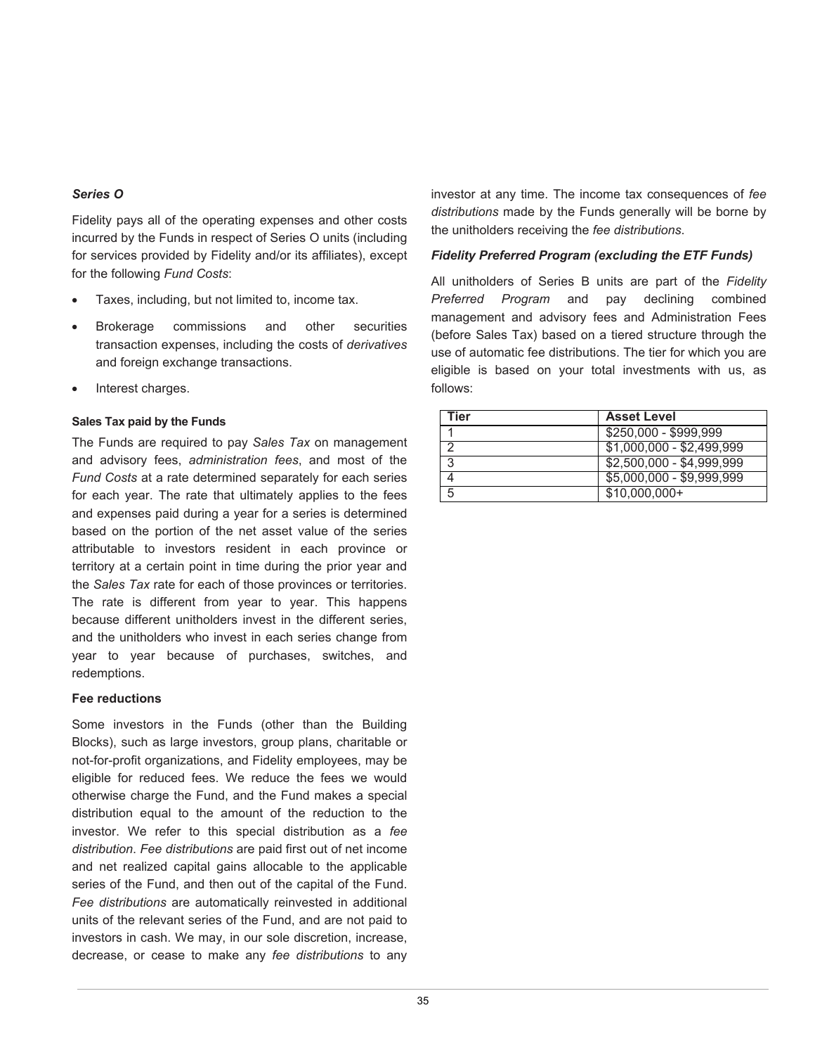### *Series O*

Fidelity pays all of the operating expenses and other costs incurred by the Funds in respect of Series O units (including for services provided by Fidelity and/or its affiliates), except for the following *Fund Costs*:

- Taxes, including, but not limited to, income tax.
- Brokerage commissions and other securities transaction expenses, including the costs of *derivatives* and foreign exchange transactions.
- Interest charges.

#### Sales Tax paid by the Funds

The Funds are required to pay *Sales Tax* on management and advisory fees, *administration fees*, and most of the *Fund Costs* at a rate determined separately for each series for each year. The rate that ultimately applies to the fees and expenses paid during a year for a series is determined based on the portion of the net asset value of the series attributable to investors resident in each province or territory at a certain point in time during the prior year and the *Sales Tax* rate for each of those provinces or territories. The rate is different from year to year. This happens because different unitholders invest in the different series, and the unitholders who invest in each series change from year to year because of purchases, switches, and redemptions.

### Fee reductions

Some investors in the Funds (other than the Building Blocks), such as large investors, group plans, charitable or not-for-profit organizations, and Fidelity employees, may be eligible for reduced fees. We reduce the fees we would otherwise charge the Fund, and the Fund makes a special distribution equal to the amount of the reduction to the investor. We refer to this special distribution as a *fee distribution*. *Fee distributions* are paid first out of net income and net realized capital gains allocable to the applicable series of the Fund, and then out of the capital of the Fund. *Fee distributions* are automatically reinvested in additional units of the relevant series of the Fund, and are not paid to investors in cash. We may, in our sole discretion, increase, decrease, or cease to make any *fee distributions* to any investor at any time. The income tax consequences of *fee distributions* made by the Funds generally will be borne by the unitholders receiving the *fee distributions*.

### *Fidelity Preferred Program (excluding the ETF Funds)*

All unitholders of Series B units are part of the *Fidelity Preferred Program* and pay declining combined management and advisory fees and Administration Fees (before Sales Tax) based on a tiered structure through the use of automatic fee distributions. The tier for which you are eligible is based on your total investments with us, as follows:

| Tier | Asset Level |
| --- | --- |
| 1 | $250,000 - $999,999 |
| 2 | $1,000,000 - $2,499,999 |
| 3 | $2,500,000 - $4,999,999 |
| 4 | $5,000,000 - $9,999,999 |
| 5 | $10,000,000+ |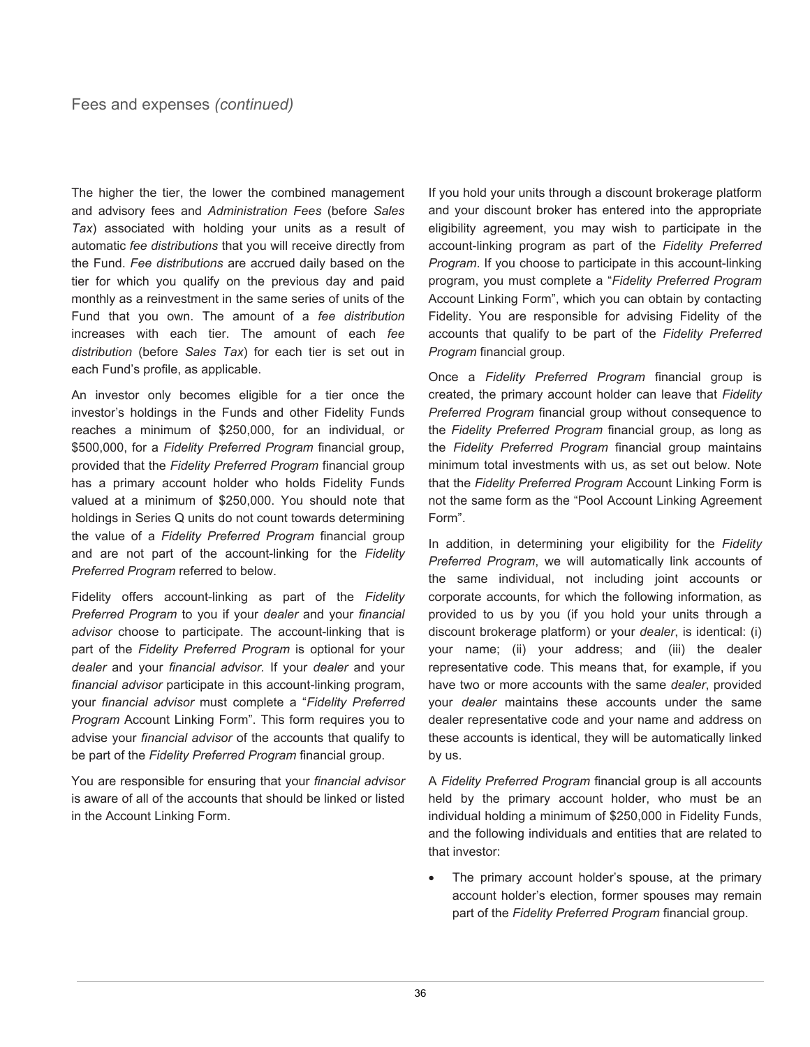## Fees and expenses *(continued)*

The higher the tier, the lower the combined management and advisory fees and *Administration Fees* (before *Sales Tax*) associated with holding your units as a result of automatic *fee distributions* that you will receive directly from the Fund. *Fee distributions* are accrued daily based on the tier for which you qualify on the previous day and paid monthly as a reinvestment in the same series of units of the Fund that you own. The amount of a *fee distribution* increases with each tier. The amount of each *fee distribution* (before *Sales Tax*) for each tier is set out in each Fund's profile, as applicable.

An investor only becomes eligible for a tier once the investor's holdings in the Funds and other Fidelity Funds reaches a minimum of $250,000, for an individual, or $500,000, for a *Fidelity Preferred Program* financial group, provided that the *Fidelity Preferred Program* financial group has a primary account holder who holds Fidelity Funds valued at a minimum of $250,000. You should note that holdings in Series Q units do not count towards determining the value of a *Fidelity Preferred Program* financial group and are not part of the account-linking for the *Fidelity Preferred Program* referred to below.

Fidelity offers account-linking as part of the *Fidelity Preferred Program* to you if your *dealer* and your *financial advisor* choose to participate. The account-linking that is part of the *Fidelity Preferred Program* is optional for your *dealer* and your *financial advisor*. If your *dealer* and your *financial advisor* participate in this account-linking program, your *financial advisor* must complete a "*Fidelity Preferred Program* Account Linking Form". This form requires you to advise your *financial advisor* of the accounts that qualify to be part of the *Fidelity Preferred Program* financial group.

You are responsible for ensuring that your *financial advisor* is aware of all of the accounts that should be linked or listed in the Account Linking Form.

If you hold your units through a discount brokerage platform and your discount broker has entered into the appropriate eligibility agreement, you may wish to participate in the account-linking program as part of the *Fidelity Preferred Program*. If you choose to participate in this account-linking program, you must complete a "*Fidelity Preferred Program* Account Linking Form", which you can obtain by contacting Fidelity. You are responsible for advising Fidelity of the accounts that qualify to be part of the *Fidelity Preferred Program* financial group.

Once a *Fidelity Preferred Program* financial group is created, the primary account holder can leave that *Fidelity Preferred Program* financial group without consequence to the *Fidelity Preferred Program* financial group, as long as the *Fidelity Preferred Program* financial group maintains minimum total investments with us, as set out below. Note that the *Fidelity Preferred Program* Account Linking Form is not the same form as the "Pool Account Linking Agreement Form".

In addition, in determining your eligibility for the *Fidelity Preferred Program*, we will automatically link accounts of the same individual, not including joint accounts or corporate accounts, for which the following information, as provided to us by you (if you hold your units through a discount brokerage platform) or your *dealer*, is identical: (i) your name; (ii) your address; and (iii) the dealer representative code. This means that, for example, if you have two or more accounts with the same *dealer*, provided your *dealer* maintains these accounts under the same dealer representative code and your name and address on these accounts is identical, they will be automatically linked by us.

A *Fidelity Preferred Program* financial group is all accounts held by the primary account holder, who must be an individual holding a minimum of $250,000 in Fidelity Funds, and the following individuals and entities that are related to that investor:

- The primary account holder's spouse, at the primary account holder's election, former spouses may remain part of the *Fidelity Preferred Program* financial group.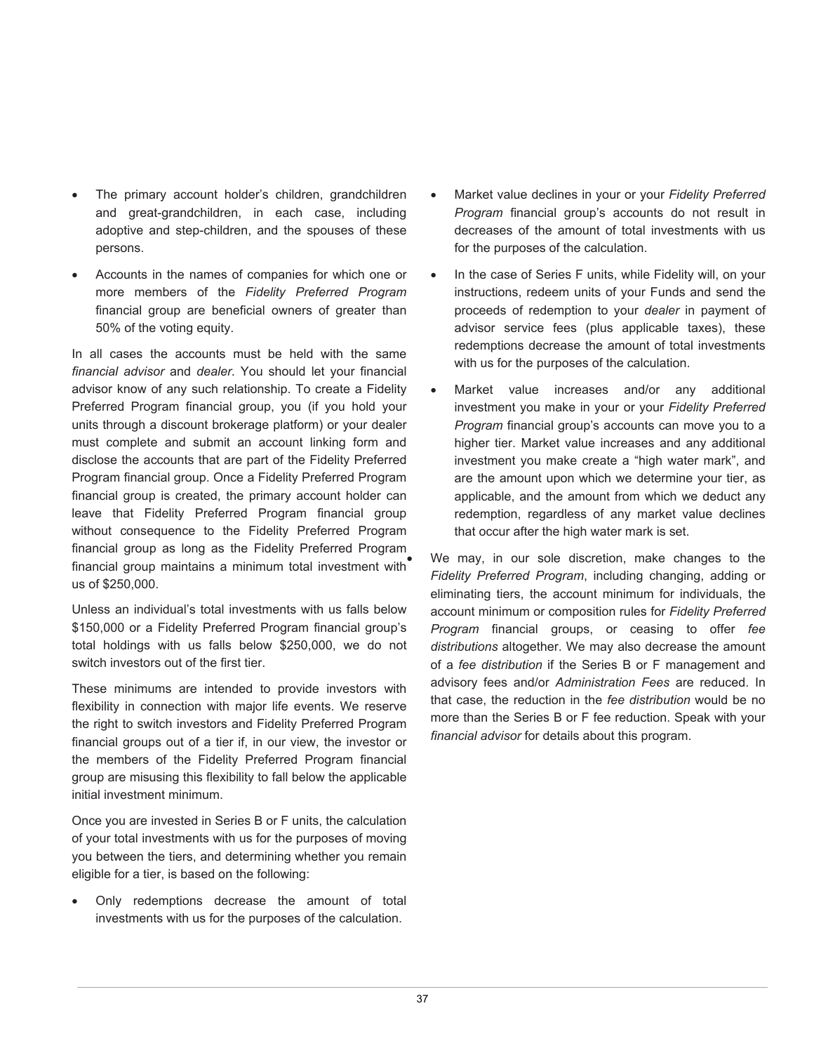- The primary account holder's children, grandchildren and great-grandchildren, in each case, including adoptive and step-children, and the spouses of these persons.
- Accounts in the names of companies for which one or more members of the *Fidelity Preferred Program* financial group are beneficial owners of greater than 50% of the voting equity.

In all cases the accounts must be held with the same *financial advisor* and *dealer*. You should let your financial advisor know of any such relationship. To create a Fidelity Preferred Program financial group, you (if you hold your units through a discount brokerage platform) or your dealer must complete and submit an account linking form and disclose the accounts that are part of the Fidelity Preferred Program financial group. Once a Fidelity Preferred Program financial group is created, the primary account holder can leave that Fidelity Preferred Program financial group without consequence to the Fidelity Preferred Program financial group as long as the Fidelity Preferred Program financial group maintains a minimum total investment with us of $250,000.

Unless an individual's total investments with us falls below $150,000 or a Fidelity Preferred Program financial group's total holdings with us falls below $250,000, we do not switch investors out of the first tier.

These minimums are intended to provide investors with flexibility in connection with major life events. We reserve the right to switch investors and Fidelity Preferred Program financial groups out of a tier if, in our view, the investor or the members of the Fidelity Preferred Program financial group are misusing this flexibility to fall below the applicable initial investment minimum.

Once you are invested in Series B or F units, the calculation of your total investments with us for the purposes of moving you between the tiers, and determining whether you remain eligible for a tier, is based on the following:

- Only redemptions decrease the amount of total investments with us for the purposes of the calculation.
- Market value declines in your or your *Fidelity Preferred Program* financial group's accounts do not result in decreases of the amount of total investments with us for the purposes of the calculation.
- In the case of Series F units, while Fidelity will, on your instructions, redeem units of your Funds and send the proceeds of redemption to your *dealer* in payment of advisor service fees (plus applicable taxes), these redemptions decrease the amount of total investments with us for the purposes of the calculation.
- Market value increases and/or any additional investment you make in your or your *Fidelity Preferred Program* financial group's accounts can move you to a higher tier. Market value increases and any additional investment you make create a "high water mark", and are the amount upon which we determine your tier, as applicable, and the amount from which we deduct any redemption, regardless of any market value declines that occur after the high water mark is set.
- We may, in our sole discretion, make changes to the *Fidelity Preferred Program*, including changing, adding or eliminating tiers, the account minimum for individuals, the account minimum or composition rules for *Fidelity Preferred Program* financial groups, or ceasing to offer *fee distributions* altogether. We may also decrease the amount of a *fee distribution* if the Series B or F management and advisory fees and/or *Administration Fees* are reduced. In that case, the reduction in the *fee distribution* would be no more than the Series B or F fee reduction. Speak with your *financial advisor* for details about this program.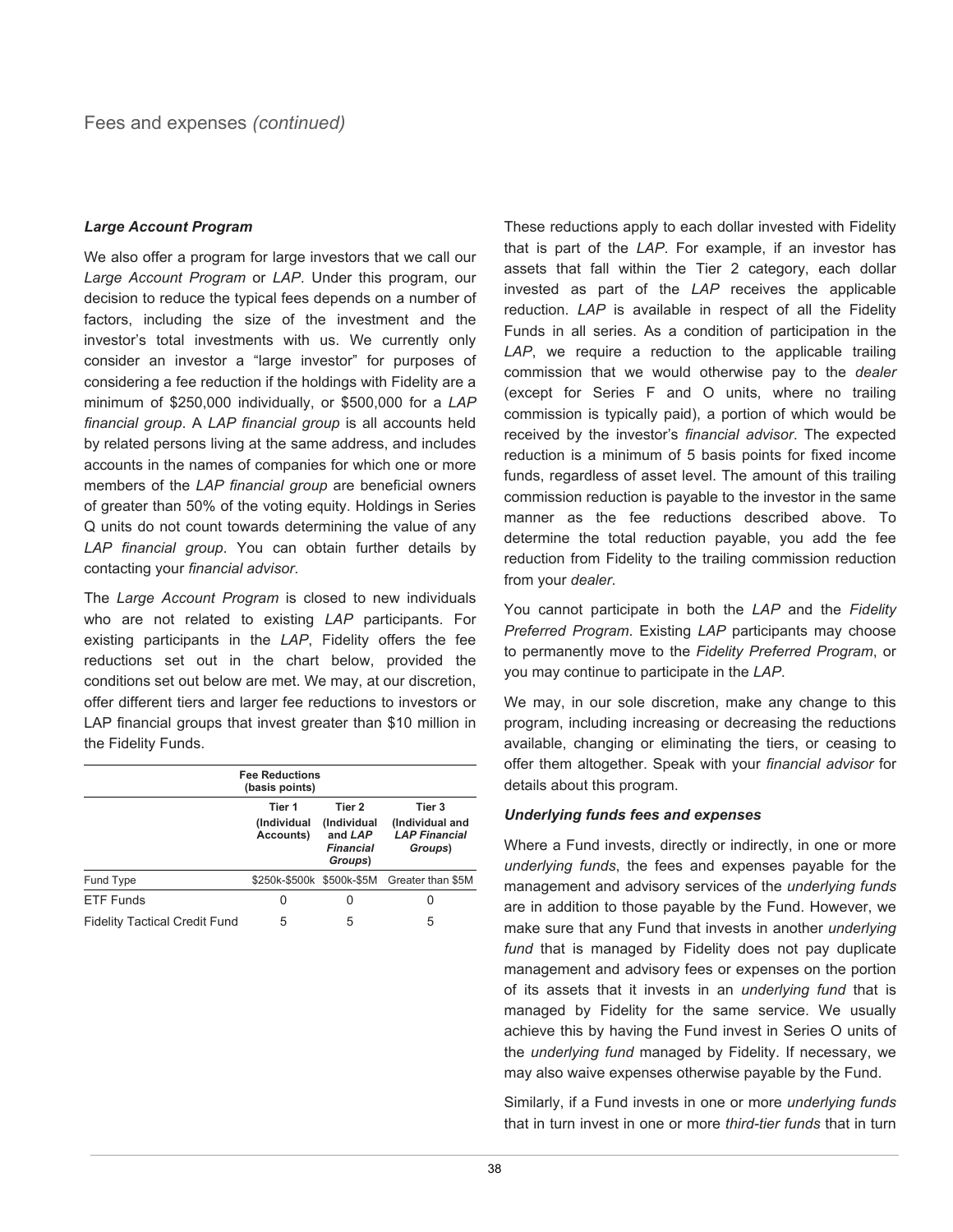## Fees and expenses *(continued)*

***Large Account Program***

We also offer a program for large investors that we call our *Large Account Program* or *LAP*. Under this program, our decision to reduce the typical fees depends on a number of factors, including the size of the investment and the investor's total investments with us. We currently only consider an investor a "large investor" for purposes of considering a fee reduction if the holdings with Fidelity are a minimum of $250,000 individually, or $500,000 for a *LAP financial group*. A *LAP financial group* is all accounts held by related persons living at the same address, and includes accounts in the names of companies for which one or more members of the *LAP financial group* are beneficial owners of greater than 50% of the voting equity. Holdings in Series Q units do not count towards determining the value of any *LAP financial group*. You can obtain further details by contacting your *financial advisor*.

The *Large Account Program* is closed to new individuals who are not related to existing *LAP* participants. For existing participants in the *LAP*, Fidelity offers the fee reductions set out in the chart below, provided the conditions set out below are met. We may, at our discretion, offer different tiers and larger fee reductions to investors or LAP financial groups that invest greater than $10 million in the Fidelity Funds.

| | Fee Reductions (basis points) | | |
|---|---|---|---|
| | Tier 1 (Individual Accounts) | Tier 2 (Individual and *LAP Financial Groups*) | Tier 3 (Individual and *LAP Financial Groups*) |
| Fund Type | $250k-$500k | $500k-$5M | Greater than $5M |
| ETF Funds | 0 | 0 | 0 |
| Fidelity Tactical Credit Fund | 5 | 5 | 5 |

These reductions apply to each dollar invested with Fidelity that is part of the *LAP*. For example, if an investor has assets that fall within the Tier 2 category, each dollar invested as part of the *LAP* receives the applicable reduction. *LAP* is available in respect of all the Fidelity Funds in all series. As a condition of participation in the *LAP*, we require a reduction to the applicable trailing commission that we would otherwise pay to the *dealer* (except for Series F and O units, where no trailing commission is typically paid), a portion of which would be received by the investor's *financial advisor*. The expected reduction is a minimum of 5 basis points for fixed income funds, regardless of asset level. The amount of this trailing commission reduction is payable to the investor in the same manner as the fee reductions described above. To determine the total reduction payable, you add the fee reduction from Fidelity to the trailing commission reduction from your *dealer*.

You cannot participate in both the *LAP* and the *Fidelity Preferred Program*. Existing *LAP* participants may choose to permanently move to the *Fidelity Preferred Program*, or you may continue to participate in the *LAP*.

We may, in our sole discretion, make any change to this program, including increasing or decreasing the reductions available, changing or eliminating the tiers, or ceasing to offer them altogether. Speak with your *financial advisor* for details about this program.

***Underlying funds fees and expenses***

Where a Fund invests, directly or indirectly, in one or more *underlying funds*, the fees and expenses payable for the management and advisory services of the *underlying funds* are in addition to those payable by the Fund. However, we make sure that any Fund that invests in another *underlying fund* that is managed by Fidelity does not pay duplicate management and advisory fees or expenses on the portion of its assets that it invests in an *underlying fund* that is managed by Fidelity for the same service. We usually achieve this by having the Fund invest in Series O units of the *underlying fund* managed by Fidelity. If necessary, we may also waive expenses otherwise payable by the Fund.

Similarly, if a Fund invests in one or more *underlying funds* that in turn invest in one or more *third-tier funds* that in turn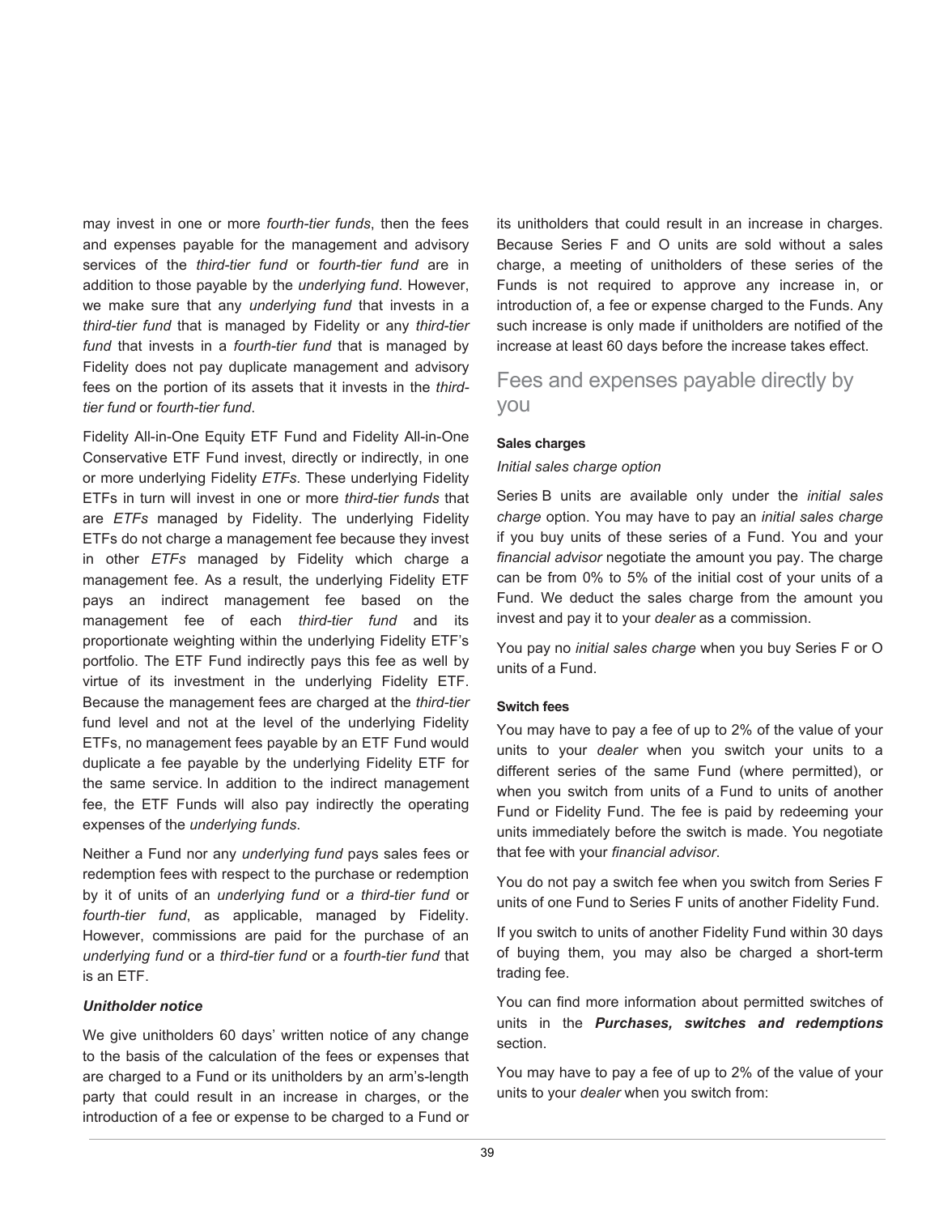may invest in one or more *fourth-tier funds*, then the fees and expenses payable for the management and advisory services of the *third-tier fund* or *fourth-tier fund* are in addition to those payable by the *underlying fund*. However, we make sure that any *underlying fund* that invests in a *third-tier fund* that is managed by Fidelity or any *third-tier fund* that invests in a *fourth-tier fund* that is managed by Fidelity does not pay duplicate management and advisory fees on the portion of its assets that it invests in the *third-tier fund* or *fourth-tier fund*.

Fidelity All-in-One Equity ETF Fund and Fidelity All-in-One Conservative ETF Fund invest, directly or indirectly, in one or more underlying Fidelity *ETFs*. These underlying Fidelity ETFs in turn will invest in one or more *third-tier funds* that are *ETFs* managed by Fidelity. The underlying Fidelity ETFs do not charge a management fee because they invest in other *ETFs* managed by Fidelity which charge a management fee. As a result, the underlying Fidelity ETF pays an indirect management fee based on the management fee of each *third-tier fund* and its proportionate weighting within the underlying Fidelity ETF's portfolio. The ETF Fund indirectly pays this fee as well by virtue of its investment in the underlying Fidelity ETF. Because the management fees are charged at the *third-tier* fund level and not at the level of the underlying Fidelity ETFs, no management fees payable by an ETF Fund would duplicate a fee payable by the underlying Fidelity ETF for the same service. In addition to the indirect management fee, the ETF Funds will also pay indirectly the operating expenses of the *underlying funds*.

Neither a Fund nor any *underlying fund* pays sales fees or redemption fees with respect to the purchase or redemption by it of units of an *underlying fund* or *a third-tier fund* or *fourth-tier fund*, as applicable, managed by Fidelity. However, commissions are paid for the purchase of an *underlying fund* or a *third-tier fund* or a *fourth-tier fund* that is an ETF.

***Unitholder notice***

We give unitholders 60 days' written notice of any change to the basis of the calculation of the fees or expenses that are charged to a Fund or its unitholders by an arm's-length party that could result in an increase in charges, or the introduction of a fee or expense to be charged to a Fund or its unitholders that could result in an increase in charges. Because Series F and O units are sold without a sales charge, a meeting of unitholders of these series of the Funds is not required to approve any increase in, or introduction of, a fee or expense charged to the Funds. Any such increase is only made if unitholders are notified of the increase at least 60 days before the increase takes effect.

## Fees and expenses payable directly by you

**Sales charges**

*Initial sales charge option*

Series B units are available only under the *initial sales charge* option. You may have to pay an *initial sales charge* if you buy units of these series of a Fund. You and your *financial advisor* negotiate the amount you pay. The charge can be from 0% to 5% of the initial cost of your units of a Fund. We deduct the sales charge from the amount you invest and pay it to your *dealer* as a commission.

You pay no *initial sales charge* when you buy Series F or O units of a Fund.

**Switch fees**

You may have to pay a fee of up to 2% of the value of your units to your *dealer* when you switch your units to a different series of the same Fund (where permitted), or when you switch from units of a Fund to units of another Fund or Fidelity Fund. The fee is paid by redeeming your units immediately before the switch is made. You negotiate that fee with your *financial advisor*.

You do not pay a switch fee when you switch from Series F units of one Fund to Series F units of another Fidelity Fund.

If you switch to units of another Fidelity Fund within 30 days of buying them, you may also be charged a short-term trading fee.

You can find more information about permitted switches of units in the ***Purchases, switches and redemptions*** section.

You may have to pay a fee of up to 2% of the value of your units to your *dealer* when you switch from: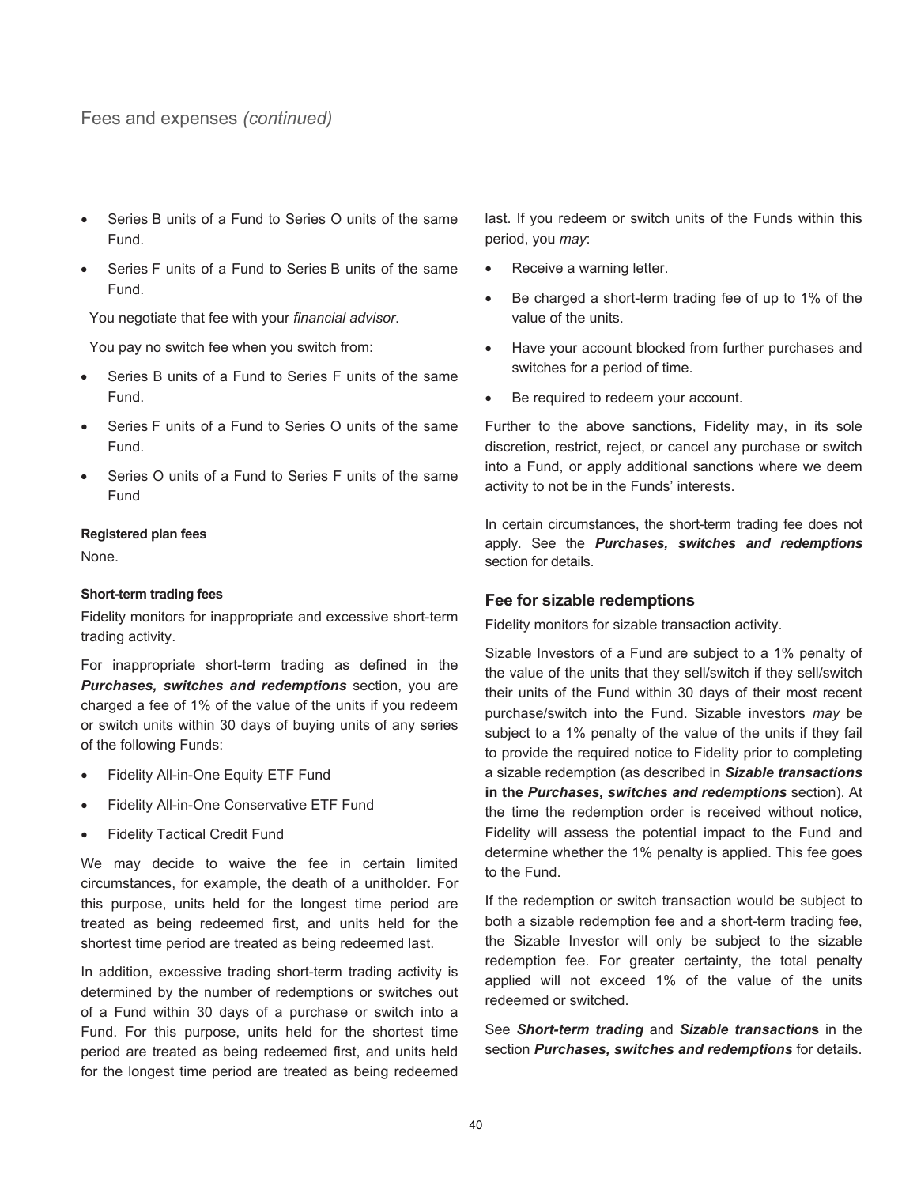- Series B units of a Fund to Series O units of the same Fund.
- Series F units of a Fund to Series B units of the same Fund.

You negotiate that fee with your *financial advisor*.

You pay no switch fee when you switch from:

- Series B units of a Fund to Series F units of the same Fund.
- Series F units of a Fund to Series O units of the same Fund.
- Series O units of a Fund to Series F units of the same Fund

**Registered plan fees**

None.

**Short-term trading fees**

Fidelity monitors for inappropriate and excessive short-term trading activity.

For inappropriate short-term trading as defined in the ***Purchases, switches and redemptions*** section, you are charged a fee of 1% of the value of the units if you redeem or switch units within 30 days of buying units of any series of the following Funds:

- Fidelity All-in-One Equity ETF Fund
- Fidelity All-in-One Conservative ETF Fund
- Fidelity Tactical Credit Fund

We may decide to waive the fee in certain limited circumstances, for example, the death of a unitholder. For this purpose, units held for the longest time period are treated as being redeemed first, and units held for the shortest time period are treated as being redeemed last.

In addition, excessive trading short-term trading activity is determined by the number of redemptions or switches out of a Fund within 30 days of a purchase or switch into a Fund. For this purpose, units held for the shortest time period are treated as being redeemed first, and units held for the longest time period are treated as being redeemed last. If you redeem or switch units of the Funds within this period, you *may*:

- Receive a warning letter.
- Be charged a short-term trading fee of up to 1% of the value of the units.
- Have your account blocked from further purchases and switches for a period of time.
- Be required to redeem your account.

Further to the above sanctions, Fidelity may, in its sole discretion, restrict, reject, or cancel any purchase or switch into a Fund, or apply additional sanctions where we deem activity to not be in the Funds' interests.

In certain circumstances, the short-term trading fee does not apply. See the ***Purchases, switches and redemptions*** section for details.

## Fee for sizable redemptions

Fidelity monitors for sizable transaction activity.

Sizable Investors of a Fund are subject to a 1% penalty of the value of the units that they sell/switch if they sell/switch their units of the Fund within 30 days of their most recent purchase/switch into the Fund. Sizable investors *may* be subject to a 1% penalty of the value of the units if they fail to provide the required notice to Fidelity prior to completing a sizable redemption (as described in ***Sizable transactions* in the *Purchases, switches and redemptions*** section). At the time the redemption order is received without notice, Fidelity will assess the potential impact to the Fund and determine whether the 1% penalty is applied. This fee goes to the Fund.

If the redemption or switch transaction would be subject to both a sizable redemption fee and a short-term trading fee, the Sizable Investor will only be subject to the sizable redemption fee. For greater certainty, the total penalty applied will not exceed 1% of the value of the units redeemed or switched.

See ***Short-term trading*** and ***Sizable transactions*** in the section ***Purchases, switches and redemptions*** for details.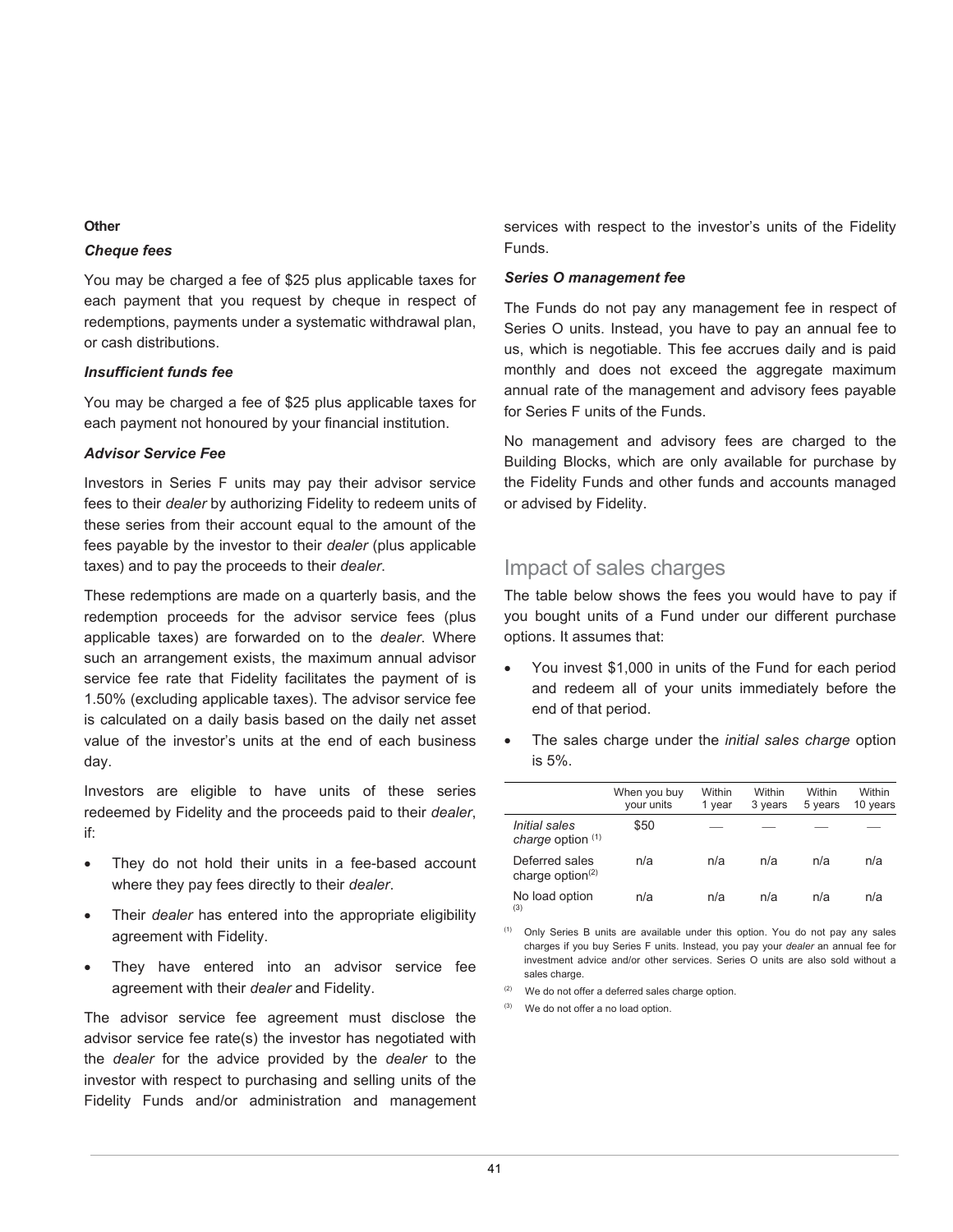**Other**

***Cheque fees***

You may be charged a fee of $25 plus applicable taxes for each payment that you request by cheque in respect of redemptions, payments under a systematic withdrawal plan, or cash distributions.

***Insufficient funds fee***

You may be charged a fee of $25 plus applicable taxes for each payment not honoured by your financial institution.

***Advisor Service Fee***

Investors in Series F units may pay their advisor service fees to their *dealer* by authorizing Fidelity to redeem units of these series from their account equal to the amount of the fees payable by the investor to their *dealer* (plus applicable taxes) and to pay the proceeds to their *dealer*.

These redemptions are made on a quarterly basis, and the redemption proceeds for the advisor service fees (plus applicable taxes) are forwarded on to the *dealer*. Where such an arrangement exists, the maximum annual advisor service fee rate that Fidelity facilitates the payment of is 1.50% (excluding applicable taxes). The advisor service fee is calculated on a daily basis based on the daily net asset value of the investor's units at the end of each business day.

Investors are eligible to have units of these series redeemed by Fidelity and the proceeds paid to their *dealer*, if:

- They do not hold their units in a fee-based account where they pay fees directly to their *dealer*.
- Their *dealer* has entered into the appropriate eligibility agreement with Fidelity.
- They have entered into an advisor service fee agreement with their *dealer* and Fidelity.

The advisor service fee agreement must disclose the advisor service fee rate(s) the investor has negotiated with the *dealer* for the advice provided by the *dealer* to the investor with respect to purchasing and selling units of the Fidelity Funds and/or administration and management services with respect to the investor's units of the Fidelity Funds.

***Series O management fee***

The Funds do not pay any management fee in respect of Series O units. Instead, you have to pay an annual fee to us, which is negotiable. This fee accrues daily and is paid monthly and does not exceed the aggregate maximum annual rate of the management and advisory fees payable for Series F units of the Funds.

No management and advisory fees are charged to the Building Blocks, which are only available for purchase by the Fidelity Funds and other funds and accounts managed or advised by Fidelity.

## Impact of sales charges

The table below shows the fees you would have to pay if you bought units of a Fund under our different purchase options. It assumes that:

- You invest $1,000 in units of the Fund for each period and redeem all of your units immediately before the end of that period.
- The sales charge under the *initial sales charge* option is 5%.

| | When you buy your units | Within 1 year | Within 3 years | Within 5 years | Within 10 years |
|---|---|---|---|---|---|
| *Initial sales charge* option [(1)] | $50 | — | — | — | — |
| Deferred sales charge option[(2)] | n/a | n/a | n/a | n/a | n/a |
| No load option [(3)] | n/a | n/a | n/a | n/a | n/a |

(1) Only Series B units are available under this option. You do not pay any sales charges if you buy Series F units. Instead, you pay your *dealer* an annual fee for investment advice and/or other services. Series O units are also sold without a sales charge.

(2) We do not offer a deferred sales charge option.

(3) We do not offer a no load option.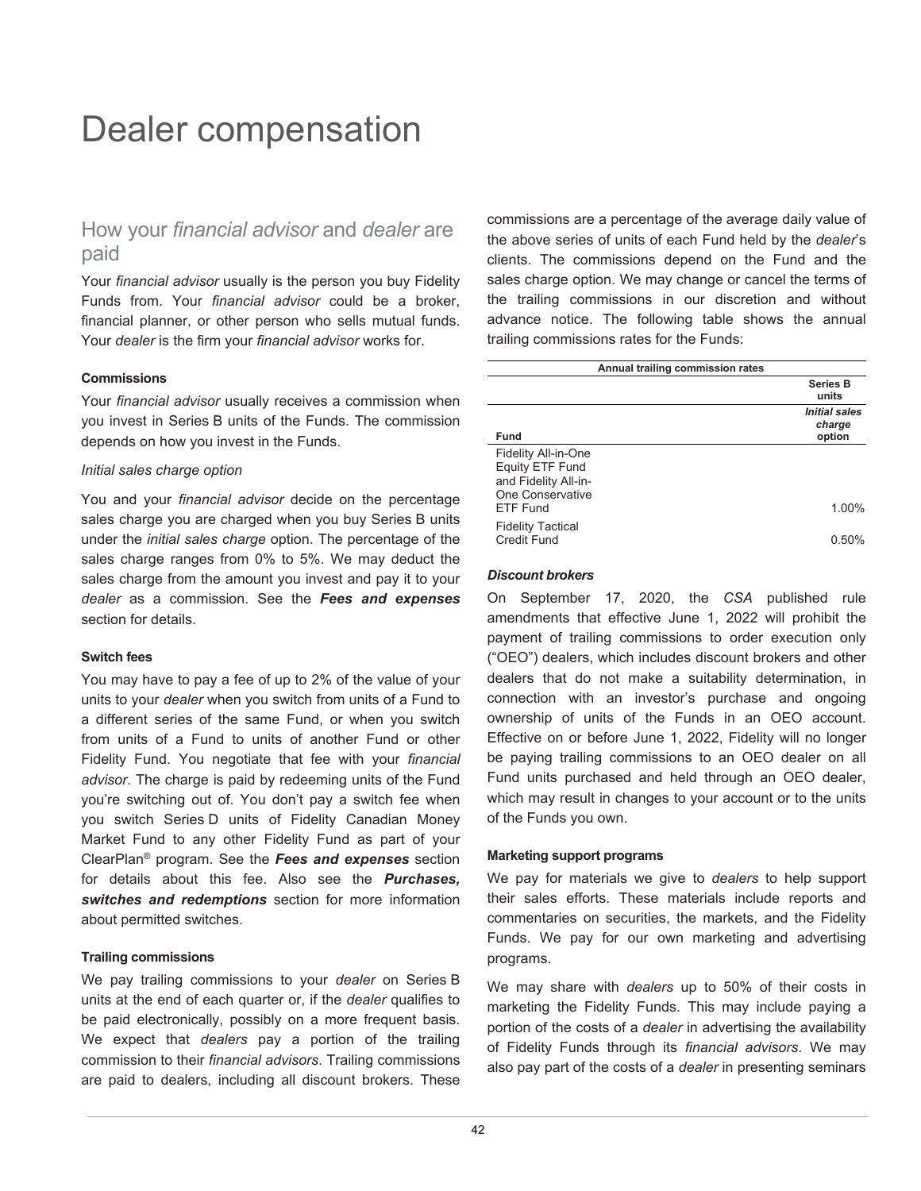// Plan: left column first, then right column; the trailing commission table becomes a two-column markdown table.
# Dealer compensation

## How your *financial advisor* and *dealer* are paid

Your *financial advisor* usually is the person you buy Fidelity Funds from. Your *financial advisor* could be a broker, financial planner, or other person who sells mutual funds. Your *dealer* is the firm your *financial advisor* works for.

#### Commissions

Your *financial advisor* usually receives a commission when you invest in Series B units of the Funds. The commission depends on how you invest in the Funds.

*Initial sales charge option*

You and your *financial advisor* decide on the percentage sales charge you are charged when you buy Series B units under the *initial sales charge* option. The percentage of the sales charge ranges from 0% to 5%. We may deduct the sales charge from the amount you invest and pay it to your *dealer* as a commission. See the ***Fees and expenses*** section for details.

#### Switch fees

You may have to pay a fee of up to 2% of the value of your units to your *dealer* when you switch from units of a Fund to a different series of the same Fund, or when you switch from units of a Fund to units of another Fund or other Fidelity Fund. You negotiate that fee with your *financial advisor*. The charge is paid by redeeming units of the Fund you're switching out of. You don't pay a switch fee when you switch Series D units of Fidelity Canadian Money Market Fund to any other Fidelity Fund as part of your ClearPlan® program. See the ***Fees and expenses*** section for details about this fee. Also see the ***Purchases, switches and redemptions*** section for more information about permitted switches.

#### Trailing commissions

We pay trailing commissions to your *dealer* on Series B units at the end of each quarter or, if the *dealer* qualifies to be paid electronically, possibly on a more frequent basis. We expect that *dealers* pay a portion of the trailing commission to their *financial advisors*. Trailing commissions are paid to dealers, including all discount brokers. These commissions are a percentage of the average daily value of the above series of units of each Fund held by the *dealer*'s clients. The commissions depend on the Fund and the sales charge option. We may change or cancel the terms of the trailing commissions in our discretion and without advance notice. The following table shows the annual trailing commissions rates for the Funds:

| Annual trailing commission rates | |
|---|---|
| | **Series B units** |
| **Fund** | ***Initial sales charge*** **option** |
| Fidelity All-in-One Equity ETF Fund and Fidelity All-in-One Conservative ETF Fund | 1.00% |
| Fidelity Tactical Credit Fund | 0.50% |

***Discount brokers***

On September 17, 2020, the *CSA* published rule amendments that effective June 1, 2022 will prohibit the payment of trailing commissions to order execution only ("OEO") dealers, which includes discount brokers and other dealers that do not make a suitability determination, in connection with an investor's purchase and ongoing ownership of units of the Funds in an OEO account. Effective on or before June 1, 2022, Fidelity will no longer be paying trailing commissions to an OEO dealer on all Fund units purchased and held through an OEO dealer, which may result in changes to your account or to the units of the Funds you own.

#### Marketing support programs

We pay for materials we give to *dealers* to help support their sales efforts. These materials include reports and commentaries on securities, the markets, and the Fidelity Funds. We pay for our own marketing and advertising programs.

We may share with *dealers* up to 50% of their costs in marketing the Fidelity Funds. This may include paying a portion of the costs of a *dealer* in advertising the availability of Fidelity Funds through its *financial advisors*. We may also pay part of the costs of a *dealer* in presenting seminars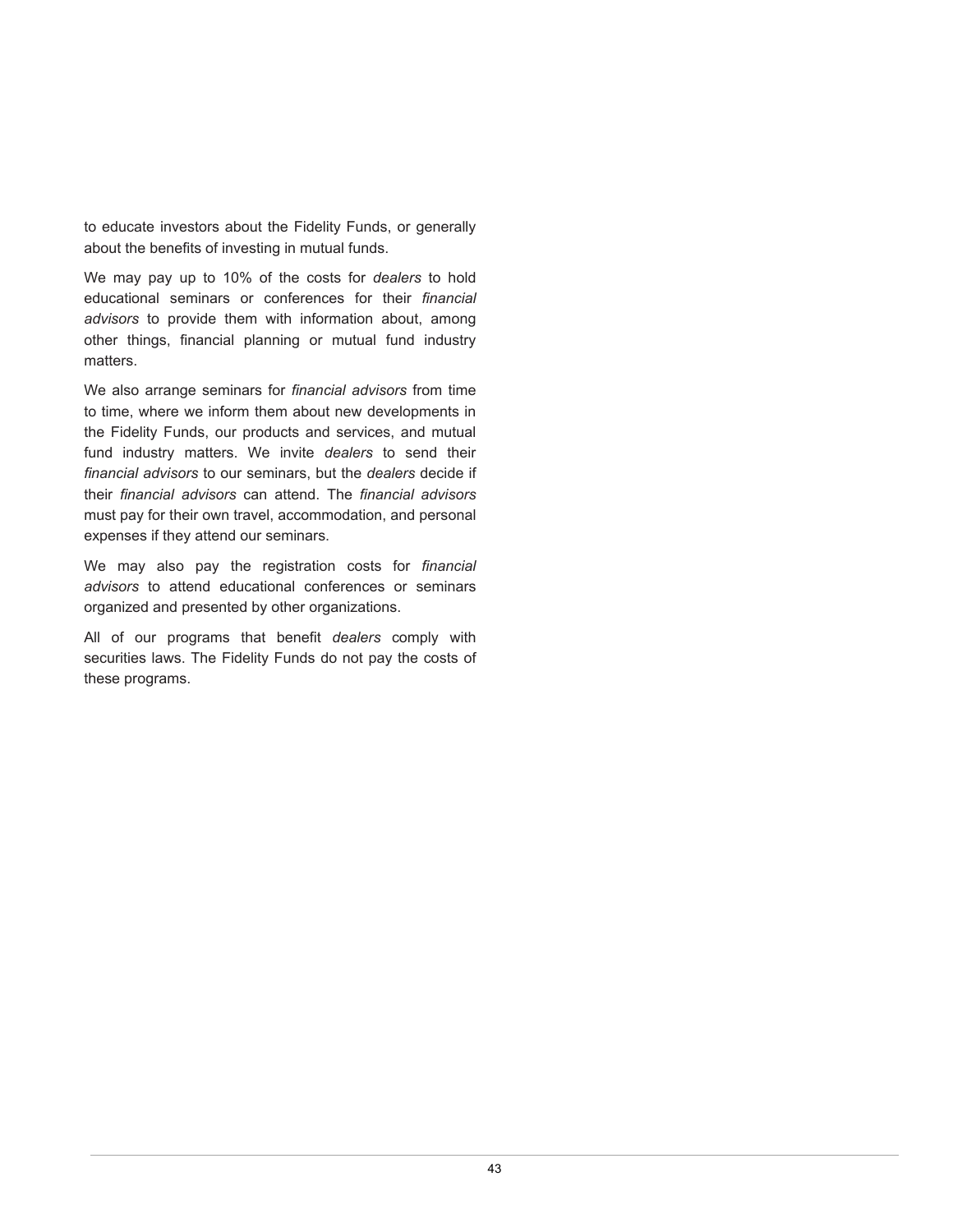to educate investors about the Fidelity Funds, or generally about the benefits of investing in mutual funds.

We may pay up to 10% of the costs for *dealers* to hold educational seminars or conferences for their *financial advisors* to provide them with information about, among other things, financial planning or mutual fund industry matters.

We also arrange seminars for *financial advisors* from time to time, where we inform them about new developments in the Fidelity Funds, our products and services, and mutual fund industry matters. We invite *dealers* to send their *financial advisors* to our seminars, but the *dealers* decide if their *financial advisors* can attend. The *financial advisors* must pay for their own travel, accommodation, and personal expenses if they attend our seminars.

We may also pay the registration costs for *financial advisors* to attend educational conferences or seminars organized and presented by other organizations.

All of our programs that benefit *dealers* comply with securities laws. The Fidelity Funds do not pay the costs of these programs.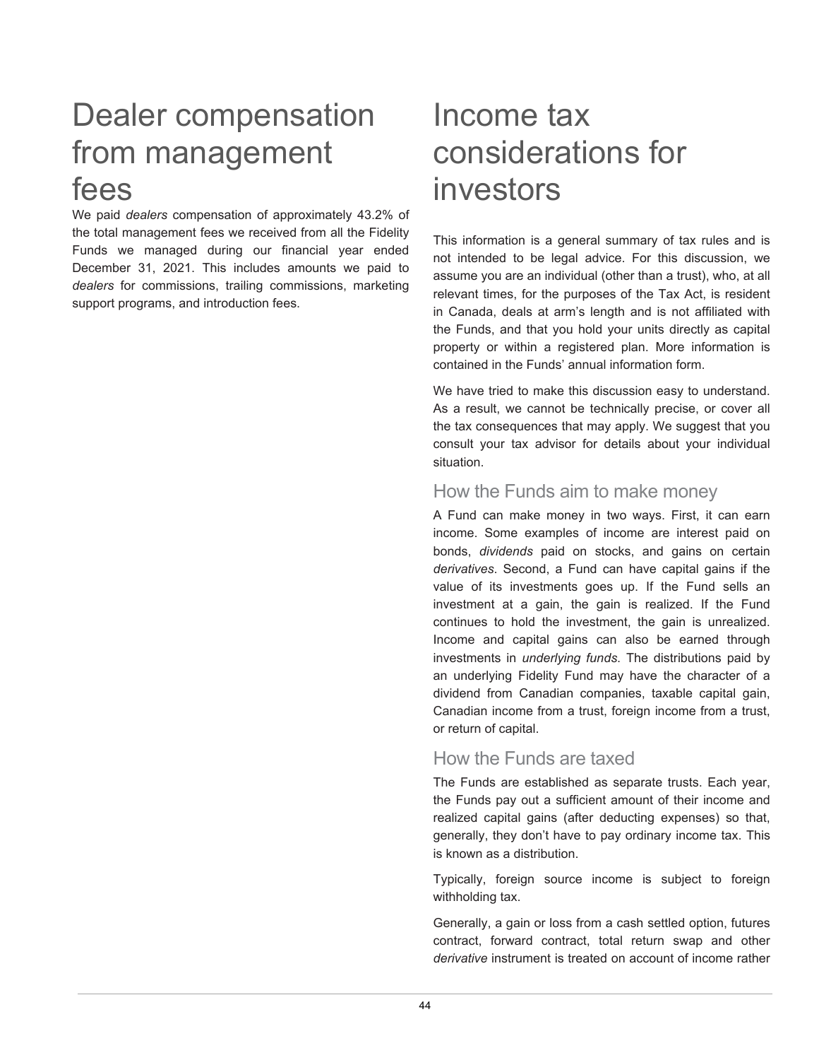# Dealer compensation from management fees

We paid *dealers* compensation of approximately 43.2% of the total management fees we received from all the Fidelity Funds we managed during our financial year ended December 31, 2021. This includes amounts we paid to *dealers* for commissions, trailing commissions, marketing support programs, and introduction fees.

# Income tax considerations for investors

This information is a general summary of tax rules and is not intended to be legal advice. For this discussion, we assume you are an individual (other than a trust), who, at all relevant times, for the purposes of the Tax Act, is resident in Canada, deals at arm's length and is not affiliated with the Funds, and that you hold your units directly as capital property or within a registered plan. More information is contained in the Funds' annual information form.

We have tried to make this discussion easy to understand. As a result, we cannot be technically precise, or cover all the tax consequences that may apply. We suggest that you consult your tax advisor for details about your individual situation.

## How the Funds aim to make money

A Fund can make money in two ways. First, it can earn income. Some examples of income are interest paid on bonds, *dividends* paid on stocks, and gains on certain *derivatives*. Second, a Fund can have capital gains if the value of its investments goes up. If the Fund sells an investment at a gain, the gain is realized. If the Fund continues to hold the investment, the gain is unrealized. Income and capital gains can also be earned through investments in *underlying funds*. The distributions paid by an underlying Fidelity Fund may have the character of a dividend from Canadian companies, taxable capital gain, Canadian income from a trust, foreign income from a trust, or return of capital.

## How the Funds are taxed

The Funds are established as separate trusts. Each year, the Funds pay out a sufficient amount of their income and realized capital gains (after deducting expenses) so that, generally, they don't have to pay ordinary income tax. This is known as a distribution.

Typically, foreign source income is subject to foreign withholding tax.

Generally, a gain or loss from a cash settled option, futures contract, forward contract, total return swap and other *derivative* instrument is treated on account of income rather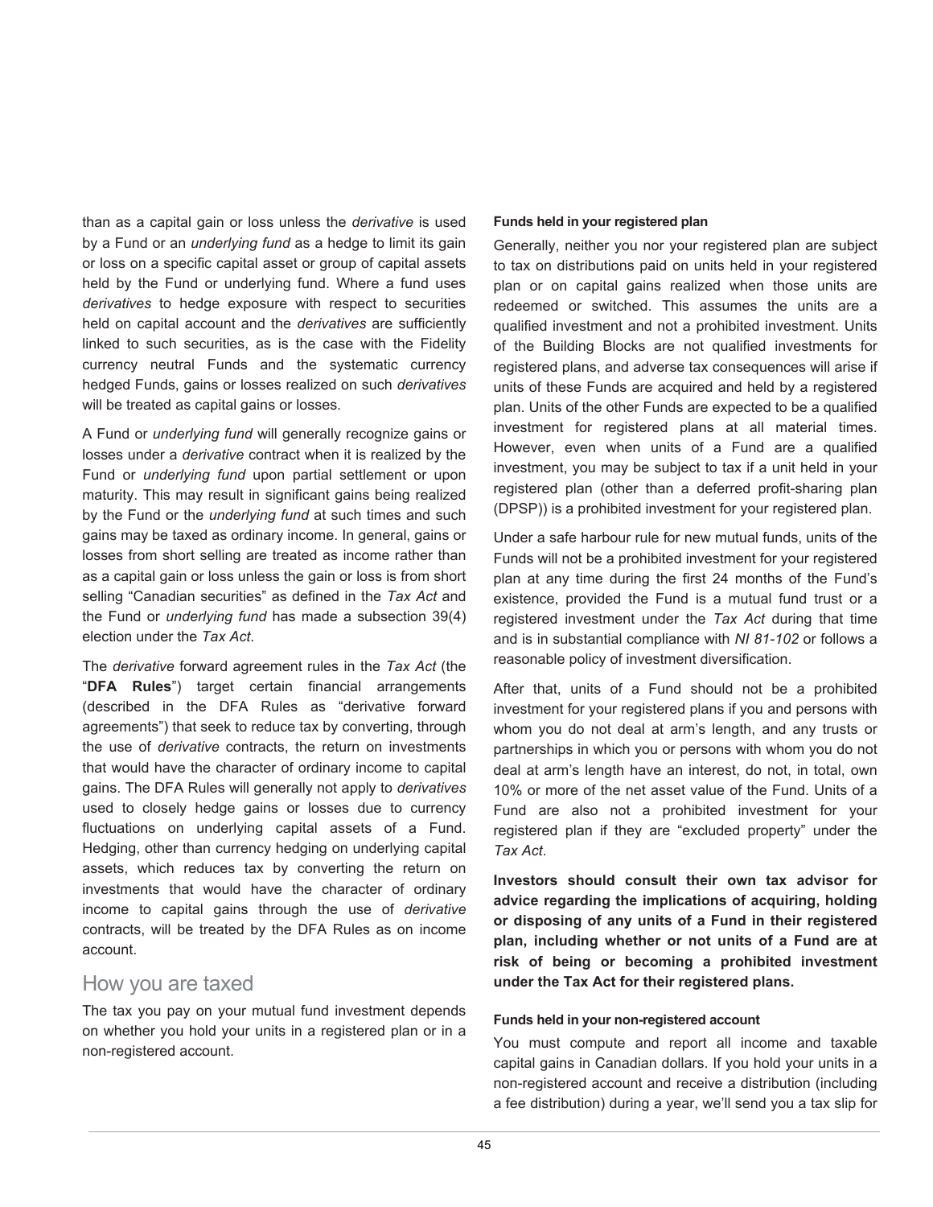than as a capital gain or loss unless the *derivative* is used by a Fund or an *underlying fund* as a hedge to limit its gain or loss on a specific capital asset or group of capital assets held by the Fund or underlying fund. Where a fund uses *derivatives* to hedge exposure with respect to securities held on capital account and the *derivatives* are sufficiently linked to such securities, as is the case with the Fidelity currency neutral Funds and the systematic currency hedged Funds, gains or losses realized on such *derivatives* will be treated as capital gains or losses.

A Fund or *underlying fund* will generally recognize gains or losses under a *derivative* contract when it is realized by the Fund or *underlying fund* upon partial settlement or upon maturity. This may result in significant gains being realized by the Fund or the *underlying fund* at such times and such gains may be taxed as ordinary income. In general, gains or losses from short selling are treated as income rather than as a capital gain or loss unless the gain or loss is from short selling "Canadian securities" as defined in the *Tax Act* and the Fund or *underlying fund* has made a subsection 39(4) election under the *Tax Act*.

The *derivative* forward agreement rules in the *Tax Act* (the "**DFA Rules**") target certain financial arrangements (described in the DFA Rules as "derivative forward agreements") that seek to reduce tax by converting, through the use of *derivative* contracts, the return on investments that would have the character of ordinary income to capital gains. The DFA Rules will generally not apply to *derivatives* used to closely hedge gains or losses due to currency fluctuations on underlying capital assets of a Fund. Hedging, other than currency hedging on underlying capital assets, which reduces tax by converting the return on investments that would have the character of ordinary income to capital gains through the use of *derivative* contracts, will be treated by the DFA Rules as on income account.

## How you are taxed

The tax you pay on your mutual fund investment depends on whether you hold your units in a registered plan or in a non-registered account.

#### Funds held in your registered plan

Generally, neither you nor your registered plan are subject to tax on distributions paid on units held in your registered plan or on capital gains realized when those units are redeemed or switched. This assumes the units are a qualified investment and not a prohibited investment. Units of the Building Blocks are not qualified investments for registered plans, and adverse tax consequences will arise if units of these Funds are acquired and held by a registered plan. Units of the other Funds are expected to be a qualified investment for registered plans at all material times. However, even when units of a Fund are a qualified investment, you may be subject to tax if a unit held in your registered plan (other than a deferred profit-sharing plan (DPSP)) is a prohibited investment for your registered plan.

Under a safe harbour rule for new mutual funds, units of the Funds will not be a prohibited investment for your registered plan at any time during the first 24 months of the Fund's existence, provided the Fund is a mutual fund trust or a registered investment under the *Tax Act* during that time and is in substantial compliance with *NI 81-102* or follows a reasonable policy of investment diversification.

After that, units of a Fund should not be a prohibited investment for your registered plans if you and persons with whom you do not deal at arm's length, and any trusts or partnerships in which you or persons with whom you do not deal at arm's length have an interest, do not, in total, own 10% or more of the net asset value of the Fund. Units of a Fund are also not a prohibited investment for your registered plan if they are "excluded property" under the *Tax Act*.

**Investors should consult their own tax advisor for advice regarding the implications of acquiring, holding or disposing of any units of a Fund in their registered plan, including whether or not units of a Fund are at risk of being or becoming a prohibited investment under the Tax Act for their registered plans.**

#### Funds held in your non-registered account

You must compute and report all income and taxable capital gains in Canadian dollars. If you hold your units in a non-registered account and receive a distribution (including a fee distribution) during a year, we'll send you a tax slip for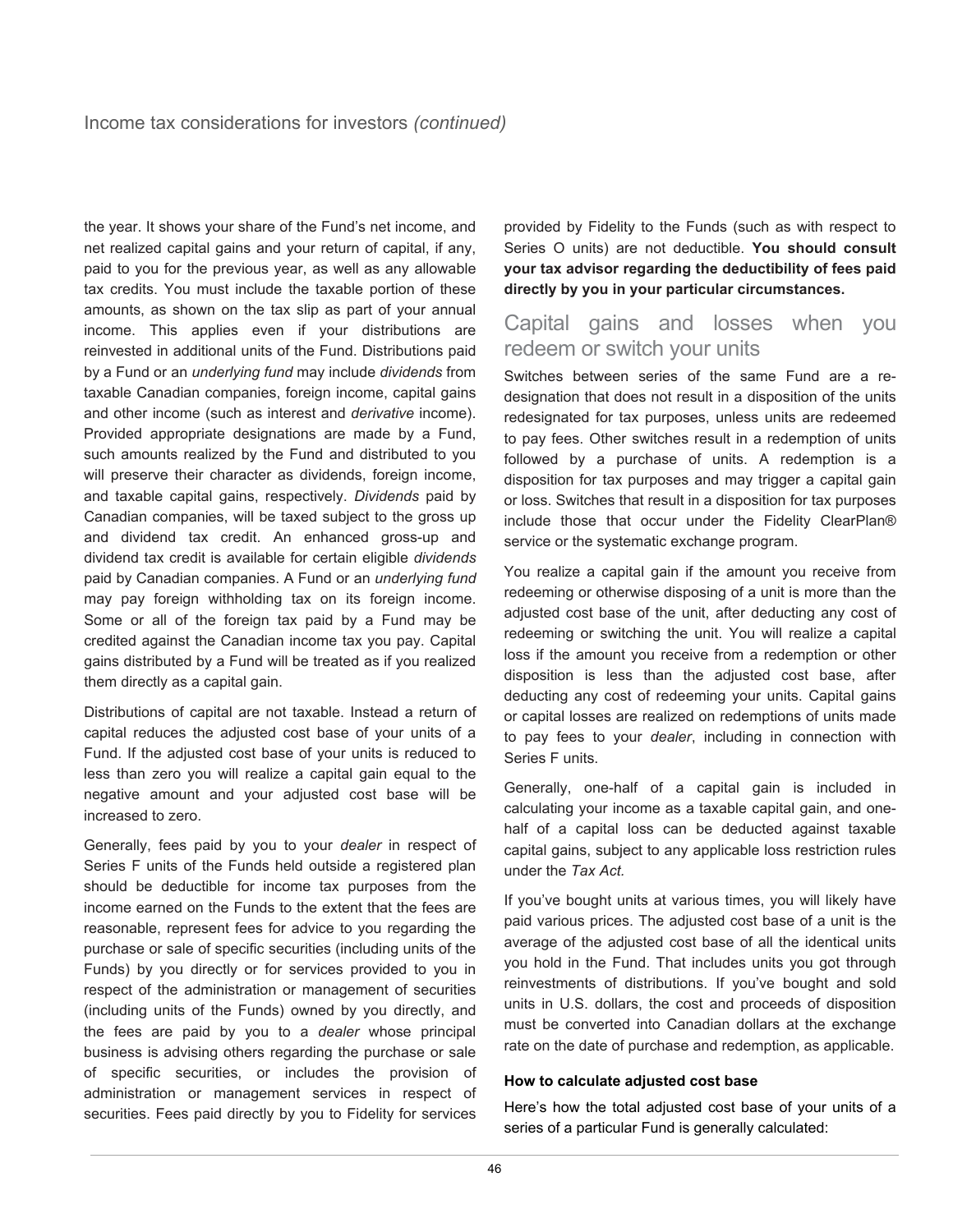the year. It shows your share of the Fund's net income, and net realized capital gains and your return of capital, if any, paid to you for the previous year, as well as any allowable tax credits. You must include the taxable portion of these amounts, as shown on the tax slip as part of your annual income. This applies even if your distributions are reinvested in additional units of the Fund. Distributions paid by a Fund or an *underlying fund* may include *dividends* from taxable Canadian companies, foreign income, capital gains and other income (such as interest and *derivative* income). Provided appropriate designations are made by a Fund, such amounts realized by the Fund and distributed to you will preserve their character as dividends, foreign income, and taxable capital gains, respectively. *Dividends* paid by Canadian companies, will be taxed subject to the gross up and dividend tax credit. An enhanced gross-up and dividend tax credit is available for certain eligible *dividends* paid by Canadian companies. A Fund or an *underlying fund* may pay foreign withholding tax on its foreign income. Some or all of the foreign tax paid by a Fund may be credited against the Canadian income tax you pay. Capital gains distributed by a Fund will be treated as if you realized them directly as a capital gain.

Distributions of capital are not taxable. Instead a return of capital reduces the adjusted cost base of your units of a Fund. If the adjusted cost base of your units is reduced to less than zero you will realize a capital gain equal to the negative amount and your adjusted cost base will be increased to zero.

Generally, fees paid by you to your *dealer* in respect of Series F units of the Funds held outside a registered plan should be deductible for income tax purposes from the income earned on the Funds to the extent that the fees are reasonable, represent fees for advice to you regarding the purchase or sale of specific securities (including units of the Funds) by you directly or for services provided to you in respect of the administration or management of securities (including units of the Funds) owned by you directly, and the fees are paid by you to a *dealer* whose principal business is advising others regarding the purchase or sale of specific securities, or includes the provision of administration or management services in respect of securities. Fees paid directly by you to Fidelity for services provided by Fidelity to the Funds (such as with respect to Series O units) are not deductible. **You should consult your tax advisor regarding the deductibility of fees paid directly by you in your particular circumstances.**

## Capital gains and losses when you redeem or switch your units

Switches between series of the same Fund are a re-designation that does not result in a disposition of the units redesignated for tax purposes, unless units are redeemed to pay fees. Other switches result in a redemption of units followed by a purchase of units. A redemption is a disposition for tax purposes and may trigger a capital gain or loss. Switches that result in a disposition for tax purposes include those that occur under the Fidelity ClearPlan® service or the systematic exchange program.

You realize a capital gain if the amount you receive from redeeming or otherwise disposing of a unit is more than the adjusted cost base of the unit, after deducting any cost of redeeming or switching the unit. You will realize a capital loss if the amount you receive from a redemption or other disposition is less than the adjusted cost base, after deducting any cost of redeeming your units. Capital gains or capital losses are realized on redemptions of units made to pay fees to your *dealer*, including in connection with Series F units.

Generally, one-half of a capital gain is included in calculating your income as a taxable capital gain, and one-half of a capital loss can be deducted against taxable capital gains, subject to any applicable loss restriction rules under the *Tax Act.*

If you've bought units at various times, you will likely have paid various prices. The adjusted cost base of a unit is the average of the adjusted cost base of all the identical units you hold in the Fund. That includes units you got through reinvestments of distributions. If you've bought and sold units in U.S. dollars, the cost and proceeds of disposition must be converted into Canadian dollars at the exchange rate on the date of purchase and redemption, as applicable.

**How to calculate adjusted cost base**

Here's how the total adjusted cost base of your units of a series of a particular Fund is generally calculated: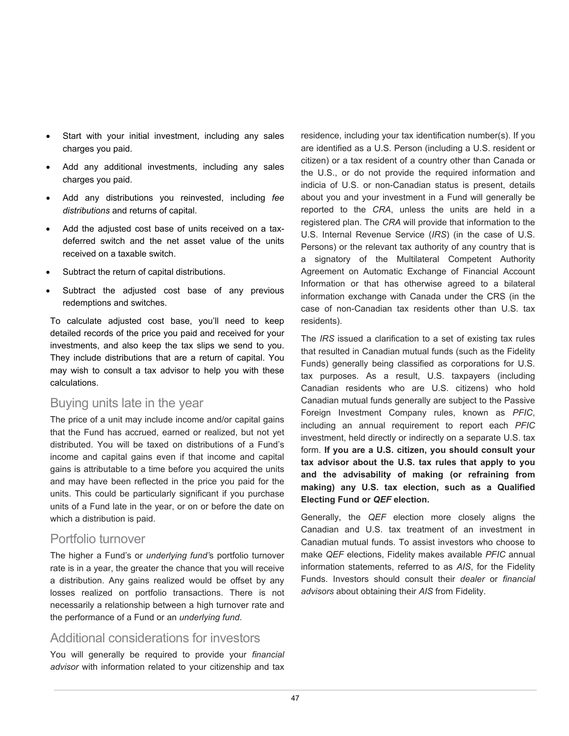- Start with your initial investment, including any sales charges you paid.
- Add any additional investments, including any sales charges you paid.
- Add any distributions you reinvested, including *fee distributions* and returns of capital.
- Add the adjusted cost base of units received on a tax-deferred switch and the net asset value of the units received on a taxable switch.
- Subtract the return of capital distributions.
- Subtract the adjusted cost base of any previous redemptions and switches.

To calculate adjusted cost base, you'll need to keep detailed records of the price you paid and received for your investments, and also keep the tax slips we send to you. They include distributions that are a return of capital. You may wish to consult a tax advisor to help you with these calculations.

## Buying units late in the year

The price of a unit may include income and/or capital gains that the Fund has accrued, earned or realized, but not yet distributed. You will be taxed on distributions of a Fund's income and capital gains even if that income and capital gains is attributable to a time before you acquired the units and may have been reflected in the price you paid for the units. This could be particularly significant if you purchase units of a Fund late in the year, or on or before the date on which a distribution is paid.

## Portfolio turnover

The higher a Fund's or *underlying fund*'s portfolio turnover rate is in a year, the greater the chance that you will receive a distribution. Any gains realized would be offset by any losses realized on portfolio transactions. There is not necessarily a relationship between a high turnover rate and the performance of a Fund or an *underlying fund*.

## Additional considerations for investors

You will generally be required to provide your *financial advisor* with information related to your citizenship and tax residence, including your tax identification number(s). If you are identified as a U.S. Person (including a U.S. resident or citizen) or a tax resident of a country other than Canada or the U.S., or do not provide the required information and indicia of U.S. or non-Canadian status is present, details about you and your investment in a Fund will generally be reported to the *CRA*, unless the units are held in a registered plan. The *CRA* will provide that information to the U.S. Internal Revenue Service (*IRS*) (in the case of U.S. Persons) or the relevant tax authority of any country that is a signatory of the Multilateral Competent Authority Agreement on Automatic Exchange of Financial Account Information or that has otherwise agreed to a bilateral information exchange with Canada under the CRS (in the case of non-Canadian tax residents other than U.S. tax residents).

The *IRS* issued a clarification to a set of existing tax rules that resulted in Canadian mutual funds (such as the Fidelity Funds) generally being classified as corporations for U.S. tax purposes. As a result, U.S. taxpayers (including Canadian residents who are U.S. citizens) who hold Canadian mutual funds generally are subject to the Passive Foreign Investment Company rules, known as *PFIC*, including an annual requirement to report each *PFIC* investment, held directly or indirectly on a separate U.S. tax form. **If you are a U.S. citizen, you should consult your tax advisor about the U.S. tax rules that apply to you and the advisability of making (or refraining from making) any U.S. tax election, such as a Qualified Electing Fund or *QEF* election.**

Generally, the *QEF* election more closely aligns the Canadian and U.S. tax treatment of an investment in Canadian mutual funds. To assist investors who choose to make *QEF* elections, Fidelity makes available *PFIC* annual information statements, referred to as *AIS*, for the Fidelity Funds. Investors should consult their *dealer* or *financial advisors* about obtaining their *AIS* from Fidelity.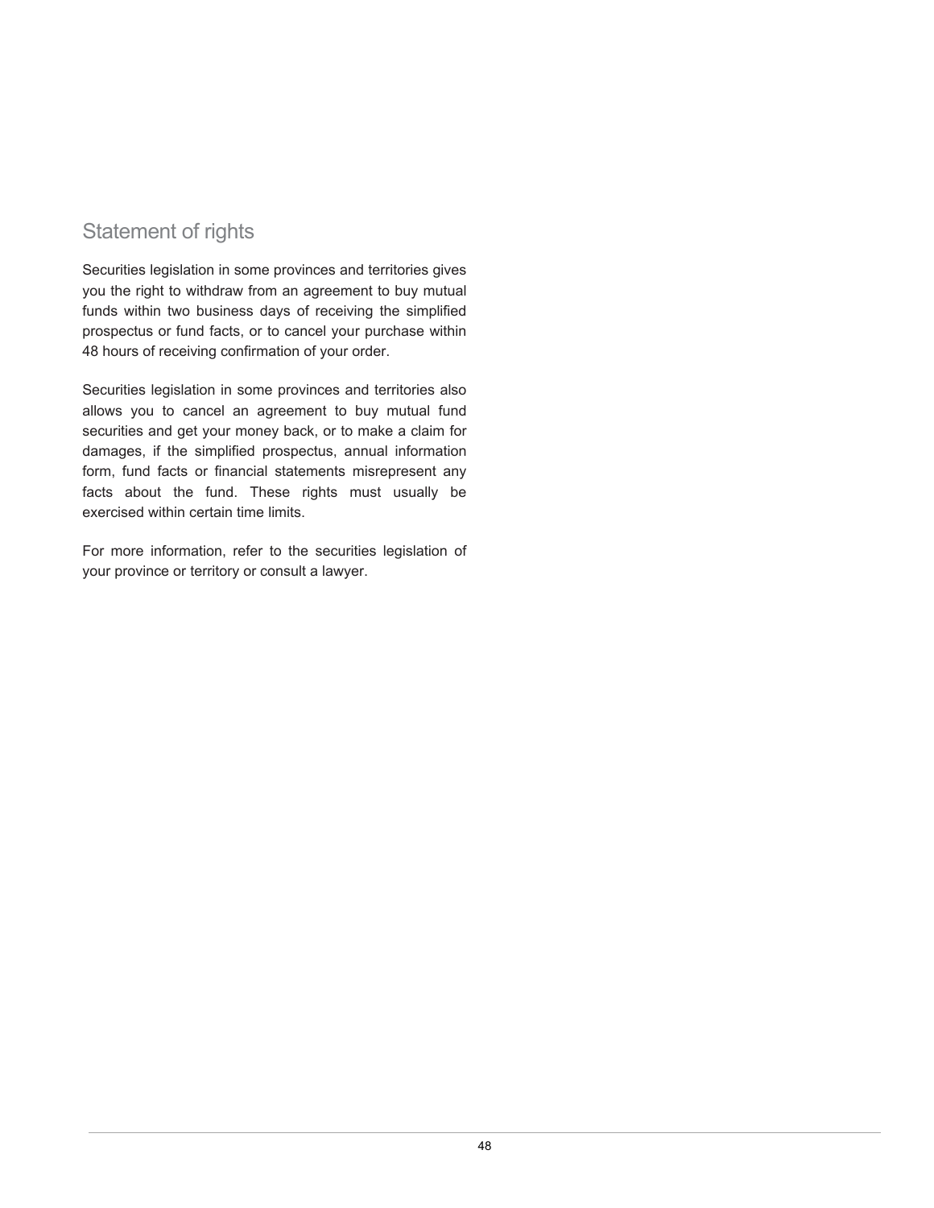## Statement of rights

Securities legislation in some provinces and territories gives you the right to withdraw from an agreement to buy mutual funds within two business days of receiving the simplified prospectus or fund facts, or to cancel your purchase within 48 hours of receiving confirmation of your order.

Securities legislation in some provinces and territories also allows you to cancel an agreement to buy mutual fund securities and get your money back, or to make a claim for damages, if the simplified prospectus, annual information form, fund facts or financial statements misrepresent any facts about the fund. These rights must usually be exercised within certain time limits.

For more information, refer to the securities legislation of your province or territory or consult a lawyer.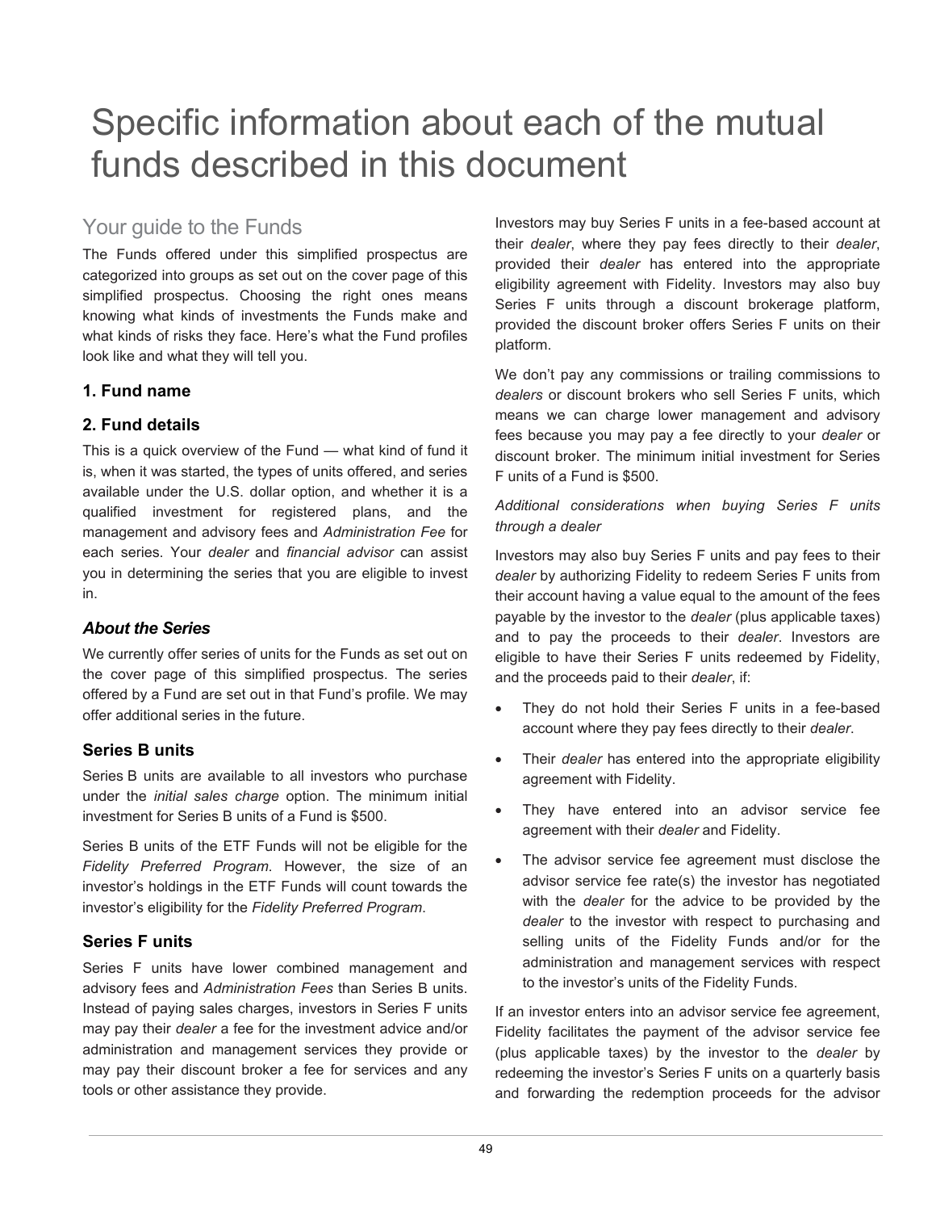# Specific information about each of the mutual funds described in this document

## Your guide to the Funds

The Funds offered under this simplified prospectus are categorized into groups as set out on the cover page of this simplified prospectus. Choosing the right ones means knowing what kinds of investments the Funds make and what kinds of risks they face. Here's what the Fund profiles look like and what they will tell you.

### 1. Fund name

### 2. Fund details

This is a quick overview of the Fund — what kind of fund it is, when it was started, the types of units offered, and series available under the U.S. dollar option, and whether it is a qualified investment for registered plans, and the management and advisory fees and *Administration Fee* for each series. Your *dealer* and *financial advisor* can assist you in determining the series that you are eligible to invest in.

#### ***About the Series***

We currently offer series of units for the Funds as set out on the cover page of this simplified prospectus. The series offered by a Fund are set out in that Fund's profile. We may offer additional series in the future.

#### Series B units

Series B units are available to all investors who purchase under the *initial sales charge* option. The minimum initial investment for Series B units of a Fund is $500.

Series B units of the ETF Funds will not be eligible for the *Fidelity Preferred Program*. However, the size of an investor's holdings in the ETF Funds will count towards the investor's eligibility for the *Fidelity Preferred Program*.

#### Series F units

Series F units have lower combined management and advisory fees and *Administration Fees* than Series B units. Instead of paying sales charges, investors in Series F units may pay their *dealer* a fee for the investment advice and/or administration and management services they provide or may pay their discount broker a fee for services and any tools or other assistance they provide.

Investors may buy Series F units in a fee-based account at their *dealer*, where they pay fees directly to their *dealer*, provided their *dealer* has entered into the appropriate eligibility agreement with Fidelity. Investors may also buy Series F units through a discount brokerage platform, provided the discount broker offers Series F units on their platform.

We don't pay any commissions or trailing commissions to *dealers* or discount brokers who sell Series F units, which means we can charge lower management and advisory fees because you may pay a fee directly to your *dealer* or discount broker. The minimum initial investment for Series F units of a Fund is $500.

*Additional considerations when buying Series F units through a dealer*

Investors may also buy Series F units and pay fees to their *dealer* by authorizing Fidelity to redeem Series F units from their account having a value equal to the amount of the fees payable by the investor to the *dealer* (plus applicable taxes) and to pay the proceeds to their *dealer*. Investors are eligible to have their Series F units redeemed by Fidelity, and the proceeds paid to their *dealer*, if:

- They do not hold their Series F units in a fee-based account where they pay fees directly to their *dealer*.
- Their *dealer* has entered into the appropriate eligibility agreement with Fidelity.
- They have entered into an advisor service fee agreement with their *dealer* and Fidelity.
- The advisor service fee agreement must disclose the advisor service fee rate(s) the investor has negotiated with the *dealer* for the advice to be provided by the *dealer* to the investor with respect to purchasing and selling units of the Fidelity Funds and/or for the administration and management services with respect to the investor's units of the Fidelity Funds.

If an investor enters into an advisor service fee agreement, Fidelity facilitates the payment of the advisor service fee (plus applicable taxes) by the investor to the *dealer* by redeeming the investor's Series F units on a quarterly basis and forwarding the redemption proceeds for the advisor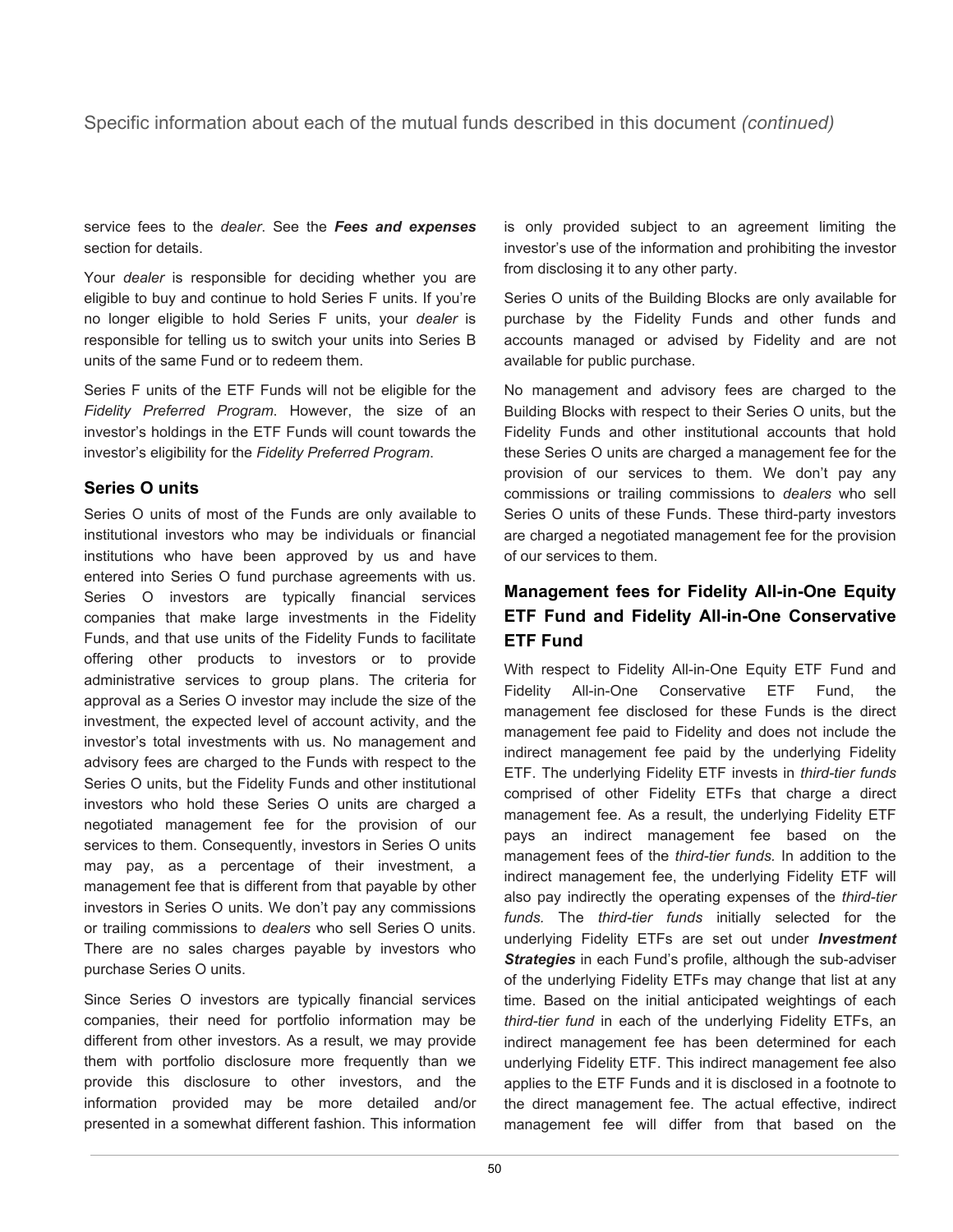service fees to the *dealer*. See the ***Fees and expenses*** section for details.

Your *dealer* is responsible for deciding whether you are eligible to buy and continue to hold Series F units. If you're no longer eligible to hold Series F units, your *dealer* is responsible for telling us to switch your units into Series B units of the same Fund or to redeem them.

Series F units of the ETF Funds will not be eligible for the *Fidelity Preferred Program*. However, the size of an investor's holdings in the ETF Funds will count towards the investor's eligibility for the *Fidelity Preferred Program*.

### Series O units

Series O units of most of the Funds are only available to institutional investors who may be individuals or financial institutions who have been approved by us and have entered into Series O fund purchase agreements with us. Series O investors are typically financial services companies that make large investments in the Fidelity Funds, and that use units of the Fidelity Funds to facilitate offering other products to investors or to provide administrative services to group plans. The criteria for approval as a Series O investor may include the size of the investment, the expected level of account activity, and the investor's total investments with us. No management and advisory fees are charged to the Funds with respect to the Series O units, but the Fidelity Funds and other institutional investors who hold these Series O units are charged a negotiated management fee for the provision of our services to them. Consequently, investors in Series O units may pay, as a percentage of their investment, a management fee that is different from that payable by other investors in Series O units. We don't pay any commissions or trailing commissions to *dealers* who sell Series O units. There are no sales charges payable by investors who purchase Series O units.

Since Series O investors are typically financial services companies, their need for portfolio information may be different from other investors. As a result, we may provide them with portfolio disclosure more frequently than we provide this disclosure to other investors, and the information provided may be more detailed and/or presented in a somewhat different fashion. This information is only provided subject to an agreement limiting the investor's use of the information and prohibiting the investor from disclosing it to any other party.

Series O units of the Building Blocks are only available for purchase by the Fidelity Funds and other funds and accounts managed or advised by Fidelity and are not available for public purchase.

No management and advisory fees are charged to the Building Blocks with respect to their Series O units, but the Fidelity Funds and other institutional accounts that hold these Series O units are charged a management fee for the provision of our services to them. We don't pay any commissions or trailing commissions to *dealers* who sell Series O units of these Funds. These third-party investors are charged a negotiated management fee for the provision of our services to them.

### Management fees for Fidelity All-in-One Equity ETF Fund and Fidelity All-in-One Conservative ETF Fund

With respect to Fidelity All-in-One Equity ETF Fund and Fidelity All-in-One Conservative ETF Fund, the management fee disclosed for these Funds is the direct management fee paid to Fidelity and does not include the indirect management fee paid by the underlying Fidelity ETF. The underlying Fidelity ETF invests in *third-tier funds* comprised of other Fidelity ETFs that charge a direct management fee. As a result, the underlying Fidelity ETF pays an indirect management fee based on the management fees of the *third-tier funds.* In addition to the indirect management fee, the underlying Fidelity ETF will also pay indirectly the operating expenses of the *third-tier funds.* The *third-tier funds* initially selected for the underlying Fidelity ETFs are set out under ***Investment Strategies*** in each Fund's profile, although the sub-adviser of the underlying Fidelity ETFs may change that list at any time. Based on the initial anticipated weightings of each *third-tier fund* in each of the underlying Fidelity ETFs, an indirect management fee has been determined for each underlying Fidelity ETF. This indirect management fee also applies to the ETF Funds and it is disclosed in a footnote to the direct management fee. The actual effective, indirect management fee will differ from that based on the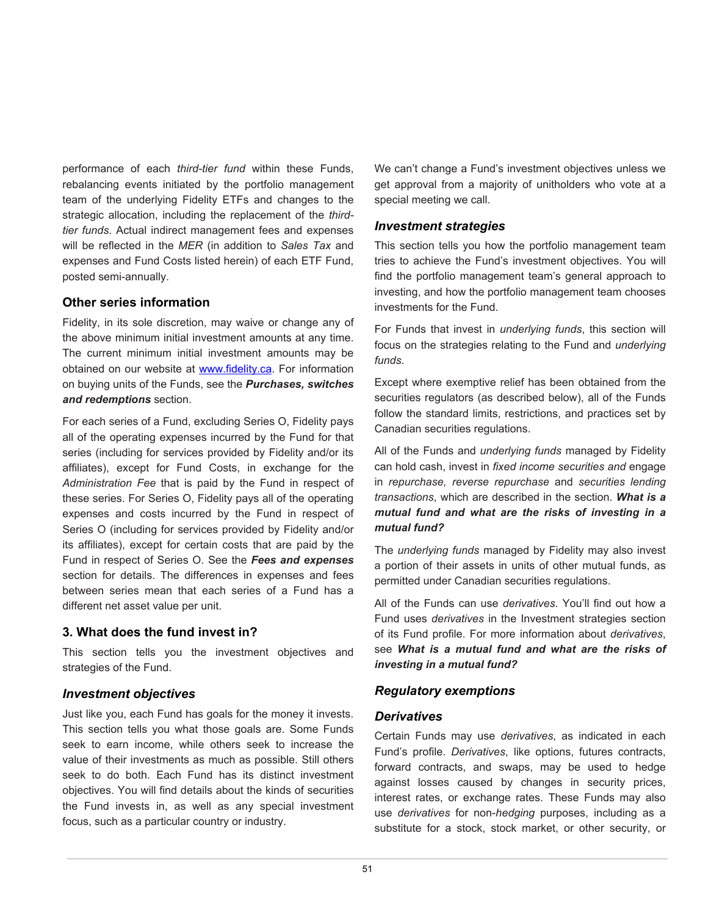performance of each *third-tier fund* within these Funds, rebalancing events initiated by the portfolio management team of the underlying Fidelity ETFs and changes to the strategic allocation, including the replacement of the *third-tier funds*. Actual indirect management fees and expenses will be reflected in the *MER* (in addition to *Sales Tax* and expenses and Fund Costs listed herein) of each ETF Fund, posted semi-annually.

### Other series information

Fidelity, in its sole discretion, may waive or change any of the above minimum initial investment amounts at any time. The current minimum initial investment amounts may be obtained on our website at www.fidelity.ca. For information on buying units of the Funds, see the ***Purchases, switches and redemptions*** section.

For each series of a Fund, excluding Series O, Fidelity pays all of the operating expenses incurred by the Fund for that series (including for services provided by Fidelity and/or its affiliates), except for Fund Costs, in exchange for the *Administration Fee* that is paid by the Fund in respect of these series. For Series O, Fidelity pays all of the operating expenses and costs incurred by the Fund in respect of Series O (including for services provided by Fidelity and/or its affiliates), except for certain costs that are paid by the Fund in respect of Series O. See the ***Fees and expenses*** section for details. The differences in expenses and fees between series mean that each series of a Fund has a different net asset value per unit.

## 3. What does the fund invest in?

This section tells you the investment objectives and strategies of the Fund.

### *Investment objectives*

Just like you, each Fund has goals for the money it invests. This section tells you what those goals are. Some Funds seek to earn income, while others seek to increase the value of their investments as much as possible. Still others seek to do both. Each Fund has its distinct investment objectives. You will find details about the kinds of securities the Fund invests in, as well as any special investment focus, such as a particular country or industry.

We can't change a Fund's investment objectives unless we get approval from a majority of unitholders who vote at a special meeting we call.

### *Investment strategies*

This section tells you how the portfolio management team tries to achieve the Fund's investment objectives. You will find the portfolio management team's general approach to investing, and how the portfolio management team chooses investments for the Fund.

For Funds that invest in *underlying funds*, this section will focus on the strategies relating to the Fund and *underlying funds*.

Except where exemptive relief has been obtained from the securities regulators (as described below), all of the Funds follow the standard limits, restrictions, and practices set by Canadian securities regulations.

All of the Funds and *underlying funds* managed by Fidelity can hold cash, invest in *fixed income securities and* engage in *repurchase, reverse repurchase* and *securities lending transactions*, which are described in the section. ***What is a mutual fund and what are the risks of investing in a mutual fund?***

The *underlying funds* managed by Fidelity may also invest a portion of their assets in units of other mutual funds, as permitted under Canadian securities regulations.

All of the Funds can use *derivatives*. You'll find out how a Fund uses *derivatives* in the Investment strategies section of its Fund profile. For more information about *derivatives*, see ***What is a mutual fund and what are the risks of investing in a mutual fund?***

### *Regulatory exemptions*

### *Derivatives*

Certain Funds may use *derivatives*, as indicated in each Fund's profile. *Derivatives*, like options, futures contracts, forward contracts, and swaps, may be used to hedge against losses caused by changes in security prices, interest rates, or exchange rates. These Funds may also use *derivatives* for non-*hedging* purposes, including as a substitute for a stock, stock market, or other security, or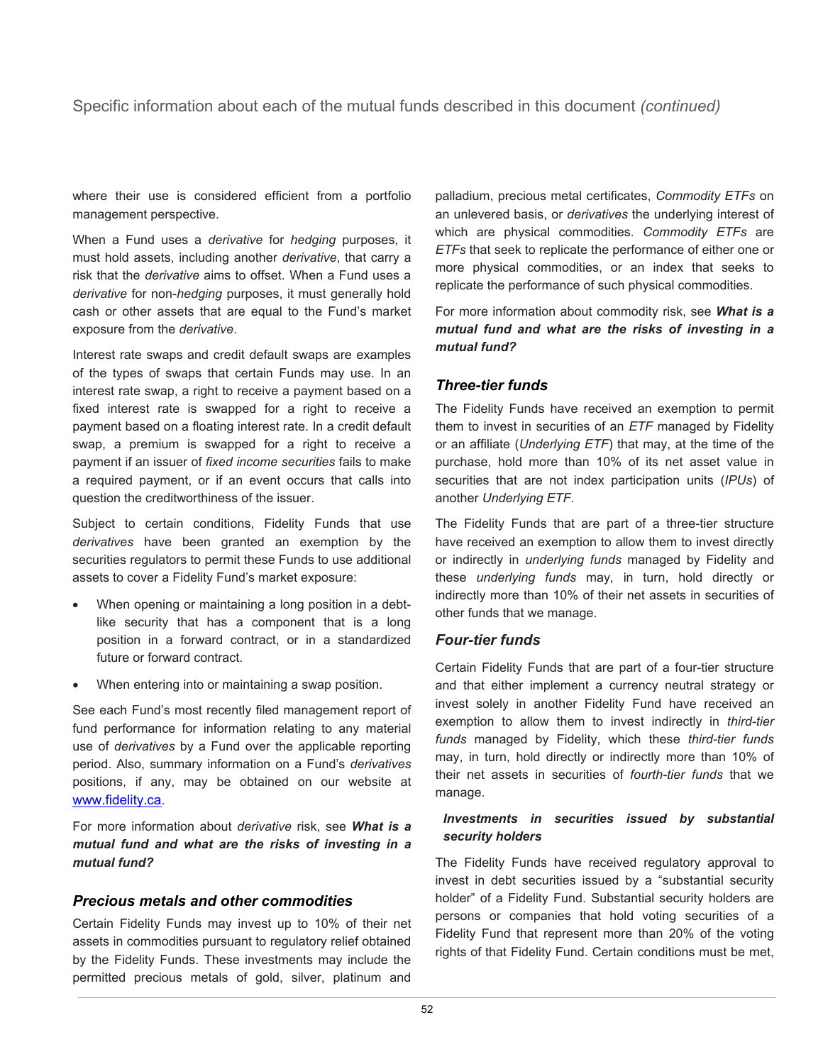where their use is considered efficient from a portfolio management perspective.

When a Fund uses a *derivative* for *hedging* purposes, it must hold assets, including another *derivative*, that carry a risk that the *derivative* aims to offset. When a Fund uses a *derivative* for non-*hedging* purposes, it must generally hold cash or other assets that are equal to the Fund's market exposure from the *derivative*.

Interest rate swaps and credit default swaps are examples of the types of swaps that certain Funds may use. In an interest rate swap, a right to receive a payment based on a fixed interest rate is swapped for a right to receive a payment based on a floating interest rate. In a credit default swap, a premium is swapped for a right to receive a payment if an issuer of *fixed income securities* fails to make a required payment, or if an event occurs that calls into question the creditworthiness of the issuer.

Subject to certain conditions, Fidelity Funds that use *derivatives* have been granted an exemption by the securities regulators to permit these Funds to use additional assets to cover a Fidelity Fund's market exposure:

- When opening or maintaining a long position in a debt-like security that has a component that is a long position in a forward contract, or in a standardized future or forward contract.
- When entering into or maintaining a swap position.

See each Fund's most recently filed management report of fund performance for information relating to any material use of *derivatives* by a Fund over the applicable reporting period. Also, summary information on a Fund's *derivatives* positions, if any, may be obtained on our website at www.fidelity.ca.

For more information about *derivative* risk, see ***What is a mutual fund and what are the risks of investing in a mutual fund?***

### *Precious metals and other commodities*

Certain Fidelity Funds may invest up to 10% of their net assets in commodities pursuant to regulatory relief obtained by the Fidelity Funds. These investments may include the permitted precious metals of gold, silver, platinum and palladium, precious metal certificates, *Commodity ETFs* on an unlevered basis, or *derivatives* the underlying interest of which are physical commodities. *Commodity ETFs* are *ETFs* that seek to replicate the performance of either one or more physical commodities, or an index that seeks to replicate the performance of such physical commodities.

For more information about commodity risk, see ***What is a mutual fund and what are the risks of investing in a mutual fund?***

### *Three-tier funds*

The Fidelity Funds have received an exemption to permit them to invest in securities of an *ETF* managed by Fidelity or an affiliate (*Underlying ETF*) that may, at the time of the purchase, hold more than 10% of its net asset value in securities that are not index participation units (*IPUs*) of another *Underlying ETF*.

The Fidelity Funds that are part of a three-tier structure have received an exemption to allow them to invest directly or indirectly in *underlying funds* managed by Fidelity and these *underlying funds* may, in turn, hold directly or indirectly more than 10% of their net assets in securities of other funds that we manage.

### *Four-tier funds*

Certain Fidelity Funds that are part of a four-tier structure and that either implement a currency neutral strategy or invest solely in another Fidelity Fund have received an exemption to allow them to invest indirectly in *third-tier funds* managed by Fidelity, which these *third-tier funds* may, in turn, hold directly or indirectly more than 10% of their net assets in securities of *fourth-tier funds* that we manage.

#### ***Investments in securities issued by substantial security holders***

The Fidelity Funds have received regulatory approval to invest in debt securities issued by a "substantial security holder" of a Fidelity Fund. Substantial security holders are persons or companies that hold voting securities of a Fidelity Fund that represent more than 20% of the voting rights of that Fidelity Fund. Certain conditions must be met,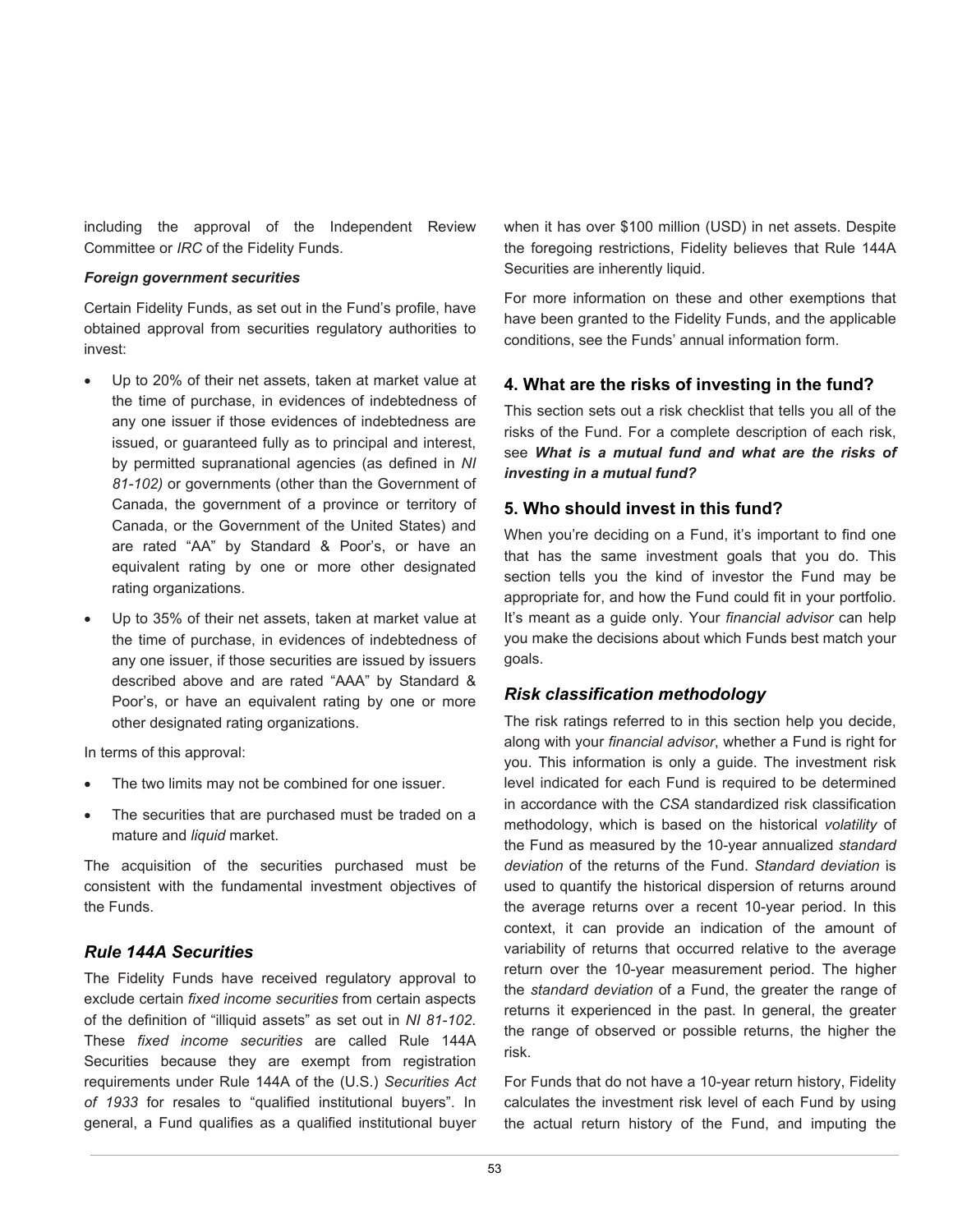including the approval of the Independent Review Committee or *IRC* of the Fidelity Funds.

***Foreign government securities***

Certain Fidelity Funds, as set out in the Fund's profile, have obtained approval from securities regulatory authorities to invest:

- Up to 20% of their net assets, taken at market value at the time of purchase, in evidences of indebtedness of any one issuer if those evidences of indebtedness are issued, or guaranteed fully as to principal and interest, by permitted supranational agencies (as defined in *NI 81-102)* or governments (other than the Government of Canada, the government of a province or territory of Canada, or the Government of the United States) and are rated "AA" by Standard & Poor's, or have an equivalent rating by one or more other designated rating organizations.
- Up to 35% of their net assets, taken at market value at the time of purchase, in evidences of indebtedness of any one issuer, if those securities are issued by issuers described above and are rated "AAA" by Standard & Poor's, or have an equivalent rating by one or more other designated rating organizations.

In terms of this approval:

- The two limits may not be combined for one issuer.
- The securities that are purchased must be traded on a mature and *liquid* market.

The acquisition of the securities purchased must be consistent with the fundamental investment objectives of the Funds.

### *Rule 144A Securities*

The Fidelity Funds have received regulatory approval to exclude certain *fixed income securities* from certain aspects of the definition of "illiquid assets" as set out in *NI 81-102*. These *fixed income securities* are called Rule 144A Securities because they are exempt from registration requirements under Rule 144A of the (U.S.) *Securities Act of 1933* for resales to "qualified institutional buyers". In general, a Fund qualifies as a qualified institutional buyer when it has over $100 million (USD) in net assets. Despite the foregoing restrictions, Fidelity believes that Rule 144A Securities are inherently liquid.

For more information on these and other exemptions that have been granted to the Fidelity Funds, and the applicable conditions, see the Funds' annual information form.

## 4. What are the risks of investing in the fund?

This section sets out a risk checklist that tells you all of the risks of the Fund. For a complete description of each risk, see ***What is a mutual fund and what are the risks of investing in a mutual fund?***

## 5. Who should invest in this fund?

When you're deciding on a Fund, it's important to find one that has the same investment goals that you do. This section tells you the kind of investor the Fund may be appropriate for, and how the Fund could fit in your portfolio. It's meant as a guide only. Your *financial advisor* can help you make the decisions about which Funds best match your goals.

### *Risk classification methodology*

The risk ratings referred to in this section help you decide, along with your *financial advisor*, whether a Fund is right for you. This information is only a guide. The investment risk level indicated for each Fund is required to be determined in accordance with the *CSA* standardized risk classification methodology, which is based on the historical *volatility* of the Fund as measured by the 10-year annualized *standard deviation* of the returns of the Fund. *Standard deviation* is used to quantify the historical dispersion of returns around the average returns over a recent 10-year period. In this context, it can provide an indication of the amount of variability of returns that occurred relative to the average return over the 10-year measurement period. The higher the *standard deviation* of a Fund, the greater the range of returns it experienced in the past. In general, the greater the range of observed or possible returns, the higher the risk.

For Funds that do not have a 10-year return history, Fidelity calculates the investment risk level of each Fund by using the actual return history of the Fund, and imputing the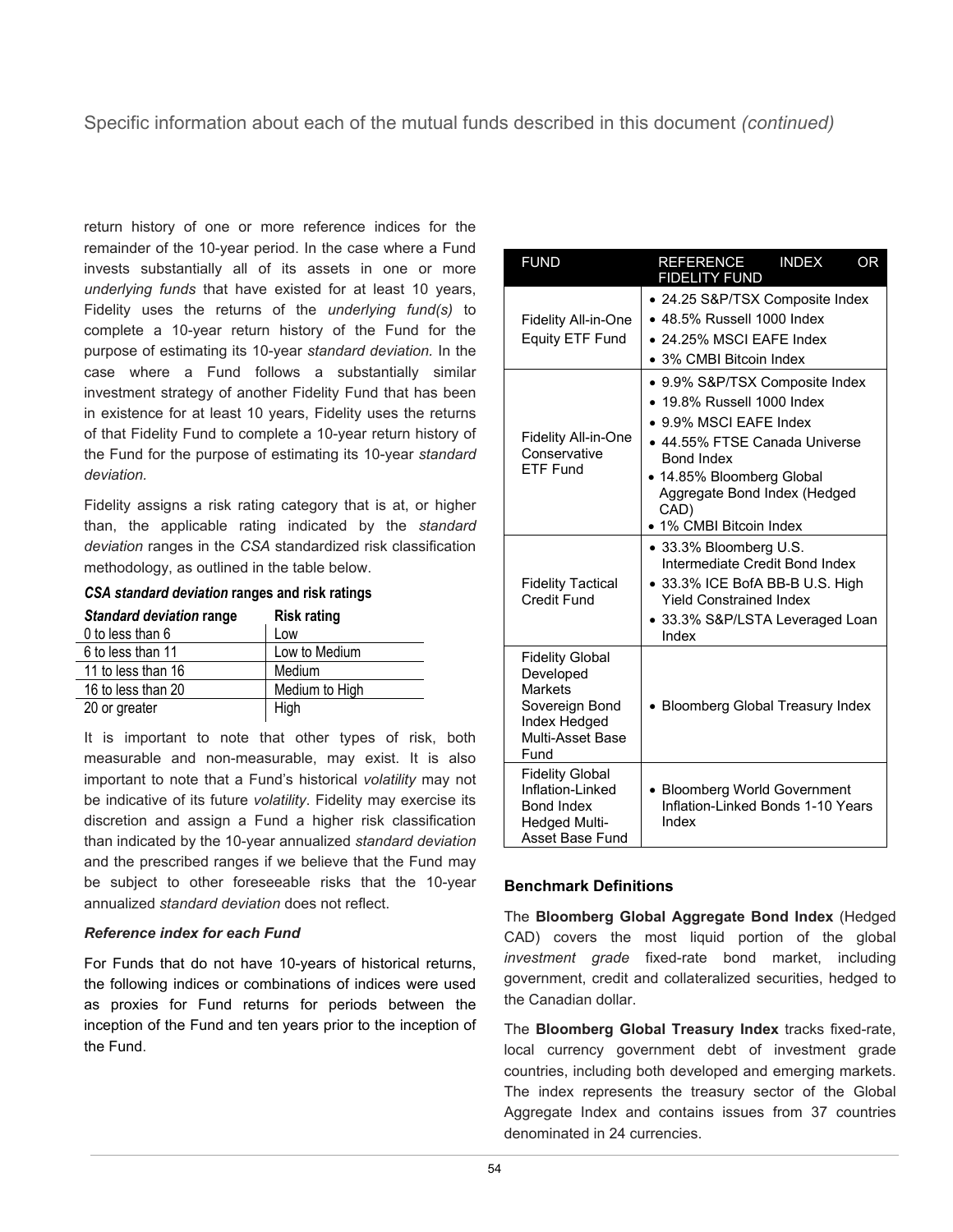return history of one or more reference indices for the remainder of the 10-year period. In the case where a Fund invests substantially all of its assets in one or more *underlying funds* that have existed for at least 10 years, Fidelity uses the returns of the *underlying fund(s)* to complete a 10-year return history of the Fund for the purpose of estimating its 10-year *standard deviation.* In the case where a Fund follows a substantially similar investment strategy of another Fidelity Fund that has been in existence for at least 10 years, Fidelity uses the returns of that Fidelity Fund to complete a 10-year return history of the Fund for the purpose of estimating its 10-year *standard deviation.*

Fidelity assigns a risk rating category that is at, or higher than, the applicable rating indicated by the *standard deviation* ranges in the *CSA* standardized risk classification methodology, as outlined in the table below.

***CSA standard deviation* ranges and risk ratings**

| *Standard deviation* range | Risk rating |
|---|---|
| 0 to less than 6 | Low |
| 6 to less than 11 | Low to Medium |
| 11 to less than 16 | Medium |
| 16 to less than 20 | Medium to High |
| 20 or greater | High |

It is important to note that other types of risk, both measurable and non-measurable, may exist. It is also important to note that a Fund's historical *volatility* may not be indicative of its future *volatility*. Fidelity may exercise its discretion and assign a Fund a higher risk classification than indicated by the 10-year annualized *standard deviation* and the prescribed ranges if we believe that the Fund may be subject to other foreseeable risks that the 10-year annualized *standard deviation* does not reflect.

***Reference index for each Fund***

For Funds that do not have 10-years of historical returns, the following indices or combinations of indices were used as proxies for Fund returns for periods between the inception of the Fund and ten years prior to the inception of the Fund.

| FUND | REFERENCE INDEX OR FIDELITY FUND |
|---|---|
| Fidelity All-in-One Equity ETF Fund | • 24.25 S&P/TSX Composite Index<br>• 48.5% Russell 1000 Index<br>• 24.25% MSCI EAFE Index<br>• 3% CMBI Bitcoin Index |
| Fidelity All-in-One Conservative ETF Fund | • 9.9% S&P/TSX Composite Index<br>• 19.8% Russell 1000 Index<br>• 9.9% MSCI EAFE Index<br>• 44.55% FTSE Canada Universe Bond Index<br>• 14.85% Bloomberg Global Aggregate Bond Index (Hedged CAD)<br>• 1% CMBI Bitcoin Index |
| Fidelity Tactical Credit Fund | • 33.3% Bloomberg U.S. Intermediate Credit Bond Index<br>• 33.3% ICE BofA BB-B U.S. High Yield Constrained Index<br>• 33.3% S&P/LSTA Leveraged Loan Index |
| Fidelity Global Developed Markets Sovereign Bond Index Hedged Multi-Asset Base Fund | • Bloomberg Global Treasury Index |
| Fidelity Global Inflation-Linked Bond Index Hedged Multi-Asset Base Fund | • Bloomberg World Government Inflation-Linked Bonds 1-10 Years Index |

### Benchmark Definitions

The **Bloomberg Global Aggregate Bond Index** (Hedged CAD) covers the most liquid portion of the global *investment grade* fixed-rate bond market, including government, credit and collateralized securities, hedged to the Canadian dollar.

The **Bloomberg Global Treasury Index** tracks fixed-rate, local currency government debt of investment grade countries, including both developed and emerging markets. The index represents the treasury sector of the Global Aggregate Index and contains issues from 37 countries denominated in 24 currencies.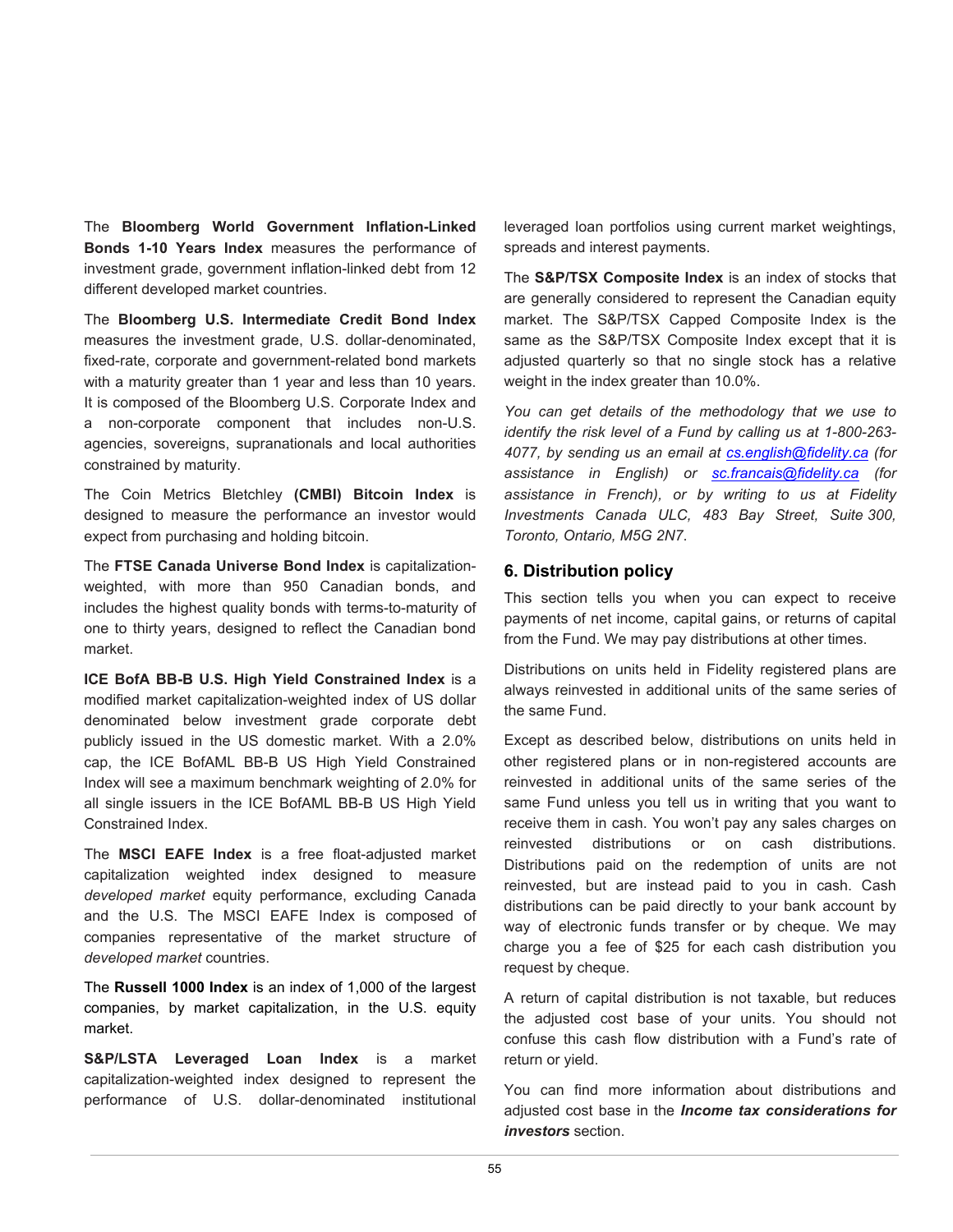The **Bloomberg World Government Inflation-Linked Bonds 1-10 Years Index** measures the performance of investment grade, government inflation-linked debt from 12 different developed market countries.

The **Bloomberg U.S. Intermediate Credit Bond Index** measures the investment grade, U.S. dollar-denominated, fixed-rate, corporate and government-related bond markets with a maturity greater than 1 year and less than 10 years. It is composed of the Bloomberg U.S. Corporate Index and a non-corporate component that includes non-U.S. agencies, sovereigns, supranationals and local authorities constrained by maturity.

The Coin Metrics Bletchley **(CMBI) Bitcoin Index** is designed to measure the performance an investor would expect from purchasing and holding bitcoin.

The **FTSE Canada Universe Bond Index** is capitalization-weighted, with more than 950 Canadian bonds, and includes the highest quality bonds with terms-to-maturity of one to thirty years, designed to reflect the Canadian bond market.

**ICE BofA BB-B U.S. High Yield Constrained Index** is a modified market capitalization-weighted index of US dollar denominated below investment grade corporate debt publicly issued in the US domestic market. With a 2.0% cap, the ICE BofAML BB-B US High Yield Constrained Index will see a maximum benchmark weighting of 2.0% for all single issuers in the ICE BofAML BB-B US High Yield Constrained Index.

The **MSCI EAFE Index** is a free float-adjusted market capitalization weighted index designed to measure *developed market* equity performance, excluding Canada and the U.S. The MSCI EAFE Index is composed of companies representative of the market structure of *developed market* countries.

The **Russell 1000 Index** is an index of 1,000 of the largest companies, by market capitalization, in the U.S. equity market.

**S&P/LSTA Leveraged Loan Index** is a market capitalization-weighted index designed to represent the performance of U.S. dollar-denominated institutional leveraged loan portfolios using current market weightings, spreads and interest payments.

The **S&P/TSX Composite Index** is an index of stocks that are generally considered to represent the Canadian equity market. The S&P/TSX Capped Composite Index is the same as the S&P/TSX Composite Index except that it is adjusted quarterly so that no single stock has a relative weight in the index greater than 10.0%.

*You can get details of the methodology that we use to identify the risk level of a Fund by calling us at 1-800-263-4077, by sending us an email at cs.english@fidelity.ca (for assistance in English) or sc.francais@fidelity.ca (for assistance in French), or by writing to us at Fidelity Investments Canada ULC, 483 Bay Street, Suite 300, Toronto, Ontario, M5G 2N7.*

## 6. Distribution policy

This section tells you when you can expect to receive payments of net income, capital gains, or returns of capital from the Fund. We may pay distributions at other times.

Distributions on units held in Fidelity registered plans are always reinvested in additional units of the same series of the same Fund.

Except as described below, distributions on units held in other registered plans or in non-registered accounts are reinvested in additional units of the same series of the same Fund unless you tell us in writing that you want to receive them in cash. You won't pay any sales charges on reinvested distributions or on cash distributions. Distributions paid on the redemption of units are not reinvested, but are instead paid to you in cash. Cash distributions can be paid directly to your bank account by way of electronic funds transfer or by cheque. We may charge you a fee of $25 for each cash distribution you request by cheque.

A return of capital distribution is not taxable, but reduces the adjusted cost base of your units. You should not confuse this cash flow distribution with a Fund's rate of return or yield.

You can find more information about distributions and adjusted cost base in the ***Income tax considerations for investors*** section.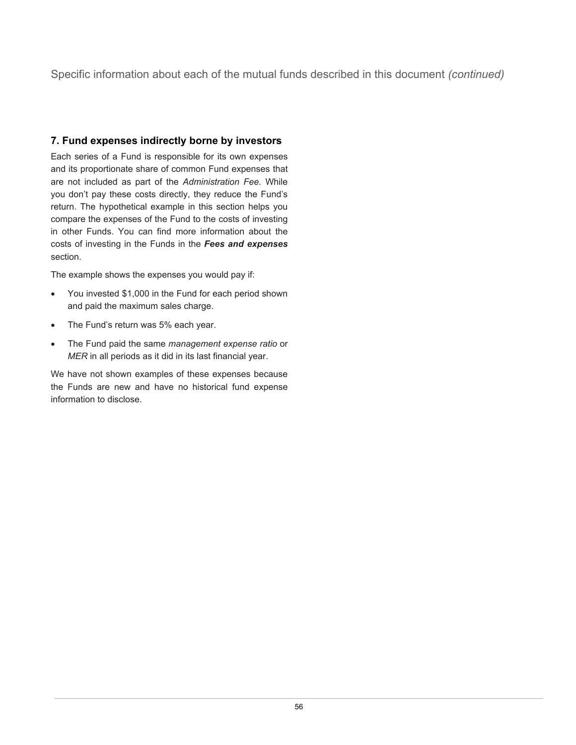Specific information about each of the mutual funds described in this document *(continued)*

## 7. Fund expenses indirectly borne by investors

Each series of a Fund is responsible for its own expenses and its proportionate share of common Fund expenses that are not included as part of the *Administration Fee.* While you don't pay these costs directly, they reduce the Fund's return. The hypothetical example in this section helps you compare the expenses of the Fund to the costs of investing in other Funds. You can find more information about the costs of investing in the Funds in the ***Fees and expenses*** section.

The example shows the expenses you would pay if:

- You invested $1,000 in the Fund for each period shown and paid the maximum sales charge.
- The Fund's return was 5% each year.
- The Fund paid the same *management expense ratio* or *MER* in all periods as it did in its last financial year.

We have not shown examples of these expenses because the Funds are new and have no historical fund expense information to disclose.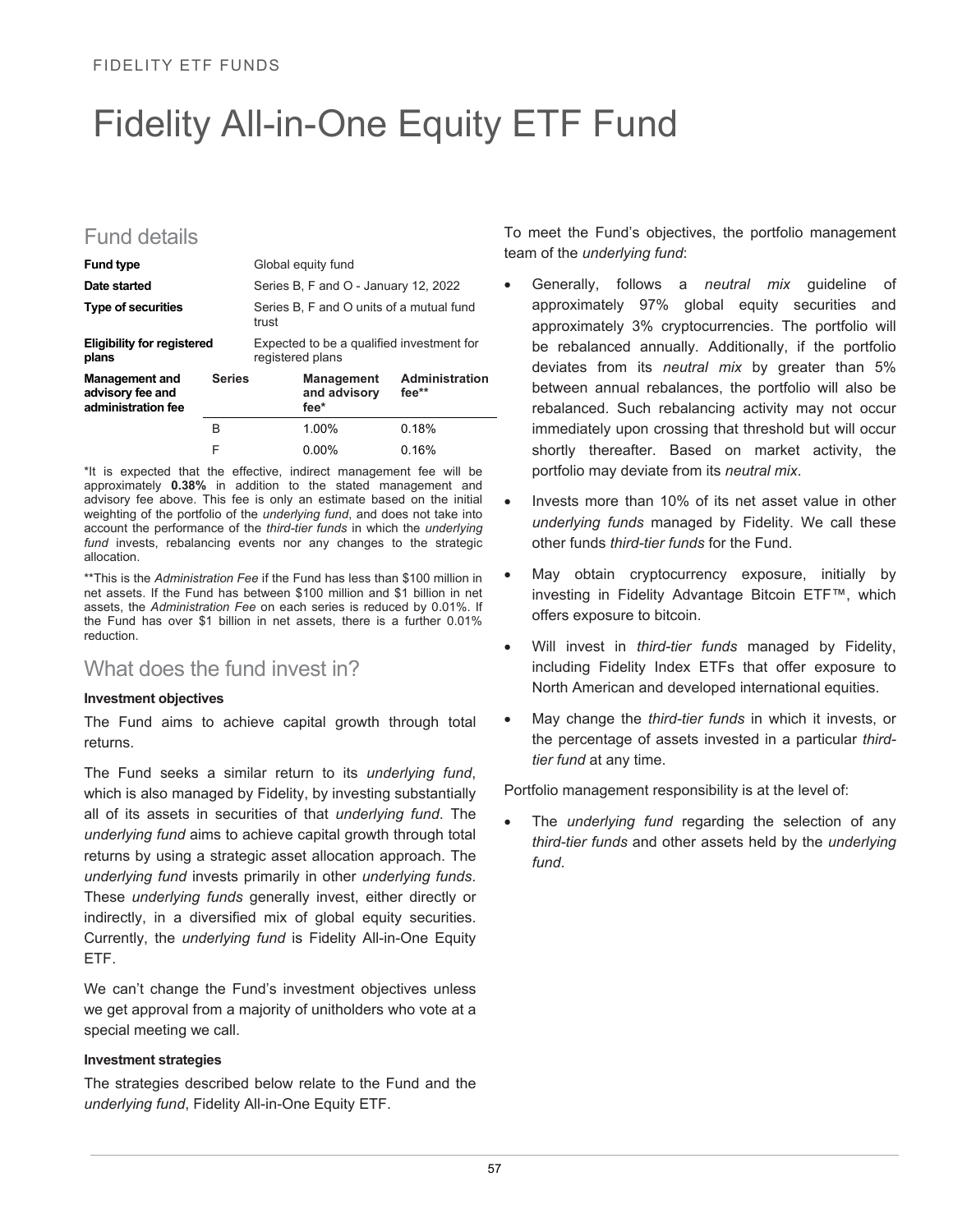FIDELITY ETF FUNDS

# Fidelity All-in-One Equity ETF Fund

## Fund details

| | | | |
|---|---|---|---|
| **Fund type** | Global equity fund | | |
| **Date started** | Series B, F and O - January 12, 2022 | | |
| **Type of securities** | Series B, F and O units of a mutual fund trust | | |
| **Eligibility for registered plans** | Expected to be a qualified investment for registered plans | | |
| **Management and advisory fee and administration fee** | **Series** | **Management and advisory fee*** | **Administration fee**** |
| | B | 1.00% | 0.18% |
| | F | 0.00% | 0.16% |

*It is expected that the effective, indirect management fee will be approximately **0.38%** in addition to the stated management and advisory fee above. This fee is only an estimate based on the initial weighting of the portfolio of the *underlying fund*, and does not take into account the performance of the *third-tier funds* in which the *underlying fund* invests, rebalancing events nor any changes to the strategic allocation.

**This is the *Administration Fee* if the Fund has less than $100 million in net assets. If the Fund has between $100 million and $1 billion in net assets, the *Administration Fee* on each series is reduced by 0.01%. If the Fund has over $1 billion in net assets, there is a further 0.01% reduction.

## What does the fund invest in?

**Investment objectives**

The Fund aims to achieve capital growth through total returns.

The Fund seeks a similar return to its *underlying fund*, which is also managed by Fidelity, by investing substantially all of its assets in securities of that *underlying fund*. The *underlying fund* aims to achieve capital growth through total returns by using a strategic asset allocation approach. The *underlying fund* invests primarily in other *underlying funds*. These *underlying funds* generally invest, either directly or indirectly, in a diversified mix of global equity securities. Currently, the *underlying fund* is Fidelity All-in-One Equity ETF.

We can't change the Fund's investment objectives unless we get approval from a majority of unitholders who vote at a special meeting we call.

**Investment strategies**

The strategies described below relate to the Fund and the *underlying fund*, Fidelity All-in-One Equity ETF.

To meet the Fund's objectives, the portfolio management team of the *underlying fund*:

- Generally, follows a *neutral mix* guideline of approximately 97% global equity securities and approximately 3% cryptocurrencies. The portfolio will be rebalanced annually. Additionally, if the portfolio deviates from its *neutral mix* by greater than 5% between annual rebalances, the portfolio will also be rebalanced. Such rebalancing activity may not occur immediately upon crossing that threshold but will occur shortly thereafter. Based on market activity, the portfolio may deviate from its *neutral mix*.
- Invests more than 10% of its net asset value in other *underlying funds* managed by Fidelity. We call these other funds *third-tier funds* for the Fund.
- May obtain cryptocurrency exposure, initially by investing in Fidelity Advantage Bitcoin ETF™, which offers exposure to bitcoin.
- Will invest in *third-tier funds* managed by Fidelity, including Fidelity Index ETFs that offer exposure to North American and developed international equities.
- May change the *third-tier funds* in which it invests, or the percentage of assets invested in a particular *third-tier fund* at any time.

Portfolio management responsibility is at the level of:

- The *underlying fund* regarding the selection of any *third-tier funds* and other assets held by the *underlying fund*.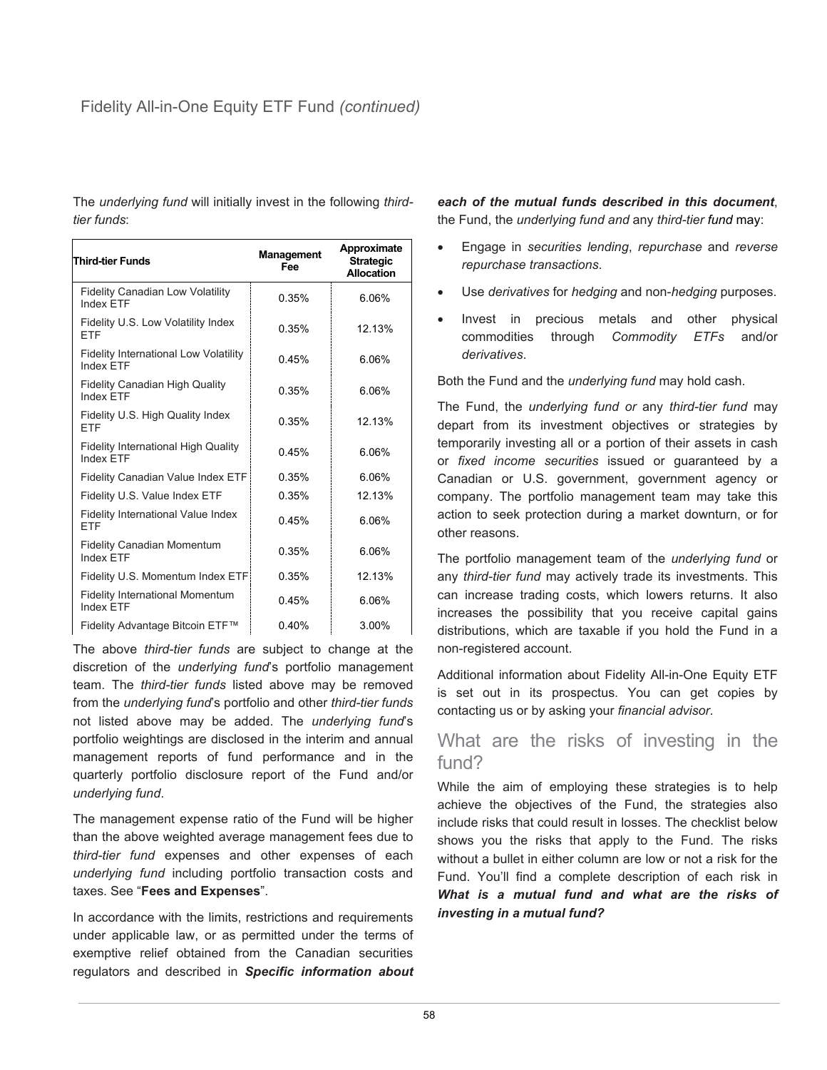## Fidelity All-in-One Equity ETF Fund *(continued)*

The *underlying fund* will initially invest in the following *third-tier funds*:

| Third-tier Funds | Management Fee | Approximate Strategic Allocation |
|---|---|---|
| Fidelity Canadian Low Volatility Index ETF | 0.35% | 6.06% |
| Fidelity U.S. Low Volatility Index ETF | 0.35% | 12.13% |
| Fidelity International Low Volatility Index ETF | 0.45% | 6.06% |
| Fidelity Canadian High Quality Index ETF | 0.35% | 6.06% |
| Fidelity U.S. High Quality Index ETF | 0.35% | 12.13% |
| Fidelity International High Quality Index ETF | 0.45% | 6.06% |
| Fidelity Canadian Value Index ETF | 0.35% | 6.06% |
| Fidelity U.S. Value Index ETF | 0.35% | 12.13% |
| Fidelity International Value Index ETF | 0.45% | 6.06% |
| Fidelity Canadian Momentum Index ETF | 0.35% | 6.06% |
| Fidelity U.S. Momentum Index ETF | 0.35% | 12.13% |
| Fidelity International Momentum Index ETF | 0.45% | 6.06% |
| Fidelity Advantage Bitcoin ETF™ | 0.40% | 3.00% |

The above *third-tier funds* are subject to change at the discretion of the *underlying fund*'s portfolio management team. The *third-tier funds* listed above may be removed from the *underlying fund*'s portfolio and other *third-tier funds* not listed above may be added. The *underlying fund*'s portfolio weightings are disclosed in the interim and annual management reports of fund performance and in the quarterly portfolio disclosure report of the Fund and/or *underlying fund*.

The management expense ratio of the Fund will be higher than the above weighted average management fees due to *third-tier fund* expenses and other expenses of each *underlying fund* including portfolio transaction costs and taxes. See "**Fees and Expenses**".

In accordance with the limits, restrictions and requirements under applicable law, or as permitted under the terms of exemptive relief obtained from the Canadian securities regulators and described in ***Specific information about each of the mutual funds described in this document***, the Fund, the *underlying fund and* any *third-tier fund* may:

- Engage in *securities lending*, *repurchase* and *reverse repurchase transactions*.
- Use *derivatives* for *hedging* and non-*hedging* purposes.
- Invest in precious metals and other physical commodities through *Commodity ETFs* and/or *derivatives*.

Both the Fund and the *underlying fund* may hold cash.

The Fund, the *underlying fund or* any *third-tier fund* may depart from its investment objectives or strategies by temporarily investing all or a portion of their assets in cash or *fixed income securities* issued or guaranteed by a Canadian or U.S. government, government agency or company. The portfolio management team may take this action to seek protection during a market downturn, or for other reasons.

The portfolio management team of the *underlying fund* or any *third-tier fund* may actively trade its investments. This can increase trading costs, which lowers returns. It also increases the possibility that you receive capital gains distributions, which are taxable if you hold the Fund in a non-registered account.

Additional information about Fidelity All-in-One Equity ETF is set out in its prospectus. You can get copies by contacting us or by asking your *financial advisor*.

## What are the risks of investing in the fund?

While the aim of employing these strategies is to help achieve the objectives of the Fund, the strategies also include risks that could result in losses. The checklist below shows you the risks that apply to the Fund. The risks without a bullet in either column are low or not a risk for the Fund. You'll find a complete description of each risk in ***What is a mutual fund and what are the risks of investing in a mutual fund?***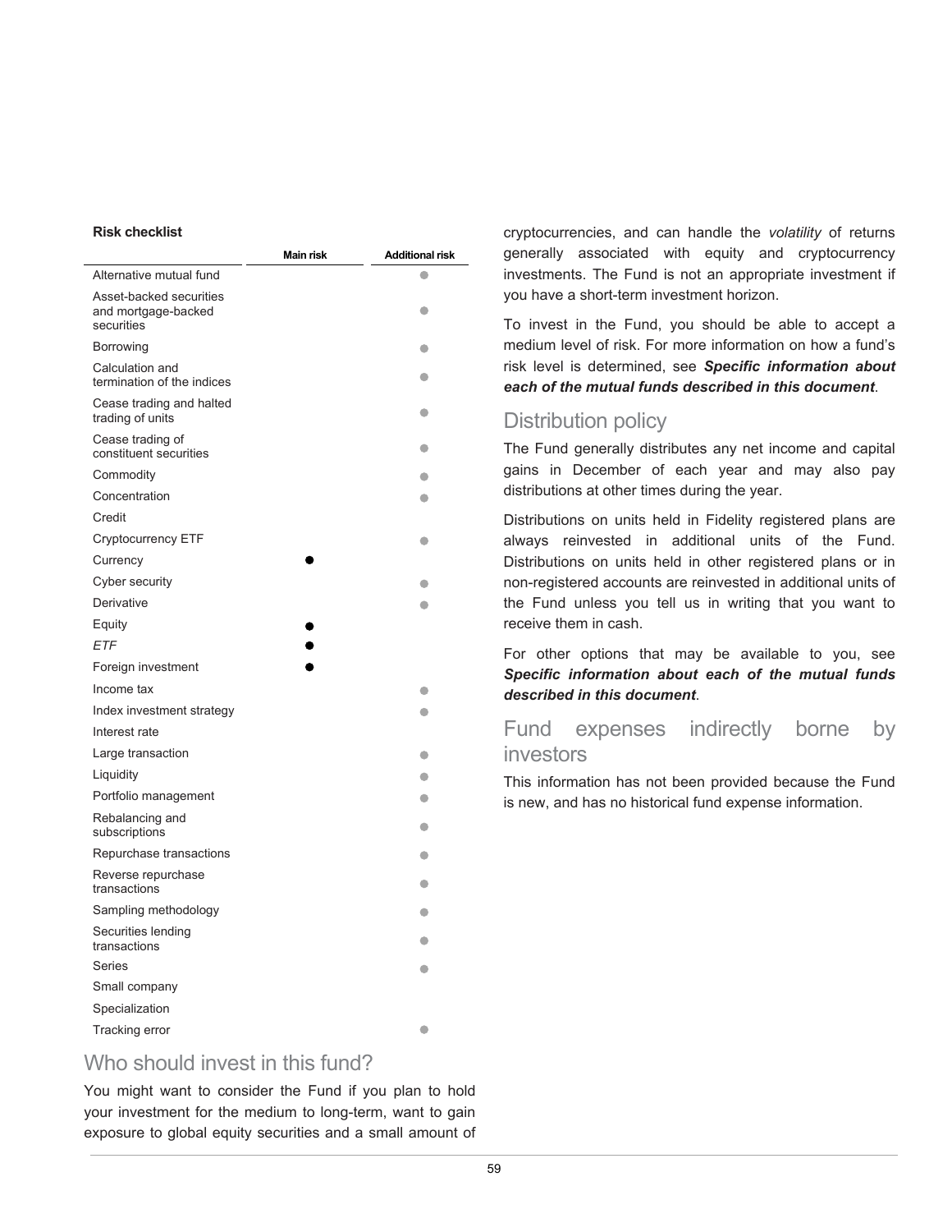**Risk checklist**

| | Main risk | Additional risk |
|---|---|---|
| Alternative mutual fund | | ● |
| Asset-backed securities and mortgage-backed securities | | ● |
| Borrowing | | ● |
| Calculation and termination of the indices | | ● |
| Cease trading and halted trading of units | | ● |
| Cease trading of constituent securities | | ● |
| Commodity | | ● |
| Concentration | | ● |
| Credit | | |
| Cryptocurrency ETF | | ● |
| Currency | ● | |
| Cyber security | | ● |
| Derivative | | ● |
| Equity | ● | |
| *ETF* | ● | |
| Foreign investment | ● | |
| Income tax | | ● |
| Index investment strategy | | ● |
| Interest rate | | |
| Large transaction | | ● |
| Liquidity | | ● |
| Portfolio management | | ● |
| Rebalancing and subscriptions | | ● |
| Repurchase transactions | | ● |
| Reverse repurchase transactions | | ● |
| Sampling methodology | | ● |
| Securities lending transactions | | ● |
| Series | | ● |
| Small company | | |
| Specialization | | |
| Tracking error | | ● |

## Who should invest in this fund?

You might want to consider the Fund if you plan to hold your investment for the medium to long-term, want to gain exposure to global equity securities and a small amount of cryptocurrencies, and can handle the *volatility* of returns generally associated with equity and cryptocurrency investments. The Fund is not an appropriate investment if you have a short-term investment horizon.

To invest in the Fund, you should be able to accept a medium level of risk. For more information on how a fund's risk level is determined, see ***Specific information about each of the mutual funds described in this document***.

## Distribution policy

The Fund generally distributes any net income and capital gains in December of each year and may also pay distributions at other times during the year.

Distributions on units held in Fidelity registered plans are always reinvested in additional units of the Fund. Distributions on units held in other registered plans or in non-registered accounts are reinvested in additional units of the Fund unless you tell us in writing that you want to receive them in cash.

For other options that may be available to you, see ***Specific information about each of the mutual funds described in this document***.

## Fund expenses indirectly borne by investors

This information has not been provided because the Fund is new, and has no historical fund expense information.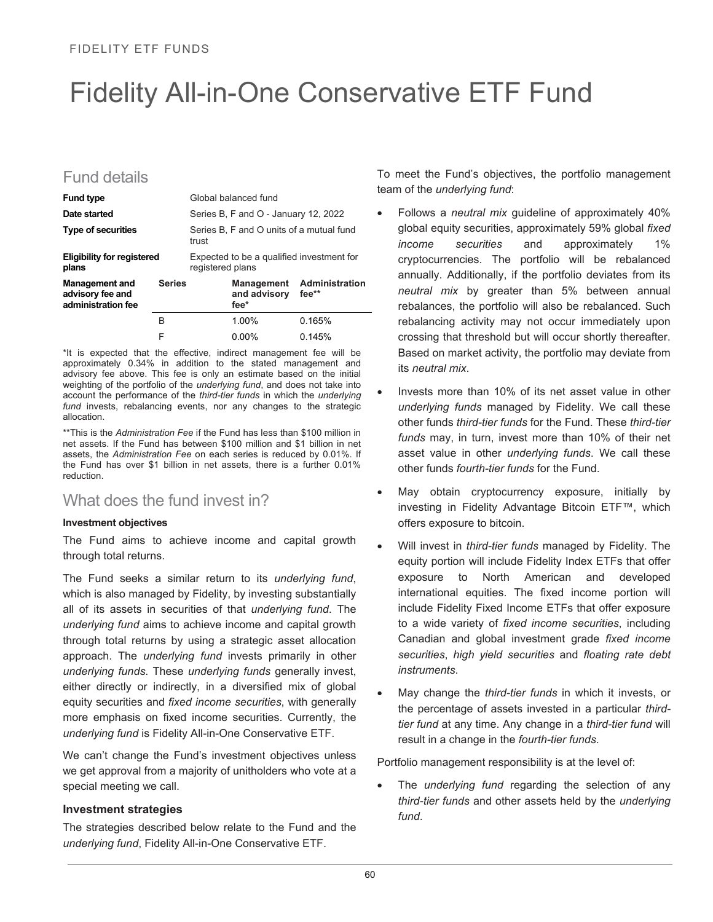# Fidelity All-in-One Conservative ETF Fund

## Fund details

| Fund type | Global balanced fund | | |
|---|---|---|---|
| Date started | Series B, F and O - January 12, 2022 | | |
| Type of securities | Series B, F and O units of a mutual fund trust | | |
| Eligibility for registered plans | Expected to be a qualified investment for registered plans | | |
| **Management and advisory fee and administration fee** | **Series** | **Management and advisory fee*** | **Administration fee**** |
| | B | 1.00% | 0.165% |
| | F | 0.00% | 0.145% |

*It is expected that the effective, indirect management fee will be approximately 0.34% in addition to the stated management and advisory fee above. This fee is only an estimate based on the initial weighting of the portfolio of the *underlying fund*, and does not take into account the performance of the *third-tier funds* in which the *underlying fund* invests, rebalancing events, nor any changes to the strategic allocation.

**This is the *Administration Fee* if the Fund has less than $100 million in net assets. If the Fund has between $100 million and $1 billion in net assets, the *Administration Fee* on each series is reduced by 0.01%. If the Fund has over $1 billion in net assets, there is a further 0.01% reduction.

## What does the fund invest in?

**Investment objectives**

The Fund aims to achieve income and capital growth through total returns.

The Fund seeks a similar return to its *underlying fund*, which is also managed by Fidelity, by investing substantially all of its assets in securities of that *underlying fund*. The *underlying fund* aims to achieve income and capital growth through total returns by using a strategic asset allocation approach. The *underlying fund* invests primarily in other *underlying funds*. These *underlying funds* generally invest, either directly or indirectly, in a diversified mix of global equity securities and *fixed income securities*, with generally more emphasis on fixed income securities. Currently, the *underlying fund* is Fidelity All-in-One Conservative ETF.

We can't change the Fund's investment objectives unless we get approval from a majority of unitholders who vote at a special meeting we call.

### Investment strategies

The strategies described below relate to the Fund and the *underlying fund*, Fidelity All-in-One Conservative ETF.

To meet the Fund's objectives, the portfolio management team of the *underlying fund*:

- Follows a *neutral mix* guideline of approximately 40% global equity securities, approximately 59% global *fixed income securities* and approximately 1% cryptocurrencies. The portfolio will be rebalanced annually. Additionally, if the portfolio deviates from its *neutral mix* by greater than 5% between annual rebalances, the portfolio will also be rebalanced. Such rebalancing activity may not occur immediately upon crossing that threshold but will occur shortly thereafter. Based on market activity, the portfolio may deviate from its *neutral mix*.
- Invests more than 10% of its net asset value in other *underlying funds* managed by Fidelity. We call these other funds *third-tier funds* for the Fund. These *third-tier funds* may, in turn, invest more than 10% of their net asset value in other *underlying funds*. We call these other funds *fourth-tier funds* for the Fund.
- May obtain cryptocurrency exposure, initially by investing in Fidelity Advantage Bitcoin ETF™, which offers exposure to bitcoin.
- Will invest in *third-tier funds* managed by Fidelity. The equity portion will include Fidelity Index ETFs that offer exposure to North American and developed international equities. The fixed income portion will include Fidelity Fixed Income ETFs that offer exposure to a wide variety of *fixed income securities*, including Canadian and global investment grade *fixed income securities*, *high yield securities* and *floating rate debt instruments*.
- May change the *third-tier funds* in which it invests, or the percentage of assets invested in a particular *third-tier fund* at any time. Any change in a *third-tier fund* will result in a change in the *fourth-tier funds*.

Portfolio management responsibility is at the level of:

- The *underlying fund* regarding the selection of any *third-tier funds* and other assets held by the *underlying fund*.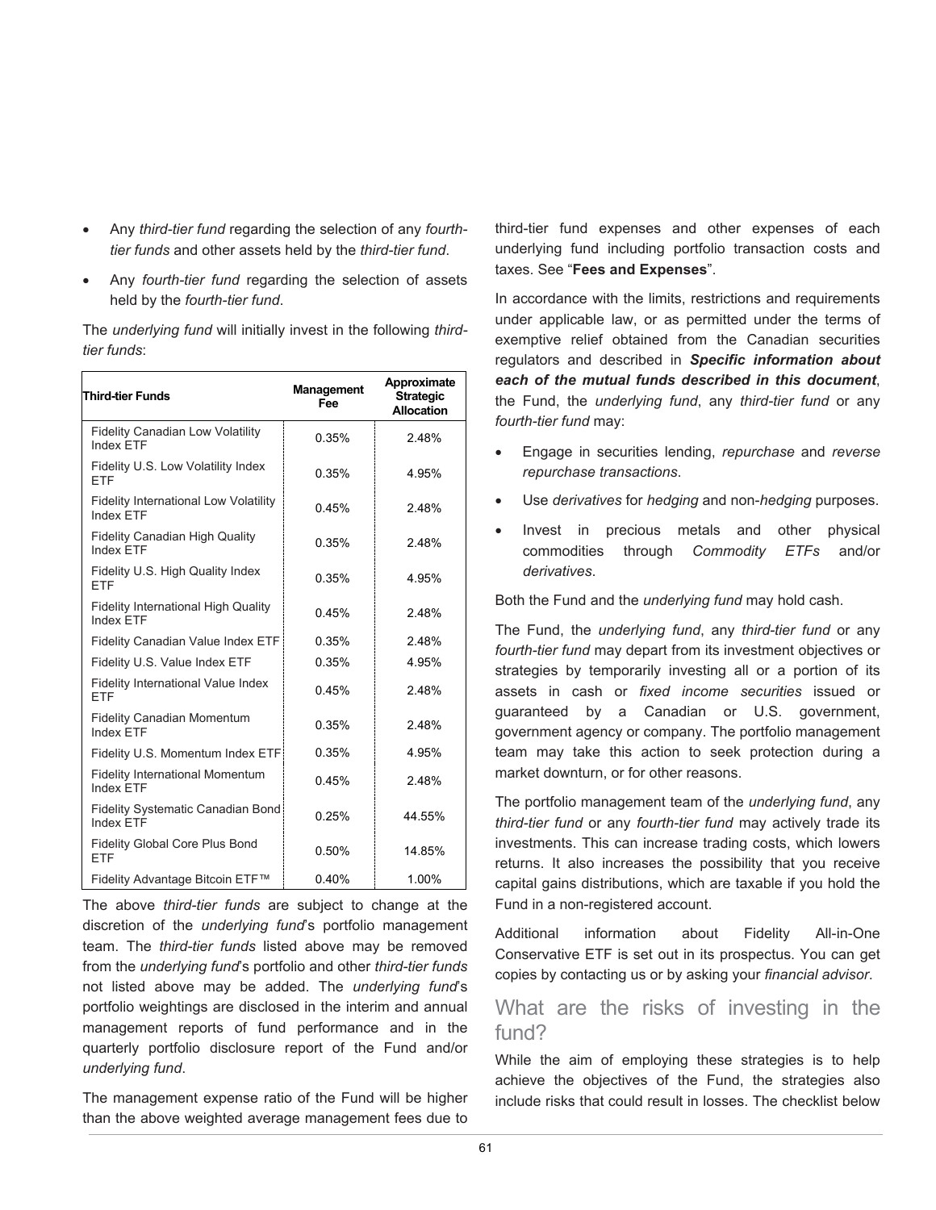- Any *third-tier fund* regarding the selection of any *fourth-tier funds* and other assets held by the *third-tier fund*.
- Any *fourth-tier fund* regarding the selection of assets held by the *fourth-tier fund*.

The *underlying fund* will initially invest in the following *third-tier funds*:

| Third-tier Funds | Management Fee | Approximate Strategic Allocation |
|---|---|---|
| Fidelity Canadian Low Volatility Index ETF | 0.35% | 2.48% |
| Fidelity U.S. Low Volatility Index ETF | 0.35% | 4.95% |
| Fidelity International Low Volatility Index ETF | 0.45% | 2.48% |
| Fidelity Canadian High Quality Index ETF | 0.35% | 2.48% |
| Fidelity U.S. High Quality Index ETF | 0.35% | 4.95% |
| Fidelity International High Quality Index ETF | 0.45% | 2.48% |
| Fidelity Canadian Value Index ETF | 0.35% | 2.48% |
| Fidelity U.S. Value Index ETF | 0.35% | 4.95% |
| Fidelity International Value Index ETF | 0.45% | 2.48% |
| Fidelity Canadian Momentum Index ETF | 0.35% | 2.48% |
| Fidelity U.S. Momentum Index ETF | 0.35% | 4.95% |
| Fidelity International Momentum Index ETF | 0.45% | 2.48% |
| Fidelity Systematic Canadian Bond Index ETF | 0.25% | 44.55% |
| Fidelity Global Core Plus Bond ETF | 0.50% | 14.85% |
| Fidelity Advantage Bitcoin ETF™ | 0.40% | 1.00% |

The above *third-tier funds* are subject to change at the discretion of the *underlying fund*'s portfolio management team. The *third-tier funds* listed above may be removed from the *underlying fund*'s portfolio and other *third-tier funds* not listed above may be added. The *underlying fund*'s portfolio weightings are disclosed in the interim and annual management reports of fund performance and in the quarterly portfolio disclosure report of the Fund and/or *underlying fund*.

The management expense ratio of the Fund will be higher than the above weighted average management fees due to third-tier fund expenses and other expenses of each underlying fund including portfolio transaction costs and taxes. See "**Fees and Expenses**".

In accordance with the limits, restrictions and requirements under applicable law, or as permitted under the terms of exemptive relief obtained from the Canadian securities regulators and described in ***Specific information about each of the mutual funds described in this document***, the Fund, the *underlying fund*, any *third-tier fund* or any *fourth-tier fund* may:

- Engage in securities lending, *repurchase* and *reverse repurchase transactions*.
- Use *derivatives* for *hedging* and non-*hedging* purposes.
- Invest in precious metals and other physical commodities through *Commodity ETFs* and/or *derivatives*.

Both the Fund and the *underlying fund* may hold cash.

The Fund, the *underlying fund*, any *third-tier fund* or any *fourth-tier fund* may depart from its investment objectives or strategies by temporarily investing all or a portion of its assets in cash or *fixed income securities* issued or guaranteed by a Canadian or U.S. government, government agency or company. The portfolio management team may take this action to seek protection during a market downturn, or for other reasons.

The portfolio management team of the *underlying fund*, any *third-tier fund* or any *fourth-tier fund* may actively trade its investments. This can increase trading costs, which lowers returns. It also increases the possibility that you receive capital gains distributions, which are taxable if you hold the Fund in a non-registered account.

Additional information about Fidelity All-in-One Conservative ETF is set out in its prospectus. You can get copies by contacting us or by asking your *financial advisor*.

## What are the risks of investing in the fund?

While the aim of employing these strategies is to help achieve the objectives of the Fund, the strategies also include risks that could result in losses. The checklist below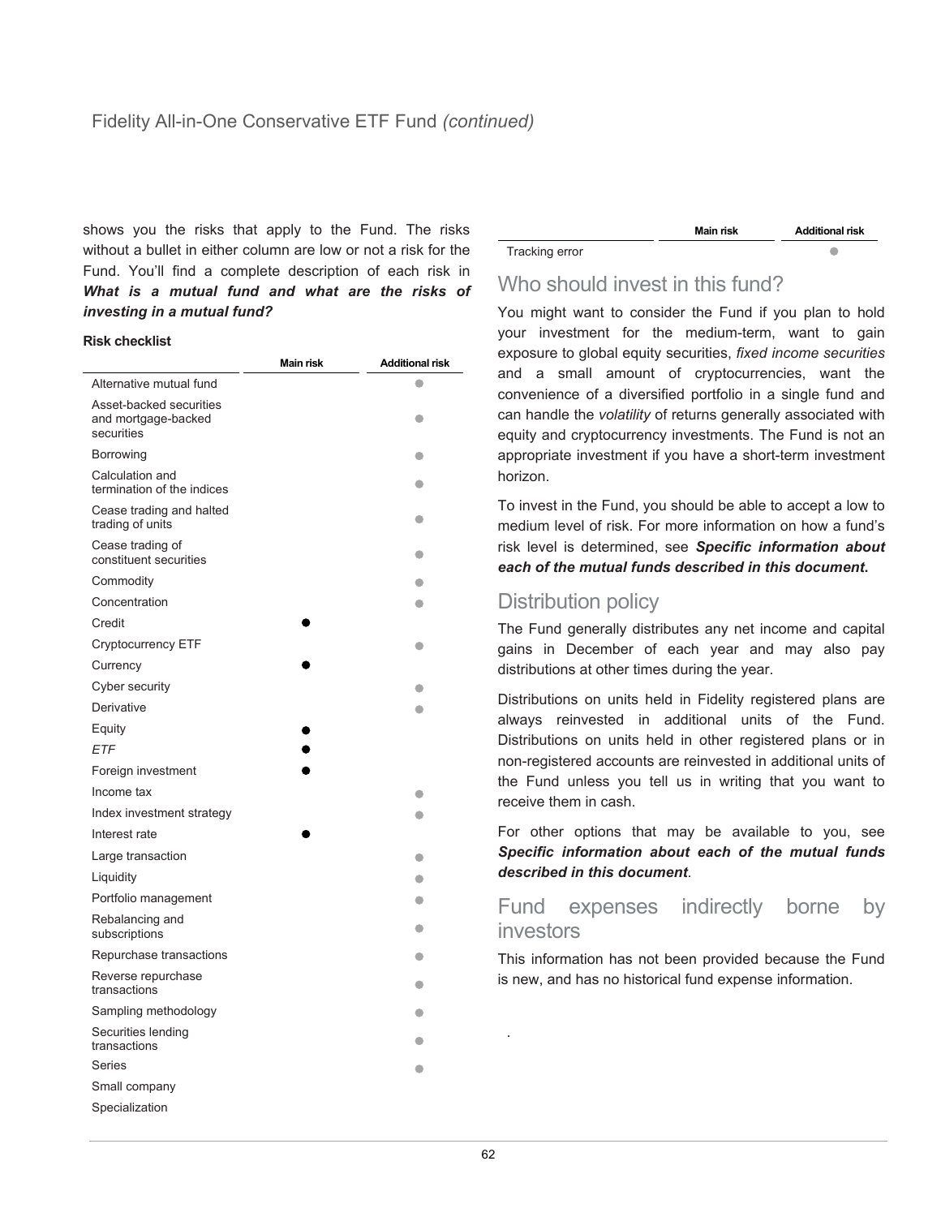Fidelity All-in-One Conservative ETF Fund *(continued)*

shows you the risks that apply to the Fund. The risks without a bullet in either column are low or not a risk for the Fund. You'll find a complete description of each risk in ***What is a mutual fund and what are the risks of investing in a mutual fund?***

**Risk checklist**

| | Main risk | Additional risk |
|---|---|---|
| Alternative mutual fund | | ● |
| Asset-backed securities and mortgage-backed securities | | ● |
| Borrowing | | ● |
| Calculation and termination of the indices | | ● |
| Cease trading and halted trading of units | | ● |
| Cease trading of constituent securities | | ● |
| Commodity | | ● |
| Concentration | | ● |
| Credit | ● | |
| Cryptocurrency ETF | | ● |
| Currency | ● | |
| Cyber security | | ● |
| Derivative | | ● |
| Equity | ● | |
| *ETF* | ● | |
| Foreign investment | ● | |
| Income tax | | ● |
| Index investment strategy | | ● |
| Interest rate | ● | |
| Large transaction | | ● |
| Liquidity | | ● |
| Portfolio management | | ● |
| Rebalancing and subscriptions | | ● |
| Repurchase transactions | | ● |
| Reverse repurchase transactions | | ● |
| Sampling methodology | | ● |
| Securities lending transactions | | ● |
| Series | | ● |
| Small company | | |
| Specialization | | |
| Tracking error | | ● |

## Who should invest in this fund?

You might want to consider the Fund if you plan to hold your investment for the medium-term, want to gain exposure to global equity securities, *fixed income securities* and a small amount of cryptocurrencies, want the convenience of a diversified portfolio in a single fund and can handle the *volatility* of returns generally associated with equity and cryptocurrency investments. The Fund is not an appropriate investment if you have a short-term investment horizon.

To invest in the Fund, you should be able to accept a low to medium level of risk. For more information on how a fund's risk level is determined, see ***Specific information about each of the mutual funds described in this document***.

## Distribution policy

The Fund generally distributes any net income and capital gains in December of each year and may also pay distributions at other times during the year.

Distributions on units held in Fidelity registered plans are always reinvested in additional units of the Fund. Distributions on units held in other registered plans or in non-registered accounts are reinvested in additional units of the Fund unless you tell us in writing that you want to receive them in cash.

For other options that may be available to you, see ***Specific information about each of the mutual funds described in this document***.

## Fund expenses indirectly borne by investors

This information has not been provided because the Fund is new, and has no historical fund expense information.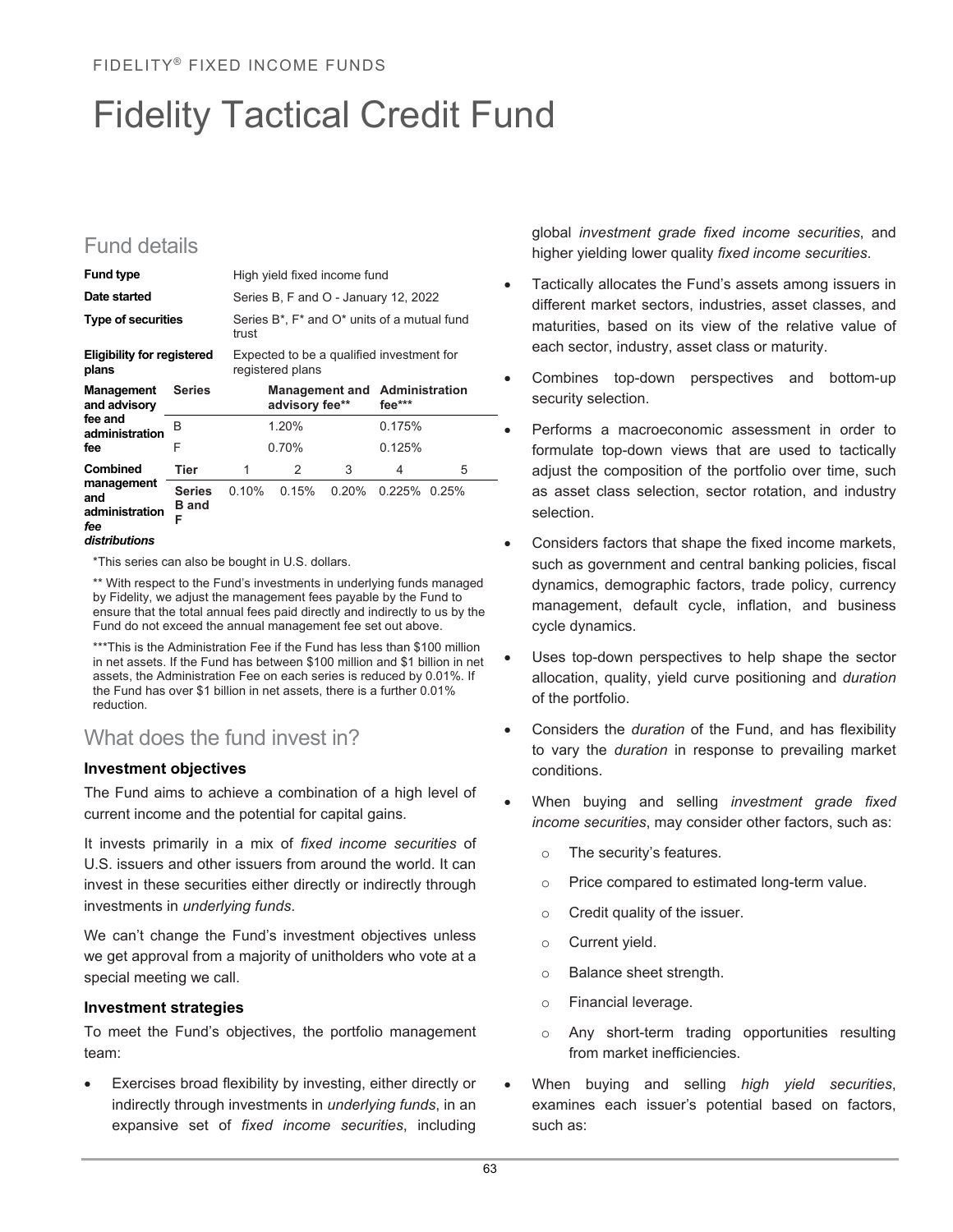# Fidelity Tactical Credit Fund

## Fund details

| | | | | | | |
|---|---|---|---|---|---|---|
| **Fund type** | High yield fixed income fund | | | | | |
| **Date started** | Series B, F and O - January 12, 2022 | | | | | |
| **Type of securities** | Series B*, F* and O* units of a mutual fund trust | | | | | |
| **Eligibility for registered plans** | Expected to be a qualified investment for registered plans | | | | | |
| **Management and advisory fee and administration fee** | **Series** | | **Management and advisory fee**** | | **Administration fee***** | |
| | B | | 1.20% | | 0.175% | |
| | F | | 0.70% | | 0.125% | |
| **Combined management and administration *fee distributions*** | **Tier** | 1 | 2 | 3 | 4 | 5 |
| | **Series B and F** | 0.10% | 0.15% | 0.20% | 0.225% | 0.25% |

*This series can also be bought in U.S. dollars.

** With respect to the Fund's investments in underlying funds managed by Fidelity, we adjust the management fees payable by the Fund to ensure that the total annual fees paid directly and indirectly to us by the Fund do not exceed the annual management fee set out above.

***This is the Administration Fee if the Fund has less than $100 million in net assets. If the Fund has between $100 million and $1 billion in net assets, the Administration Fee on each series is reduced by 0.01%. If the Fund has over $1 billion in net assets, there is a further 0.01% reduction.

## What does the fund invest in?

### Investment objectives

The Fund aims to achieve a combination of a high level of current income and the potential for capital gains.

It invests primarily in a mix of *fixed income securities* of U.S. issuers and other issuers from around the world. It can invest in these securities either directly or indirectly through investments in *underlying funds*.

We can't change the Fund's investment objectives unless we get approval from a majority of unitholders who vote at a special meeting we call.

### Investment strategies

To meet the Fund's objectives, the portfolio management team:

- Exercises broad flexibility by investing, either directly or indirectly through investments in *underlying funds*, in an expansive set of *fixed income securities*, including global *investment grade fixed income securities*, and higher yielding lower quality *fixed income securities*.
- Tactically allocates the Fund's assets among issuers in different market sectors, industries, asset classes, and maturities, based on its view of the relative value of each sector, industry, asset class or maturity.
- Combines top-down perspectives and bottom-up security selection.
- Performs a macroeconomic assessment in order to formulate top-down views that are used to tactically adjust the composition of the portfolio over time, such as asset class selection, sector rotation, and industry selection.
- Considers factors that shape the fixed income markets, such as government and central banking policies, fiscal dynamics, demographic factors, trade policy, currency management, default cycle, inflation, and business cycle dynamics.
- Uses top-down perspectives to help shape the sector allocation, quality, yield curve positioning and *duration* of the portfolio.
- Considers the *duration* of the Fund, and has flexibility to vary the *duration* in response to prevailing market conditions.
- When buying and selling *investment grade fixed income securities*, may consider other factors, such as:
  - The security's features.
  - Price compared to estimated long-term value.
  - Credit quality of the issuer.
  - Current yield.
  - Balance sheet strength.
  - Financial leverage.
  - Any short-term trading opportunities resulting from market inefficiencies.
- When buying and selling *high yield securities*, examines each issuer's potential based on factors, such as: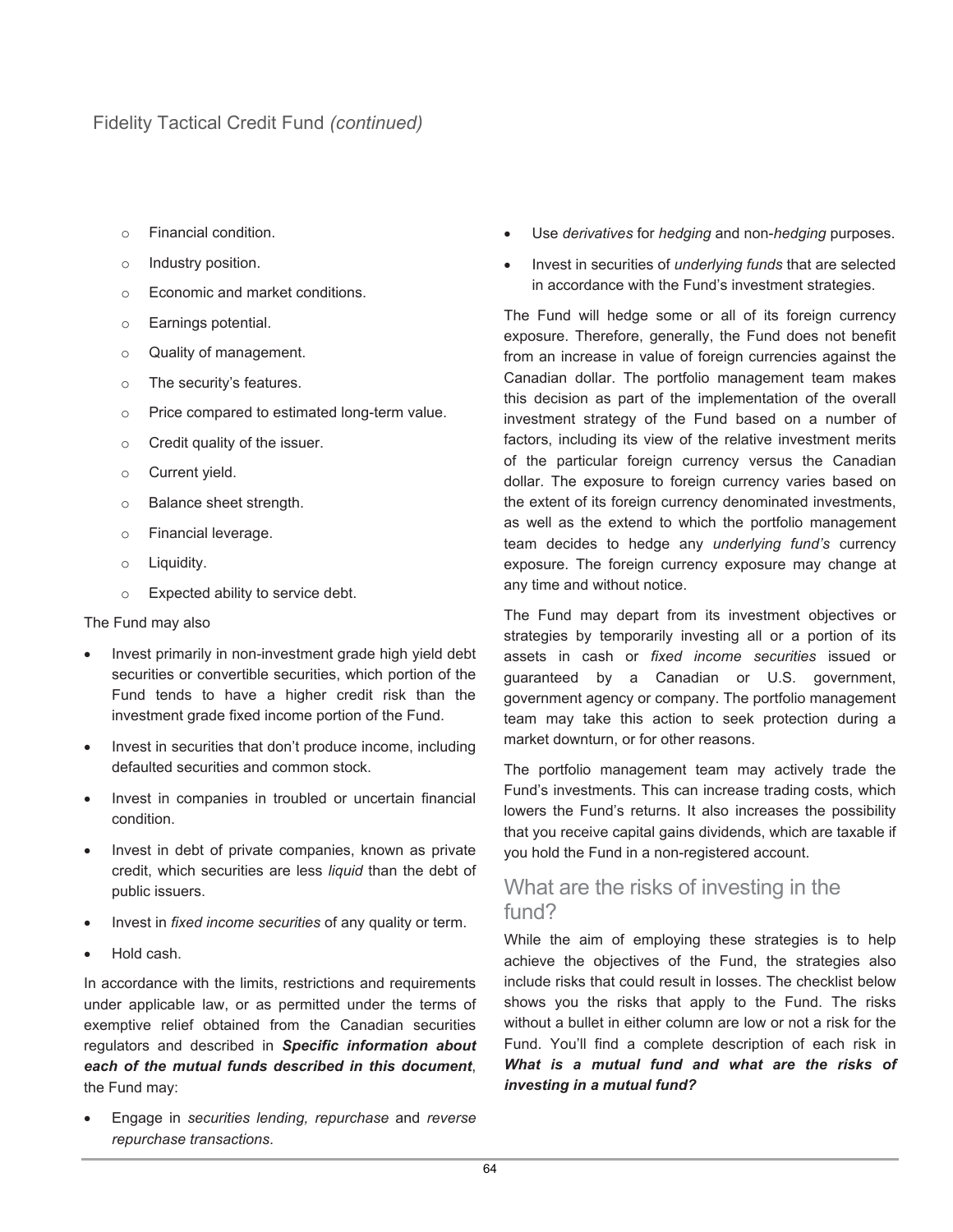- Financial condition.
- Industry position.
- Economic and market conditions.
- Earnings potential.
- Quality of management.
- The security's features.
- Price compared to estimated long-term value.
- Credit quality of the issuer.
- Current yield.
- Balance sheet strength.
- Financial leverage.
- Liquidity.
- Expected ability to service debt.

The Fund may also

- Invest primarily in non-investment grade high yield debt securities or convertible securities, which portion of the Fund tends to have a higher credit risk than the investment grade fixed income portion of the Fund.
- Invest in securities that don't produce income, including defaulted securities and common stock.
- Invest in companies in troubled or uncertain financial condition.
- Invest in debt of private companies, known as private credit, which securities are less *liquid* than the debt of public issuers.
- Invest in *fixed income securities* of any quality or term.
- Hold cash.

In accordance with the limits, restrictions and requirements under applicable law, or as permitted under the terms of exemptive relief obtained from the Canadian securities regulators and described in ***Specific information about each of the mutual funds described in this document***, the Fund may:

- Engage in *securities lending, repurchase* and *reverse repurchase transactions*.
- Use *derivatives* for *hedging* and non-*hedging* purposes.
- Invest in securities of *underlying funds* that are selected in accordance with the Fund's investment strategies.

The Fund will hedge some or all of its foreign currency exposure. Therefore, generally, the Fund does not benefit from an increase in value of foreign currencies against the Canadian dollar. The portfolio management team makes this decision as part of the implementation of the overall investment strategy of the Fund based on a number of factors, including its view of the relative investment merits of the particular foreign currency versus the Canadian dollar. The exposure to foreign currency varies based on the extent of its foreign currency denominated investments, as well as the extend to which the portfolio management team decides to hedge any *underlying fund's* currency exposure. The foreign currency exposure may change at any time and without notice.

The Fund may depart from its investment objectives or strategies by temporarily investing all or a portion of its assets in cash or *fixed income securities* issued or guaranteed by a Canadian or U.S. government, government agency or company. The portfolio management team may take this action to seek protection during a market downturn, or for other reasons.

The portfolio management team may actively trade the Fund's investments. This can increase trading costs, which lowers the Fund's returns. It also increases the possibility that you receive capital gains dividends, which are taxable if you hold the Fund in a non-registered account.

## What are the risks of investing in the fund?

While the aim of employing these strategies is to help achieve the objectives of the Fund, the strategies also include risks that could result in losses. The checklist below shows you the risks that apply to the Fund. The risks without a bullet in either column are low or not a risk for the Fund. You'll find a complete description of each risk in ***What is a mutual fund and what are the risks of investing in a mutual fund?***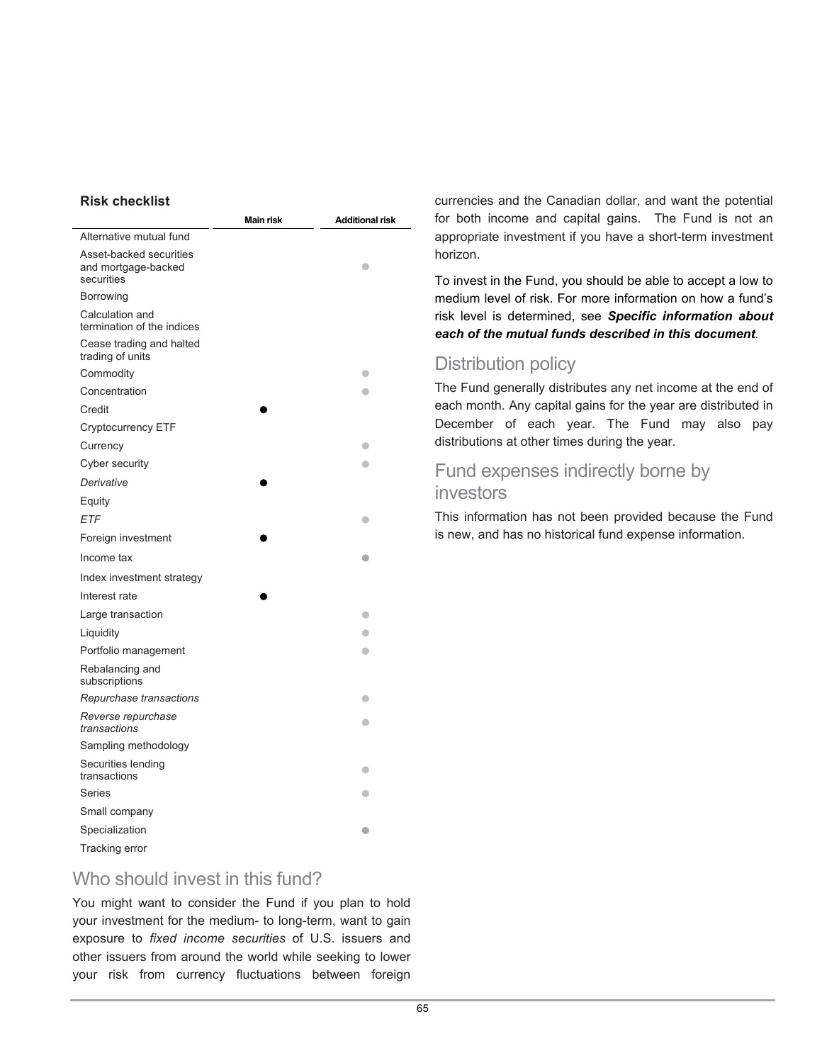**Risk checklist**

| | Main risk | Additional risk |
|---|---|---|
| Alternative mutual fund | | |
| Asset-backed securities and mortgage-backed securities | | ● |
| Borrowing | | |
| Calculation and termination of the indices | | |
| Cease trading and halted trading of units | | |
| Commodity | | ● |
| Concentration | | ● |
| Credit | ● | |
| Cryptocurrency ETF | | |
| Currency | | ● |
| Cyber security | | ● |
| *Derivative* | ● | |
| Equity | | |
| *ETF* | | ● |
| Foreign investment | ● | |
| Income tax | | ● |
| Index investment strategy | | |
| Interest rate | ● | |
| Large transaction | | ● |
| Liquidity | | ● |
| Portfolio management | | ● |
| Rebalancing and subscriptions | | |
| *Repurchase transactions* | | ● |
| *Reverse repurchase transactions* | | ● |
| Sampling methodology | | |
| Securities lending transactions | | ● |
| Series | | ● |
| Small company | | |
| Specialization | | ● |
| Tracking error | | |

## Who should invest in this fund?

You might want to consider the Fund if you plan to hold your investment for the medium- to long-term, want to gain exposure to *fixed income securities* of U.S. issuers and other issuers from around the world while seeking to lower your risk from currency fluctuations between foreign currencies and the Canadian dollar, and want the potential for both income and capital gains. The Fund is not an appropriate investment if you have a short-term investment horizon.

To invest in the Fund, you should be able to accept a low to medium level of risk. For more information on how a fund's risk level is determined, see ***Specific information about each of the mutual funds described in this document***.

## Distribution policy

The Fund generally distributes any net income at the end of each month. Any capital gains for the year are distributed in December of each year. The Fund may also pay distributions at other times during the year.

## Fund expenses indirectly borne by investors

This information has not been provided because the Fund is new, and has no historical fund expense information.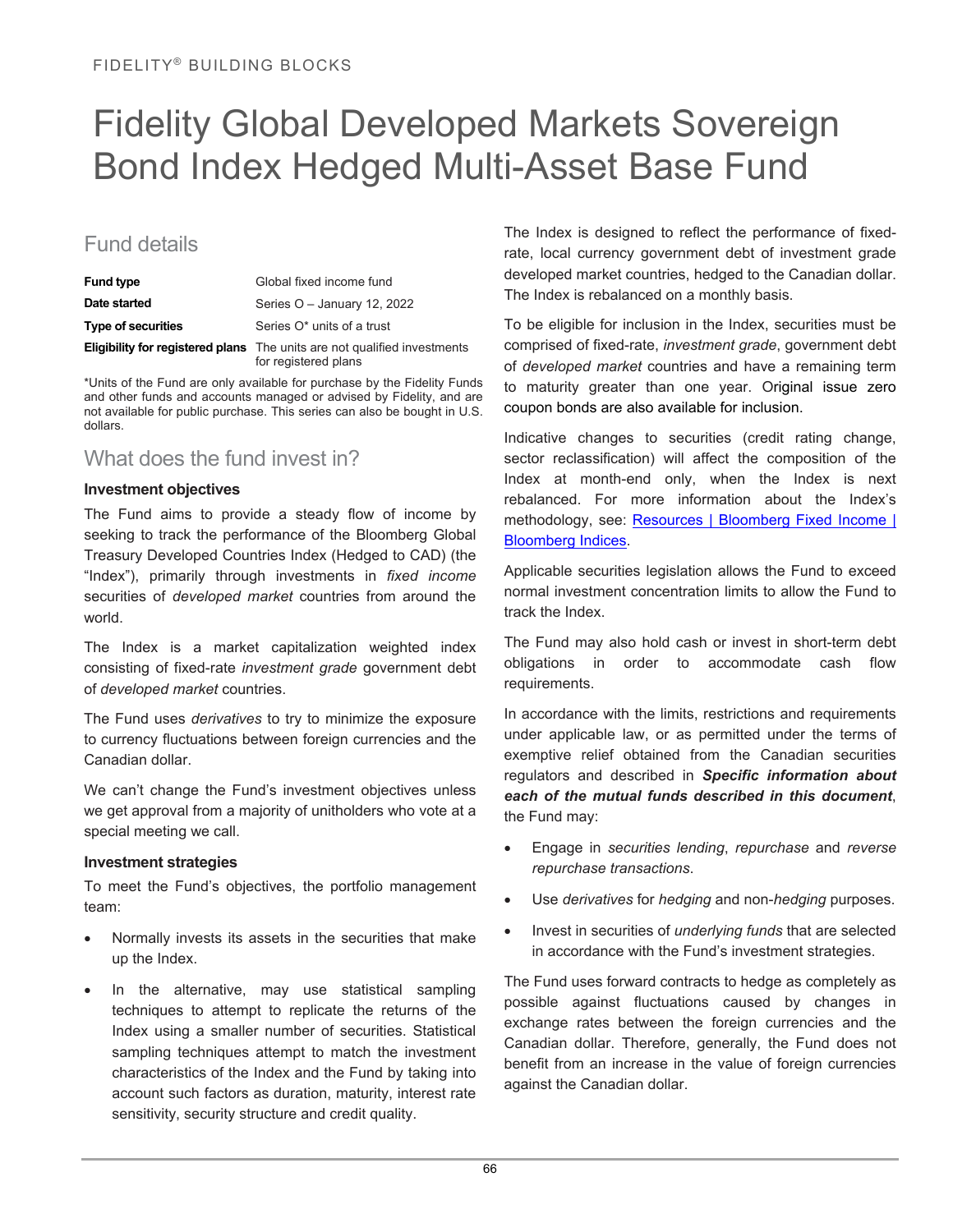# Fidelity Global Developed Markets Sovereign Bond Index Hedged Multi-Asset Base Fund

## Fund details

| | |
|---|---|
| **Fund type** | Global fixed income fund |
| **Date started** | Series O – January 12, 2022 |
| **Type of securities** | Series O* units of a trust |
| **Eligibility for registered plans** | The units are not qualified investments for registered plans |

*Units of the Fund are only available for purchase by the Fidelity Funds and other funds and accounts managed or advised by Fidelity, and are not available for public purchase. This series can also be bought in U.S. dollars.

## What does the fund invest in?

### Investment objectives

The Fund aims to provide a steady flow of income by seeking to track the performance of the Bloomberg Global Treasury Developed Countries Index (Hedged to CAD) (the "Index"), primarily through investments in *fixed income* securities of *developed market* countries from around the world.

The Index is a market capitalization weighted index consisting of fixed-rate *investment grade* government debt of *developed market* countries.

The Fund uses *derivatives* to try to minimize the exposure to currency fluctuations between foreign currencies and the Canadian dollar.

We can't change the Fund's investment objectives unless we get approval from a majority of unitholders who vote at a special meeting we call.

### Investment strategies

To meet the Fund's objectives, the portfolio management team:

- Normally invests its assets in the securities that make up the Index.
- In the alternative, may use statistical sampling techniques to attempt to replicate the returns of the Index using a smaller number of securities. Statistical sampling techniques attempt to match the investment characteristics of the Index and the Fund by taking into account such factors as duration, maturity, interest rate sensitivity, security structure and credit quality.

The Index is designed to reflect the performance of fixed-rate, local currency government debt of investment grade developed market countries, hedged to the Canadian dollar. The Index is rebalanced on a monthly basis.

To be eligible for inclusion in the Index, securities must be comprised of fixed-rate, *investment grade*, government debt of *developed market* countries and have a remaining term to maturity greater than one year. Original issue zero coupon bonds are also available for inclusion.

Indicative changes to securities (credit rating change, sector reclassification) will affect the composition of the Index at month-end only, when the Index is next rebalanced. For more information about the Index's methodology, see: Resources | Bloomberg Fixed Income | Bloomberg Indices.

Applicable securities legislation allows the Fund to exceed normal investment concentration limits to allow the Fund to track the Index.

The Fund may also hold cash or invest in short-term debt obligations in order to accommodate cash flow requirements.

In accordance with the limits, restrictions and requirements under applicable law, or as permitted under the terms of exemptive relief obtained from the Canadian securities regulators and described in ***Specific information about each of the mutual funds described in this document***, the Fund may:

- Engage in *securities lending*, *repurchase* and *reverse repurchase transactions*.
- Use *derivatives* for *hedging* and non-*hedging* purposes.
- Invest in securities of *underlying funds* that are selected in accordance with the Fund's investment strategies.

The Fund uses forward contracts to hedge as completely as possible against fluctuations caused by changes in exchange rates between the foreign currencies and the Canadian dollar. Therefore, generally, the Fund does not benefit from an increase in the value of foreign currencies against the Canadian dollar.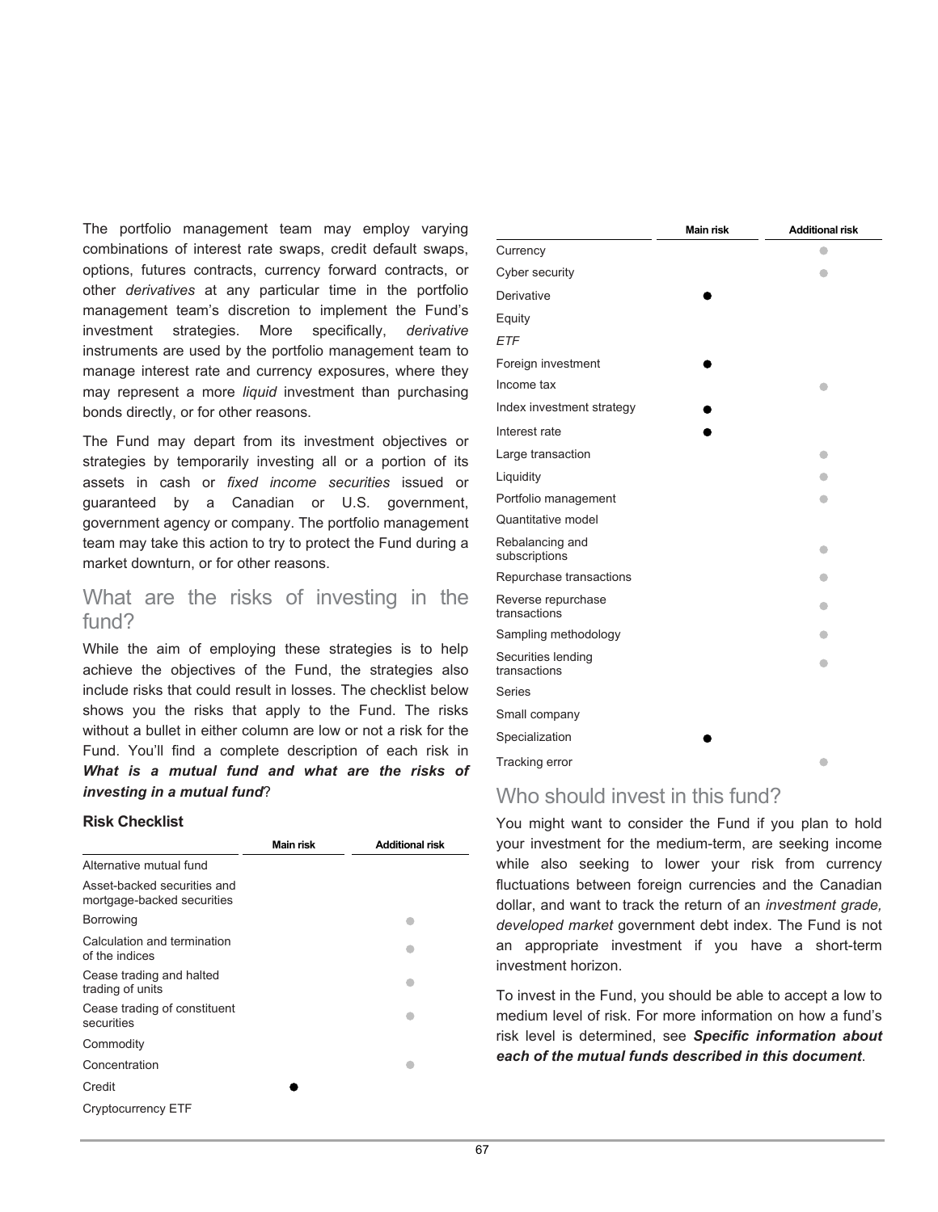The portfolio management team may employ varying combinations of interest rate swaps, credit default swaps, options, futures contracts, currency forward contracts, or other *derivatives* at any particular time in the portfolio management team's discretion to implement the Fund's investment strategies. More specifically, *derivative* instruments are used by the portfolio management team to manage interest rate and currency exposures, where they may represent a more *liquid* investment than purchasing bonds directly, or for other reasons.

The Fund may depart from its investment objectives or strategies by temporarily investing all or a portion of its assets in cash or *fixed income securities* issued or guaranteed by a Canadian or U.S. government, government agency or company. The portfolio management team may take this action to try to protect the Fund during a market downturn, or for other reasons.

## What are the risks of investing in the fund?

While the aim of employing these strategies is to help achieve the objectives of the Fund, the strategies also include risks that could result in losses. The checklist below shows you the risks that apply to the Fund. The risks without a bullet in either column are low or not a risk for the Fund. You'll find a complete description of each risk in ***What is a mutual fund and what are the risks of investing in a mutual fund***?

**Risk Checklist**

| | Main risk | Additional risk |
|---|---|---|
| Alternative mutual fund | | |
| Asset-backed securities and mortgage-backed securities | | |
| Borrowing | | ● |
| Calculation and termination of the indices | | ● |
| Cease trading and halted trading of units | | ● |
| Cease trading of constituent securities | | ● |
| Commodity | | |
| Concentration | | ● |
| Credit | ● | |
| Cryptocurrency ETF | | |
| Currency | | ● |
| Cyber security | | ● |
| Derivative | ● | |
| Equity | | |
| *ETF* | | |
| Foreign investment | ● | |
| Income tax | | ● |
| Index investment strategy | ● | |
| Interest rate | ● | |
| Large transaction | | ● |
| Liquidity | | ● |
| Portfolio management | | ● |
| Quantitative model | | |
| Rebalancing and subscriptions | | ● |
| Repurchase transactions | | ● |
| Reverse repurchase transactions | | ● |
| Sampling methodology | | ● |
| Securities lending transactions | | ● |
| Series | | |
| Small company | | |
| Specialization | ● | |
| Tracking error | | ● |

## Who should invest in this fund?

You might want to consider the Fund if you plan to hold your investment for the medium-term, are seeking income while also seeking to lower your risk from currency fluctuations between foreign currencies and the Canadian dollar, and want to track the return of an *investment grade, developed market* government debt index. The Fund is not an appropriate investment if you have a short-term investment horizon.

To invest in the Fund, you should be able to accept a low to medium level of risk. For more information on how a fund's risk level is determined, see ***Specific information about each of the mutual funds described in this document***.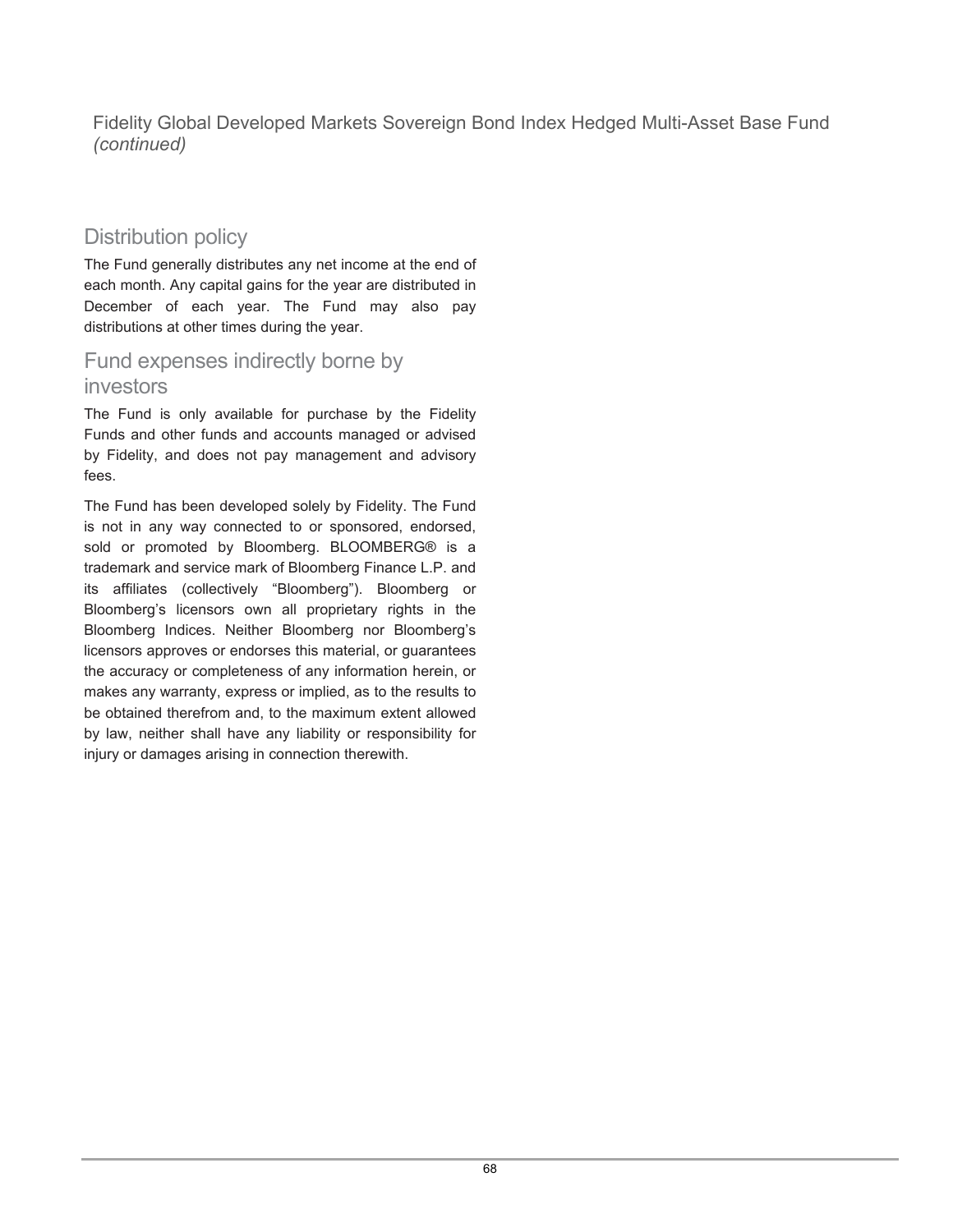Fidelity Global Developed Markets Sovereign Bond Index Hedged Multi-Asset Base Fund *(continued)*

## Distribution policy

The Fund generally distributes any net income at the end of each month. Any capital gains for the year are distributed in December of each year. The Fund may also pay distributions at other times during the year.

## Fund expenses indirectly borne by investors

The Fund is only available for purchase by the Fidelity Funds and other funds and accounts managed or advised by Fidelity, and does not pay management and advisory fees.

The Fund has been developed solely by Fidelity. The Fund is not in any way connected to or sponsored, endorsed, sold or promoted by Bloomberg. BLOOMBERG® is a trademark and service mark of Bloomberg Finance L.P. and its affiliates (collectively "Bloomberg"). Bloomberg or Bloomberg's licensors own all proprietary rights in the Bloomberg Indices. Neither Bloomberg nor Bloomberg's licensors approves or endorses this material, or guarantees the accuracy or completeness of any information herein, or makes any warranty, express or implied, as to the results to be obtained therefrom and, to the maximum extent allowed by law, neither shall have any liability or responsibility for injury or damages arising in connection therewith.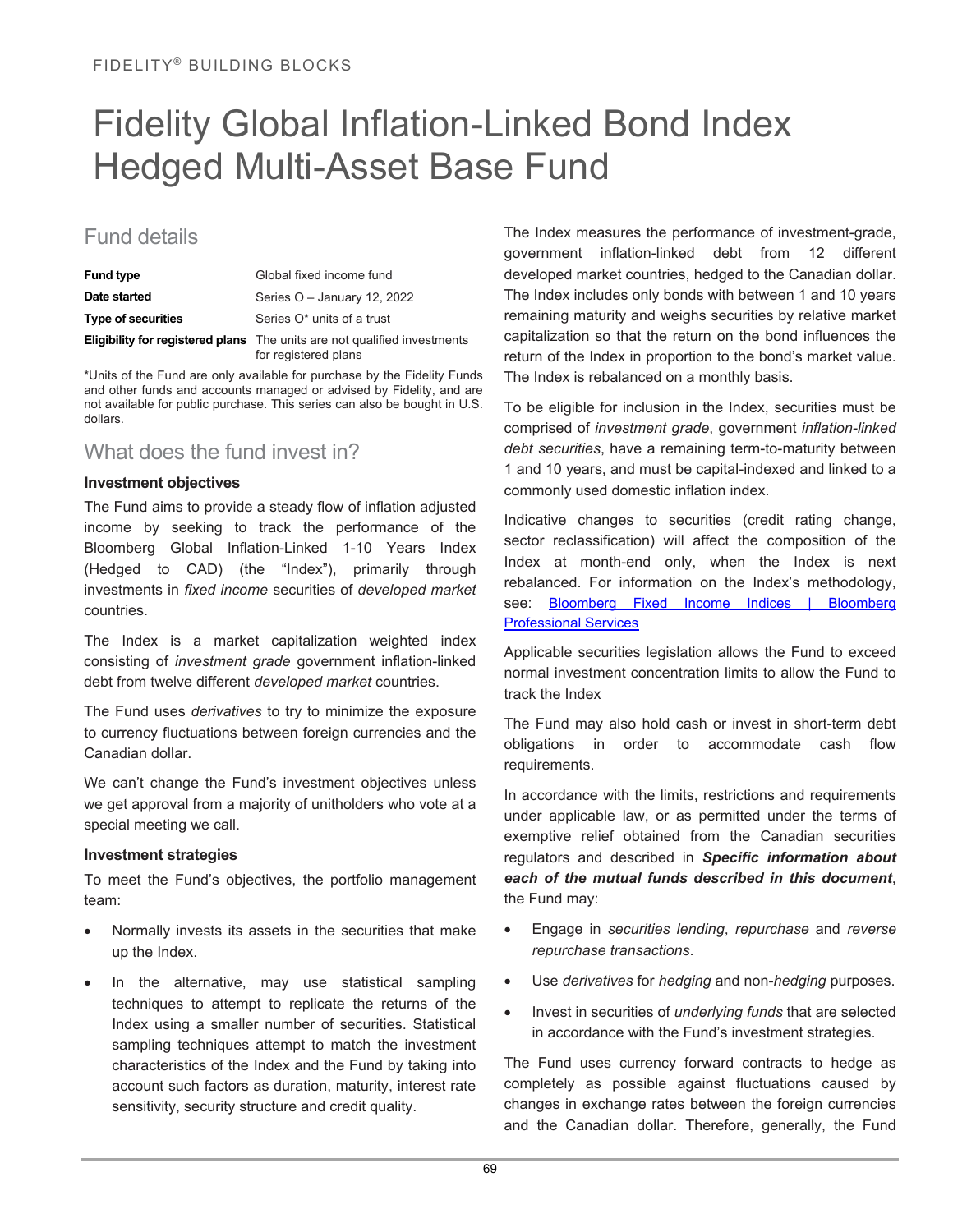FIDELITY® BUILDING BLOCKS

# Fidelity Global Inflation-Linked Bond Index Hedged Multi-Asset Base Fund

## Fund details

| | |
|---|---|
| **Fund type** | Global fixed income fund |
| **Date started** | Series O – January 12, 2022 |
| **Type of securities** | Series O* units of a trust |
| **Eligibility for registered plans** | The units are not qualified investments for registered plans |

*Units of the Fund are only available for purchase by the Fidelity Funds and other funds and accounts managed or advised by Fidelity, and are not available for public purchase. This series can also be bought in U.S. dollars.

## What does the fund invest in?

### Investment objectives

The Fund aims to provide a steady flow of inflation adjusted income by seeking to track the performance of the Bloomberg Global Inflation-Linked 1-10 Years Index (Hedged to CAD) (the "Index"), primarily through investments in *fixed income* securities of *developed market* countries.

The Index is a market capitalization weighted index consisting of *investment grade* government inflation-linked debt from twelve different *developed market* countries.

The Fund uses *derivatives* to try to minimize the exposure to currency fluctuations between foreign currencies and the Canadian dollar.

We can't change the Fund's investment objectives unless we get approval from a majority of unitholders who vote at a special meeting we call.

### Investment strategies

To meet the Fund's objectives, the portfolio management team:

- Normally invests its assets in the securities that make up the Index.
- In the alternative, may use statistical sampling techniques to attempt to replicate the returns of the Index using a smaller number of securities. Statistical sampling techniques attempt to match the investment characteristics of the Index and the Fund by taking into account such factors as duration, maturity, interest rate sensitivity, security structure and credit quality.

The Index measures the performance of investment-grade, government inflation-linked debt from 12 different developed market countries, hedged to the Canadian dollar. The Index includes only bonds with between 1 and 10 years remaining maturity and weighs securities by relative market capitalization so that the return on the bond influences the return of the Index in proportion to the bond's market value. The Index is rebalanced on a monthly basis.

To be eligible for inclusion in the Index, securities must be comprised of *investment grade*, government *inflation-linked debt securities*, have a remaining term-to-maturity between 1 and 10 years, and must be capital-indexed and linked to a commonly used domestic inflation index.

Indicative changes to securities (credit rating change, sector reclassification) will affect the composition of the Index at month-end only, when the Index is next rebalanced. For information on the Index's methodology, see: [Bloomberg Fixed Income Indices | Bloomberg Professional Services]

Applicable securities legislation allows the Fund to exceed normal investment concentration limits to allow the Fund to track the Index

The Fund may also hold cash or invest in short-term debt obligations in order to accommodate cash flow requirements.

In accordance with the limits, restrictions and requirements under applicable law, or as permitted under the terms of exemptive relief obtained from the Canadian securities regulators and described in ***Specific information about each of the mutual funds described in this document***, the Fund may:

- Engage in *securities lending*, *repurchase* and *reverse repurchase transactions*.
- Use *derivatives* for *hedging* and non-*hedging* purposes.
- Invest in securities of *underlying funds* that are selected in accordance with the Fund's investment strategies.

The Fund uses currency forward contracts to hedge as completely as possible against fluctuations caused by changes in exchange rates between the foreign currencies and the Canadian dollar. Therefore, generally, the Fund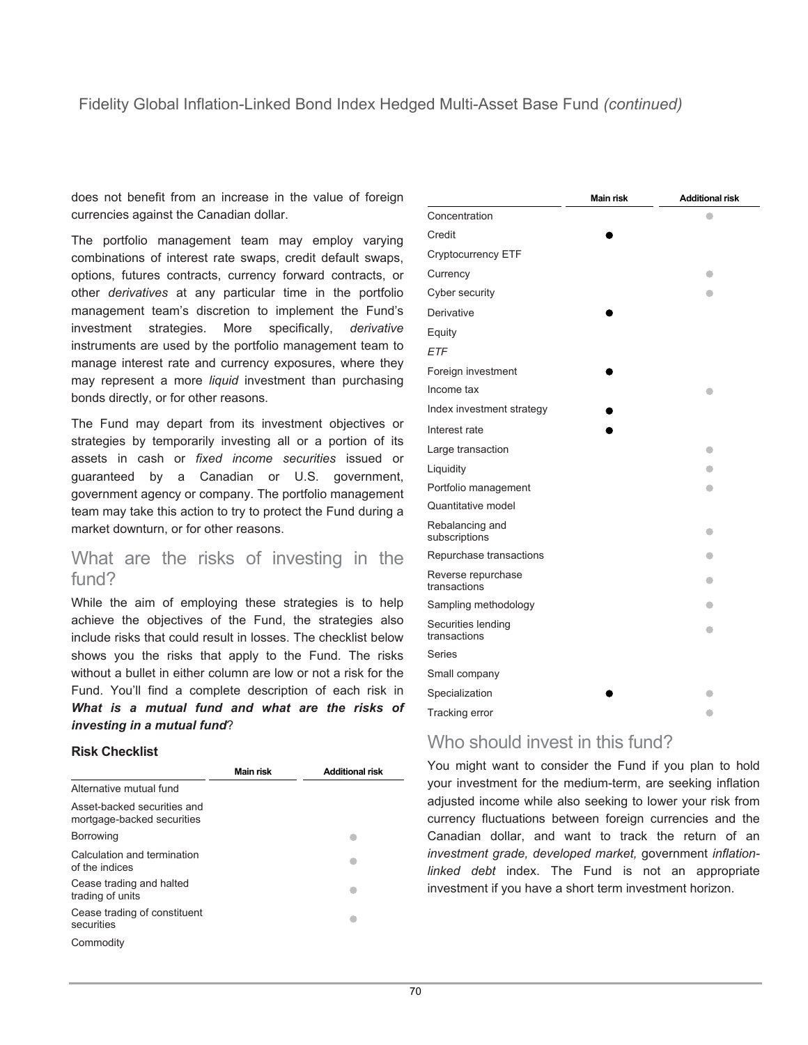Fidelity Global Inflation-Linked Bond Index Hedged Multi-Asset Base Fund *(continued)*

does not benefit from an increase in the value of foreign currencies against the Canadian dollar.

The portfolio management team may employ varying combinations of interest rate swaps, credit default swaps, options, futures contracts, currency forward contracts, or other *derivatives* at any particular time in the portfolio management team's discretion to implement the Fund's investment strategies. More specifically, *derivative* instruments are used by the portfolio management team to manage interest rate and currency exposures, where they may represent a more *liquid* investment than purchasing bonds directly, or for other reasons.

The Fund may depart from its investment objectives or strategies by temporarily investing all or a portion of its assets in cash or *fixed income securities* issued or guaranteed by a Canadian or U.S. government, government agency or company. The portfolio management team may take this action to try to protect the Fund during a market downturn, or for other reasons.

## What are the risks of investing in the fund?

While the aim of employing these strategies is to help achieve the objectives of the Fund, the strategies also include risks that could result in losses. The checklist below shows you the risks that apply to the Fund. The risks without a bullet in either column are low or not a risk for the Fund. You'll find a complete description of each risk in ***What is a mutual fund and what are the risks of investing in a mutual fund***?

**Risk Checklist**

| | Main risk | Additional risk |
|---|---|---|
| Alternative mutual fund | | |
| Asset-backed securities and mortgage-backed securities | | |
| Borrowing | | ● |
| Calculation and termination of the indices | | ● |
| Cease trading and halted trading of units | | ● |
| Cease trading of constituent securities | | ● |
| Commodity | | |
| Concentration | | ● |
| Credit | ● | |
| Cryptocurrency ETF | | |
| Currency | | ● |
| Cyber security | | ● |
| Derivative | ● | |
| Equity | | |
| *ETF* | | |
| Foreign investment | ● | |
| Income tax | | ● |
| Index investment strategy | ● | |
| Interest rate | ● | |
| Large transaction | | ● |
| Liquidity | | ● |
| Portfolio management | | ● |
| Quantitative model | | |
| Rebalancing and subscriptions | | ● |
| Repurchase transactions | | ● |
| Reverse repurchase transactions | | ● |
| Sampling methodology | | ● |
| Securities lending transactions | | ● |
| Series | | |
| Small company | | |
| Specialization | ● | ● |
| Tracking error | | ● |

## Who should invest in this fund?

You might want to consider the Fund if you plan to hold your investment for the medium-term, are seeking inflation adjusted income while also seeking to lower your risk from currency fluctuations between foreign currencies and the Canadian dollar, and want to track the return of an *investment grade, developed market,* government *inflation-linked debt* index. The Fund is not an appropriate investment if you have a short term investment horizon.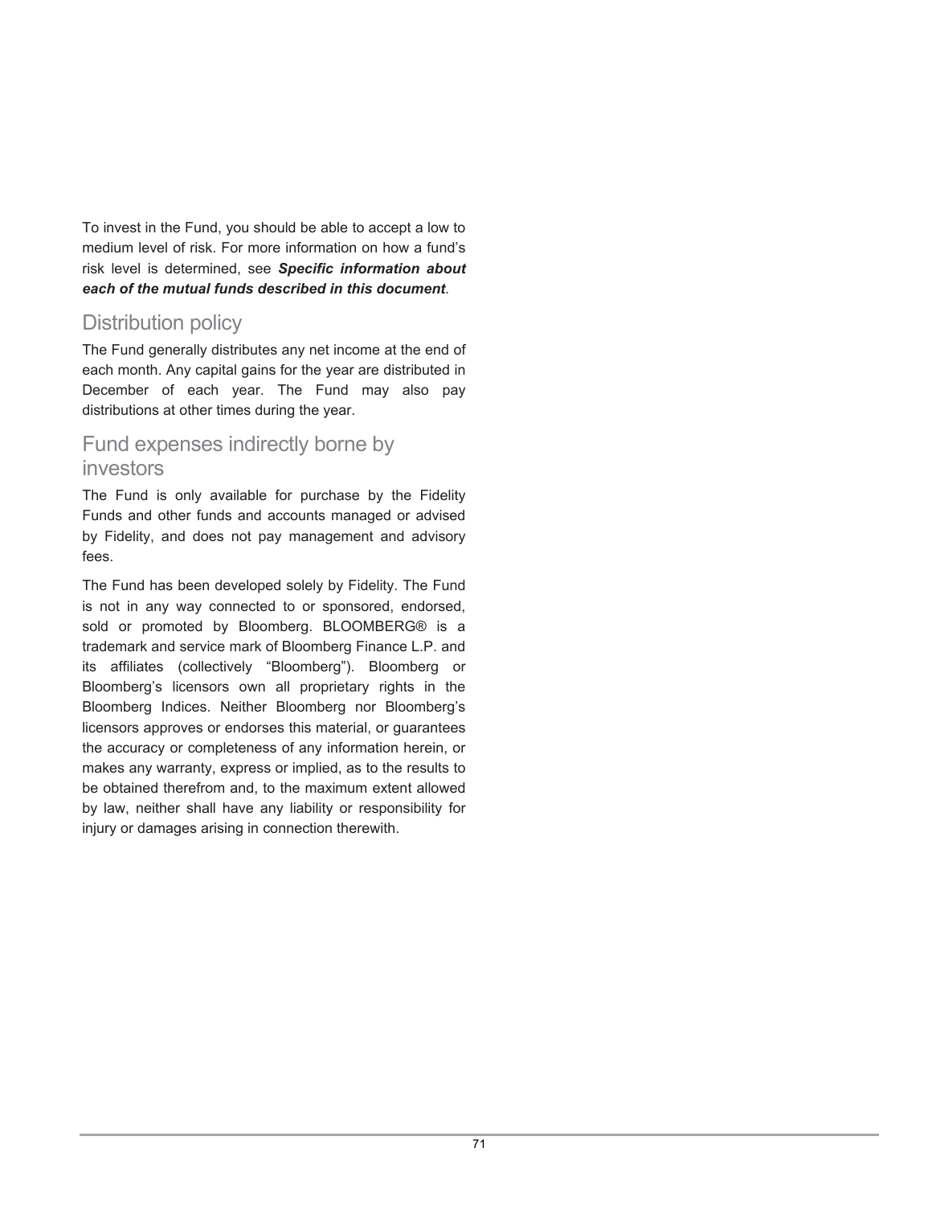To invest in the Fund, you should be able to accept a low to medium level of risk. For more information on how a fund's risk level is determined, see ***Specific information about each of the mutual funds described in this document***.

## Distribution policy

The Fund generally distributes any net income at the end of each month. Any capital gains for the year are distributed in December of each year. The Fund may also pay distributions at other times during the year.

## Fund expenses indirectly borne by investors

The Fund is only available for purchase by the Fidelity Funds and other funds and accounts managed or advised by Fidelity, and does not pay management and advisory fees.

The Fund has been developed solely by Fidelity. The Fund is not in any way connected to or sponsored, endorsed, sold or promoted by Bloomberg. BLOOMBERG® is a trademark and service mark of Bloomberg Finance L.P. and its affiliates (collectively "Bloomberg"). Bloomberg or Bloomberg's licensors own all proprietary rights in the Bloomberg Indices. Neither Bloomberg nor Bloomberg's licensors approves or endorses this material, or guarantees the accuracy or completeness of any information herein, or makes any warranty, express or implied, as to the results to be obtained therefrom and, to the maximum extent allowed by law, neither shall have any liability or responsibility for injury or damages arising in connection therewith.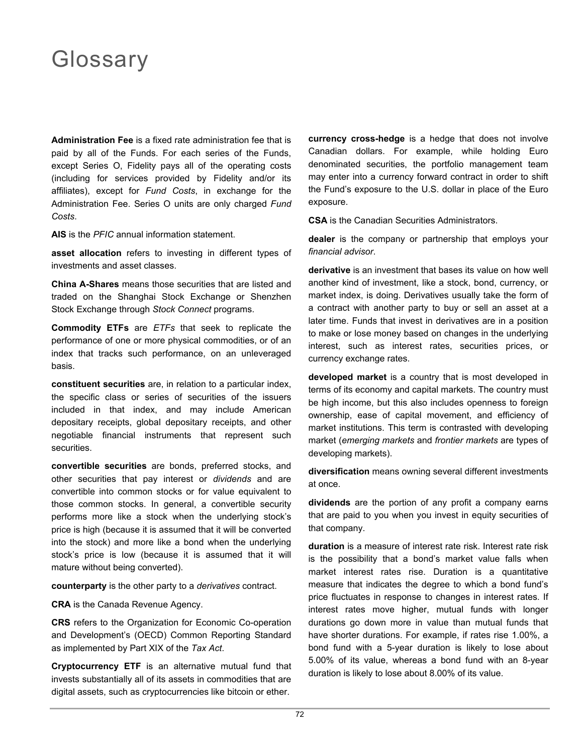# Glossary

**Administration Fee** is a fixed rate administration fee that is paid by all of the Funds. For each series of the Funds, except Series O, Fidelity pays all of the operating costs (including for services provided by Fidelity and/or its affiliates), except for *Fund Costs*, in exchange for the Administration Fee. Series O units are only charged *Fund Costs.*

**AIS** is the *PFIC* annual information statement.

**asset allocation** refers to investing in different types of investments and asset classes.

**China A-Shares** means those securities that are listed and traded on the Shanghai Stock Exchange or Shenzhen Stock Exchange through *Stock Connect* programs.

**Commodity ETFs** are *ETFs* that seek to replicate the performance of one or more physical commodities, or of an index that tracks such performance, on an unleveraged basis.

**constituent securities** are, in relation to a particular index, the specific class or series of securities of the issuers included in that index, and may include American depositary receipts, global depositary receipts, and other negotiable financial instruments that represent such securities.

**convertible securities** are bonds, preferred stocks, and other securities that pay interest or *dividends* and are convertible into common stocks or for value equivalent to those common stocks. In general, a convertible security performs more like a stock when the underlying stock's price is high (because it is assumed that it will be converted into the stock) and more like a bond when the underlying stock's price is low (because it is assumed that it will mature without being converted).

**counterparty** is the other party to a *derivatives* contract.

**CRA** is the Canada Revenue Agency.

**CRS** refers to the Organization for Economic Co-operation and Development's (OECD) Common Reporting Standard as implemented by Part XIX of the *Tax Act*.

**Cryptocurrency ETF** is an alternative mutual fund that invests substantially all of its assets in commodities that are digital assets, such as cryptocurrencies like bitcoin or ether.

**currency cross-hedge** is a hedge that does not involve Canadian dollars. For example, while holding Euro denominated securities, the portfolio management team may enter into a currency forward contract in order to shift the Fund's exposure to the U.S. dollar in place of the Euro exposure.

**CSA** is the Canadian Securities Administrators.

**dealer** is the company or partnership that employs your *financial advisor.*

**derivative** is an investment that bases its value on how well another kind of investment, like a stock, bond, currency, or market index, is doing. Derivatives usually take the form of a contract with another party to buy or sell an asset at a later time. Funds that invest in derivatives are in a position to make or lose money based on changes in the underlying interest, such as interest rates, securities prices, or currency exchange rates.

**developed market** is a country that is most developed in terms of its economy and capital markets. The country must be high income, but this also includes openness to foreign ownership, ease of capital movement, and efficiency of market institutions. This term is contrasted with developing market (*emerging markets* and *frontier markets* are types of developing markets).

**diversification** means owning several different investments at once.

**dividends** are the portion of any profit a company earns that are paid to you when you invest in equity securities of that company.

**duration** is a measure of interest rate risk. Interest rate risk is the possibility that a bond's market value falls when market interest rates rise. Duration is a quantitative measure that indicates the degree to which a bond fund's price fluctuates in response to changes in interest rates. If interest rates move higher, mutual funds with longer durations go down more in value than mutual funds that have shorter durations. For example, if rates rise 1.00%, a bond fund with a 5-year duration is likely to lose about 5.00% of its value, whereas a bond fund with an 8-year duration is likely to lose about 8.00% of its value.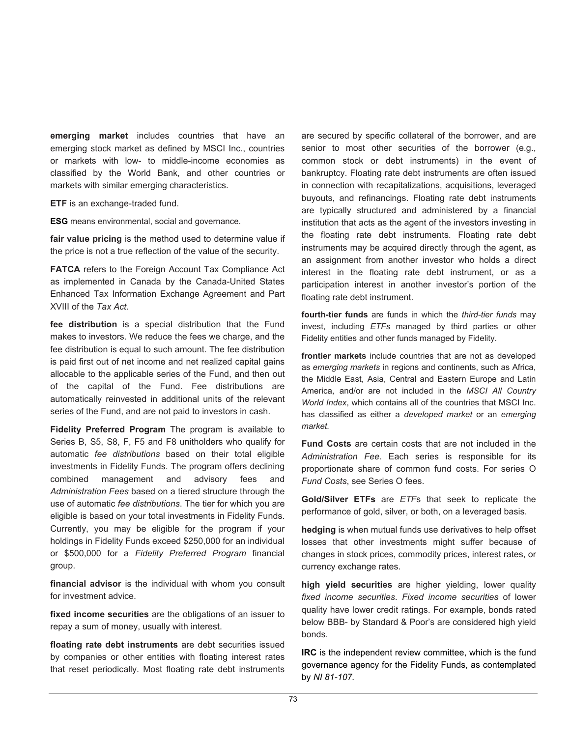**emerging market** includes countries that have an emerging stock market as defined by MSCI Inc., countries or markets with low- to middle-income economies as classified by the World Bank, and other countries or markets with similar emerging characteristics.

**ETF** is an exchange-traded fund.

**ESG** means environmental, social and governance.

**fair value pricing** is the method used to determine value if the price is not a true reflection of the value of the security.

**FATCA** refers to the Foreign Account Tax Compliance Act as implemented in Canada by the Canada-United States Enhanced Tax Information Exchange Agreement and Part XVIII of the *Tax Act*.

**fee distribution** is a special distribution that the Fund makes to investors. We reduce the fees we charge, and the fee distribution is equal to such amount. The fee distribution is paid first out of net income and net realized capital gains allocable to the applicable series of the Fund, and then out of the capital of the Fund. Fee distributions are automatically reinvested in additional units of the relevant series of the Fund, and are not paid to investors in cash.

**Fidelity Preferred Program** The program is available to Series B, S5, S8, F, F5 and F8 unitholders who qualify for automatic *fee distributions* based on their total eligible investments in Fidelity Funds. The program offers declining combined management and advisory fees and *Administration Fees* based on a tiered structure through the use of automatic *fee distributions*. The tier for which you are eligible is based on your total investments in Fidelity Funds. Currently, you may be eligible for the program if your holdings in Fidelity Funds exceed $250,000 for an individual or $500,000 for a *Fidelity Preferred Program* financial group.

**financial advisor** is the individual with whom you consult for investment advice.

**fixed income securities** are the obligations of an issuer to repay a sum of money, usually with interest.

**floating rate debt instruments** are debt securities issued by companies or other entities with floating interest rates that reset periodically. Most floating rate debt instruments are secured by specific collateral of the borrower, and are senior to most other securities of the borrower (e.g., common stock or debt instruments) in the event of bankruptcy. Floating rate debt instruments are often issued in connection with recapitalizations, acquisitions, leveraged buyouts, and refinancings. Floating rate debt instruments are typically structured and administered by a financial institution that acts as the agent of the investors investing in the floating rate debt instruments. Floating rate debt instruments may be acquired directly through the agent, as an assignment from another investor who holds a direct interest in the floating rate debt instrument, or as a participation interest in another investor's portion of the floating rate debt instrument.

**fourth-tier funds** are funds in which the *third-tier funds* may invest, including *ETFs* managed by third parties or other Fidelity entities and other funds managed by Fidelity.

**frontier markets** include countries that are not as developed as *emerging markets* in regions and continents, such as Africa, the Middle East, Asia, Central and Eastern Europe and Latin America, and/or are not included in the *MSCI All Country World Index*, which contains all of the countries that MSCI Inc. has classified as either a *developed market* or an *emerging market*.

**Fund Costs** are certain costs that are not included in the *Administration Fee*. Each series is responsible for its proportionate share of common fund costs. For series O *Fund Costs*, see Series O fees.

**Gold/Silver ETFs** are *ETF*s that seek to replicate the performance of gold, silver, or both, on a leveraged basis.

**hedging** is when mutual funds use derivatives to help offset losses that other investments might suffer because of changes in stock prices, commodity prices, interest rates, or currency exchange rates.

**high yield securities** are higher yielding, lower quality *fixed income securities*. *Fixed income securities* of lower quality have lower credit ratings. For example, bonds rated below BBB- by Standard & Poor's are considered high yield bonds.

**IRC** is the independent review committee, which is the fund governance agency for the Fidelity Funds, as contemplated by *NI 81-107.*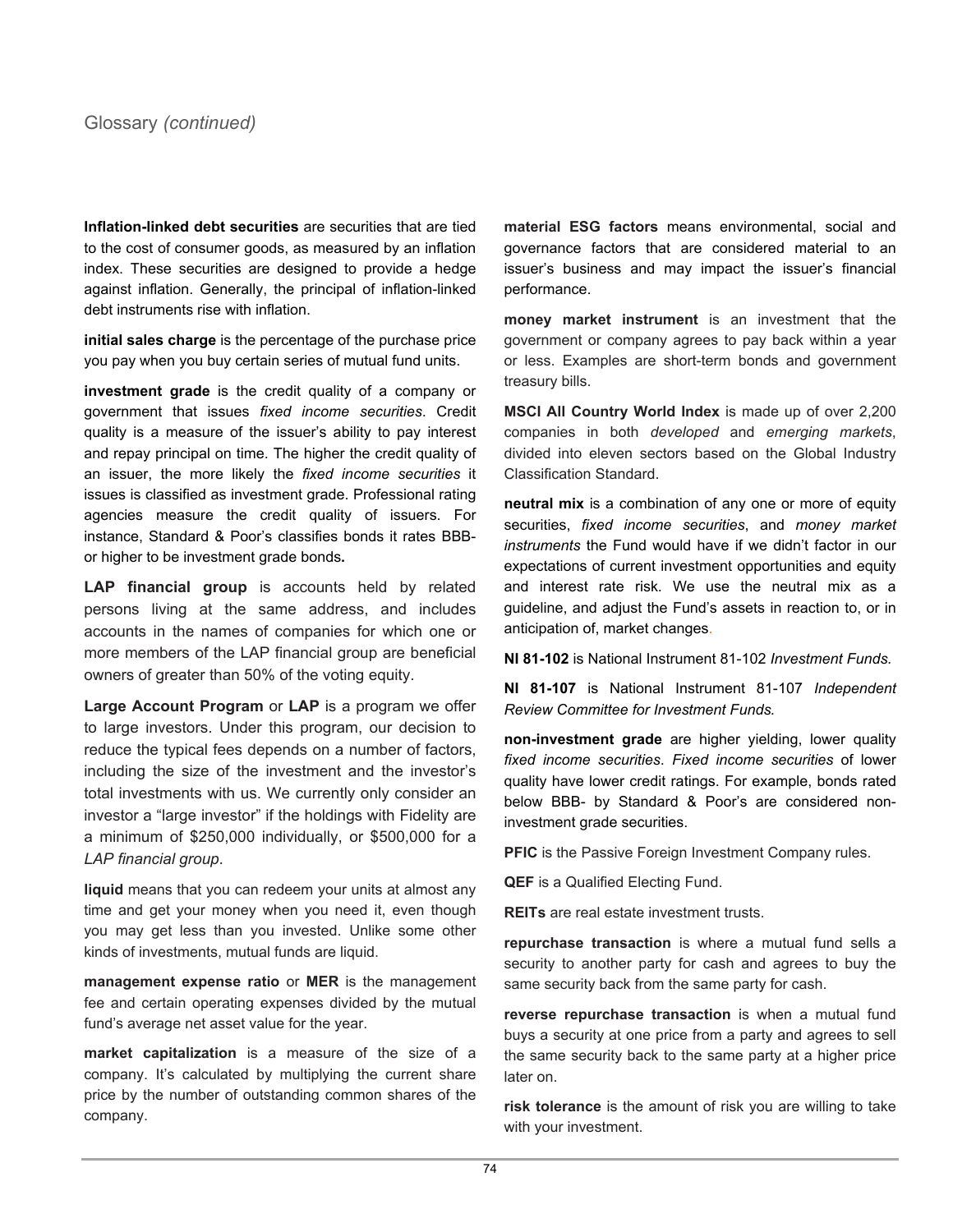## Glossary *(continued)*

**Inflation-linked debt securities** are securities that are tied to the cost of consumer goods, as measured by an inflation index. These securities are designed to provide a hedge against inflation. Generally, the principal of inflation-linked debt instruments rise with inflation.

**initial sales charge** is the percentage of the purchase price you pay when you buy certain series of mutual fund units.

**investment grade** is the credit quality of a company or government that issues *fixed income securities*. Credit quality is a measure of the issuer's ability to pay interest and repay principal on time. The higher the credit quality of an issuer, the more likely the *fixed income securities* it issues is classified as investment grade. Professional rating agencies measure the credit quality of issuers. For instance, Standard & Poor's classifies bonds it rates BBB- or higher to be investment grade bonds**.**

**LAP financial group** is accounts held by related persons living at the same address, and includes accounts in the names of companies for which one or more members of the LAP financial group are beneficial owners of greater than 50% of the voting equity.

**Large Account Program** or **LAP** is a program we offer to large investors. Under this program, our decision to reduce the typical fees depends on a number of factors, including the size of the investment and the investor's total investments with us. We currently only consider an investor a "large investor" if the holdings with Fidelity are a minimum of $250,000 individually, or $500,000 for a *LAP financial group*.

**liquid** means that you can redeem your units at almost any time and get your money when you need it, even though you may get less than you invested. Unlike some other kinds of investments, mutual funds are liquid.

**management expense ratio** or **MER** is the management fee and certain operating expenses divided by the mutual fund's average net asset value for the year.

**market capitalization** is a measure of the size of a company. It's calculated by multiplying the current share price by the number of outstanding common shares of the company.

**material ESG factors** means environmental, social and governance factors that are considered material to an issuer's business and may impact the issuer's financial performance.

**money market instrument** is an investment that the government or company agrees to pay back within a year or less. Examples are short-term bonds and government treasury bills.

**MSCI All Country World Index** is made up of over 2,200 companies in both *developed* and *emerging markets*, divided into eleven sectors based on the Global Industry Classification Standard.

**neutral mix** is a combination of any one or more of equity securities, *fixed income securities*, and *money market instruments* the Fund would have if we didn't factor in our expectations of current investment opportunities and equity and interest rate risk. We use the neutral mix as a guideline, and adjust the Fund's assets in reaction to, or in anticipation of, market changes.

**NI 81-102** is National Instrument 81-102 *Investment Funds.*

**NI 81-107** is National Instrument 81-107 *Independent Review Committee for Investment Funds.*

**non-investment grade** are higher yielding, lower quality *fixed income securities*. *Fixed income securities* of lower quality have lower credit ratings. For example, bonds rated below BBB- by Standard & Poor's are considered non-investment grade securities.

**PFIC** is the Passive Foreign Investment Company rules.

**QEF** is a Qualified Electing Fund.

**REITs** are real estate investment trusts.

**repurchase transaction** is where a mutual fund sells a security to another party for cash and agrees to buy the same security back from the same party for cash.

**reverse repurchase transaction** is when a mutual fund buys a security at one price from a party and agrees to sell the same security back to the same party at a higher price later on.

**risk tolerance** is the amount of risk you are willing to take with your investment.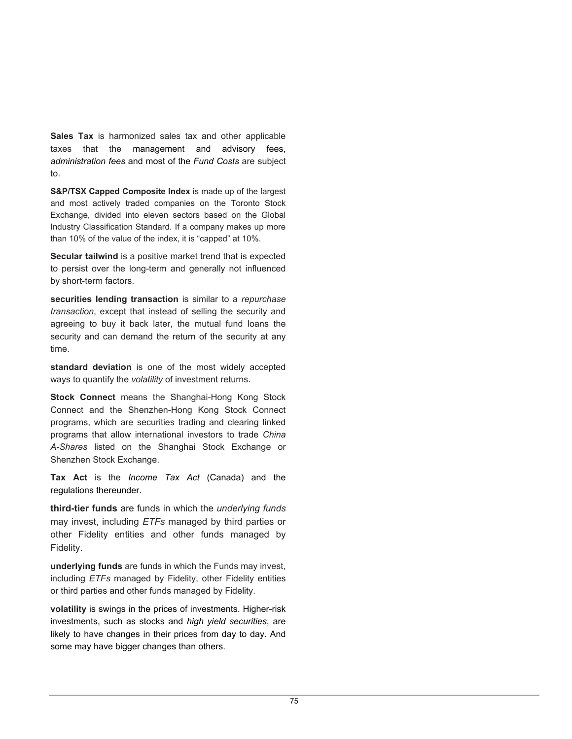**Sales Tax** is harmonized sales tax and other applicable taxes that the management and advisory fees, *administration fees* and most of the *Fund Costs* are subject to.

**S&P/TSX Capped Composite Index** is made up of the largest and most actively traded companies on the Toronto Stock Exchange, divided into eleven sectors based on the Global Industry Classification Standard. If a company makes up more than 10% of the value of the index, it is "capped" at 10%.

**Secular tailwind** is a positive market trend that is expected to persist over the long-term and generally not influenced by short-term factors.

**securities lending transaction** is similar to a *repurchase transaction*, except that instead of selling the security and agreeing to buy it back later, the mutual fund loans the security and can demand the return of the security at any time.

**standard deviation** is one of the most widely accepted ways to quantify the *volatility* of investment returns.

**Stock Connect** means the Shanghai-Hong Kong Stock Connect and the Shenzhen-Hong Kong Stock Connect programs, which are securities trading and clearing linked programs that allow international investors to trade *China A-Shares* listed on the Shanghai Stock Exchange or Shenzhen Stock Exchange.

**Tax Act** is the *Income Tax Act* (Canada) and the regulations thereunder.

**third-tier funds** are funds in which the *underlying funds* may invest, including *ETFs* managed by third parties or other Fidelity entities and other funds managed by Fidelity.

**underlying funds** are funds in which the Funds may invest, including *ETFs* managed by Fidelity, other Fidelity entities or third parties and other funds managed by Fidelity.

**volatility** is swings in the prices of investments. Higher-risk investments, such as stocks and *high yield securities*, are likely to have changes in their prices from day to day. And some may have bigger changes than others.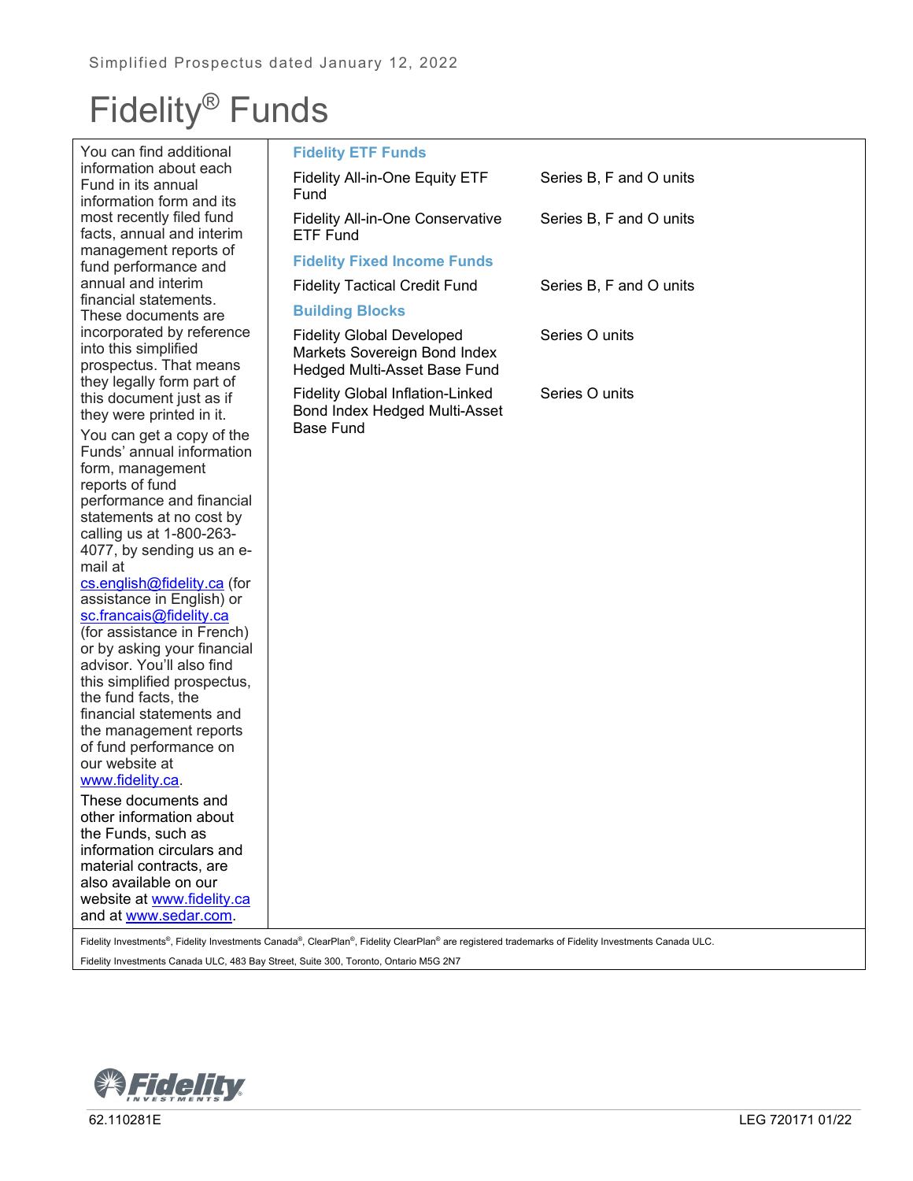Simplified Prospectus dated January 12, 2022

# Fidelity® Funds

You can find additional information about each Fund in its annual information form and its most recently filed fund facts, annual and interim management reports of fund performance and annual and interim financial statements. These documents are incorporated by reference into this simplified prospectus. That means they legally form part of this document just as if they were printed in it.

You can get a copy of the Funds' annual information form, management reports of fund performance and financial statements at no cost by calling us at 1-800-263-4077, by sending us an e-mail at cs.english@fidelity.ca (for assistance in English) or sc.francais@fidelity.ca (for assistance in French) or by asking your financial advisor. You'll also find this simplified prospectus, the fund facts, the financial statements and the management reports of fund performance on our website at www.fidelity.ca.

These documents and other information about the Funds, such as information circulars and material contracts, are also available on our website at www.fidelity.ca and at www.sedar.com.

**Fidelity ETF Funds**

| | |
|---|---|
| Fidelity All-in-One Equity ETF Fund | Series B, F and O units |
| Fidelity All-in-One Conservative ETF Fund | Series B, F and O units |

**Fidelity Fixed Income Funds**

| | |
|---|---|
| Fidelity Tactical Credit Fund | Series B, F and O units |

**Building Blocks**

| | |
|---|---|
| Fidelity Global Developed Markets Sovereign Bond Index Hedged Multi-Asset Base Fund | Series O units |
| Fidelity Global Inflation-Linked Bond Index Hedged Multi-Asset Base Fund | Series O units |

Fidelity Investments®, Fidelity Investments Canada®, ClearPlan®, Fidelity ClearPlan® are registered trademarks of Fidelity Investments Canada ULC.

Fidelity Investments Canada ULC, 483 Bay Street, Suite 300, Toronto, Ontario M5G 2N7

62.110281E

LEG 720171 01/22